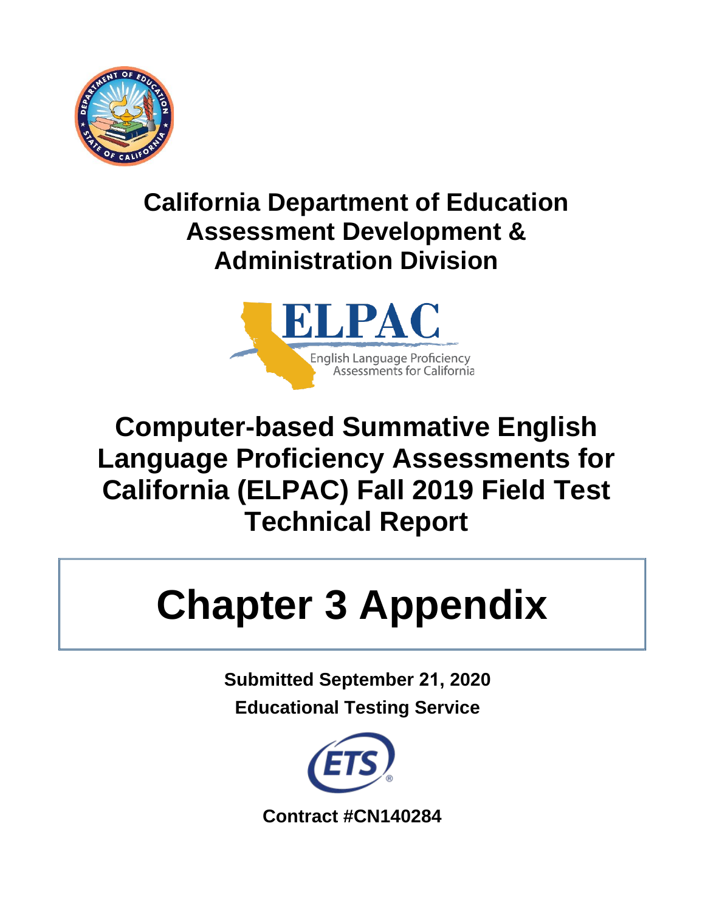# California Department of Education Assessment Development & Administration Division

ELPAC

English Language Proficiency Assessments for California

# Computer-based Summative English Language Proficiency Assessments for California (ELPAC) Fall 2019 Field Test Technical Report

# Chapter 3 Appendix

**Submitted September 21, 2020**

**Educational Testing Service**

**Contract #CN140284**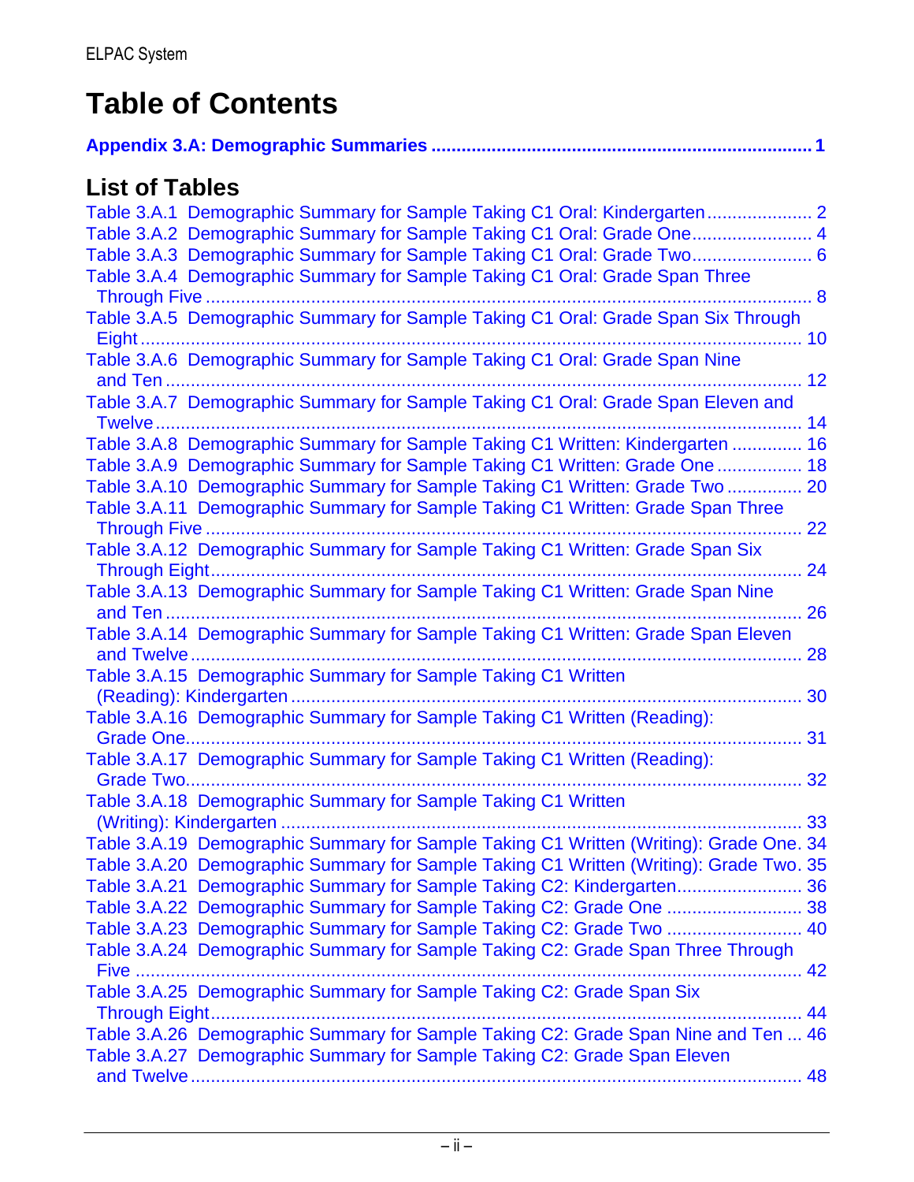# Table of Contents

**Appendix 3.A: Demographic Summaries .......... 1**

## List of Tables

Table 3.A.1 Demographic Summary for Sample Taking C1 Oral: Kindergarten .......... 2
Table 3.A.2 Demographic Summary for Sample Taking C1 Oral: Grade One .......... 4
Table 3.A.3 Demographic Summary for Sample Taking C1 Oral: Grade Two .......... 6
Table 3.A.4 Demographic Summary for Sample Taking C1 Oral: Grade Span Three Through Five .......... 8
Table 3.A.5 Demographic Summary for Sample Taking C1 Oral: Grade Span Six Through Eight .......... 10
Table 3.A.6 Demographic Summary for Sample Taking C1 Oral: Grade Span Nine and Ten .......... 12
Table 3.A.7 Demographic Summary for Sample Taking C1 Oral: Grade Span Eleven and Twelve .......... 14
Table 3.A.8 Demographic Summary for Sample Taking C1 Written: Kindergarten .......... 16
Table 3.A.9 Demographic Summary for Sample Taking C1 Written: Grade One .......... 18
Table 3.A.10 Demographic Summary for Sample Taking C1 Written: Grade Two .......... 20
Table 3.A.11 Demographic Summary for Sample Taking C1 Written: Grade Span Three Through Five .......... 22
Table 3.A.12 Demographic Summary for Sample Taking C1 Written: Grade Span Six Through Eight .......... 24
Table 3.A.13 Demographic Summary for Sample Taking C1 Written: Grade Span Nine and Ten .......... 26
Table 3.A.14 Demographic Summary for Sample Taking C1 Written: Grade Span Eleven and Twelve .......... 28
Table 3.A.15 Demographic Summary for Sample Taking C1 Written (Reading): Kindergarten .......... 30
Table 3.A.16 Demographic Summary for Sample Taking C1 Written (Reading): Grade One .......... 31
Table 3.A.17 Demographic Summary for Sample Taking C1 Written (Reading): Grade Two .......... 32
Table 3.A.18 Demographic Summary for Sample Taking C1 Written (Writing): Kindergarten .......... 33
Table 3.A.19 Demographic Summary for Sample Taking C1 Written (Writing): Grade One. 34
Table 3.A.20 Demographic Summary for Sample Taking C1 Written (Writing): Grade Two. 35
Table 3.A.21 Demographic Summary for Sample Taking C2: Kindergarten .......... 36
Table 3.A.22 Demographic Summary for Sample Taking C2: Grade One .......... 38
Table 3.A.23 Demographic Summary for Sample Taking C2: Grade Two .......... 40
Table 3.A.24 Demographic Summary for Sample Taking C2: Grade Span Three Through Five .......... 42
Table 3.A.25 Demographic Summary for Sample Taking C2: Grade Span Six Through Eight .......... 44
Table 3.A.26 Demographic Summary for Sample Taking C2: Grade Span Nine and Ten ... 46
Table 3.A.27 Demographic Summary for Sample Taking C2: Grade Span Eleven and Twelve .......... 48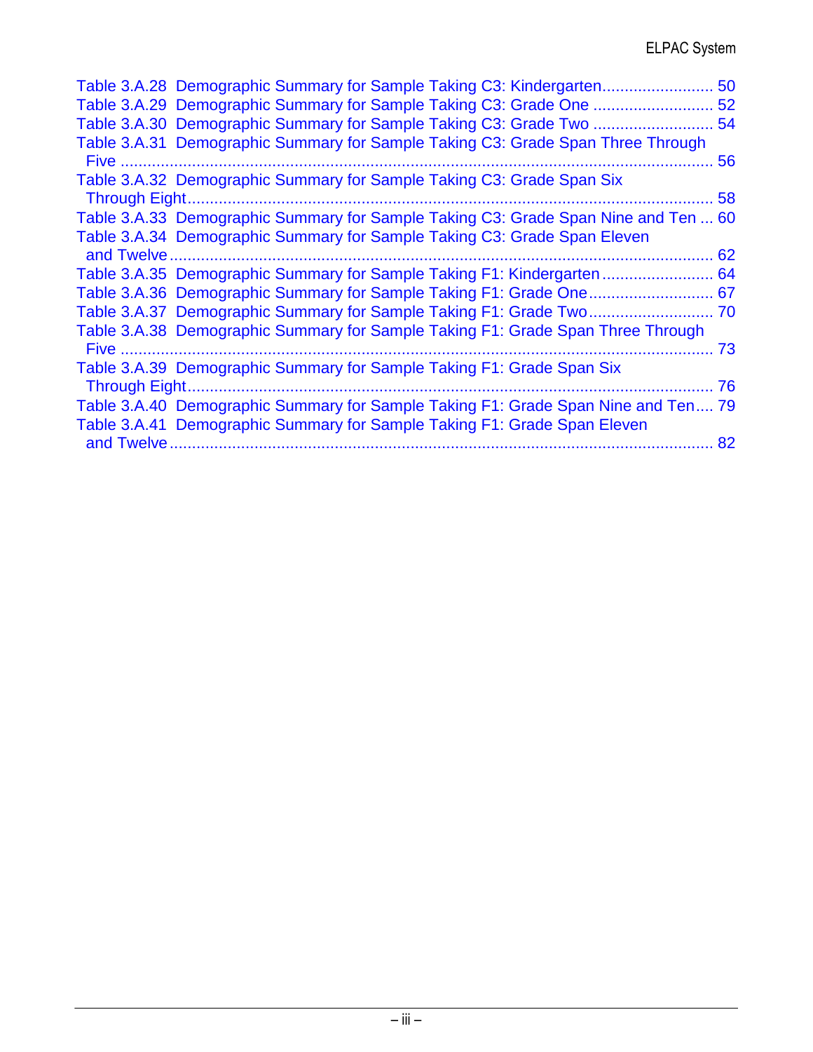Table 3.A.28 Demographic Summary for Sample Taking C3: Kindergarten ......................... 50
Table 3.A.29 Demographic Summary for Sample Taking C3: Grade One ........................... 52
Table 3.A.30 Demographic Summary for Sample Taking C3: Grade Two ........................... 54
Table 3.A.31 Demographic Summary for Sample Taking C3: Grade Span Three Through Five ...................................................................................................................... 56
Table 3.A.32 Demographic Summary for Sample Taking C3: Grade Span Six Through Eight ...................................................................................................................... 58
Table 3.A.33 Demographic Summary for Sample Taking C3: Grade Span Nine and Ten ... 60
Table 3.A.34 Demographic Summary for Sample Taking C3: Grade Span Eleven and Twelve ...................................................................................................................... 62
Table 3.A.35 Demographic Summary for Sample Taking F1: Kindergarten ......................... 64
Table 3.A.36 Demographic Summary for Sample Taking F1: Grade One ............................ 67
Table 3.A.37 Demographic Summary for Sample Taking F1: Grade Two ............................ 70
Table 3.A.38 Demographic Summary for Sample Taking F1: Grade Span Three Through Five ...................................................................................................................... 73
Table 3.A.39 Demographic Summary for Sample Taking F1: Grade Span Six Through Eight ...................................................................................................................... 76
Table 3.A.40 Demographic Summary for Sample Taking F1: Grade Span Nine and Ten .... 79
Table 3.A.41 Demographic Summary for Sample Taking F1: Grade Span Eleven and Twelve ...................................................................................................................... 82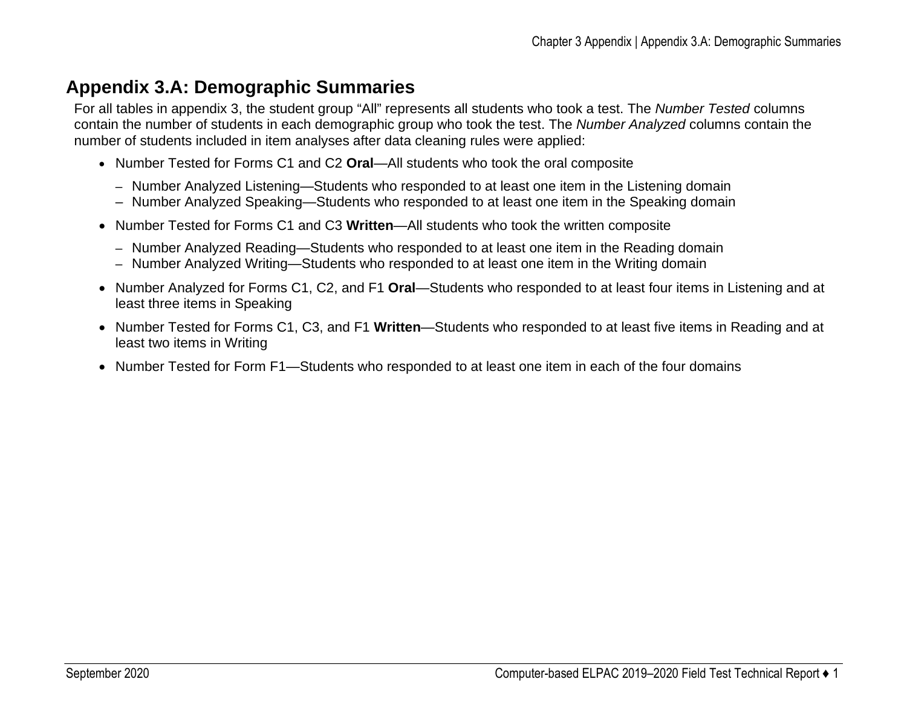## Appendix 3.A: Demographic Summaries

For all tables in appendix 3, the student group “All” represents all students who took a test. The *Number Tested* columns contain the number of students in each demographic group who took the test. The *Number Analyzed* columns contain the number of students included in item analyses after data cleaning rules were applied:

- Number Tested for Forms C1 and C2 **Oral**—All students who took the oral composite
  - Number Analyzed Listening—Students who responded to at least one item in the Listening domain
  - Number Analyzed Speaking—Students who responded to at least one item in the Speaking domain
- Number Tested for Forms C1 and C3 **Written**—All students who took the written composite
  - Number Analyzed Reading—Students who responded to at least one item in the Reading domain
  - Number Analyzed Writing—Students who responded to at least one item in the Writing domain
- Number Analyzed for Forms C1, C2, and F1 **Oral**—Students who responded to at least four items in Listening and at least three items in Speaking
- Number Tested for Forms C1, C3, and F1 **Written**—Students who responded to at least five items in Reading and at least two items in Writing
- Number Tested for Form F1—Students who responded to at least one item in each of the four domains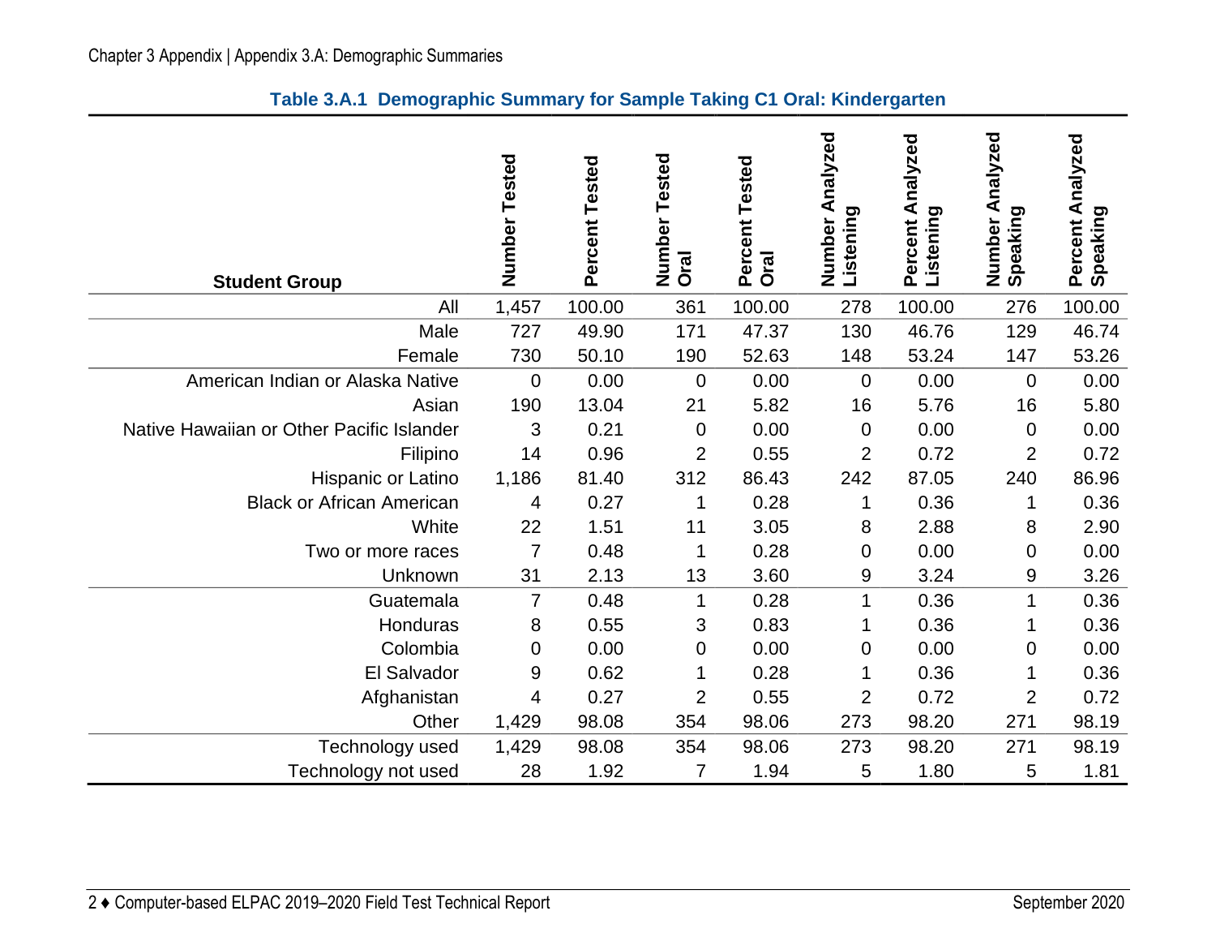### Table 3.A.1 Demographic Summary for Sample Taking C1 Oral: Kindergarten

| Student Group | Number Tested | Percent Tested | Number Tested Oral | Percent Tested Oral | Number Analyzed Listening | Percent Analyzed Listening | Number Analyzed Speaking | Percent Analyzed Speaking |
|---|---|---|---|---|---|---|---|---|
| All | 1,457 | 100.00 | 361 | 100.00 | 278 | 100.00 | 276 | 100.00 |
| Male | 727 | 49.90 | 171 | 47.37 | 130 | 46.76 | 129 | 46.74 |
| Female | 730 | 50.10 | 190 | 52.63 | 148 | 53.24 | 147 | 53.26 |
| American Indian or Alaska Native | 0 | 0.00 | 0 | 0.00 | 0 | 0.00 | 0 | 0.00 |
| Asian | 190 | 13.04 | 21 | 5.82 | 16 | 5.76 | 16 | 5.80 |
| Native Hawaiian or Other Pacific Islander | 3 | 0.21 | 0 | 0.00 | 0 | 0.00 | 0 | 0.00 |
| Filipino | 14 | 0.96 | 2 | 0.55 | 2 | 0.72 | 2 | 0.72 |
| Hispanic or Latino | 1,186 | 81.40 | 312 | 86.43 | 242 | 87.05 | 240 | 86.96 |
| Black or African American | 4 | 0.27 | 1 | 0.28 | 1 | 0.36 | 1 | 0.36 |
| White | 22 | 1.51 | 11 | 3.05 | 8 | 2.88 | 8 | 2.90 |
| Two or more races | 7 | 0.48 | 1 | 0.28 | 0 | 0.00 | 0 | 0.00 |
| Unknown | 31 | 2.13 | 13 | 3.60 | 9 | 3.24 | 9 | 3.26 |
| Guatemala | 7 | 0.48 | 1 | 0.28 | 1 | 0.36 | 1 | 0.36 |
| Honduras | 8 | 0.55 | 3 | 0.83 | 1 | 0.36 | 1 | 0.36 |
| Colombia | 0 | 0.00 | 0 | 0.00 | 0 | 0.00 | 0 | 0.00 |
| El Salvador | 9 | 0.62 | 1 | 0.28 | 1 | 0.36 | 1 | 0.36 |
| Afghanistan | 4 | 0.27 | 2 | 0.55 | 2 | 0.72 | 2 | 0.72 |
| Other | 1,429 | 98.08 | 354 | 98.06 | 273 | 98.20 | 271 | 98.19 |
| Technology used | 1,429 | 98.08 | 354 | 98.06 | 273 | 98.20 | 271 | 98.19 |
| Technology not used | 28 | 1.92 | 7 | 1.94 | 5 | 1.80 | 5 | 1.81 |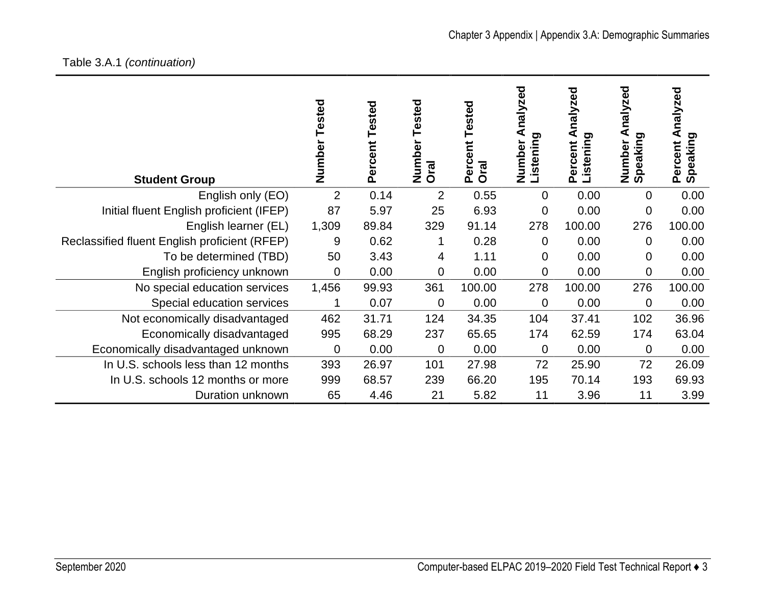Table 3.A.1 *(continuation)*

| Student Group | Number Tested | Percent Tested | Number Tested Oral | Percent Tested Oral | Number Analyzed Listening | Percent Analyzed Listening | Number Analyzed Speaking | Percent Analyzed Speaking |
|---|---|---|---|---|---|---|---|---|
| English only (EO) | 2 | 0.14 | 2 | 0.55 | 0 | 0.00 | 0 | 0.00 |
| Initial fluent English proficient (IFEP) | 87 | 5.97 | 25 | 6.93 | 0 | 0.00 | 0 | 0.00 |
| English learner (EL) | 1,309 | 89.84 | 329 | 91.14 | 278 | 100.00 | 276 | 100.00 |
| Reclassified fluent English proficient (RFEP) | 9 | 0.62 | 1 | 0.28 | 0 | 0.00 | 0 | 0.00 |
| To be determined (TBD) | 50 | 3.43 | 4 | 1.11 | 0 | 0.00 | 0 | 0.00 |
| English proficiency unknown | 0 | 0.00 | 0 | 0.00 | 0 | 0.00 | 0 | 0.00 |
| No special education services | 1,456 | 99.93 | 361 | 100.00 | 278 | 100.00 | 276 | 100.00 |
| Special education services | 1 | 0.07 | 0 | 0.00 | 0 | 0.00 | 0 | 0.00 |
| Not economically disadvantaged | 462 | 31.71 | 124 | 34.35 | 104 | 37.41 | 102 | 36.96 |
| Economically disadvantaged | 995 | 68.29 | 237 | 65.65 | 174 | 62.59 | 174 | 63.04 |
| Economically disadvantaged unknown | 0 | 0.00 | 0 | 0.00 | 0 | 0.00 | 0 | 0.00 |
| In U.S. schools less than 12 months | 393 | 26.97 | 101 | 27.98 | 72 | 25.90 | 72 | 26.09 |
| In U.S. schools 12 months or more | 999 | 68.57 | 239 | 66.20 | 195 | 70.14 | 193 | 69.93 |
| Duration unknown | 65 | 4.46 | 21 | 5.82 | 11 | 3.96 | 11 | 3.99 |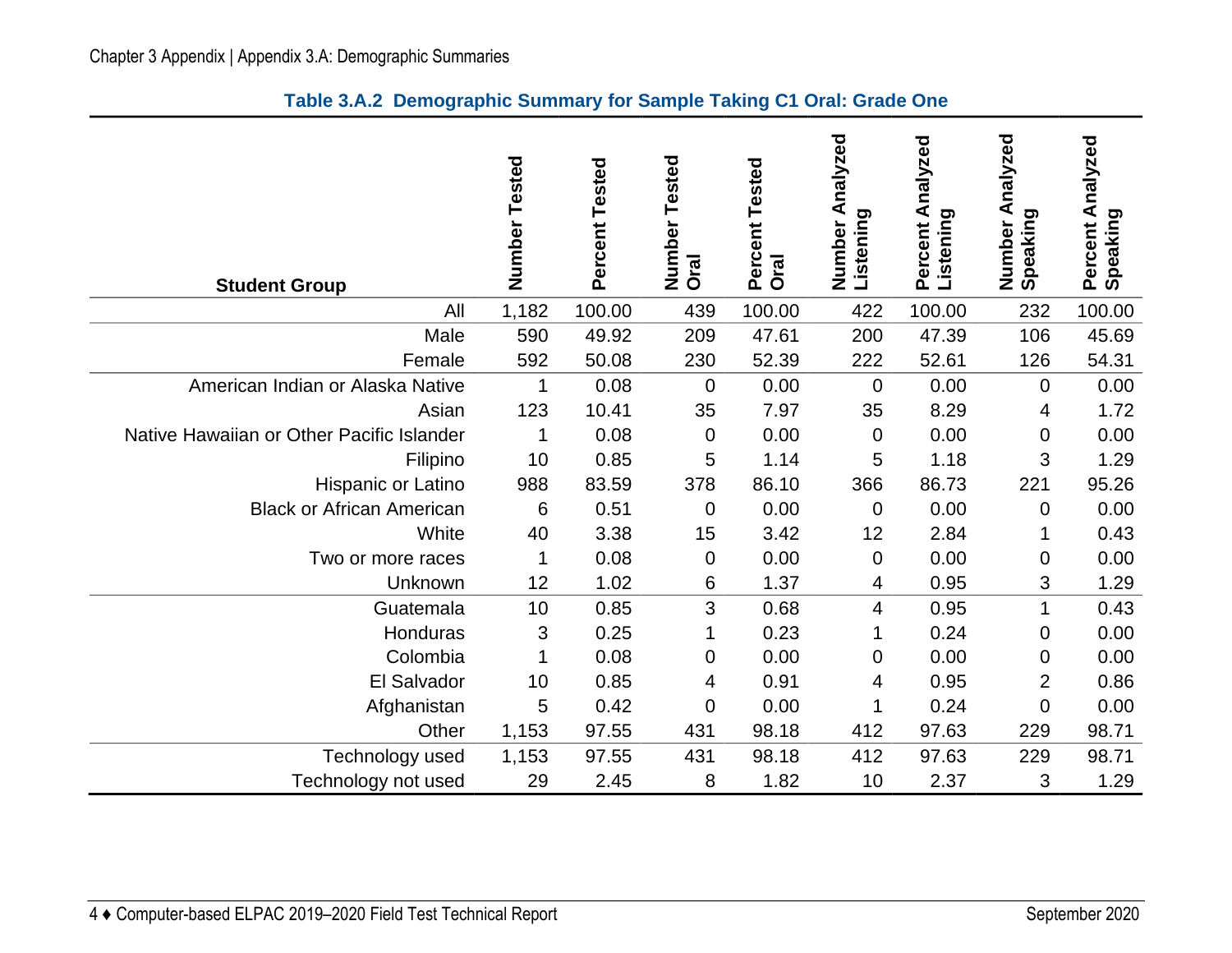### Table 3.A.2 Demographic Summary for Sample Taking C1 Oral: Grade One

| Student Group | Number Tested | Percent Tested | Number Tested Oral | Percent Tested Oral | Number Analyzed Listening | Percent Analyzed Listening | Number Analyzed Speaking | Percent Analyzed Speaking |
|---|---|---|---|---|---|---|---|---|
| All | 1,182 | 100.00 | 439 | 100.00 | 422 | 100.00 | 232 | 100.00 |
| Male | 590 | 49.92 | 209 | 47.61 | 200 | 47.39 | 106 | 45.69 |
| Female | 592 | 50.08 | 230 | 52.39 | 222 | 52.61 | 126 | 54.31 |
| American Indian or Alaska Native | 1 | 0.08 | 0 | 0.00 | 0 | 0.00 | 0 | 0.00 |
| Asian | 123 | 10.41 | 35 | 7.97 | 35 | 8.29 | 4 | 1.72 |
| Native Hawaiian or Other Pacific Islander | 1 | 0.08 | 0 | 0.00 | 0 | 0.00 | 0 | 0.00 |
| Filipino | 10 | 0.85 | 5 | 1.14 | 5 | 1.18 | 3 | 1.29 |
| Hispanic or Latino | 988 | 83.59 | 378 | 86.10 | 366 | 86.73 | 221 | 95.26 |
| Black or African American | 6 | 0.51 | 0 | 0.00 | 0 | 0.00 | 0 | 0.00 |
| White | 40 | 3.38 | 15 | 3.42 | 12 | 2.84 | 1 | 0.43 |
| Two or more races | 1 | 0.08 | 0 | 0.00 | 0 | 0.00 | 0 | 0.00 |
| Unknown | 12 | 1.02 | 6 | 1.37 | 4 | 0.95 | 3 | 1.29 |
| Guatemala | 10 | 0.85 | 3 | 0.68 | 4 | 0.95 | 1 | 0.43 |
| Honduras | 3 | 0.25 | 1 | 0.23 | 1 | 0.24 | 0 | 0.00 |
| Colombia | 1 | 0.08 | 0 | 0.00 | 0 | 0.00 | 0 | 0.00 |
| El Salvador | 10 | 0.85 | 4 | 0.91 | 4 | 0.95 | 2 | 0.86 |
| Afghanistan | 5 | 0.42 | 0 | 0.00 | 1 | 0.24 | 0 | 0.00 |
| Other | 1,153 | 97.55 | 431 | 98.18 | 412 | 97.63 | 229 | 98.71 |
| Technology used | 1,153 | 97.55 | 431 | 98.18 | 412 | 97.63 | 229 | 98.71 |
| Technology not used | 29 | 2.45 | 8 | 1.82 | 10 | 2.37 | 3 | 1.29 |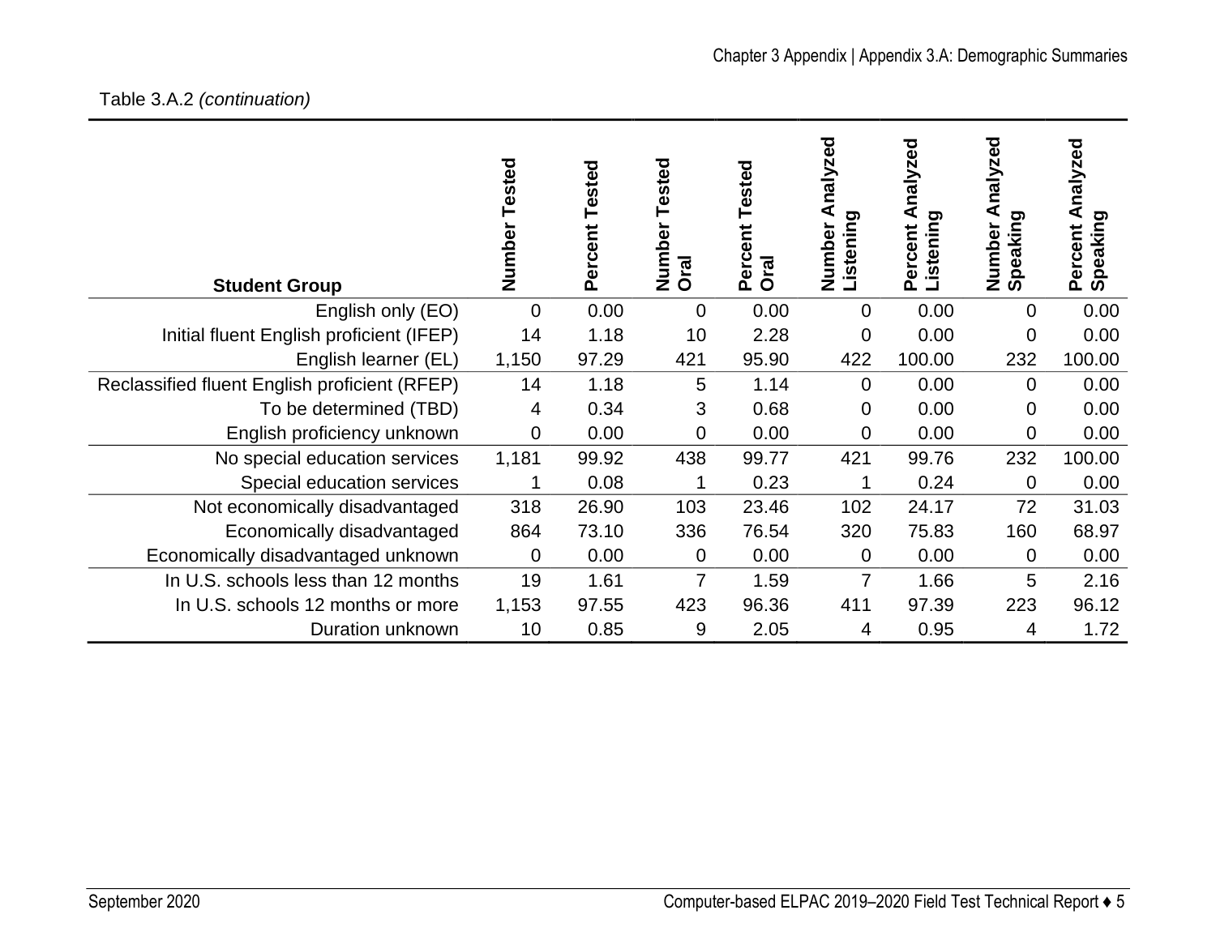Table 3.A.2 *(continuation)*

| Student Group | Number Tested | Percent Tested | Number Tested Oral | Percent Tested Oral | Number Analyzed Listening | Percent Analyzed Listening | Number Analyzed Speaking | Percent Analyzed Speaking |
|---|---|---|---|---|---|---|---|---|
| English only (EO) | 0 | 0.00 | 0 | 0.00 | 0 | 0.00 | 0 | 0.00 |
| Initial fluent English proficient (IFEP) | 14 | 1.18 | 10 | 2.28 | 0 | 0.00 | 0 | 0.00 |
| English learner (EL) | 1,150 | 97.29 | 421 | 95.90 | 422 | 100.00 | 232 | 100.00 |
| Reclassified fluent English proficient (RFEP) | 14 | 1.18 | 5 | 1.14 | 0 | 0.00 | 0 | 0.00 |
| To be determined (TBD) | 4 | 0.34 | 3 | 0.68 | 0 | 0.00 | 0 | 0.00 |
| English proficiency unknown | 0 | 0.00 | 0 | 0.00 | 0 | 0.00 | 0 | 0.00 |
| No special education services | 1,181 | 99.92 | 438 | 99.77 | 421 | 99.76 | 232 | 100.00 |
| Special education services | 1 | 0.08 | 1 | 0.23 | 1 | 0.24 | 0 | 0.00 |
| Not economically disadvantaged | 318 | 26.90 | 103 | 23.46 | 102 | 24.17 | 72 | 31.03 |
| Economically disadvantaged | 864 | 73.10 | 336 | 76.54 | 320 | 75.83 | 160 | 68.97 |
| Economically disadvantaged unknown | 0 | 0.00 | 0 | 0.00 | 0 | 0.00 | 0 | 0.00 |
| In U.S. schools less than 12 months | 19 | 1.61 | 7 | 1.59 | 7 | 1.66 | 5 | 2.16 |
| In U.S. schools 12 months or more | 1,153 | 97.55 | 423 | 96.36 | 411 | 97.39 | 223 | 96.12 |
| Duration unknown | 10 | 0.85 | 9 | 2.05 | 4 | 0.95 | 4 | 1.72 |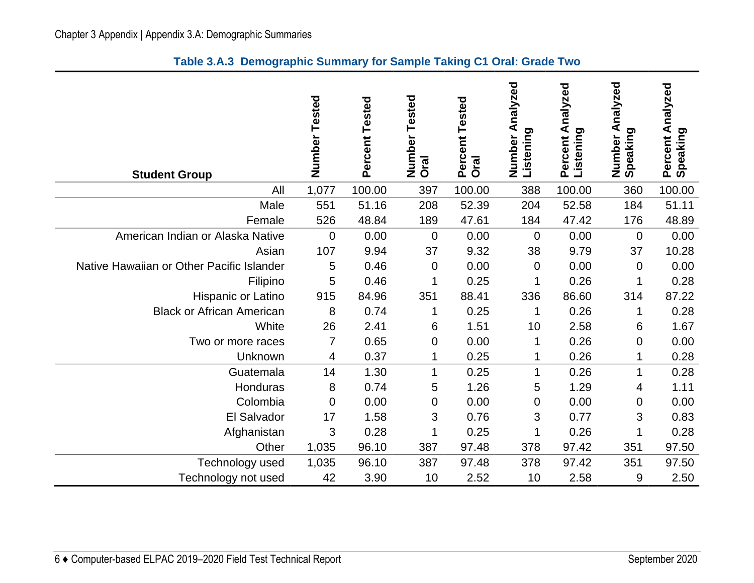### Table 3.A.3 Demographic Summary for Sample Taking C1 Oral: Grade Two

| Student Group | Number Tested | Percent Tested | Number Tested Oral | Percent Tested Oral | Number Analyzed Listening | Percent Analyzed Listening | Number Analyzed Speaking | Percent Analyzed Speaking |
|---|---|---|---|---|---|---|---|---|
| All | 1,077 | 100.00 | 397 | 100.00 | 388 | 100.00 | 360 | 100.00 |
| Male | 551 | 51.16 | 208 | 52.39 | 204 | 52.58 | 184 | 51.11 |
| Female | 526 | 48.84 | 189 | 47.61 | 184 | 47.42 | 176 | 48.89 |
| American Indian or Alaska Native | 0 | 0.00 | 0 | 0.00 | 0 | 0.00 | 0 | 0.00 |
| Asian | 107 | 9.94 | 37 | 9.32 | 38 | 9.79 | 37 | 10.28 |
| Native Hawaiian or Other Pacific Islander | 5 | 0.46 | 0 | 0.00 | 0 | 0.00 | 0 | 0.00 |
| Filipino | 5 | 0.46 | 1 | 0.25 | 1 | 0.26 | 1 | 0.28 |
| Hispanic or Latino | 915 | 84.96 | 351 | 88.41 | 336 | 86.60 | 314 | 87.22 |
| Black or African American | 8 | 0.74 | 1 | 0.25 | 1 | 0.26 | 1 | 0.28 |
| White | 26 | 2.41 | 6 | 1.51 | 10 | 2.58 | 6 | 1.67 |
| Two or more races | 7 | 0.65 | 0 | 0.00 | 1 | 0.26 | 0 | 0.00 |
| Unknown | 4 | 0.37 | 1 | 0.25 | 1 | 0.26 | 1 | 0.28 |
| Guatemala | 14 | 1.30 | 1 | 0.25 | 1 | 0.26 | 1 | 0.28 |
| Honduras | 8 | 0.74 | 5 | 1.26 | 5 | 1.29 | 4 | 1.11 |
| Colombia | 0 | 0.00 | 0 | 0.00 | 0 | 0.00 | 0 | 0.00 |
| El Salvador | 17 | 1.58 | 3 | 0.76 | 3 | 0.77 | 3 | 0.83 |
| Afghanistan | 3 | 0.28 | 1 | 0.25 | 1 | 0.26 | 1 | 0.28 |
| Other | 1,035 | 96.10 | 387 | 97.48 | 378 | 97.42 | 351 | 97.50 |
| Technology used | 1,035 | 96.10 | 387 | 97.48 | 378 | 97.42 | 351 | 97.50 |
| Technology not used | 42 | 3.90 | 10 | 2.52 | 10 | 2.58 | 9 | 2.50 |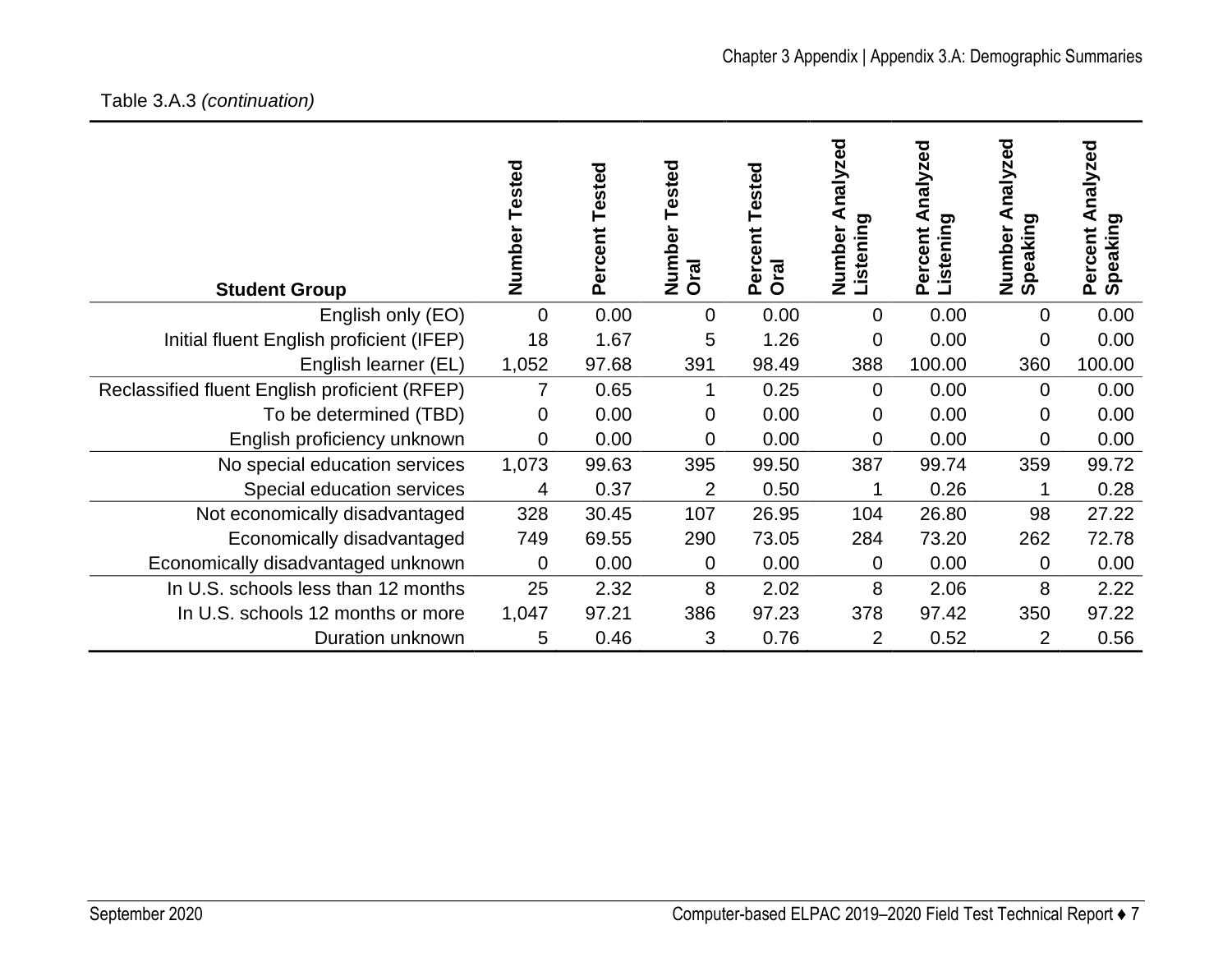Table 3.A.3 *(continuation)*

| Student Group | Number Tested | Percent Tested | Number Tested Oral | Percent Tested Oral | Number Analyzed Listening | Percent Analyzed Listening | Number Analyzed Speaking | Percent Analyzed Speaking |
|---|---|---|---|---|---|---|---|---|
| English only (EO) | 0 | 0.00 | 0 | 0.00 | 0 | 0.00 | 0 | 0.00 |
| Initial fluent English proficient (IFEP) | 18 | 1.67 | 5 | 1.26 | 0 | 0.00 | 0 | 0.00 |
| English learner (EL) | 1,052 | 97.68 | 391 | 98.49 | 388 | 100.00 | 360 | 100.00 |
| Reclassified fluent English proficient (RFEP) | 7 | 0.65 | 1 | 0.25 | 0 | 0.00 | 0 | 0.00 |
| To be determined (TBD) | 0 | 0.00 | 0 | 0.00 | 0 | 0.00 | 0 | 0.00 |
| English proficiency unknown | 0 | 0.00 | 0 | 0.00 | 0 | 0.00 | 0 | 0.00 |
| No special education services | 1,073 | 99.63 | 395 | 99.50 | 387 | 99.74 | 359 | 99.72 |
| Special education services | 4 | 0.37 | 2 | 0.50 | 1 | 0.26 | 1 | 0.28 |
| Not economically disadvantaged | 328 | 30.45 | 107 | 26.95 | 104 | 26.80 | 98 | 27.22 |
| Economically disadvantaged | 749 | 69.55 | 290 | 73.05 | 284 | 73.20 | 262 | 72.78 |
| Economically disadvantaged unknown | 0 | 0.00 | 0 | 0.00 | 0 | 0.00 | 0 | 0.00 |
| In U.S. schools less than 12 months | 25 | 2.32 | 8 | 2.02 | 8 | 2.06 | 8 | 2.22 |
| In U.S. schools 12 months or more | 1,047 | 97.21 | 386 | 97.23 | 378 | 97.42 | 350 | 97.22 |
| Duration unknown | 5 | 0.46 | 3 | 0.76 | 2 | 0.52 | 2 | 0.56 |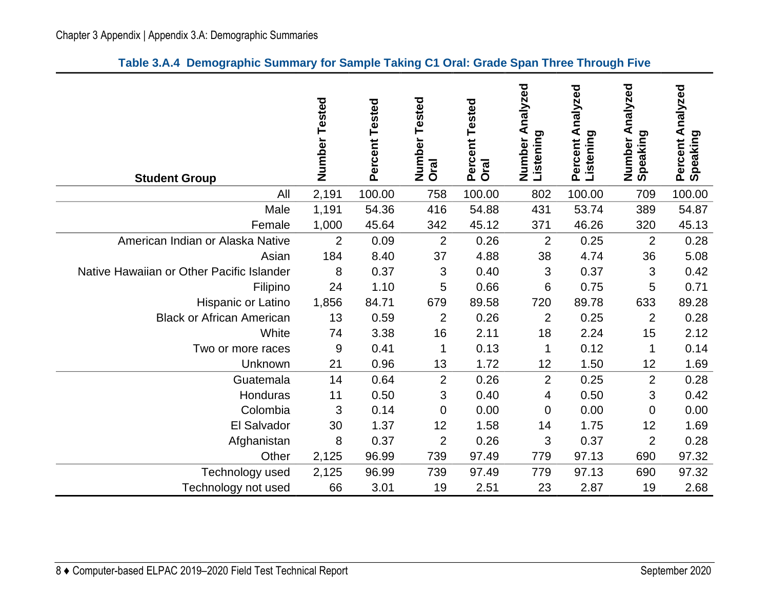**Table 3.A.4 Demographic Summary for Sample Taking C1 Oral: Grade Span Three Through Five**

| Student Group | Number Tested | Percent Tested | Number Tested Oral | Percent Tested Oral | Number Analyzed Listening | Percent Analyzed Listening | Number Analyzed Speaking | Percent Analyzed Speaking |
|---|---|---|---|---|---|---|---|---|
| All | 2,191 | 100.00 | 758 | 100.00 | 802 | 100.00 | 709 | 100.00 |
| Male | 1,191 | 54.36 | 416 | 54.88 | 431 | 53.74 | 389 | 54.87 |
| Female | 1,000 | 45.64 | 342 | 45.12 | 371 | 46.26 | 320 | 45.13 |
| American Indian or Alaska Native | 2 | 0.09 | 2 | 0.26 | 2 | 0.25 | 2 | 0.28 |
| Asian | 184 | 8.40 | 37 | 4.88 | 38 | 4.74 | 36 | 5.08 |
| Native Hawaiian or Other Pacific Islander | 8 | 0.37 | 3 | 0.40 | 3 | 0.37 | 3 | 0.42 |
| Filipino | 24 | 1.10 | 5 | 0.66 | 6 | 0.75 | 5 | 0.71 |
| Hispanic or Latino | 1,856 | 84.71 | 679 | 89.58 | 720 | 89.78 | 633 | 89.28 |
| Black or African American | 13 | 0.59 | 2 | 0.26 | 2 | 0.25 | 2 | 0.28 |
| White | 74 | 3.38 | 16 | 2.11 | 18 | 2.24 | 15 | 2.12 |
| Two or more races | 9 | 0.41 | 1 | 0.13 | 1 | 0.12 | 1 | 0.14 |
| Unknown | 21 | 0.96 | 13 | 1.72 | 12 | 1.50 | 12 | 1.69 |
| Guatemala | 14 | 0.64 | 2 | 0.26 | 2 | 0.25 | 2 | 0.28 |
| Honduras | 11 | 0.50 | 3 | 0.40 | 4 | 0.50 | 3 | 0.42 |
| Colombia | 3 | 0.14 | 0 | 0.00 | 0 | 0.00 | 0 | 0.00 |
| El Salvador | 30 | 1.37 | 12 | 1.58 | 14 | 1.75 | 12 | 1.69 |
| Afghanistan | 8 | 0.37 | 2 | 0.26 | 3 | 0.37 | 2 | 0.28 |
| Other | 2,125 | 96.99 | 739 | 97.49 | 779 | 97.13 | 690 | 97.32 |
| Technology used | 2,125 | 96.99 | 739 | 97.49 | 779 | 97.13 | 690 | 97.32 |
| Technology not used | 66 | 3.01 | 19 | 2.51 | 23 | 2.87 | 19 | 2.68 |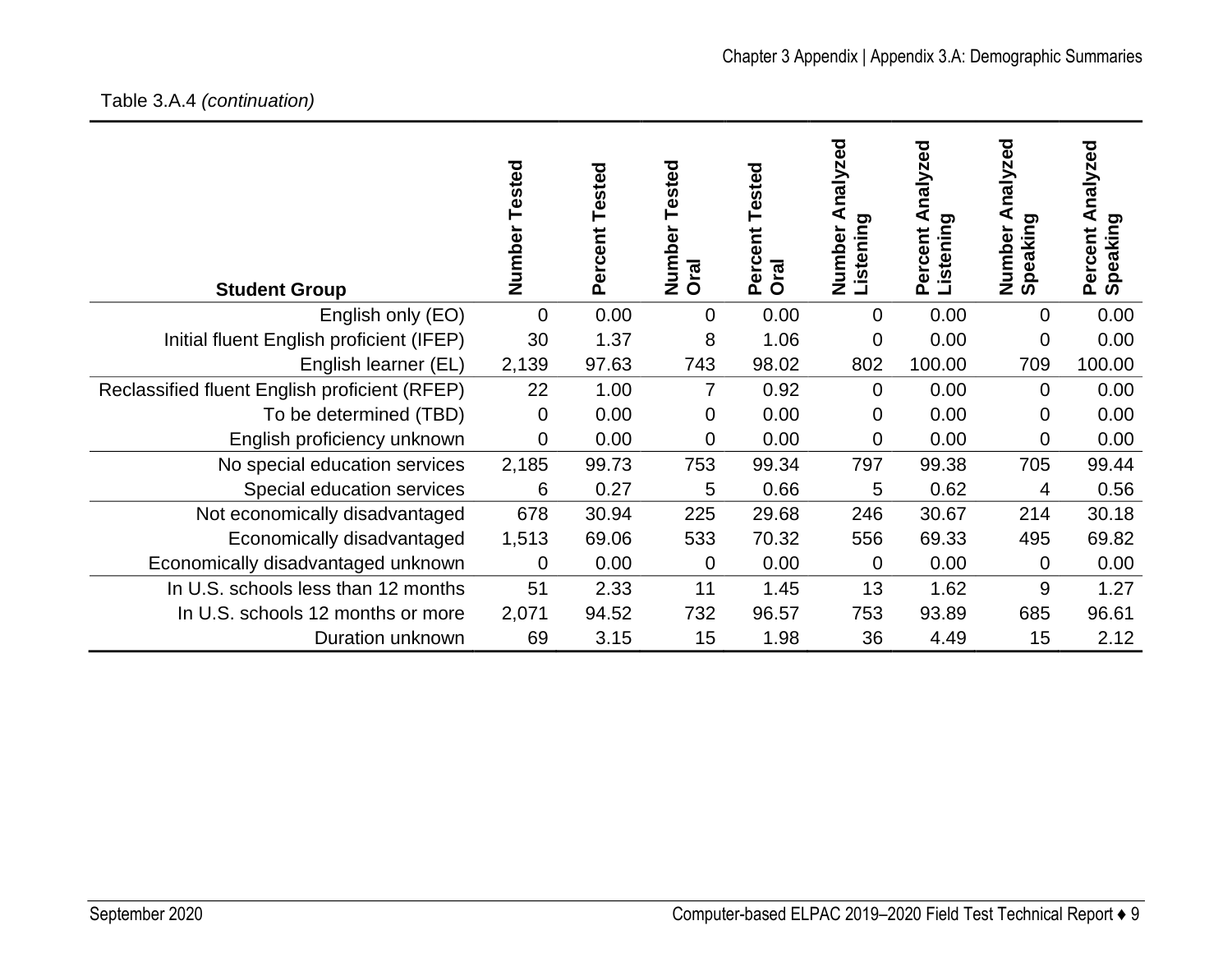Table 3.A.4 *(continuation)*

| Student Group | Number Tested | Percent Tested | Number Tested Oral | Percent Tested Oral | Number Analyzed Listening | Percent Analyzed Listening | Number Analyzed Speaking | Percent Analyzed Speaking |
|---|---|---|---|---|---|---|---|---|
| English only (EO) | 0 | 0.00 | 0 | 0.00 | 0 | 0.00 | 0 | 0.00 |
| Initial fluent English proficient (IFEP) | 30 | 1.37 | 8 | 1.06 | 0 | 0.00 | 0 | 0.00 |
| English learner (EL) | 2,139 | 97.63 | 743 | 98.02 | 802 | 100.00 | 709 | 100.00 |
| Reclassified fluent English proficient (RFEP) | 22 | 1.00 | 7 | 0.92 | 0 | 0.00 | 0 | 0.00 |
| To be determined (TBD) | 0 | 0.00 | 0 | 0.00 | 0 | 0.00 | 0 | 0.00 |
| English proficiency unknown | 0 | 0.00 | 0 | 0.00 | 0 | 0.00 | 0 | 0.00 |
| No special education services | 2,185 | 99.73 | 753 | 99.34 | 797 | 99.38 | 705 | 99.44 |
| Special education services | 6 | 0.27 | 5 | 0.66 | 5 | 0.62 | 4 | 0.56 |
| Not economically disadvantaged | 678 | 30.94 | 225 | 29.68 | 246 | 30.67 | 214 | 30.18 |
| Economically disadvantaged | 1,513 | 69.06 | 533 | 70.32 | 556 | 69.33 | 495 | 69.82 |
| Economically disadvantaged unknown | 0 | 0.00 | 0 | 0.00 | 0 | 0.00 | 0 | 0.00 |
| In U.S. schools less than 12 months | 51 | 2.33 | 11 | 1.45 | 13 | 1.62 | 9 | 1.27 |
| In U.S. schools 12 months or more | 2,071 | 94.52 | 732 | 96.57 | 753 | 93.89 | 685 | 96.61 |
| Duration unknown | 69 | 3.15 | 15 | 1.98 | 36 | 4.49 | 15 | 2.12 |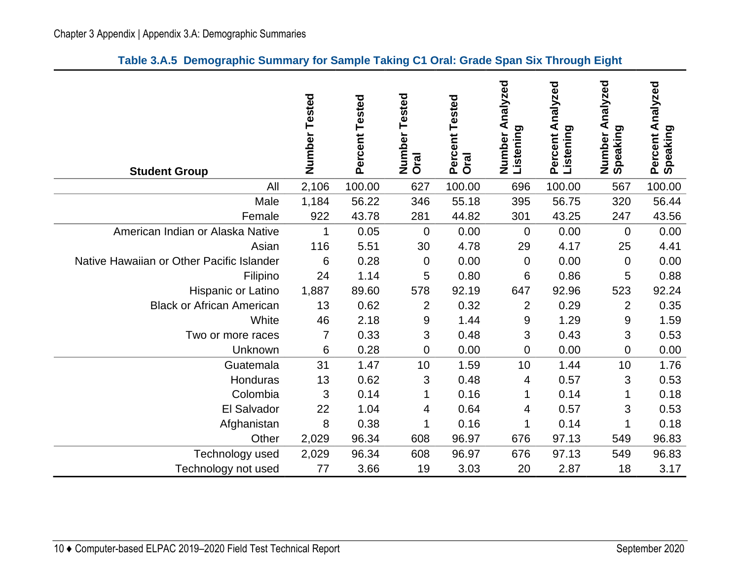**Table 3.A.5 Demographic Summary for Sample Taking C1 Oral: Grade Span Six Through Eight**

| Student Group | Number Tested | Percent Tested | Number Tested Oral | Percent Tested Oral | Number Analyzed Listening | Percent Analyzed Listening | Number Analyzed Speaking | Percent Analyzed Speaking |
|---:|---:|---:|---:|---:|---:|---:|---:|---:|
| All | 2,106 | 100.00 | 627 | 100.00 | 696 | 100.00 | 567 | 100.00 |
| Male | 1,184 | 56.22 | 346 | 55.18 | 395 | 56.75 | 320 | 56.44 |
| Female | 922 | 43.78 | 281 | 44.82 | 301 | 43.25 | 247 | 43.56 |
| American Indian or Alaska Native | 1 | 0.05 | 0 | 0.00 | 0 | 0.00 | 0 | 0.00 |
| Asian | 116 | 5.51 | 30 | 4.78 | 29 | 4.17 | 25 | 4.41 |
| Native Hawaiian or Other Pacific Islander | 6 | 0.28 | 0 | 0.00 | 0 | 0.00 | 0 | 0.00 |
| Filipino | 24 | 1.14 | 5 | 0.80 | 6 | 0.86 | 5 | 0.88 |
| Hispanic or Latino | 1,887 | 89.60 | 578 | 92.19 | 647 | 92.96 | 523 | 92.24 |
| Black or African American | 13 | 0.62 | 2 | 0.32 | 2 | 0.29 | 2 | 0.35 |
| White | 46 | 2.18 | 9 | 1.44 | 9 | 1.29 | 9 | 1.59 |
| Two or more races | 7 | 0.33 | 3 | 0.48 | 3 | 0.43 | 3 | 0.53 |
| Unknown | 6 | 0.28 | 0 | 0.00 | 0 | 0.00 | 0 | 0.00 |
| Guatemala | 31 | 1.47 | 10 | 1.59 | 10 | 1.44 | 10 | 1.76 |
| Honduras | 13 | 0.62 | 3 | 0.48 | 4 | 0.57 | 3 | 0.53 |
| Colombia | 3 | 0.14 | 1 | 0.16 | 1 | 0.14 | 1 | 0.18 |
| El Salvador | 22 | 1.04 | 4 | 0.64 | 4 | 0.57 | 3 | 0.53 |
| Afghanistan | 8 | 0.38 | 1 | 0.16 | 1 | 0.14 | 1 | 0.18 |
| Other | 2,029 | 96.34 | 608 | 96.97 | 676 | 97.13 | 549 | 96.83 |
| Technology used | 2,029 | 96.34 | 608 | 96.97 | 676 | 97.13 | 549 | 96.83 |
| Technology not used | 77 | 3.66 | 19 | 3.03 | 20 | 2.87 | 18 | 3.17 |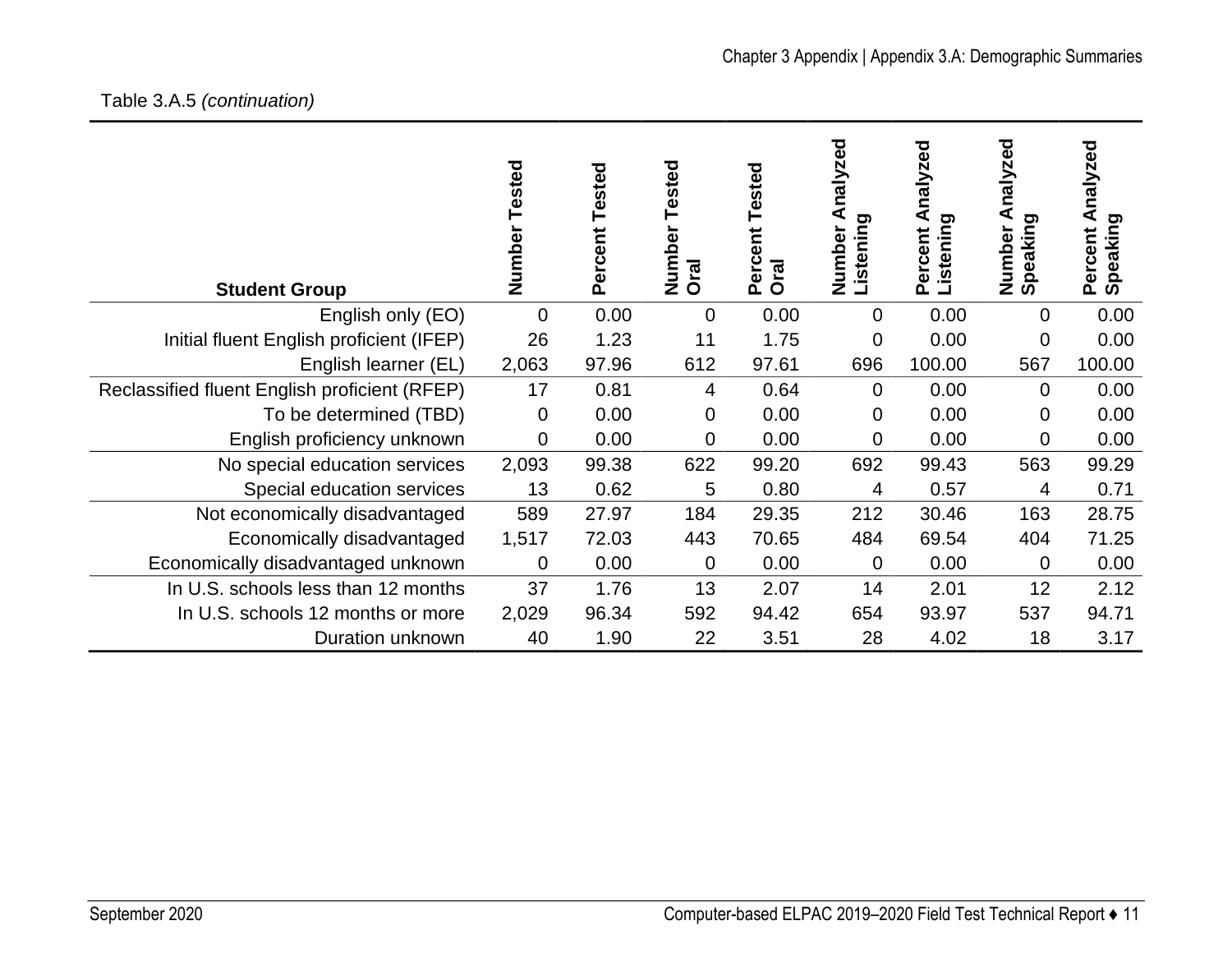Table 3.A.5 *(continuation)*

| Student Group | Number Tested | Percent Tested | Number Tested Oral | Percent Tested Oral | Number Analyzed Listening | Percent Analyzed Listening | Number Analyzed Speaking | Percent Analyzed Speaking |
|---|---|---|---|---|---|---|---|---|
| English only (EO) | 0 | 0.00 | 0 | 0.00 | 0 | 0.00 | 0 | 0.00 |
| Initial fluent English proficient (IFEP) | 26 | 1.23 | 11 | 1.75 | 0 | 0.00 | 0 | 0.00 |
| English learner (EL) | 2,063 | 97.96 | 612 | 97.61 | 696 | 100.00 | 567 | 100.00 |
| Reclassified fluent English proficient (RFEP) | 17 | 0.81 | 4 | 0.64 | 0 | 0.00 | 0 | 0.00 |
| To be determined (TBD) | 0 | 0.00 | 0 | 0.00 | 0 | 0.00 | 0 | 0.00 |
| English proficiency unknown | 0 | 0.00 | 0 | 0.00 | 0 | 0.00 | 0 | 0.00 |
| No special education services | 2,093 | 99.38 | 622 | 99.20 | 692 | 99.43 | 563 | 99.29 |
| Special education services | 13 | 0.62 | 5 | 0.80 | 4 | 0.57 | 4 | 0.71 |
| Not economically disadvantaged | 589 | 27.97 | 184 | 29.35 | 212 | 30.46 | 163 | 28.75 |
| Economically disadvantaged | 1,517 | 72.03 | 443 | 70.65 | 484 | 69.54 | 404 | 71.25 |
| Economically disadvantaged unknown | 0 | 0.00 | 0 | 0.00 | 0 | 0.00 | 0 | 0.00 |
| In U.S. schools less than 12 months | 37 | 1.76 | 13 | 2.07 | 14 | 2.01 | 12 | 2.12 |
| In U.S. schools 12 months or more | 2,029 | 96.34 | 592 | 94.42 | 654 | 93.97 | 537 | 94.71 |
| Duration unknown | 40 | 1.90 | 22 | 3.51 | 28 | 4.02 | 18 | 3.17 |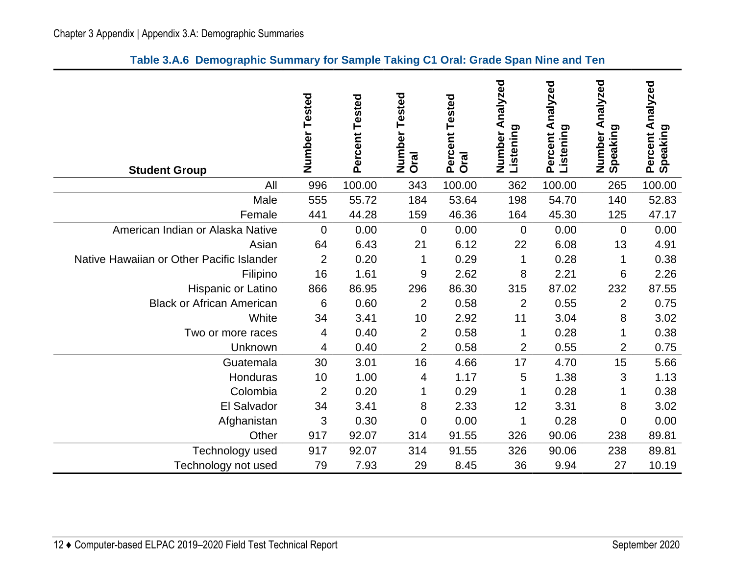**Table 3.A.6 Demographic Summary for Sample Taking C1 Oral: Grade Span Nine and Ten**

| Student Group | Number Tested | Percent Tested | Number Tested Oral | Percent Tested Oral | Number Analyzed Listening | Percent Analyzed Listening | Number Analyzed Speaking | Percent Analyzed Speaking |
|---|---|---|---|---|---|---|---|---|
| All | 996 | 100.00 | 343 | 100.00 | 362 | 100.00 | 265 | 100.00 |
| Male | 555 | 55.72 | 184 | 53.64 | 198 | 54.70 | 140 | 52.83 |
| Female | 441 | 44.28 | 159 | 46.36 | 164 | 45.30 | 125 | 47.17 |
| American Indian or Alaska Native | 0 | 0.00 | 0 | 0.00 | 0 | 0.00 | 0 | 0.00 |
| Asian | 64 | 6.43 | 21 | 6.12 | 22 | 6.08 | 13 | 4.91 |
| Native Hawaiian or Other Pacific Islander | 2 | 0.20 | 1 | 0.29 | 1 | 0.28 | 1 | 0.38 |
| Filipino | 16 | 1.61 | 9 | 2.62 | 8 | 2.21 | 6 | 2.26 |
| Hispanic or Latino | 866 | 86.95 | 296 | 86.30 | 315 | 87.02 | 232 | 87.55 |
| Black or African American | 6 | 0.60 | 2 | 0.58 | 2 | 0.55 | 2 | 0.75 |
| White | 34 | 3.41 | 10 | 2.92 | 11 | 3.04 | 8 | 3.02 |
| Two or more races | 4 | 0.40 | 2 | 0.58 | 1 | 0.28 | 1 | 0.38 |
| Unknown | 4 | 0.40 | 2 | 0.58 | 2 | 0.55 | 2 | 0.75 |
| Guatemala | 30 | 3.01 | 16 | 4.66 | 17 | 4.70 | 15 | 5.66 |
| Honduras | 10 | 1.00 | 4 | 1.17 | 5 | 1.38 | 3 | 1.13 |
| Colombia | 2 | 0.20 | 1 | 0.29 | 1 | 0.28 | 1 | 0.38 |
| El Salvador | 34 | 3.41 | 8 | 2.33 | 12 | 3.31 | 8 | 3.02 |
| Afghanistan | 3 | 0.30 | 0 | 0.00 | 1 | 0.28 | 0 | 0.00 |
| Other | 917 | 92.07 | 314 | 91.55 | 326 | 90.06 | 238 | 89.81 |
| Technology used | 917 | 92.07 | 314 | 91.55 | 326 | 90.06 | 238 | 89.81 |
| Technology not used | 79 | 7.93 | 29 | 8.45 | 36 | 9.94 | 27 | 10.19 |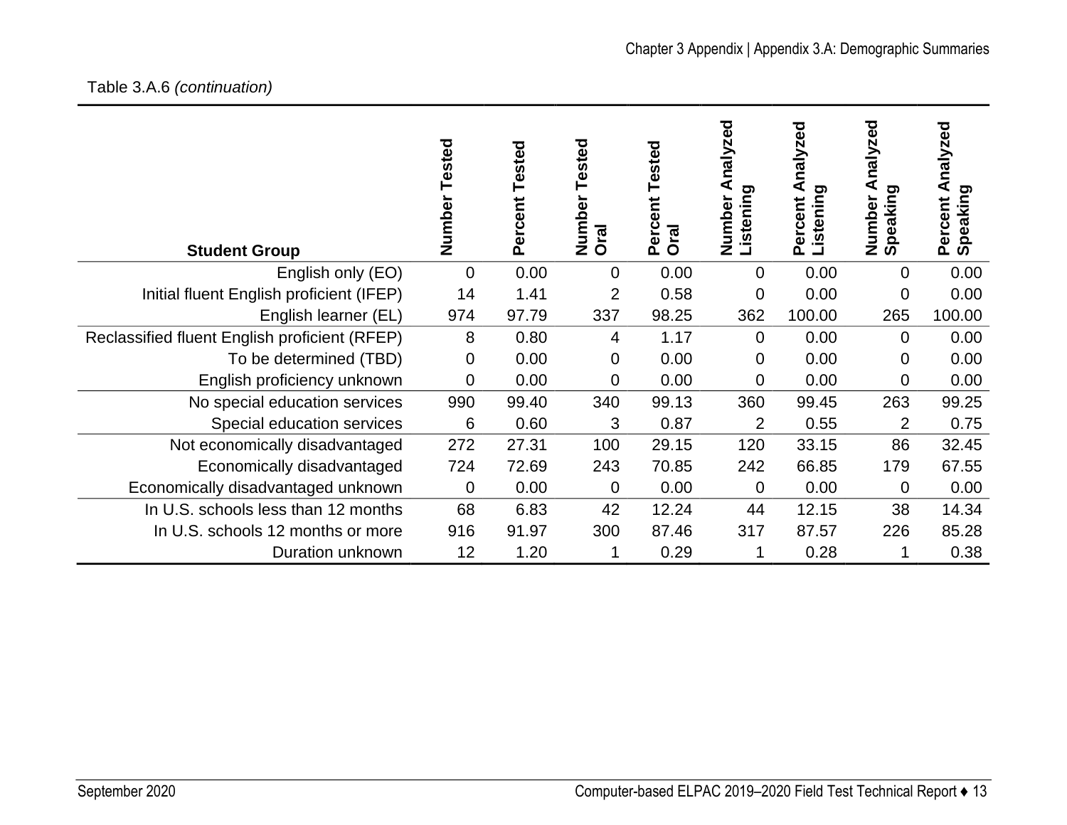Table 3.A.6 *(continuation)*

| Student Group | Number Tested | Percent Tested | Number Tested Oral | Percent Tested Oral | Number Analyzed Listening | Percent Analyzed Listening | Number Analyzed Speaking | Percent Analyzed Speaking |
|---|---|---|---|---|---|---|---|---|
| English only (EO) | 0 | 0.00 | 0 | 0.00 | 0 | 0.00 | 0 | 0.00 |
| Initial fluent English proficient (IFEP) | 14 | 1.41 | 2 | 0.58 | 0 | 0.00 | 0 | 0.00 |
| English learner (EL) | 974 | 97.79 | 337 | 98.25 | 362 | 100.00 | 265 | 100.00 |
| Reclassified fluent English proficient (RFEP) | 8 | 0.80 | 4 | 1.17 | 0 | 0.00 | 0 | 0.00 |
| To be determined (TBD) | 0 | 0.00 | 0 | 0.00 | 0 | 0.00 | 0 | 0.00 |
| English proficiency unknown | 0 | 0.00 | 0 | 0.00 | 0 | 0.00 | 0 | 0.00 |
| No special education services | 990 | 99.40 | 340 | 99.13 | 360 | 99.45 | 263 | 99.25 |
| Special education services | 6 | 0.60 | 3 | 0.87 | 2 | 0.55 | 2 | 0.75 |
| Not economically disadvantaged | 272 | 27.31 | 100 | 29.15 | 120 | 33.15 | 86 | 32.45 |
| Economically disadvantaged | 724 | 72.69 | 243 | 70.85 | 242 | 66.85 | 179 | 67.55 |
| Economically disadvantaged unknown | 0 | 0.00 | 0 | 0.00 | 0 | 0.00 | 0 | 0.00 |
| In U.S. schools less than 12 months | 68 | 6.83 | 42 | 12.24 | 44 | 12.15 | 38 | 14.34 |
| In U.S. schools 12 months or more | 916 | 91.97 | 300 | 87.46 | 317 | 87.57 | 226 | 85.28 |
| Duration unknown | 12 | 1.20 | 1 | 0.29 | 1 | 0.28 | 1 | 0.38 |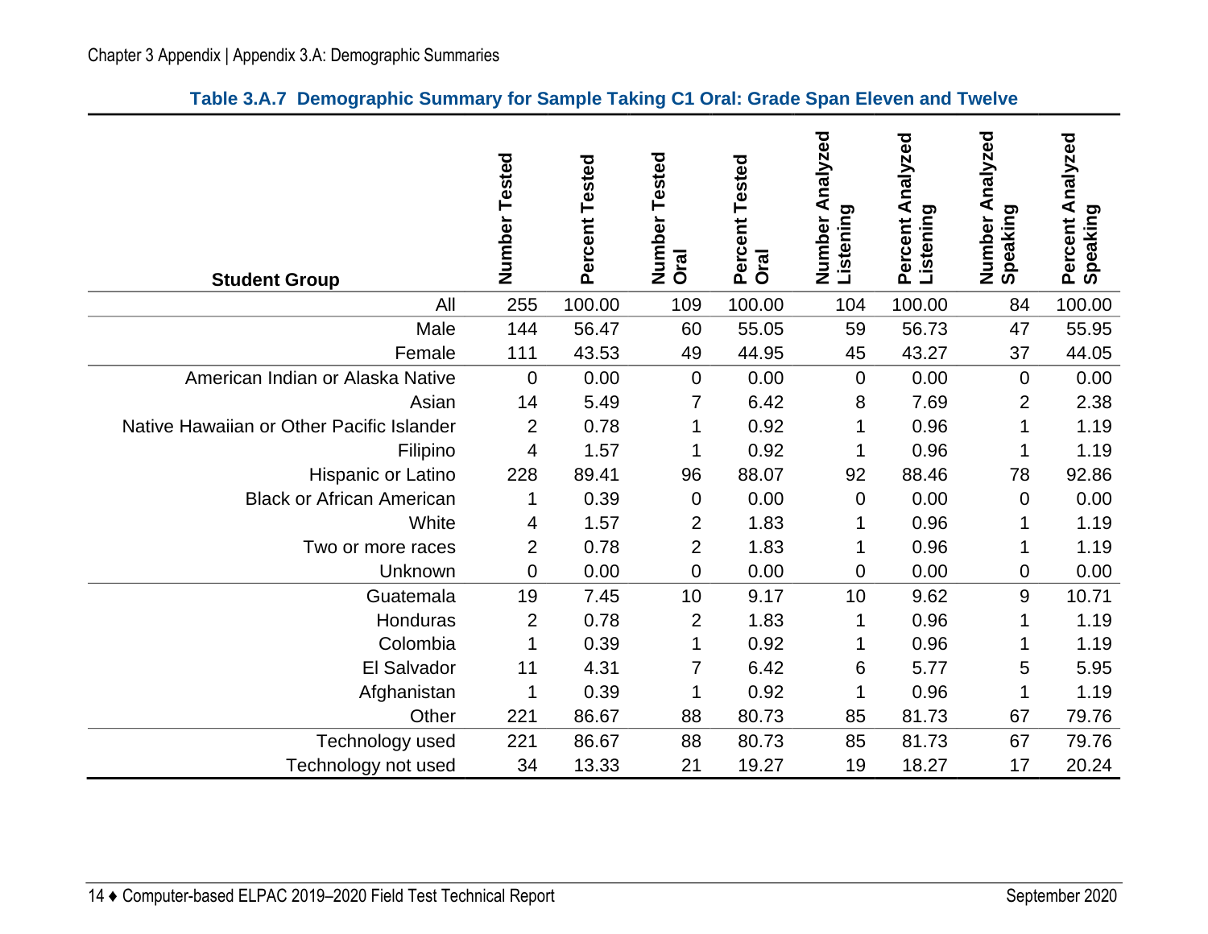**Table 3.A.7 Demographic Summary for Sample Taking C1 Oral: Grade Span Eleven and Twelve**

| Student Group | Number Tested | Percent Tested | Number Tested Oral | Percent Tested Oral | Number Analyzed Listening | Percent Analyzed Listening | Number Analyzed Speaking | Percent Analyzed Speaking |
|---|---|---|---|---|---|---|---|---|
| All | 255 | 100.00 | 109 | 100.00 | 104 | 100.00 | 84 | 100.00 |
| Male | 144 | 56.47 | 60 | 55.05 | 59 | 56.73 | 47 | 55.95 |
| Female | 111 | 43.53 | 49 | 44.95 | 45 | 43.27 | 37 | 44.05 |
| American Indian or Alaska Native | 0 | 0.00 | 0 | 0.00 | 0 | 0.00 | 0 | 0.00 |
| Asian | 14 | 5.49 | 7 | 6.42 | 8 | 7.69 | 2 | 2.38 |
| Native Hawaiian or Other Pacific Islander | 2 | 0.78 | 1 | 0.92 | 1 | 0.96 | 1 | 1.19 |
| Filipino | 4 | 1.57 | 1 | 0.92 | 1 | 0.96 | 1 | 1.19 |
| Hispanic or Latino | 228 | 89.41 | 96 | 88.07 | 92 | 88.46 | 78 | 92.86 |
| Black or African American | 1 | 0.39 | 0 | 0.00 | 0 | 0.00 | 0 | 0.00 |
| White | 4 | 1.57 | 2 | 1.83 | 1 | 0.96 | 1 | 1.19 |
| Two or more races | 2 | 0.78 | 2 | 1.83 | 1 | 0.96 | 1 | 1.19 |
| Unknown | 0 | 0.00 | 0 | 0.00 | 0 | 0.00 | 0 | 0.00 |
| Guatemala | 19 | 7.45 | 10 | 9.17 | 10 | 9.62 | 9 | 10.71 |
| Honduras | 2 | 0.78 | 2 | 1.83 | 1 | 0.96 | 1 | 1.19 |
| Colombia | 1 | 0.39 | 1 | 0.92 | 1 | 0.96 | 1 | 1.19 |
| El Salvador | 11 | 4.31 | 7 | 6.42 | 6 | 5.77 | 5 | 5.95 |
| Afghanistan | 1 | 0.39 | 1 | 0.92 | 1 | 0.96 | 1 | 1.19 |
| Other | 221 | 86.67 | 88 | 80.73 | 85 | 81.73 | 67 | 79.76 |
| Technology used | 221 | 86.67 | 88 | 80.73 | 85 | 81.73 | 67 | 79.76 |
| Technology not used | 34 | 13.33 | 21 | 19.27 | 19 | 18.27 | 17 | 20.24 |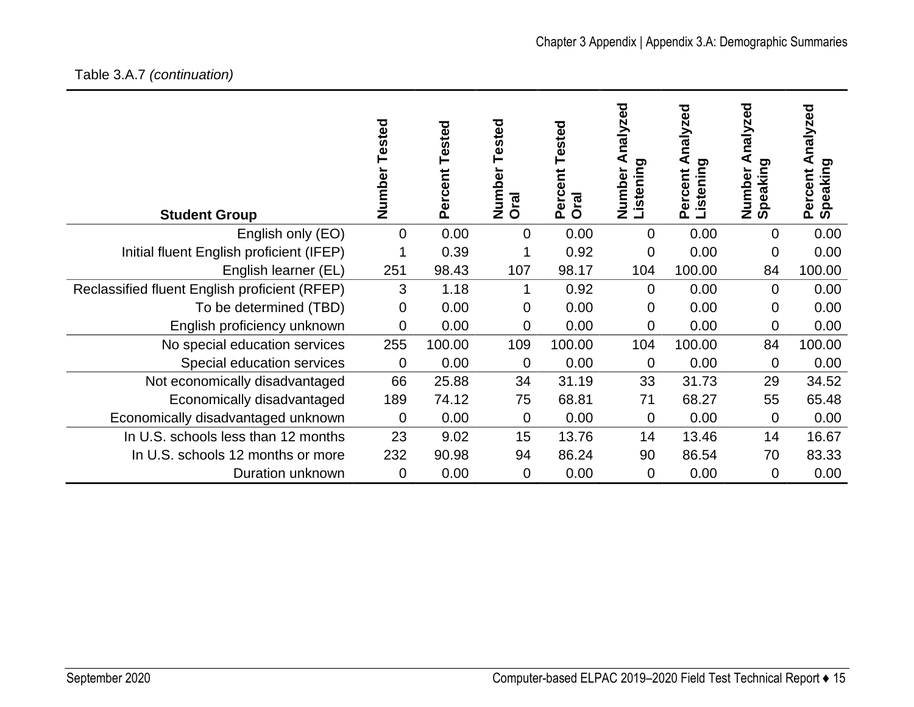Table 3.A.7 *(continuation)*

| Student Group | Number Tested | Percent Tested | Number Tested Oral | Percent Tested Oral | Number Analyzed Listening | Percent Analyzed Listening | Number Analyzed Speaking | Percent Analyzed Speaking |
|---|---|---|---|---|---|---|---|---|
| English only (EO) | 0 | 0.00 | 0 | 0.00 | 0 | 0.00 | 0 | 0.00 |
| Initial fluent English proficient (IFEP) | 1 | 0.39 | 1 | 0.92 | 0 | 0.00 | 0 | 0.00 |
| English learner (EL) | 251 | 98.43 | 107 | 98.17 | 104 | 100.00 | 84 | 100.00 |
| Reclassified fluent English proficient (RFEP) | 3 | 1.18 | 1 | 0.92 | 0 | 0.00 | 0 | 0.00 |
| To be determined (TBD) | 0 | 0.00 | 0 | 0.00 | 0 | 0.00 | 0 | 0.00 |
| English proficiency unknown | 0 | 0.00 | 0 | 0.00 | 0 | 0.00 | 0 | 0.00 |
| No special education services | 255 | 100.00 | 109 | 100.00 | 104 | 100.00 | 84 | 100.00 |
| Special education services | 0 | 0.00 | 0 | 0.00 | 0 | 0.00 | 0 | 0.00 |
| Not economically disadvantaged | 66 | 25.88 | 34 | 31.19 | 33 | 31.73 | 29 | 34.52 |
| Economically disadvantaged | 189 | 74.12 | 75 | 68.81 | 71 | 68.27 | 55 | 65.48 |
| Economically disadvantaged unknown | 0 | 0.00 | 0 | 0.00 | 0 | 0.00 | 0 | 0.00 |
| In U.S. schools less than 12 months | 23 | 9.02 | 15 | 13.76 | 14 | 13.46 | 14 | 16.67 |
| In U.S. schools 12 months or more | 232 | 90.98 | 94 | 86.24 | 90 | 86.54 | 70 | 83.33 |
| Duration unknown | 0 | 0.00 | 0 | 0.00 | 0 | 0.00 | 0 | 0.00 |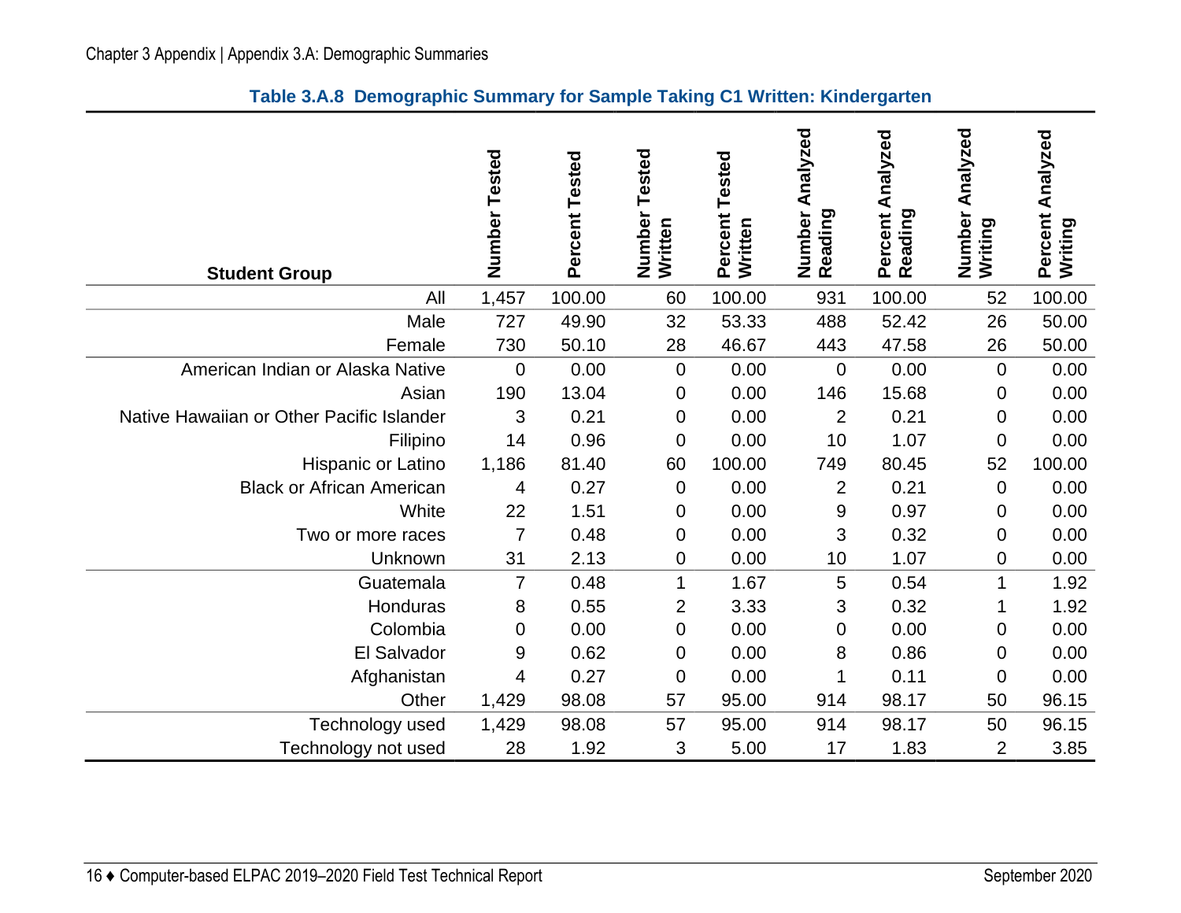### Table 3.A.8 Demographic Summary for Sample Taking C1 Written: Kindergarten

| Student Group | Number Tested | Percent Tested | Number Tested Written | Percent Tested Written | Number Analyzed Reading | Percent Analyzed Reading | Number Analyzed Writing | Percent Analyzed Writing |
|---|---|---|---|---|---|---|---|---|
| All | 1,457 | 100.00 | 60 | 100.00 | 931 | 100.00 | 52 | 100.00 |
| Male | 727 | 49.90 | 32 | 53.33 | 488 | 52.42 | 26 | 50.00 |
| Female | 730 | 50.10 | 28 | 46.67 | 443 | 47.58 | 26 | 50.00 |
| American Indian or Alaska Native | 0 | 0.00 | 0 | 0.00 | 0 | 0.00 | 0 | 0.00 |
| Asian | 190 | 13.04 | 0 | 0.00 | 146 | 15.68 | 0 | 0.00 |
| Native Hawaiian or Other Pacific Islander | 3 | 0.21 | 0 | 0.00 | 2 | 0.21 | 0 | 0.00 |
| Filipino | 14 | 0.96 | 0 | 0.00 | 10 | 1.07 | 0 | 0.00 |
| Hispanic or Latino | 1,186 | 81.40 | 60 | 100.00 | 749 | 80.45 | 52 | 100.00 |
| Black or African American | 4 | 0.27 | 0 | 0.00 | 2 | 0.21 | 0 | 0.00 |
| White | 22 | 1.51 | 0 | 0.00 | 9 | 0.97 | 0 | 0.00 |
| Two or more races | 7 | 0.48 | 0 | 0.00 | 3 | 0.32 | 0 | 0.00 |
| Unknown | 31 | 2.13 | 0 | 0.00 | 10 | 1.07 | 0 | 0.00 |
| Guatemala | 7 | 0.48 | 1 | 1.67 | 5 | 0.54 | 1 | 1.92 |
| Honduras | 8 | 0.55 | 2 | 3.33 | 3 | 0.32 | 1 | 1.92 |
| Colombia | 0 | 0.00 | 0 | 0.00 | 0 | 0.00 | 0 | 0.00 |
| El Salvador | 9 | 0.62 | 0 | 0.00 | 8 | 0.86 | 0 | 0.00 |
| Afghanistan | 4 | 0.27 | 0 | 0.00 | 1 | 0.11 | 0 | 0.00 |
| Other | 1,429 | 98.08 | 57 | 95.00 | 914 | 98.17 | 50 | 96.15 |
| Technology used | 1,429 | 98.08 | 57 | 95.00 | 914 | 98.17 | 50 | 96.15 |
| Technology not used | 28 | 1.92 | 3 | 5.00 | 17 | 1.83 | 2 | 3.85 |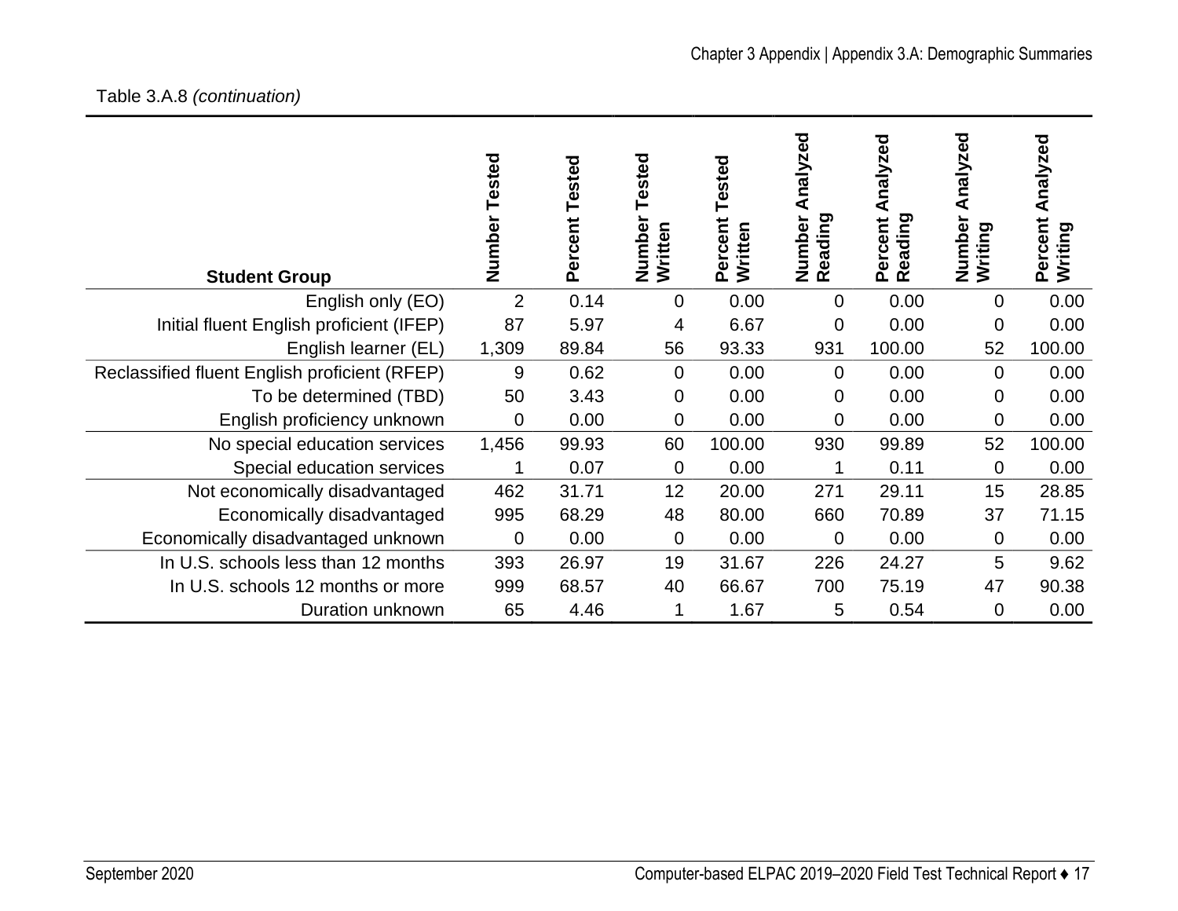Table 3.A.8 *(continuation)*

| Student Group | Number Tested | Percent Tested | Number Tested Written | Percent Tested Written | Number Analyzed Reading | Percent Analyzed Reading | Number Analyzed Writing | Percent Analyzed Writing |
|---|---|---|---|---|---|---|---|---|
| English only (EO) | 2 | 0.14 | 0 | 0.00 | 0 | 0.00 | 0 | 0.00 |
| Initial fluent English proficient (IFEP) | 87 | 5.97 | 4 | 6.67 | 0 | 0.00 | 0 | 0.00 |
| English learner (EL) | 1,309 | 89.84 | 56 | 93.33 | 931 | 100.00 | 52 | 100.00 |
| Reclassified fluent English proficient (RFEP) | 9 | 0.62 | 0 | 0.00 | 0 | 0.00 | 0 | 0.00 |
| To be determined (TBD) | 50 | 3.43 | 0 | 0.00 | 0 | 0.00 | 0 | 0.00 |
| English proficiency unknown | 0 | 0.00 | 0 | 0.00 | 0 | 0.00 | 0 | 0.00 |
| No special education services | 1,456 | 99.93 | 60 | 100.00 | 930 | 99.89 | 52 | 100.00 |
| Special education services | 1 | 0.07 | 0 | 0.00 | 1 | 0.11 | 0 | 0.00 |
| Not economically disadvantaged | 462 | 31.71 | 12 | 20.00 | 271 | 29.11 | 15 | 28.85 |
| Economically disadvantaged | 995 | 68.29 | 48 | 80.00 | 660 | 70.89 | 37 | 71.15 |
| Economically disadvantaged unknown | 0 | 0.00 | 0 | 0.00 | 0 | 0.00 | 0 | 0.00 |
| In U.S. schools less than 12 months | 393 | 26.97 | 19 | 31.67 | 226 | 24.27 | 5 | 9.62 |
| In U.S. schools 12 months or more | 999 | 68.57 | 40 | 66.67 | 700 | 75.19 | 47 | 90.38 |
| Duration unknown | 65 | 4.46 | 1 | 1.67 | 5 | 0.54 | 0 | 0.00 |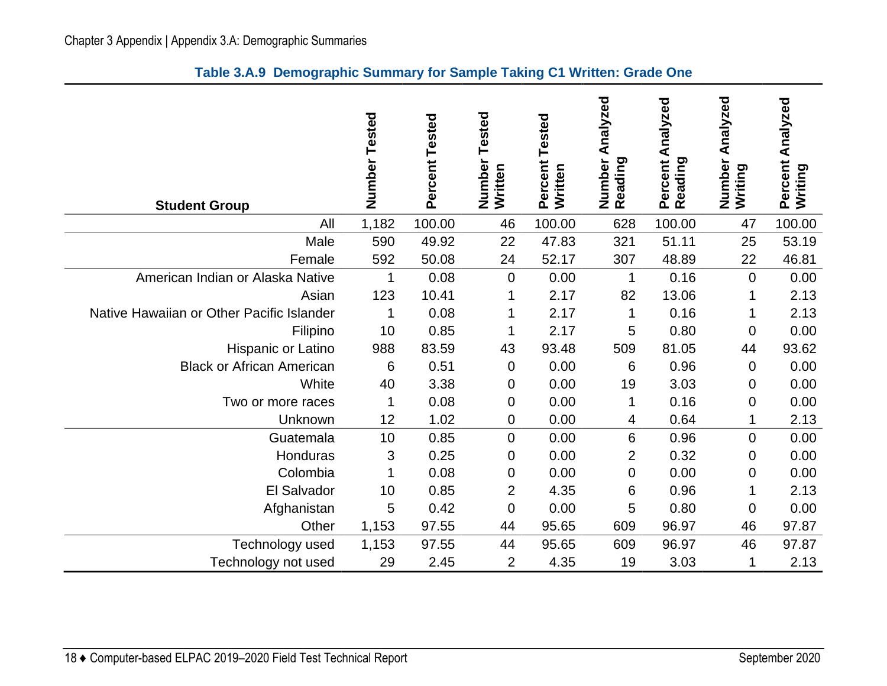**Table 3.A.9 Demographic Summary for Sample Taking C1 Written: Grade One**

| Student Group | Number Tested | Percent Tested | Number Tested Written | Percent Tested Written | Number Analyzed Reading | Percent Analyzed Reading | Number Analyzed Writing | Percent Analyzed Writing |
|---|---|---|---|---|---|---|---|---|
| All | 1,182 | 100.00 | 46 | 100.00 | 628 | 100.00 | 47 | 100.00 |
| Male | 590 | 49.92 | 22 | 47.83 | 321 | 51.11 | 25 | 53.19 |
| Female | 592 | 50.08 | 24 | 52.17 | 307 | 48.89 | 22 | 46.81 |
| American Indian or Alaska Native | 1 | 0.08 | 0 | 0.00 | 1 | 0.16 | 0 | 0.00 |
| Asian | 123 | 10.41 | 1 | 2.17 | 82 | 13.06 | 1 | 2.13 |
| Native Hawaiian or Other Pacific Islander | 1 | 0.08 | 1 | 2.17 | 1 | 0.16 | 1 | 2.13 |
| Filipino | 10 | 0.85 | 1 | 2.17 | 5 | 0.80 | 0 | 0.00 |
| Hispanic or Latino | 988 | 83.59 | 43 | 93.48 | 509 | 81.05 | 44 | 93.62 |
| Black or African American | 6 | 0.51 | 0 | 0.00 | 6 | 0.96 | 0 | 0.00 |
| White | 40 | 3.38 | 0 | 0.00 | 19 | 3.03 | 0 | 0.00 |
| Two or more races | 1 | 0.08 | 0 | 0.00 | 1 | 0.16 | 0 | 0.00 |
| Unknown | 12 | 1.02 | 0 | 0.00 | 4 | 0.64 | 1 | 2.13 |
| Guatemala | 10 | 0.85 | 0 | 0.00 | 6 | 0.96 | 0 | 0.00 |
| Honduras | 3 | 0.25 | 0 | 0.00 | 2 | 0.32 | 0 | 0.00 |
| Colombia | 1 | 0.08 | 0 | 0.00 | 0 | 0.00 | 0 | 0.00 |
| El Salvador | 10 | 0.85 | 2 | 4.35 | 6 | 0.96 | 1 | 2.13 |
| Afghanistan | 5 | 0.42 | 0 | 0.00 | 5 | 0.80 | 0 | 0.00 |
| Other | 1,153 | 97.55 | 44 | 95.65 | 609 | 96.97 | 46 | 97.87 |
| Technology used | 1,153 | 97.55 | 44 | 95.65 | 609 | 96.97 | 46 | 97.87 |
| Technology not used | 29 | 2.45 | 2 | 4.35 | 19 | 3.03 | 1 | 2.13 |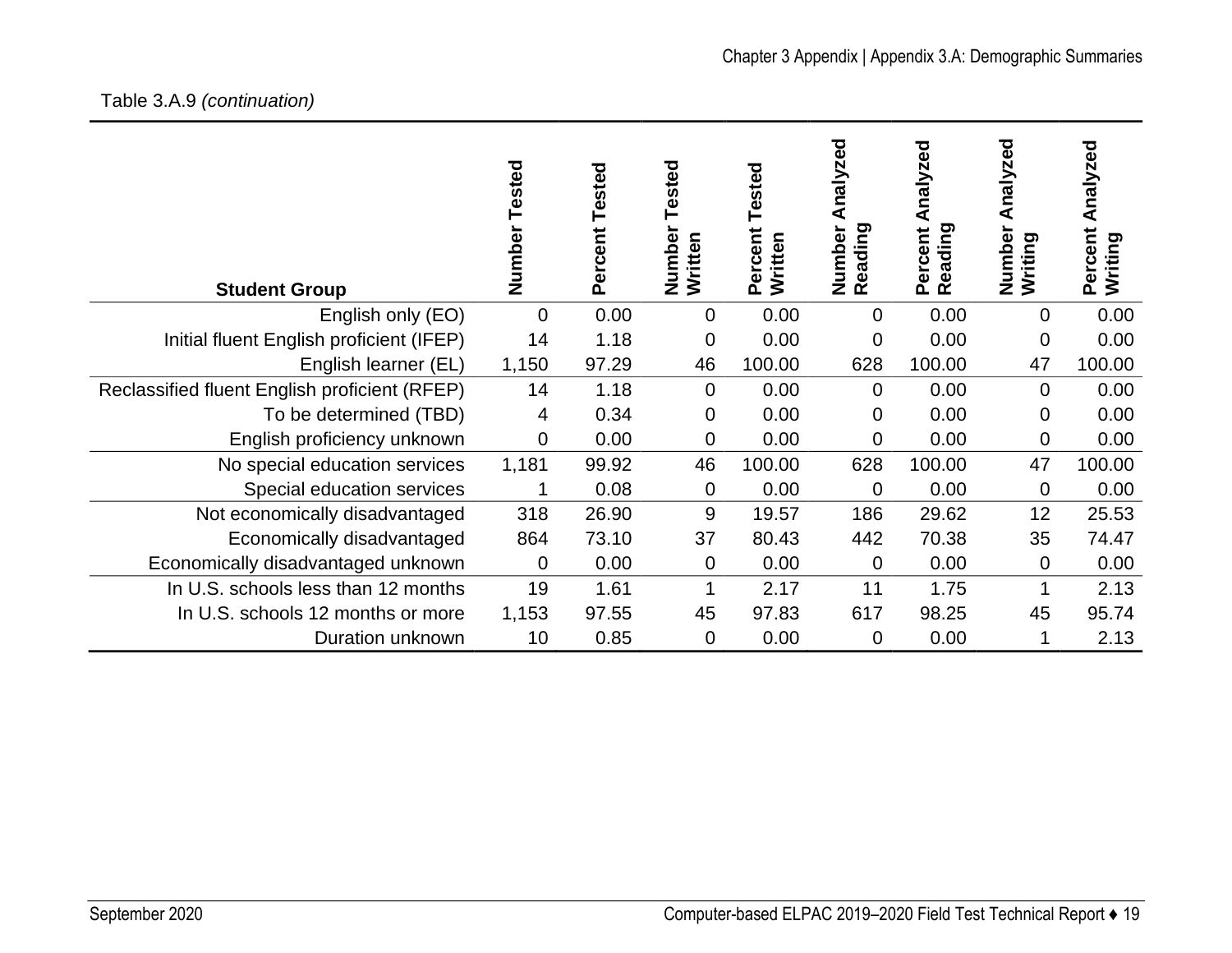Table 3.A.9 *(continuation)*

| Student Group | Number Tested | Percent Tested | Number Tested Written | Percent Tested Written | Number Analyzed Reading | Percent Analyzed Reading | Number Analyzed Writing | Percent Analyzed Writing |
|---|---|---|---|---|---|---|---|---|
| English only (EO) | 0 | 0.00 | 0 | 0.00 | 0 | 0.00 | 0 | 0.00 |
| Initial fluent English proficient (IFEP) | 14 | 1.18 | 0 | 0.00 | 0 | 0.00 | 0 | 0.00 |
| English learner (EL) | 1,150 | 97.29 | 46 | 100.00 | 628 | 100.00 | 47 | 100.00 |
| Reclassified fluent English proficient (RFEP) | 14 | 1.18 | 0 | 0.00 | 0 | 0.00 | 0 | 0.00 |
| To be determined (TBD) | 4 | 0.34 | 0 | 0.00 | 0 | 0.00 | 0 | 0.00 |
| English proficiency unknown | 0 | 0.00 | 0 | 0.00 | 0 | 0.00 | 0 | 0.00 |
| No special education services | 1,181 | 99.92 | 46 | 100.00 | 628 | 100.00 | 47 | 100.00 |
| Special education services | 1 | 0.08 | 0 | 0.00 | 0 | 0.00 | 0 | 0.00 |
| Not economically disadvantaged | 318 | 26.90 | 9 | 19.57 | 186 | 29.62 | 12 | 25.53 |
| Economically disadvantaged | 864 | 73.10 | 37 | 80.43 | 442 | 70.38 | 35 | 74.47 |
| Economically disadvantaged unknown | 0 | 0.00 | 0 | 0.00 | 0 | 0.00 | 0 | 0.00 |
| In U.S. schools less than 12 months | 19 | 1.61 | 1 | 2.17 | 11 | 1.75 | 1 | 2.13 |
| In U.S. schools 12 months or more | 1,153 | 97.55 | 45 | 97.83 | 617 | 98.25 | 45 | 95.74 |
| Duration unknown | 10 | 0.85 | 0 | 0.00 | 0 | 0.00 | 1 | 2.13 |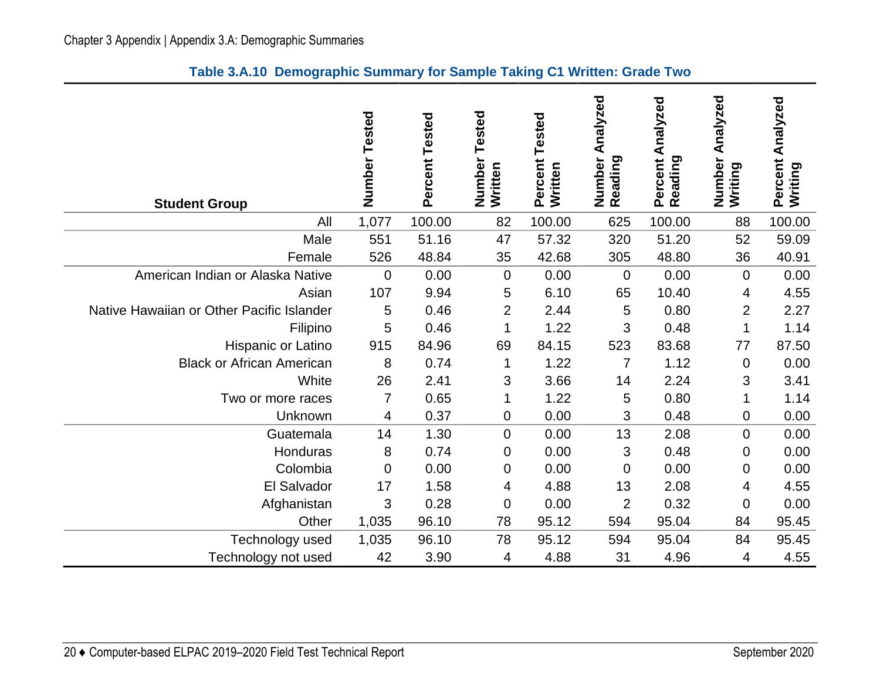**Table 3.A.10 Demographic Summary for Sample Taking C1 Written: Grade Two**

| Student Group | Number Tested | Percent Tested | Number Tested Written | Percent Tested Written | Number Analyzed Reading | Percent Analyzed Reading | Number Analyzed Writing | Percent Analyzed Writing |
|---|---|---|---|---|---|---|---|---|
| All | 1,077 | 100.00 | 82 | 100.00 | 625 | 100.00 | 88 | 100.00 |
| Male | 551 | 51.16 | 47 | 57.32 | 320 | 51.20 | 52 | 59.09 |
| Female | 526 | 48.84 | 35 | 42.68 | 305 | 48.80 | 36 | 40.91 |
| American Indian or Alaska Native | 0 | 0.00 | 0 | 0.00 | 0 | 0.00 | 0 | 0.00 |
| Asian | 107 | 9.94 | 5 | 6.10 | 65 | 10.40 | 4 | 4.55 |
| Native Hawaiian or Other Pacific Islander | 5 | 0.46 | 2 | 2.44 | 5 | 0.80 | 2 | 2.27 |
| Filipino | 5 | 0.46 | 1 | 1.22 | 3 | 0.48 | 1 | 1.14 |
| Hispanic or Latino | 915 | 84.96 | 69 | 84.15 | 523 | 83.68 | 77 | 87.50 |
| Black or African American | 8 | 0.74 | 1 | 1.22 | 7 | 1.12 | 0 | 0.00 |
| White | 26 | 2.41 | 3 | 3.66 | 14 | 2.24 | 3 | 3.41 |
| Two or more races | 7 | 0.65 | 1 | 1.22 | 5 | 0.80 | 1 | 1.14 |
| Unknown | 4 | 0.37 | 0 | 0.00 | 3 | 0.48 | 0 | 0.00 |
| Guatemala | 14 | 1.30 | 0 | 0.00 | 13 | 2.08 | 0 | 0.00 |
| Honduras | 8 | 0.74 | 0 | 0.00 | 3 | 0.48 | 0 | 0.00 |
| Colombia | 0 | 0.00 | 0 | 0.00 | 0 | 0.00 | 0 | 0.00 |
| El Salvador | 17 | 1.58 | 4 | 4.88 | 13 | 2.08 | 4 | 4.55 |
| Afghanistan | 3 | 0.28 | 0 | 0.00 | 2 | 0.32 | 0 | 0.00 |
| Other | 1,035 | 96.10 | 78 | 95.12 | 594 | 95.04 | 84 | 95.45 |
| Technology used | 1,035 | 96.10 | 78 | 95.12 | 594 | 95.04 | 84 | 95.45 |
| Technology not used | 42 | 3.90 | 4 | 4.88 | 31 | 4.96 | 4 | 4.55 |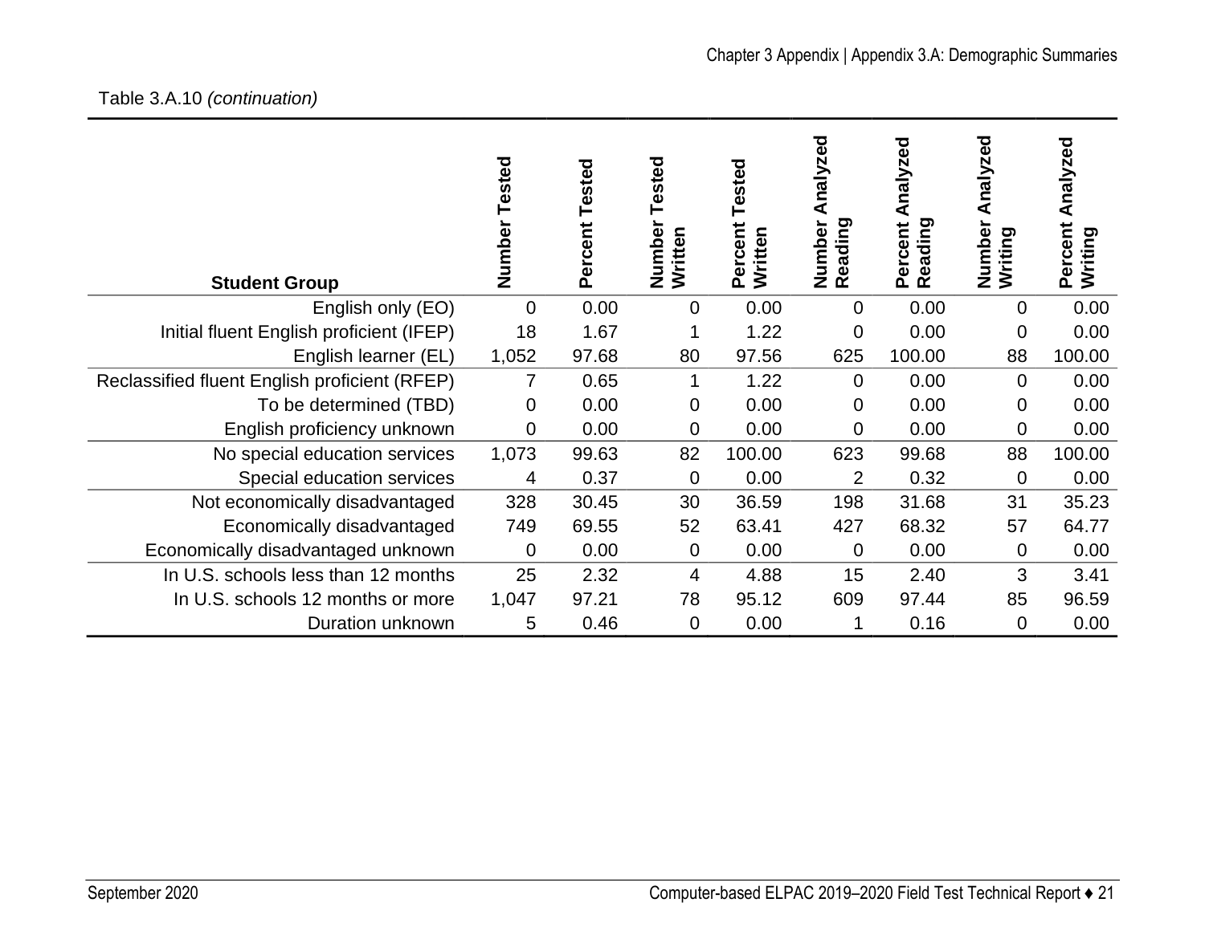Table 3.A.10 *(continuation)*

| Student Group | Number Tested | Percent Tested | Number Tested Written | Percent Tested Written | Number Analyzed Reading | Percent Analyzed Reading | Number Analyzed Writing | Percent Analyzed Writing |
|---|---|---|---|---|---|---|---|---|
| English only (EO) | 0 | 0.00 | 0 | 0.00 | 0 | 0.00 | 0 | 0.00 |
| Initial fluent English proficient (IFEP) | 18 | 1.67 | 1 | 1.22 | 0 | 0.00 | 0 | 0.00 |
| English learner (EL) | 1,052 | 97.68 | 80 | 97.56 | 625 | 100.00 | 88 | 100.00 |
| Reclassified fluent English proficient (RFEP) | 7 | 0.65 | 1 | 1.22 | 0 | 0.00 | 0 | 0.00 |
| To be determined (TBD) | 0 | 0.00 | 0 | 0.00 | 0 | 0.00 | 0 | 0.00 |
| English proficiency unknown | 0 | 0.00 | 0 | 0.00 | 0 | 0.00 | 0 | 0.00 |
| No special education services | 1,073 | 99.63 | 82 | 100.00 | 623 | 99.68 | 88 | 100.00 |
| Special education services | 4 | 0.37 | 0 | 0.00 | 2 | 0.32 | 0 | 0.00 |
| Not economically disadvantaged | 328 | 30.45 | 30 | 36.59 | 198 | 31.68 | 31 | 35.23 |
| Economically disadvantaged | 749 | 69.55 | 52 | 63.41 | 427 | 68.32 | 57 | 64.77 |
| Economically disadvantaged unknown | 0 | 0.00 | 0 | 0.00 | 0 | 0.00 | 0 | 0.00 |
| In U.S. schools less than 12 months | 25 | 2.32 | 4 | 4.88 | 15 | 2.40 | 3 | 3.41 |
| In U.S. schools 12 months or more | 1,047 | 97.21 | 78 | 95.12 | 609 | 97.44 | 85 | 96.59 |
| Duration unknown | 5 | 0.46 | 0 | 0.00 | 1 | 0.16 | 0 | 0.00 |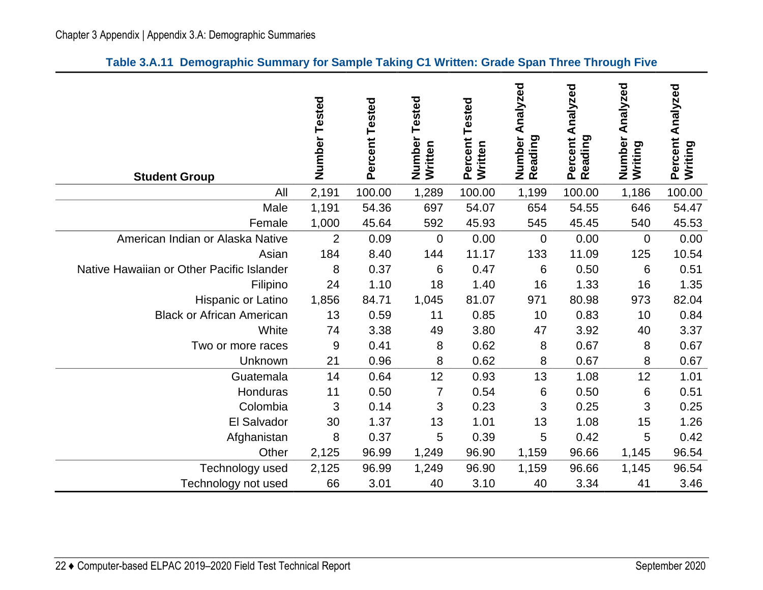**Table 3.A.11 Demographic Summary for Sample Taking C1 Written: Grade Span Three Through Five**

| Student Group | Number Tested | Percent Tested | Number Tested Written | Percent Tested Written | Number Analyzed Reading | Percent Analyzed Reading | Number Analyzed Writing | Percent Analyzed Writing |
|---|---|---|---|---|---|---|---|---|
| All | 2,191 | 100.00 | 1,289 | 100.00 | 1,199 | 100.00 | 1,186 | 100.00 |
| Male | 1,191 | 54.36 | 697 | 54.07 | 654 | 54.55 | 646 | 54.47 |
| Female | 1,000 | 45.64 | 592 | 45.93 | 545 | 45.45 | 540 | 45.53 |
| American Indian or Alaska Native | 2 | 0.09 | 0 | 0.00 | 0 | 0.00 | 0 | 0.00 |
| Asian | 184 | 8.40 | 144 | 11.17 | 133 | 11.09 | 125 | 10.54 |
| Native Hawaiian or Other Pacific Islander | 8 | 0.37 | 6 | 0.47 | 6 | 0.50 | 6 | 0.51 |
| Filipino | 24 | 1.10 | 18 | 1.40 | 16 | 1.33 | 16 | 1.35 |
| Hispanic or Latino | 1,856 | 84.71 | 1,045 | 81.07 | 971 | 80.98 | 973 | 82.04 |
| Black or African American | 13 | 0.59 | 11 | 0.85 | 10 | 0.83 | 10 | 0.84 |
| White | 74 | 3.38 | 49 | 3.80 | 47 | 3.92 | 40 | 3.37 |
| Two or more races | 9 | 0.41 | 8 | 0.62 | 8 | 0.67 | 8 | 0.67 |
| Unknown | 21 | 0.96 | 8 | 0.62 | 8 | 0.67 | 8 | 0.67 |
| Guatemala | 14 | 0.64 | 12 | 0.93 | 13 | 1.08 | 12 | 1.01 |
| Honduras | 11 | 0.50 | 7 | 0.54 | 6 | 0.50 | 6 | 0.51 |
| Colombia | 3 | 0.14 | 3 | 0.23 | 3 | 0.25 | 3 | 0.25 |
| El Salvador | 30 | 1.37 | 13 | 1.01 | 13 | 1.08 | 15 | 1.26 |
| Afghanistan | 8 | 0.37 | 5 | 0.39 | 5 | 0.42 | 5 | 0.42 |
| Other | 2,125 | 96.99 | 1,249 | 96.90 | 1,159 | 96.66 | 1,145 | 96.54 |
| Technology used | 2,125 | 96.99 | 1,249 | 96.90 | 1,159 | 96.66 | 1,145 | 96.54 |
| Technology not used | 66 | 3.01 | 40 | 3.10 | 40 | 3.34 | 41 | 3.46 |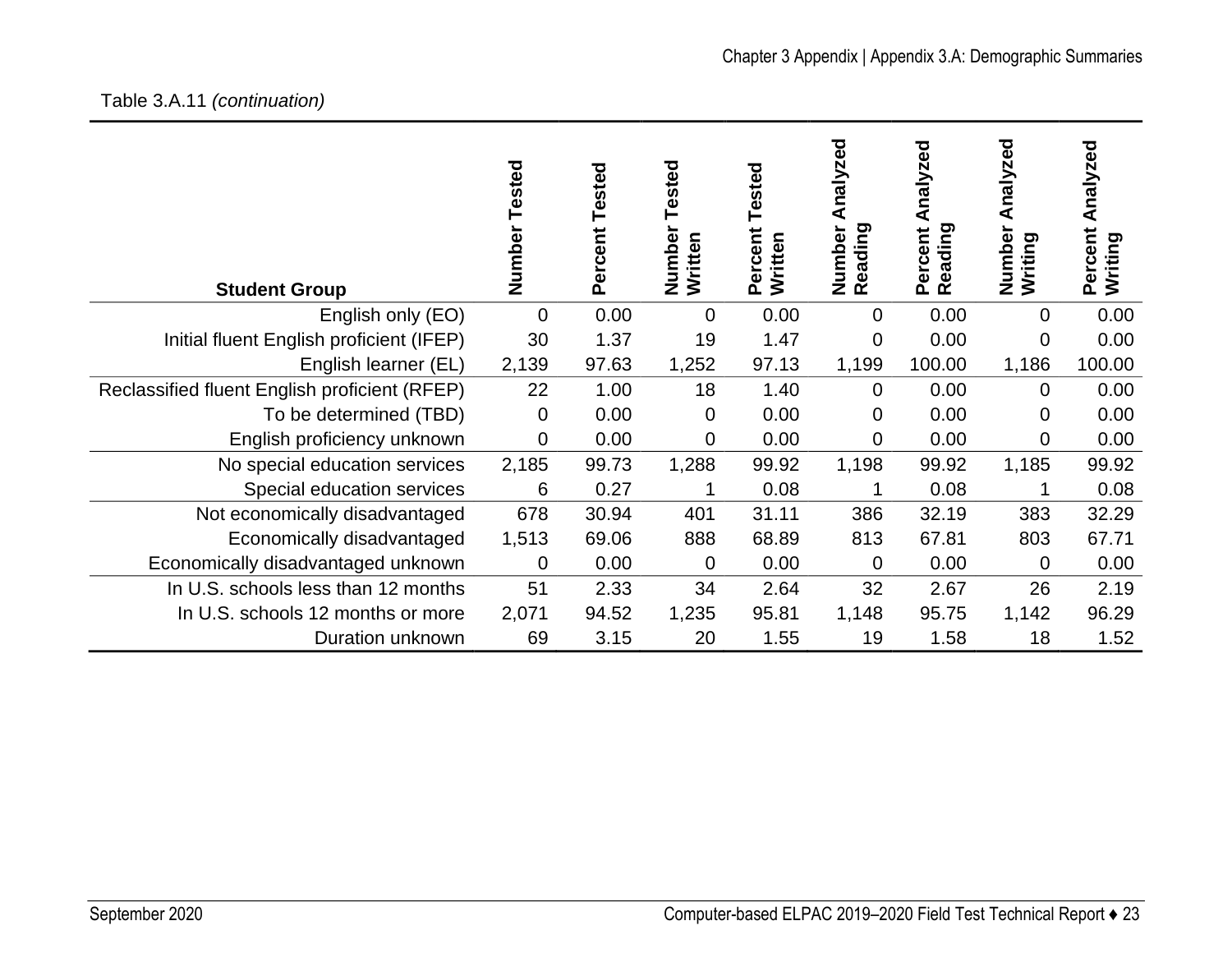Table 3.A.11 *(continuation)*

| Student Group | Number Tested | Percent Tested | Number Tested Written | Percent Tested Written | Number Analyzed Reading | Percent Analyzed Reading | Number Analyzed Writing | Percent Analyzed Writing |
|---|---|---|---|---|---|---|---|---|
| English only (EO) | 0 | 0.00 | 0 | 0.00 | 0 | 0.00 | 0 | 0.00 |
| Initial fluent English proficient (IFEP) | 30 | 1.37 | 19 | 1.47 | 0 | 0.00 | 0 | 0.00 |
| English learner (EL) | 2,139 | 97.63 | 1,252 | 97.13 | 1,199 | 100.00 | 1,186 | 100.00 |
| Reclassified fluent English proficient (RFEP) | 22 | 1.00 | 18 | 1.40 | 0 | 0.00 | 0 | 0.00 |
| To be determined (TBD) | 0 | 0.00 | 0 | 0.00 | 0 | 0.00 | 0 | 0.00 |
| English proficiency unknown | 0 | 0.00 | 0 | 0.00 | 0 | 0.00 | 0 | 0.00 |
| No special education services | 2,185 | 99.73 | 1,288 | 99.92 | 1,198 | 99.92 | 1,185 | 99.92 |
| Special education services | 6 | 0.27 | 1 | 0.08 | 1 | 0.08 | 1 | 0.08 |
| Not economically disadvantaged | 678 | 30.94 | 401 | 31.11 | 386 | 32.19 | 383 | 32.29 |
| Economically disadvantaged | 1,513 | 69.06 | 888 | 68.89 | 813 | 67.81 | 803 | 67.71 |
| Economically disadvantaged unknown | 0 | 0.00 | 0 | 0.00 | 0 | 0.00 | 0 | 0.00 |
| In U.S. schools less than 12 months | 51 | 2.33 | 34 | 2.64 | 32 | 2.67 | 26 | 2.19 |
| In U.S. schools 12 months or more | 2,071 | 94.52 | 1,235 | 95.81 | 1,148 | 95.75 | 1,142 | 96.29 |
| Duration unknown | 69 | 3.15 | 20 | 1.55 | 19 | 1.58 | 18 | 1.52 |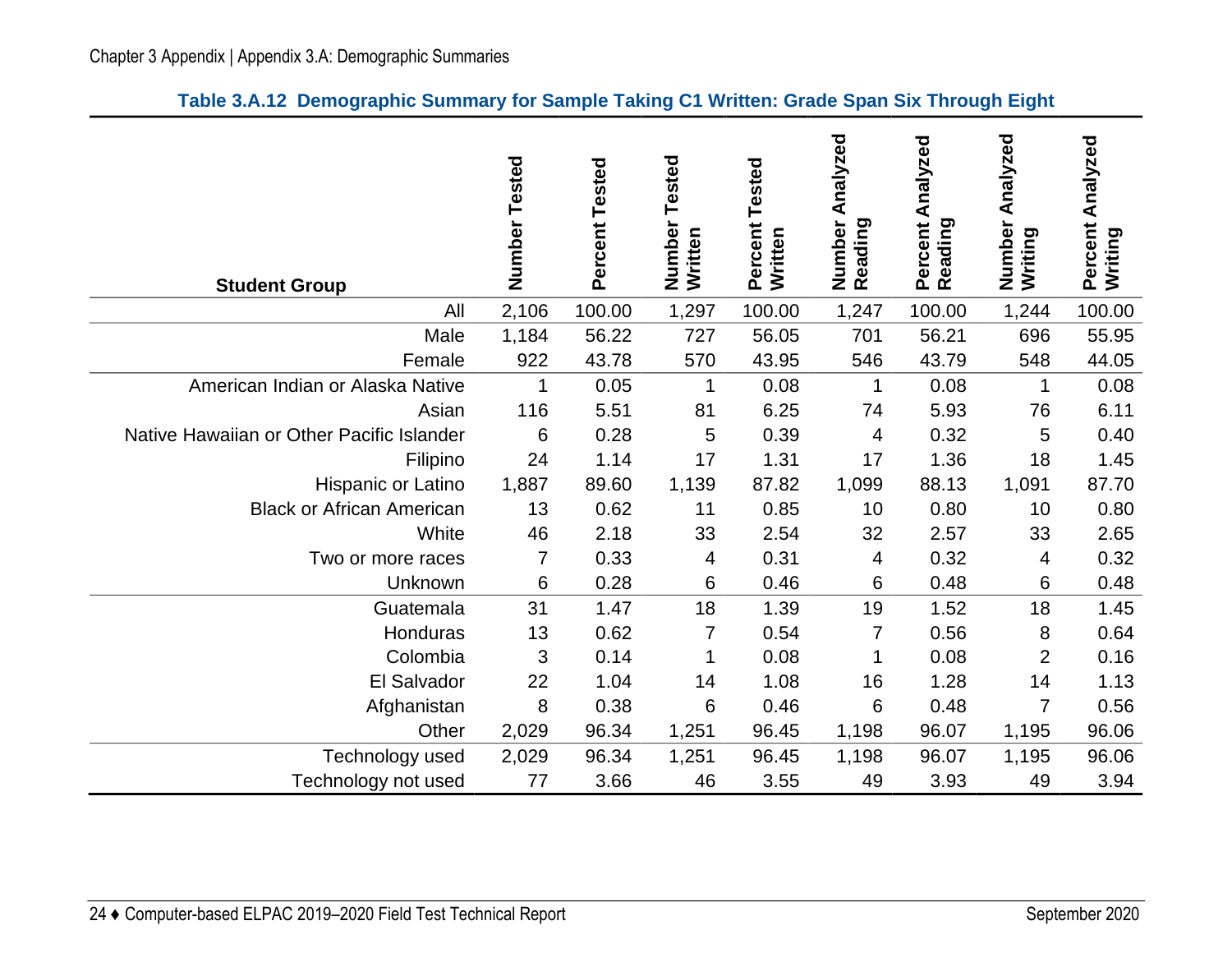**Table 3.A.12 Demographic Summary for Sample Taking C1 Written: Grade Span Six Through Eight**

| Student Group | Number Tested | Percent Tested | Number Tested Written | Percent Tested Written | Number Analyzed Reading | Percent Analyzed Reading | Number Analyzed Writing | Percent Analyzed Writing |
|---|---|---|---|---|---|---|---|---|
| All | 2,106 | 100.00 | 1,297 | 100.00 | 1,247 | 100.00 | 1,244 | 100.00 |
| Male | 1,184 | 56.22 | 727 | 56.05 | 701 | 56.21 | 696 | 55.95 |
| Female | 922 | 43.78 | 570 | 43.95 | 546 | 43.79 | 548 | 44.05 |
| American Indian or Alaska Native | 1 | 0.05 | 1 | 0.08 | 1 | 0.08 | 1 | 0.08 |
| Asian | 116 | 5.51 | 81 | 6.25 | 74 | 5.93 | 76 | 6.11 |
| Native Hawaiian or Other Pacific Islander | 6 | 0.28 | 5 | 0.39 | 4 | 0.32 | 5 | 0.40 |
| Filipino | 24 | 1.14 | 17 | 1.31 | 17 | 1.36 | 18 | 1.45 |
| Hispanic or Latino | 1,887 | 89.60 | 1,139 | 87.82 | 1,099 | 88.13 | 1,091 | 87.70 |
| Black or African American | 13 | 0.62 | 11 | 0.85 | 10 | 0.80 | 10 | 0.80 |
| White | 46 | 2.18 | 33 | 2.54 | 32 | 2.57 | 33 | 2.65 |
| Two or more races | 7 | 0.33 | 4 | 0.31 | 4 | 0.32 | 4 | 0.32 |
| Unknown | 6 | 0.28 | 6 | 0.46 | 6 | 0.48 | 6 | 0.48 |
| Guatemala | 31 | 1.47 | 18 | 1.39 | 19 | 1.52 | 18 | 1.45 |
| Honduras | 13 | 0.62 | 7 | 0.54 | 7 | 0.56 | 8 | 0.64 |
| Colombia | 3 | 0.14 | 1 | 0.08 | 1 | 0.08 | 2 | 0.16 |
| El Salvador | 22 | 1.04 | 14 | 1.08 | 16 | 1.28 | 14 | 1.13 |
| Afghanistan | 8 | 0.38 | 6 | 0.46 | 6 | 0.48 | 7 | 0.56 |
| Other | 2,029 | 96.34 | 1,251 | 96.45 | 1,198 | 96.07 | 1,195 | 96.06 |
| Technology used | 2,029 | 96.34 | 1,251 | 96.45 | 1,198 | 96.07 | 1,195 | 96.06 |
| Technology not used | 77 | 3.66 | 46 | 3.55 | 49 | 3.93 | 49 | 3.94 |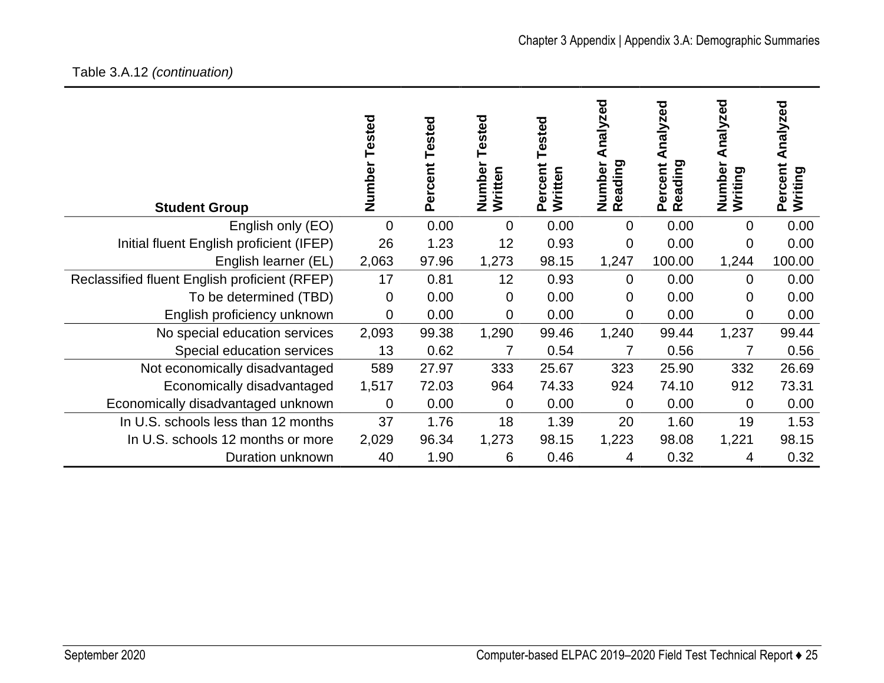Table 3.A.12 *(continuation)*

| Student Group | Number Tested | Percent Tested | Number Tested Written | Percent Tested Written | Number Analyzed Reading | Percent Analyzed Reading | Number Analyzed Writing | Percent Analyzed Writing |
|---|---|---|---|---|---|---|---|---|
| English only (EO) | 0 | 0.00 | 0 | 0.00 | 0 | 0.00 | 0 | 0.00 |
| Initial fluent English proficient (IFEP) | 26 | 1.23 | 12 | 0.93 | 0 | 0.00 | 0 | 0.00 |
| English learner (EL) | 2,063 | 97.96 | 1,273 | 98.15 | 1,247 | 100.00 | 1,244 | 100.00 |
| Reclassified fluent English proficient (RFEP) | 17 | 0.81 | 12 | 0.93 | 0 | 0.00 | 0 | 0.00 |
| To be determined (TBD) | 0 | 0.00 | 0 | 0.00 | 0 | 0.00 | 0 | 0.00 |
| English proficiency unknown | 0 | 0.00 | 0 | 0.00 | 0 | 0.00 | 0 | 0.00 |
| No special education services | 2,093 | 99.38 | 1,290 | 99.46 | 1,240 | 99.44 | 1,237 | 99.44 |
| Special education services | 13 | 0.62 | 7 | 0.54 | 7 | 0.56 | 7 | 0.56 |
| Not economically disadvantaged | 589 | 27.97 | 333 | 25.67 | 323 | 25.90 | 332 | 26.69 |
| Economically disadvantaged | 1,517 | 72.03 | 964 | 74.33 | 924 | 74.10 | 912 | 73.31 |
| Economically disadvantaged unknown | 0 | 0.00 | 0 | 0.00 | 0 | 0.00 | 0 | 0.00 |
| In U.S. schools less than 12 months | 37 | 1.76 | 18 | 1.39 | 20 | 1.60 | 19 | 1.53 |
| In U.S. schools 12 months or more | 2,029 | 96.34 | 1,273 | 98.15 | 1,223 | 98.08 | 1,221 | 98.15 |
| Duration unknown | 40 | 1.90 | 6 | 0.46 | 4 | 0.32 | 4 | 0.32 |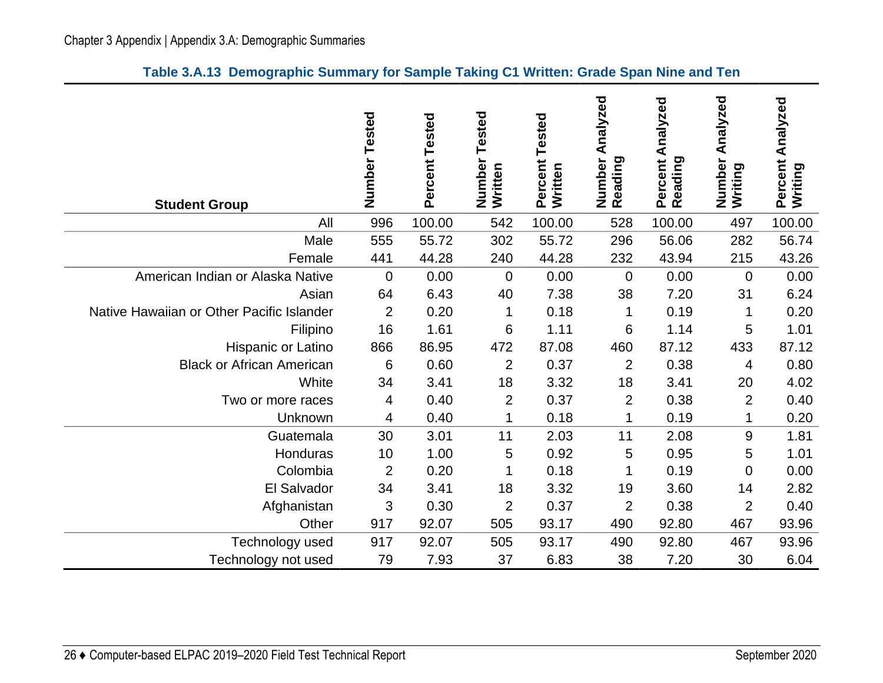**Table 3.A.13 Demographic Summary for Sample Taking C1 Written: Grade Span Nine and Ten**

| Student Group | Number Tested | Percent Tested | Number Tested Written | Percent Tested Written | Number Analyzed Reading | Percent Analyzed Reading | Number Analyzed Writing | Percent Analyzed Writing |
|---|---|---|---|---|---|---|---|---|
| All | 996 | 100.00 | 542 | 100.00 | 528 | 100.00 | 497 | 100.00 |
| Male | 555 | 55.72 | 302 | 55.72 | 296 | 56.06 | 282 | 56.74 |
| Female | 441 | 44.28 | 240 | 44.28 | 232 | 43.94 | 215 | 43.26 |
| American Indian or Alaska Native | 0 | 0.00 | 0 | 0.00 | 0 | 0.00 | 0 | 0.00 |
| Asian | 64 | 6.43 | 40 | 7.38 | 38 | 7.20 | 31 | 6.24 |
| Native Hawaiian or Other Pacific Islander | 2 | 0.20 | 1 | 0.18 | 1 | 0.19 | 1 | 0.20 |
| Filipino | 16 | 1.61 | 6 | 1.11 | 6 | 1.14 | 5 | 1.01 |
| Hispanic or Latino | 866 | 86.95 | 472 | 87.08 | 460 | 87.12 | 433 | 87.12 |
| Black or African American | 6 | 0.60 | 2 | 0.37 | 2 | 0.38 | 4 | 0.80 |
| White | 34 | 3.41 | 18 | 3.32 | 18 | 3.41 | 20 | 4.02 |
| Two or more races | 4 | 0.40 | 2 | 0.37 | 2 | 0.38 | 2 | 0.40 |
| Unknown | 4 | 0.40 | 1 | 0.18 | 1 | 0.19 | 1 | 0.20 |
| Guatemala | 30 | 3.01 | 11 | 2.03 | 11 | 2.08 | 9 | 1.81 |
| Honduras | 10 | 1.00 | 5 | 0.92 | 5 | 0.95 | 5 | 1.01 |
| Colombia | 2 | 0.20 | 1 | 0.18 | 1 | 0.19 | 0 | 0.00 |
| El Salvador | 34 | 3.41 | 18 | 3.32 | 19 | 3.60 | 14 | 2.82 |
| Afghanistan | 3 | 0.30 | 2 | 0.37 | 2 | 0.38 | 2 | 0.40 |
| Other | 917 | 92.07 | 505 | 93.17 | 490 | 92.80 | 467 | 93.96 |
| Technology used | 917 | 92.07 | 505 | 93.17 | 490 | 92.80 | 467 | 93.96 |
| Technology not used | 79 | 7.93 | 37 | 6.83 | 38 | 7.20 | 30 | 6.04 |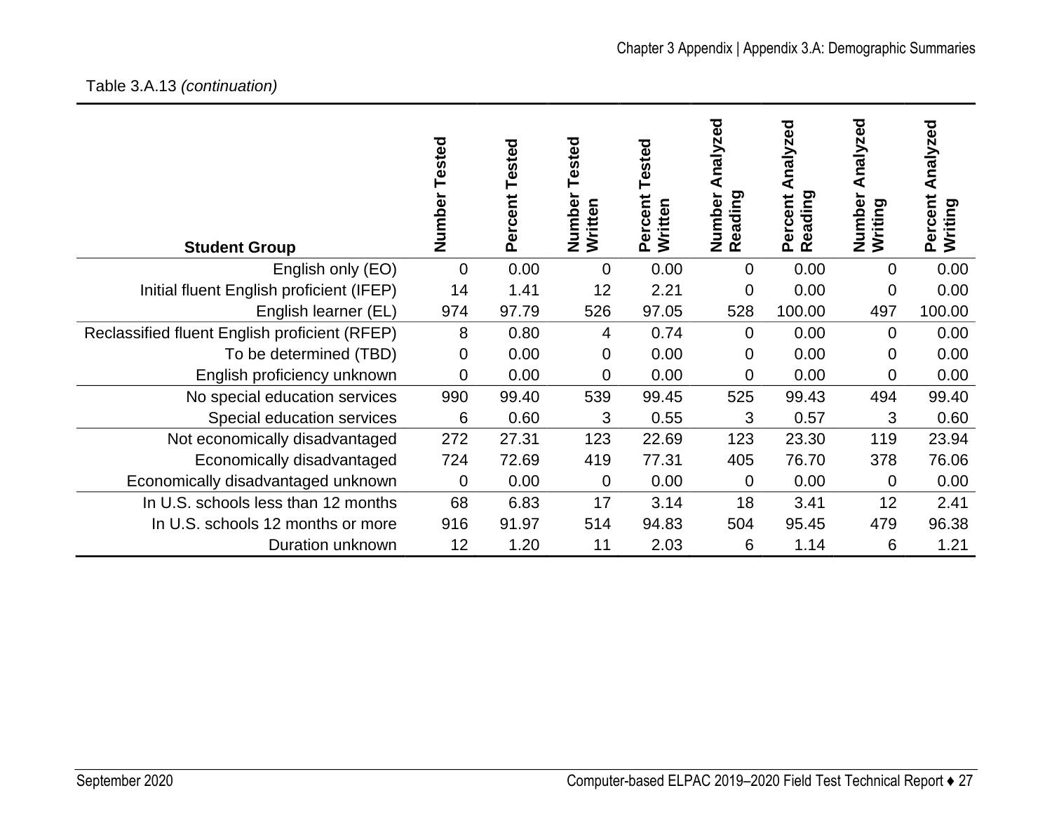Table 3.A.13 *(continuation)*

| Student Group | Number Tested | Percent Tested | Number Tested Written | Percent Tested Written | Number Analyzed Reading | Percent Analyzed Reading | Number Analyzed Writing | Percent Analyzed Writing |
|---|---|---|---|---|---|---|---|---|
| English only (EO) | 0 | 0.00 | 0 | 0.00 | 0 | 0.00 | 0 | 0.00 |
| Initial fluent English proficient (IFEP) | 14 | 1.41 | 12 | 2.21 | 0 | 0.00 | 0 | 0.00 |
| English learner (EL) | 974 | 97.79 | 526 | 97.05 | 528 | 100.00 | 497 | 100.00 |
| Reclassified fluent English proficient (RFEP) | 8 | 0.80 | 4 | 0.74 | 0 | 0.00 | 0 | 0.00 |
| To be determined (TBD) | 0 | 0.00 | 0 | 0.00 | 0 | 0.00 | 0 | 0.00 |
| English proficiency unknown | 0 | 0.00 | 0 | 0.00 | 0 | 0.00 | 0 | 0.00 |
| No special education services | 990 | 99.40 | 539 | 99.45 | 525 | 99.43 | 494 | 99.40 |
| Special education services | 6 | 0.60 | 3 | 0.55 | 3 | 0.57 | 3 | 0.60 |
| Not economically disadvantaged | 272 | 27.31 | 123 | 22.69 | 123 | 23.30 | 119 | 23.94 |
| Economically disadvantaged | 724 | 72.69 | 419 | 77.31 | 405 | 76.70 | 378 | 76.06 |
| Economically disadvantaged unknown | 0 | 0.00 | 0 | 0.00 | 0 | 0.00 | 0 | 0.00 |
| In U.S. schools less than 12 months | 68 | 6.83 | 17 | 3.14 | 18 | 3.41 | 12 | 2.41 |
| In U.S. schools 12 months or more | 916 | 91.97 | 514 | 94.83 | 504 | 95.45 | 479 | 96.38 |
| Duration unknown | 12 | 1.20 | 11 | 2.03 | 6 | 1.14 | 6 | 1.21 |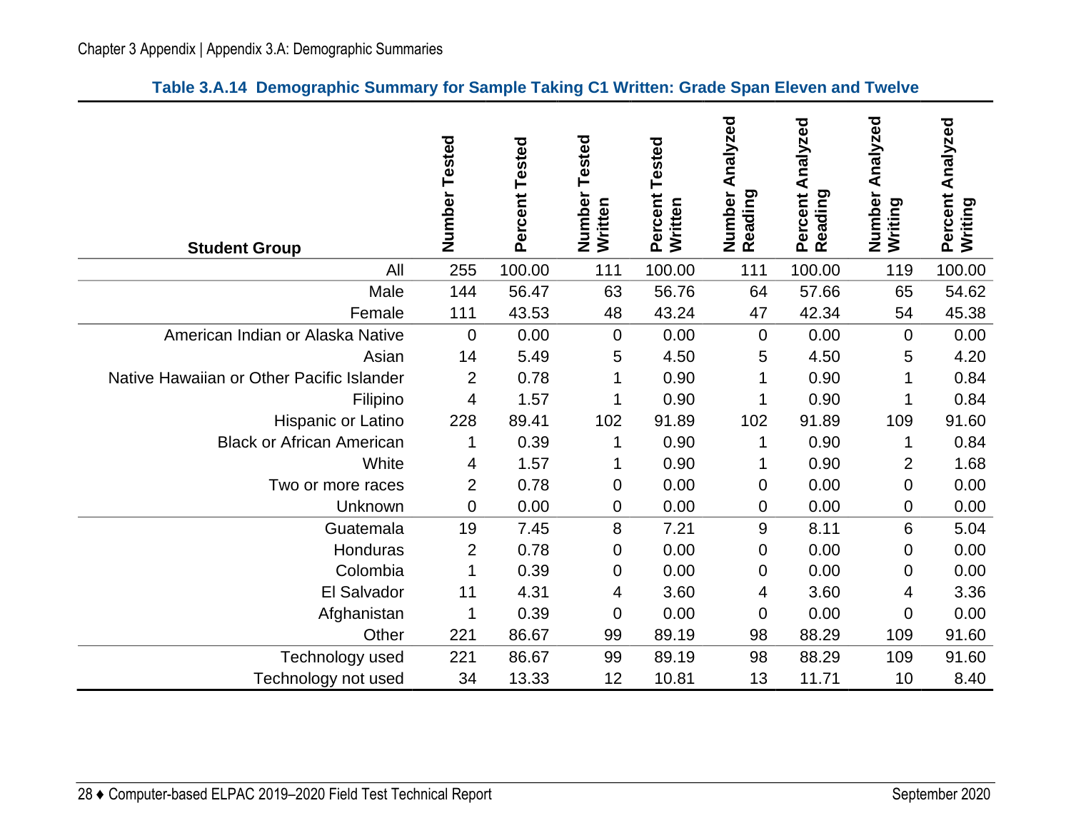**Table 3.A.14 Demographic Summary for Sample Taking C1 Written: Grade Span Eleven and Twelve**

| Student Group | Number Tested | Percent Tested | Number Tested Written | Percent Tested Written | Number Analyzed Reading | Percent Analyzed Reading | Number Analyzed Writing | Percent Analyzed Writing |
|---|---|---|---|---|---|---|---|---|
| All | 255 | 100.00 | 111 | 100.00 | 111 | 100.00 | 119 | 100.00 |
| Male | 144 | 56.47 | 63 | 56.76 | 64 | 57.66 | 65 | 54.62 |
| Female | 111 | 43.53 | 48 | 43.24 | 47 | 42.34 | 54 | 45.38 |
| American Indian or Alaska Native | 0 | 0.00 | 0 | 0.00 | 0 | 0.00 | 0 | 0.00 |
| Asian | 14 | 5.49 | 5 | 4.50 | 5 | 4.50 | 5 | 4.20 |
| Native Hawaiian or Other Pacific Islander | 2 | 0.78 | 1 | 0.90 | 1 | 0.90 | 1 | 0.84 |
| Filipino | 4 | 1.57 | 1 | 0.90 | 1 | 0.90 | 1 | 0.84 |
| Hispanic or Latino | 228 | 89.41 | 102 | 91.89 | 102 | 91.89 | 109 | 91.60 |
| Black or African American | 1 | 0.39 | 1 | 0.90 | 1 | 0.90 | 1 | 0.84 |
| White | 4 | 1.57 | 1 | 0.90 | 1 | 0.90 | 2 | 1.68 |
| Two or more races | 2 | 0.78 | 0 | 0.00 | 0 | 0.00 | 0 | 0.00 |
| Unknown | 0 | 0.00 | 0 | 0.00 | 0 | 0.00 | 0 | 0.00 |
| Guatemala | 19 | 7.45 | 8 | 7.21 | 9 | 8.11 | 6 | 5.04 |
| Honduras | 2 | 0.78 | 0 | 0.00 | 0 | 0.00 | 0 | 0.00 |
| Colombia | 1 | 0.39 | 0 | 0.00 | 0 | 0.00 | 0 | 0.00 |
| El Salvador | 11 | 4.31 | 4 | 3.60 | 4 | 3.60 | 4 | 3.36 |
| Afghanistan | 1 | 0.39 | 0 | 0.00 | 0 | 0.00 | 0 | 0.00 |
| Other | 221 | 86.67 | 99 | 89.19 | 98 | 88.29 | 109 | 91.60 |
| Technology used | 221 | 86.67 | 99 | 89.19 | 98 | 88.29 | 109 | 91.60 |
| Technology not used | 34 | 13.33 | 12 | 10.81 | 13 | 11.71 | 10 | 8.40 |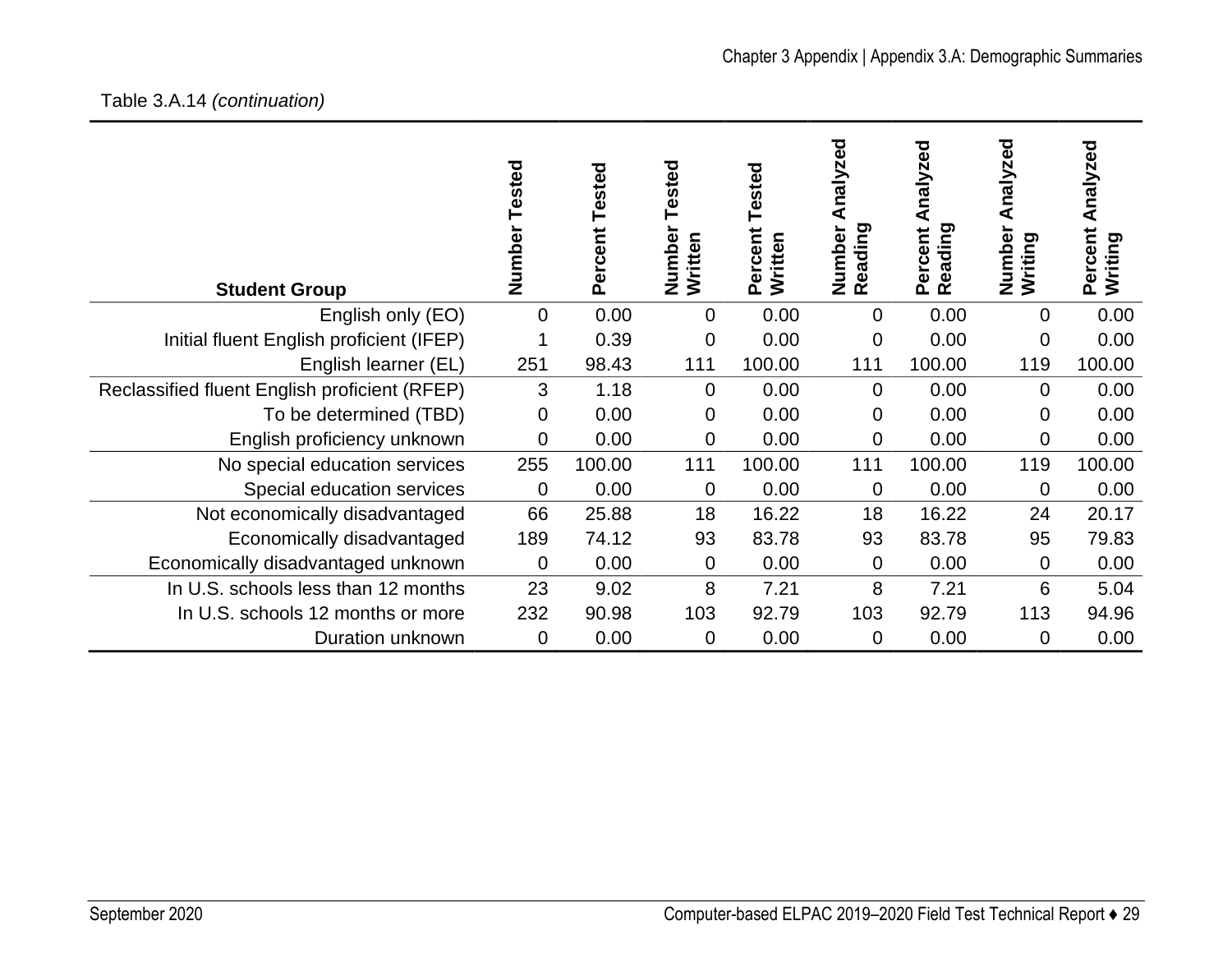Table 3.A.14 *(continuation)*

| Student Group | Number Tested | Percent Tested | Number Tested Written | Percent Tested Written | Number Analyzed Reading | Percent Analyzed Reading | Number Analyzed Writing | Percent Analyzed Writing |
|---|---|---|---|---|---|---|---|---|
| English only (EO) | 0 | 0.00 | 0 | 0.00 | 0 | 0.00 | 0 | 0.00 |
| Initial fluent English proficient (IFEP) | 1 | 0.39 | 0 | 0.00 | 0 | 0.00 | 0 | 0.00 |
| English learner (EL) | 251 | 98.43 | 111 | 100.00 | 111 | 100.00 | 119 | 100.00 |
| Reclassified fluent English proficient (RFEP) | 3 | 1.18 | 0 | 0.00 | 0 | 0.00 | 0 | 0.00 |
| To be determined (TBD) | 0 | 0.00 | 0 | 0.00 | 0 | 0.00 | 0 | 0.00 |
| English proficiency unknown | 0 | 0.00 | 0 | 0.00 | 0 | 0.00 | 0 | 0.00 |
| No special education services | 255 | 100.00 | 111 | 100.00 | 111 | 100.00 | 119 | 100.00 |
| Special education services | 0 | 0.00 | 0 | 0.00 | 0 | 0.00 | 0 | 0.00 |
| Not economically disadvantaged | 66 | 25.88 | 18 | 16.22 | 18 | 16.22 | 24 | 20.17 |
| Economically disadvantaged | 189 | 74.12 | 93 | 83.78 | 93 | 83.78 | 95 | 79.83 |
| Economically disadvantaged unknown | 0 | 0.00 | 0 | 0.00 | 0 | 0.00 | 0 | 0.00 |
| In U.S. schools less than 12 months | 23 | 9.02 | 8 | 7.21 | 8 | 7.21 | 6 | 5.04 |
| In U.S. schools 12 months or more | 232 | 90.98 | 103 | 92.79 | 103 | 92.79 | 113 | 94.96 |
| Duration unknown | 0 | 0.00 | 0 | 0.00 | 0 | 0.00 | 0 | 0.00 |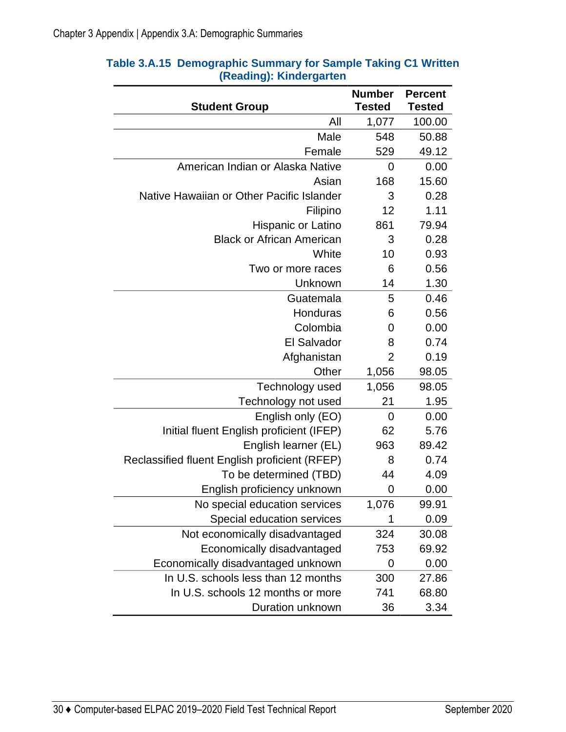**Table 3.A.15 Demographic Summary for Sample Taking C1 Written (Reading): Kindergarten**

| Student Group | Number Tested | Percent Tested |
|---|---|---|
| All | 1,077 | 100.00 |
| Male | 548 | 50.88 |
| Female | 529 | 49.12 |
| American Indian or Alaska Native | 0 | 0.00 |
| Asian | 168 | 15.60 |
| Native Hawaiian or Other Pacific Islander | 3 | 0.28 |
| Filipino | 12 | 1.11 |
| Hispanic or Latino | 861 | 79.94 |
| Black or African American | 3 | 0.28 |
| White | 10 | 0.93 |
| Two or more races | 6 | 0.56 |
| Unknown | 14 | 1.30 |
| Guatemala | 5 | 0.46 |
| Honduras | 6 | 0.56 |
| Colombia | 0 | 0.00 |
| El Salvador | 8 | 0.74 |
| Afghanistan | 2 | 0.19 |
| Other | 1,056 | 98.05 |
| Technology used | 1,056 | 98.05 |
| Technology not used | 21 | 1.95 |
| English only (EO) | 0 | 0.00 |
| Initial fluent English proficient (IFEP) | 62 | 5.76 |
| English learner (EL) | 963 | 89.42 |
| Reclassified fluent English proficient (RFEP) | 8 | 0.74 |
| To be determined (TBD) | 44 | 4.09 |
| English proficiency unknown | 0 | 0.00 |
| No special education services | 1,076 | 99.91 |
| Special education services | 1 | 0.09 |
| Not economically disadvantaged | 324 | 30.08 |
| Economically disadvantaged | 753 | 69.92 |
| Economically disadvantaged unknown | 0 | 0.00 |
| In U.S. schools less than 12 months | 300 | 27.86 |
| In U.S. schools 12 months or more | 741 | 68.80 |
| Duration unknown | 36 | 3.34 |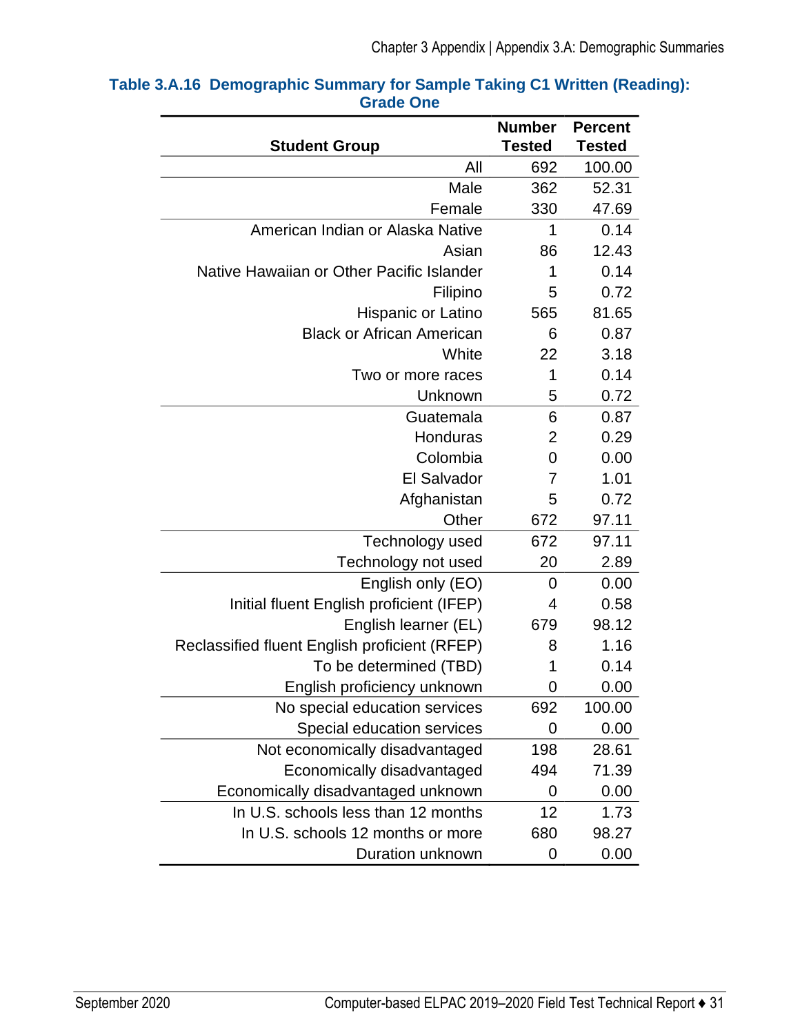**Table 3.A.16 Demographic Summary for Sample Taking C1 Written (Reading): Grade One**

| Student Group | Number Tested | Percent Tested |
|---|---|---|
| All | 692 | 100.00 |
| Male | 362 | 52.31 |
| Female | 330 | 47.69 |
| American Indian or Alaska Native | 1 | 0.14 |
| Asian | 86 | 12.43 |
| Native Hawaiian or Other Pacific Islander | 1 | 0.14 |
| Filipino | 5 | 0.72 |
| Hispanic or Latino | 565 | 81.65 |
| Black or African American | 6 | 0.87 |
| White | 22 | 3.18 |
| Two or more races | 1 | 0.14 |
| Unknown | 5 | 0.72 |
| Guatemala | 6 | 0.87 |
| Honduras | 2 | 0.29 |
| Colombia | 0 | 0.00 |
| El Salvador | 7 | 1.01 |
| Afghanistan | 5 | 0.72 |
| Other | 672 | 97.11 |
| Technology used | 672 | 97.11 |
| Technology not used | 20 | 2.89 |
| English only (EO) | 0 | 0.00 |
| Initial fluent English proficient (IFEP) | 4 | 0.58 |
| English learner (EL) | 679 | 98.12 |
| Reclassified fluent English proficient (RFEP) | 8 | 1.16 |
| To be determined (TBD) | 1 | 0.14 |
| English proficiency unknown | 0 | 0.00 |
| No special education services | 692 | 100.00 |
| Special education services | 0 | 0.00 |
| Not economically disadvantaged | 198 | 28.61 |
| Economically disadvantaged | 494 | 71.39 |
| Economically disadvantaged unknown | 0 | 0.00 |
| In U.S. schools less than 12 months | 12 | 1.73 |
| In U.S. schools 12 months or more | 680 | 98.27 |
| Duration unknown | 0 | 0.00 |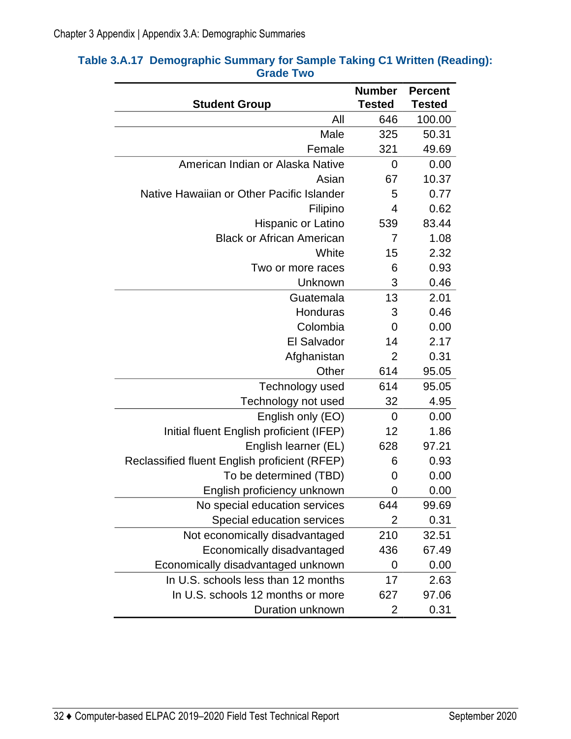**Table 3.A.17 Demographic Summary for Sample Taking C1 Written (Reading): Grade Two**

| Student Group | Number Tested | Percent Tested |
|---|---|---|
| All | 646 | 100.00 |
| Male | 325 | 50.31 |
| Female | 321 | 49.69 |
| American Indian or Alaska Native | 0 | 0.00 |
| Asian | 67 | 10.37 |
| Native Hawaiian or Other Pacific Islander | 5 | 0.77 |
| Filipino | 4 | 0.62 |
| Hispanic or Latino | 539 | 83.44 |
| Black or African American | 7 | 1.08 |
| White | 15 | 2.32 |
| Two or more races | 6 | 0.93 |
| Unknown | 3 | 0.46 |
| Guatemala | 13 | 2.01 |
| Honduras | 3 | 0.46 |
| Colombia | 0 | 0.00 |
| El Salvador | 14 | 2.17 |
| Afghanistan | 2 | 0.31 |
| Other | 614 | 95.05 |
| Technology used | 614 | 95.05 |
| Technology not used | 32 | 4.95 |
| English only (EO) | 0 | 0.00 |
| Initial fluent English proficient (IFEP) | 12 | 1.86 |
| English learner (EL) | 628 | 97.21 |
| Reclassified fluent English proficient (RFEP) | 6 | 0.93 |
| To be determined (TBD) | 0 | 0.00 |
| English proficiency unknown | 0 | 0.00 |
| No special education services | 644 | 99.69 |
| Special education services | 2 | 0.31 |
| Not economically disadvantaged | 210 | 32.51 |
| Economically disadvantaged | 436 | 67.49 |
| Economically disadvantaged unknown | 0 | 0.00 |
| In U.S. schools less than 12 months | 17 | 2.63 |
| In U.S. schools 12 months or more | 627 | 97.06 |
| Duration unknown | 2 | 0.31 |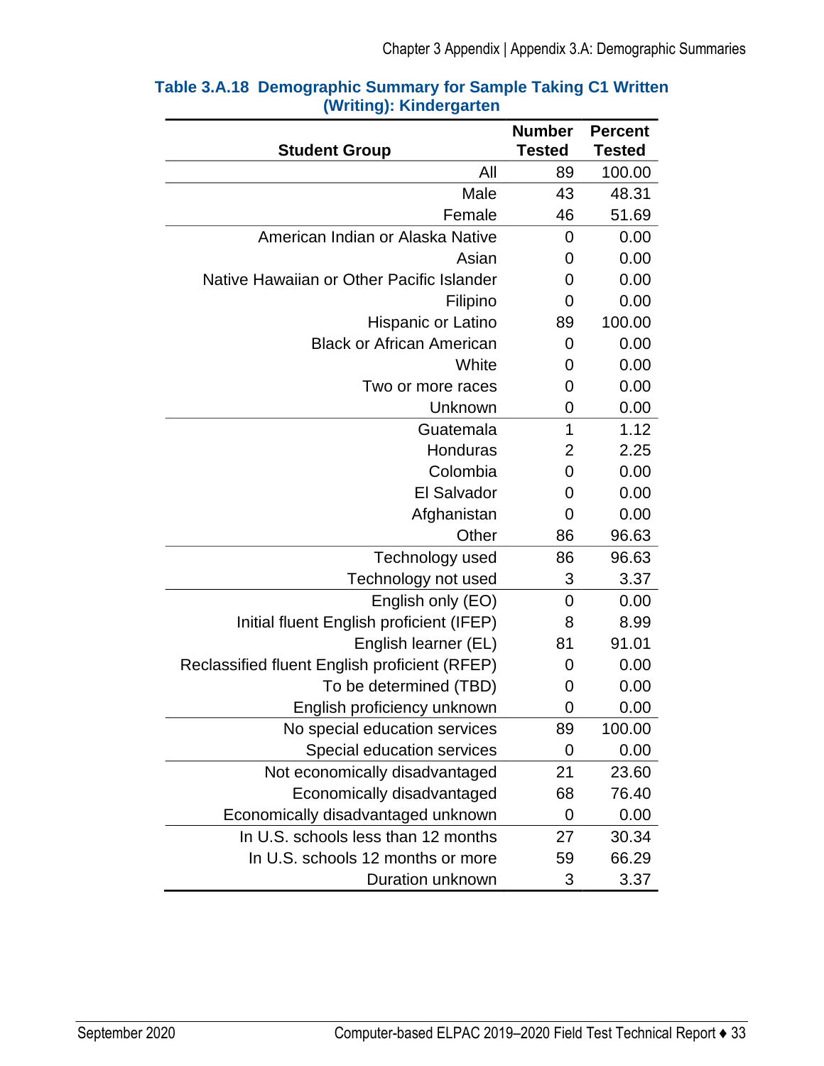**Table 3.A.18 Demographic Summary for Sample Taking C1 Written (Writing): Kindergarten**

| Student Group | Number Tested | Percent Tested |
|---|---|---|
| All | 89 | 100.00 |
| Male | 43 | 48.31 |
| Female | 46 | 51.69 |
| American Indian or Alaska Native | 0 | 0.00 |
| Asian | 0 | 0.00 |
| Native Hawaiian or Other Pacific Islander | 0 | 0.00 |
| Filipino | 0 | 0.00 |
| Hispanic or Latino | 89 | 100.00 |
| Black or African American | 0 | 0.00 |
| White | 0 | 0.00 |
| Two or more races | 0 | 0.00 |
| Unknown | 0 | 0.00 |
| Guatemala | 1 | 1.12 |
| Honduras | 2 | 2.25 |
| Colombia | 0 | 0.00 |
| El Salvador | 0 | 0.00 |
| Afghanistan | 0 | 0.00 |
| Other | 86 | 96.63 |
| Technology used | 86 | 96.63 |
| Technology not used | 3 | 3.37 |
| English only (EO) | 0 | 0.00 |
| Initial fluent English proficient (IFEP) | 8 | 8.99 |
| English learner (EL) | 81 | 91.01 |
| Reclassified fluent English proficient (RFEP) | 0 | 0.00 |
| To be determined (TBD) | 0 | 0.00 |
| English proficiency unknown | 0 | 0.00 |
| No special education services | 89 | 100.00 |
| Special education services | 0 | 0.00 |
| Not economically disadvantaged | 21 | 23.60 |
| Economically disadvantaged | 68 | 76.40 |
| Economically disadvantaged unknown | 0 | 0.00 |
| In U.S. schools less than 12 months | 27 | 30.34 |
| In U.S. schools 12 months or more | 59 | 66.29 |
| Duration unknown | 3 | 3.37 |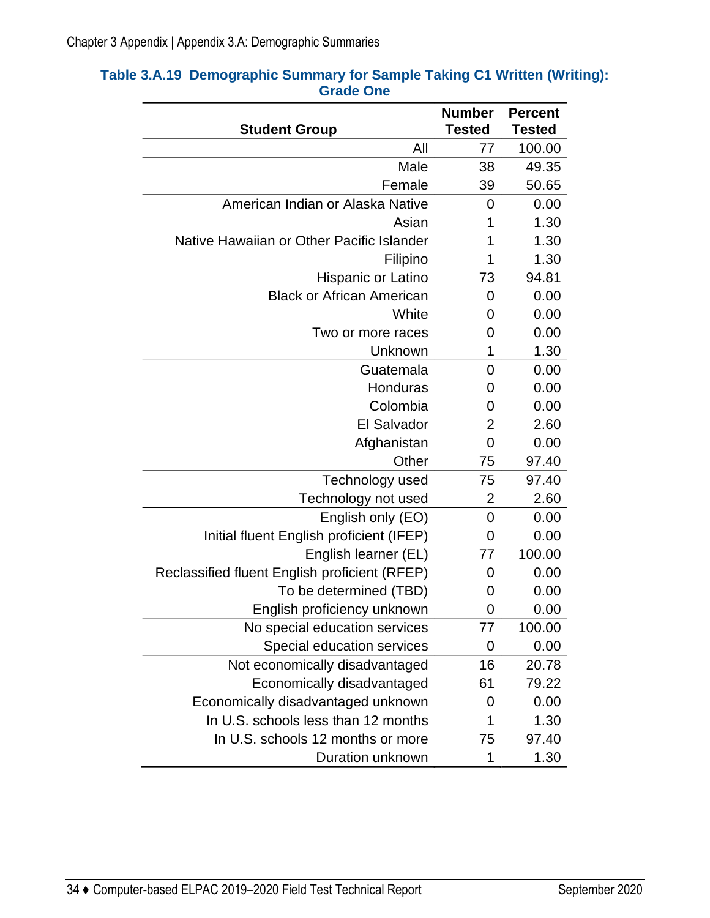**Table 3.A.19 Demographic Summary for Sample Taking C1 Written (Writing): Grade One**

| Student Group | Number Tested | Percent Tested |
|---:|---:|---:|
| All | 77 | 100.00 |
| Male | 38 | 49.35 |
| Female | 39 | 50.65 |
| American Indian or Alaska Native | 0 | 0.00 |
| Asian | 1 | 1.30 |
| Native Hawaiian or Other Pacific Islander | 1 | 1.30 |
| Filipino | 1 | 1.30 |
| Hispanic or Latino | 73 | 94.81 |
| Black or African American | 0 | 0.00 |
| White | 0 | 0.00 |
| Two or more races | 0 | 0.00 |
| Unknown | 1 | 1.30 |
| Guatemala | 0 | 0.00 |
| Honduras | 0 | 0.00 |
| Colombia | 0 | 0.00 |
| El Salvador | 2 | 2.60 |
| Afghanistan | 0 | 0.00 |
| Other | 75 | 97.40 |
| Technology used | 75 | 97.40 |
| Technology not used | 2 | 2.60 |
| English only (EO) | 0 | 0.00 |
| Initial fluent English proficient (IFEP) | 0 | 0.00 |
| English learner (EL) | 77 | 100.00 |
| Reclassified fluent English proficient (RFEP) | 0 | 0.00 |
| To be determined (TBD) | 0 | 0.00 |
| English proficiency unknown | 0 | 0.00 |
| No special education services | 77 | 100.00 |
| Special education services | 0 | 0.00 |
| Not economically disadvantaged | 16 | 20.78 |
| Economically disadvantaged | 61 | 79.22 |
| Economically disadvantaged unknown | 0 | 0.00 |
| In U.S. schools less than 12 months | 1 | 1.30 |
| In U.S. schools 12 months or more | 75 | 97.40 |
| Duration unknown | 1 | 1.30 |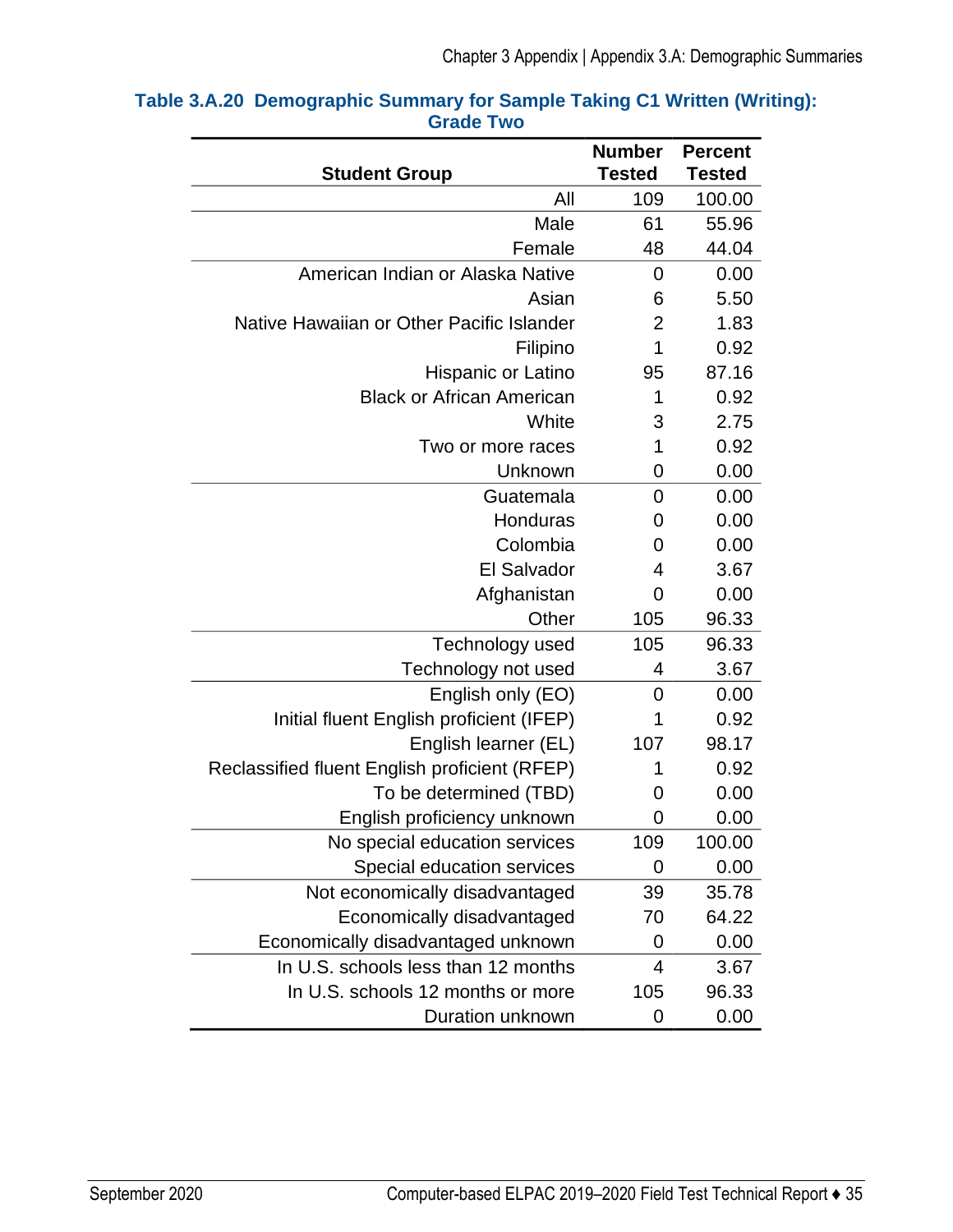### Table 3.A.20 Demographic Summary for Sample Taking C1 Written (Writing): Grade Two

| Student Group | Number Tested | Percent Tested |
|---:|---:|---:|
| All | 109 | 100.00 |
| Male | 61 | 55.96 |
| Female | 48 | 44.04 |
| American Indian or Alaska Native | 0 | 0.00 |
| Asian | 6 | 5.50 |
| Native Hawaiian or Other Pacific Islander | 2 | 1.83 |
| Filipino | 1 | 0.92 |
| Hispanic or Latino | 95 | 87.16 |
| Black or African American | 1 | 0.92 |
| White | 3 | 2.75 |
| Two or more races | 1 | 0.92 |
| Unknown | 0 | 0.00 |
| Guatemala | 0 | 0.00 |
| Honduras | 0 | 0.00 |
| Colombia | 0 | 0.00 |
| El Salvador | 4 | 3.67 |
| Afghanistan | 0 | 0.00 |
| Other | 105 | 96.33 |
| Technology used | 105 | 96.33 |
| Technology not used | 4 | 3.67 |
| English only (EO) | 0 | 0.00 |
| Initial fluent English proficient (IFEP) | 1 | 0.92 |
| English learner (EL) | 107 | 98.17 |
| Reclassified fluent English proficient (RFEP) | 1 | 0.92 |
| To be determined (TBD) | 0 | 0.00 |
| English proficiency unknown | 0 | 0.00 |
| No special education services | 109 | 100.00 |
| Special education services | 0 | 0.00 |
| Not economically disadvantaged | 39 | 35.78 |
| Economically disadvantaged | 70 | 64.22 |
| Economically disadvantaged unknown | 0 | 0.00 |
| In U.S. schools less than 12 months | 4 | 3.67 |
| In U.S. schools 12 months or more | 105 | 96.33 |
| Duration unknown | 0 | 0.00 |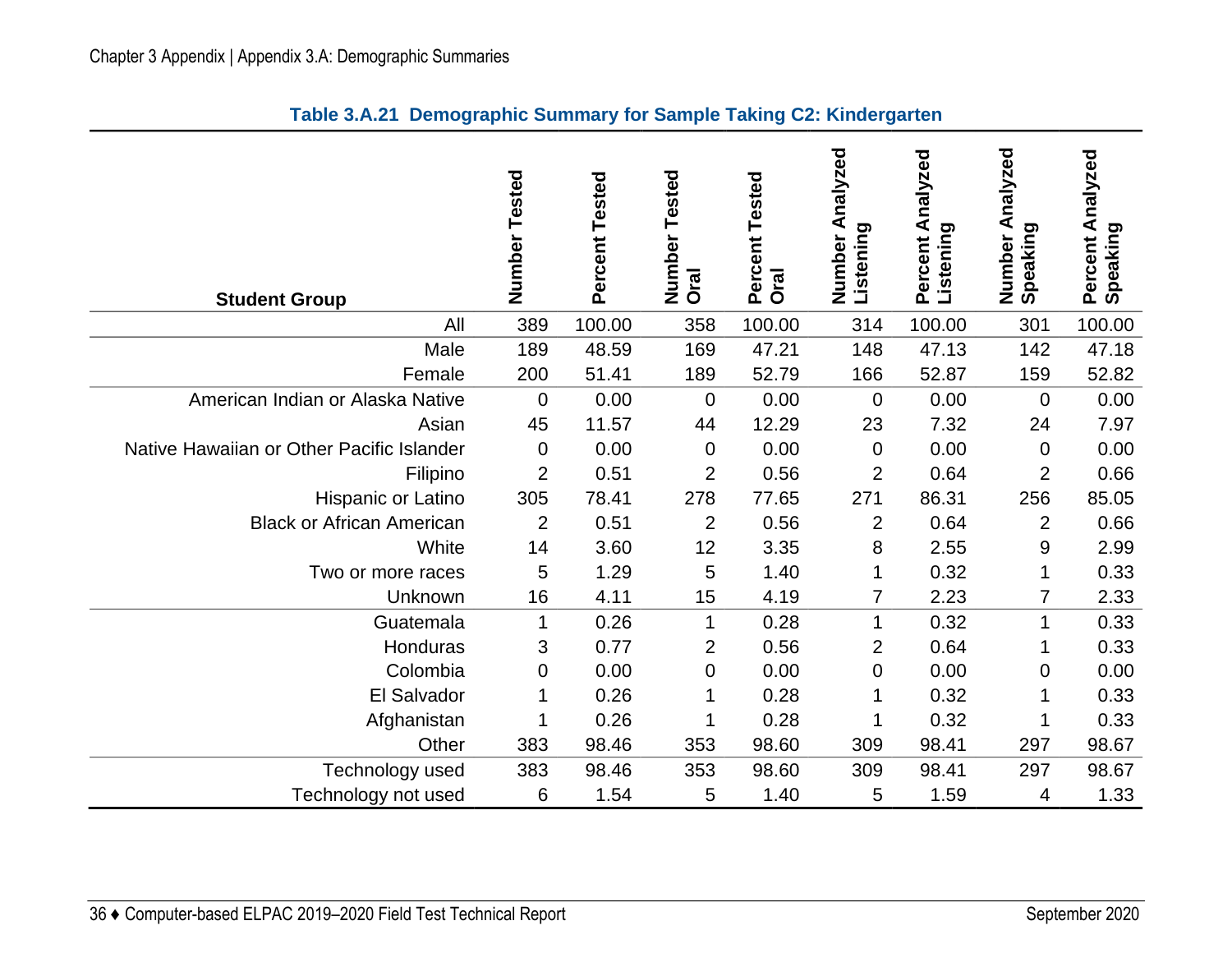**Table 3.A.21 Demographic Summary for Sample Taking C2: Kindergarten**

| Student Group | Number Tested | Percent Tested | Number Tested Oral | Percent Tested Oral | Number Analyzed Listening | Percent Analyzed Listening | Number Analyzed Speaking | Percent Analyzed Speaking |
|---|---|---|---|---|---|---|---|---|
| All | 389 | 100.00 | 358 | 100.00 | 314 | 100.00 | 301 | 100.00 |
| Male | 189 | 48.59 | 169 | 47.21 | 148 | 47.13 | 142 | 47.18 |
| Female | 200 | 51.41 | 189 | 52.79 | 166 | 52.87 | 159 | 52.82 |
| American Indian or Alaska Native | 0 | 0.00 | 0 | 0.00 | 0 | 0.00 | 0 | 0.00 |
| Asian | 45 | 11.57 | 44 | 12.29 | 23 | 7.32 | 24 | 7.97 |
| Native Hawaiian or Other Pacific Islander | 0 | 0.00 | 0 | 0.00 | 0 | 0.00 | 0 | 0.00 |
| Filipino | 2 | 0.51 | 2 | 0.56 | 2 | 0.64 | 2 | 0.66 |
| Hispanic or Latino | 305 | 78.41 | 278 | 77.65 | 271 | 86.31 | 256 | 85.05 |
| Black or African American | 2 | 0.51 | 2 | 0.56 | 2 | 0.64 | 2 | 0.66 |
| White | 14 | 3.60 | 12 | 3.35 | 8 | 2.55 | 9 | 2.99 |
| Two or more races | 5 | 1.29 | 5 | 1.40 | 1 | 0.32 | 1 | 0.33 |
| Unknown | 16 | 4.11 | 15 | 4.19 | 7 | 2.23 | 7 | 2.33 |
| Guatemala | 1 | 0.26 | 1 | 0.28 | 1 | 0.32 | 1 | 0.33 |
| Honduras | 3 | 0.77 | 2 | 0.56 | 2 | 0.64 | 1 | 0.33 |
| Colombia | 0 | 0.00 | 0 | 0.00 | 0 | 0.00 | 0 | 0.00 |
| El Salvador | 1 | 0.26 | 1 | 0.28 | 1 | 0.32 | 1 | 0.33 |
| Afghanistan | 1 | 0.26 | 1 | 0.28 | 1 | 0.32 | 1 | 0.33 |
| Other | 383 | 98.46 | 353 | 98.60 | 309 | 98.41 | 297 | 98.67 |
| Technology used | 383 | 98.46 | 353 | 98.60 | 309 | 98.41 | 297 | 98.67 |
| Technology not used | 6 | 1.54 | 5 | 1.40 | 5 | 1.59 | 4 | 1.33 |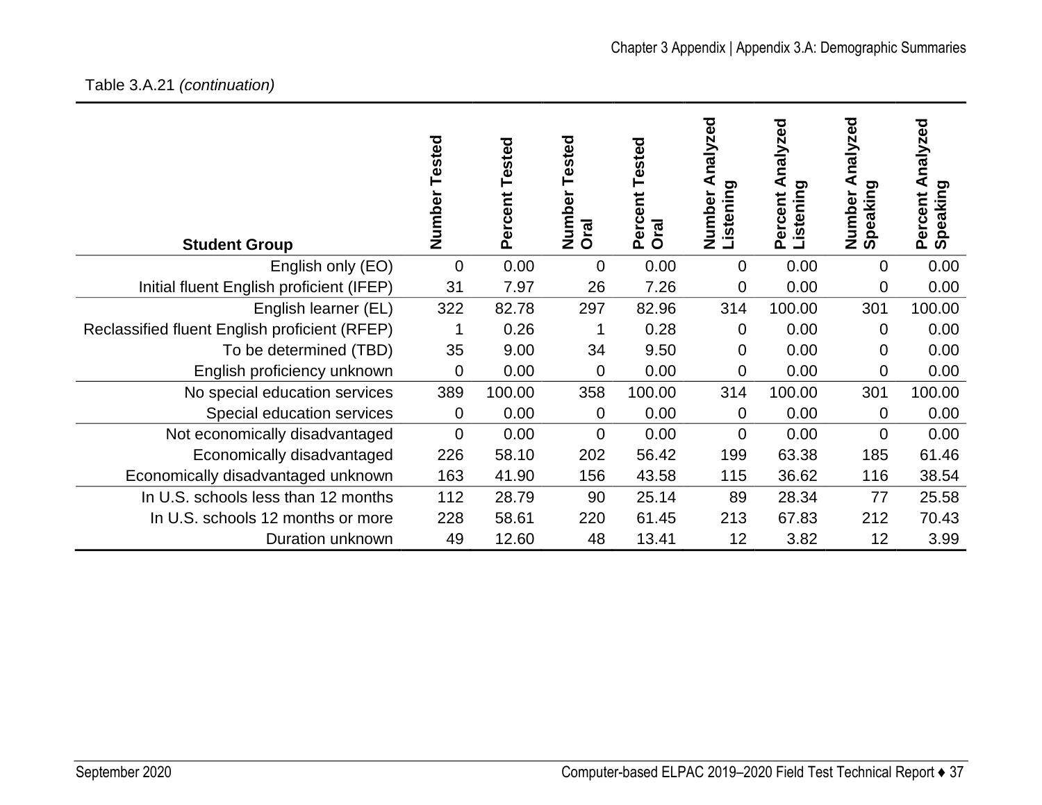Table 3.A.21 *(continuation)*

| Student Group | Number Tested | Percent Tested | Number Tested Oral | Percent Tested Oral | Number Analyzed Listening | Percent Analyzed Listening | Number Analyzed Speaking | Percent Analyzed Speaking |
|---|---|---|---|---|---|---|---|---|
| English only (EO) | 0 | 0.00 | 0 | 0.00 | 0 | 0.00 | 0 | 0.00 |
| Initial fluent English proficient (IFEP) | 31 | 7.97 | 26 | 7.26 | 0 | 0.00 | 0 | 0.00 |
| English learner (EL) | 322 | 82.78 | 297 | 82.96 | 314 | 100.00 | 301 | 100.00 |
| Reclassified fluent English proficient (RFEP) | 1 | 0.26 | 1 | 0.28 | 0 | 0.00 | 0 | 0.00 |
| To be determined (TBD) | 35 | 9.00 | 34 | 9.50 | 0 | 0.00 | 0 | 0.00 |
| English proficiency unknown | 0 | 0.00 | 0 | 0.00 | 0 | 0.00 | 0 | 0.00 |
| No special education services | 389 | 100.00 | 358 | 100.00 | 314 | 100.00 | 301 | 100.00 |
| Special education services | 0 | 0.00 | 0 | 0.00 | 0 | 0.00 | 0 | 0.00 |
| Not economically disadvantaged | 0 | 0.00 | 0 | 0.00 | 0 | 0.00 | 0 | 0.00 |
| Economically disadvantaged | 226 | 58.10 | 202 | 56.42 | 199 | 63.38 | 185 | 61.46 |
| Economically disadvantaged unknown | 163 | 41.90 | 156 | 43.58 | 115 | 36.62 | 116 | 38.54 |
| In U.S. schools less than 12 months | 112 | 28.79 | 90 | 25.14 | 89 | 28.34 | 77 | 25.58 |
| In U.S. schools 12 months or more | 228 | 58.61 | 220 | 61.45 | 213 | 67.83 | 212 | 70.43 |
| Duration unknown | 49 | 12.60 | 48 | 13.41 | 12 | 3.82 | 12 | 3.99 |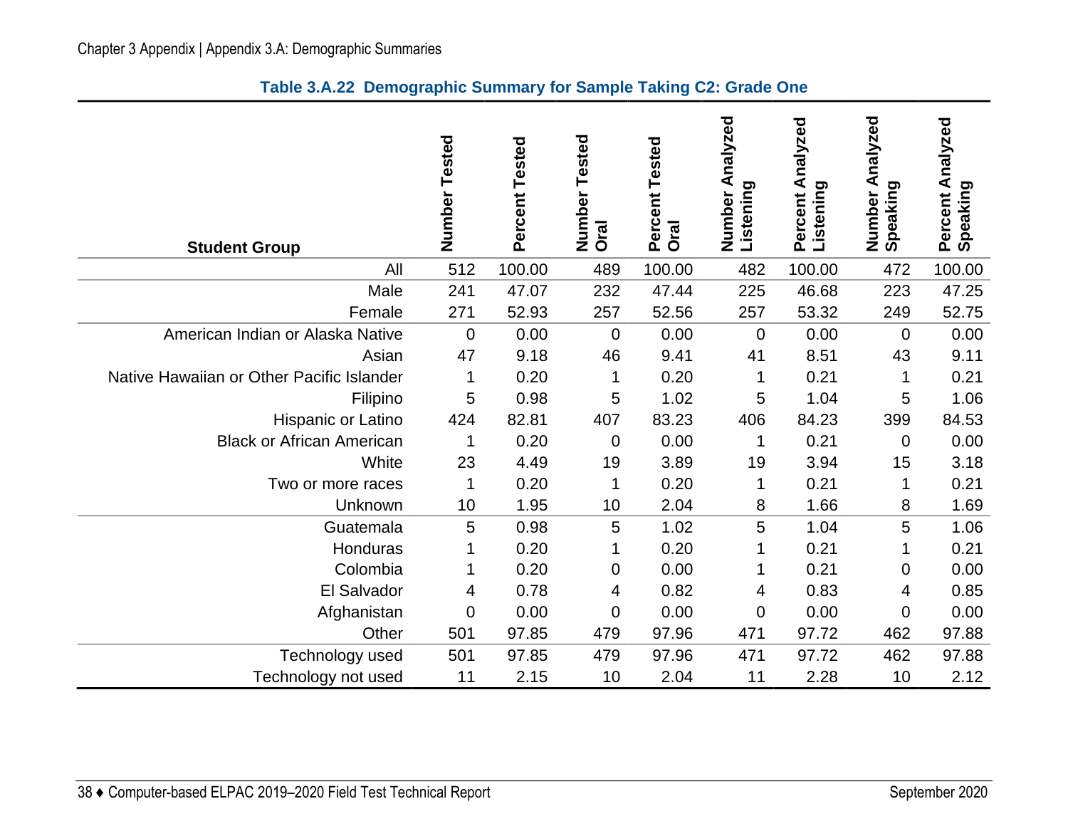### Table 3.A.22 Demographic Summary for Sample Taking C2: Grade One

| Student Group | Number Tested | Percent Tested | Number Tested Oral | Percent Tested Oral | Number Analyzed Listening | Percent Analyzed Listening | Number Analyzed Speaking | Percent Analyzed Speaking |
|---|---|---|---|---|---|---|---|---|
| All | 512 | 100.00 | 489 | 100.00 | 482 | 100.00 | 472 | 100.00 |
| Male | 241 | 47.07 | 232 | 47.44 | 225 | 46.68 | 223 | 47.25 |
| Female | 271 | 52.93 | 257 | 52.56 | 257 | 53.32 | 249 | 52.75 |
| American Indian or Alaska Native | 0 | 0.00 | 0 | 0.00 | 0 | 0.00 | 0 | 0.00 |
| Asian | 47 | 9.18 | 46 | 9.41 | 41 | 8.51 | 43 | 9.11 |
| Native Hawaiian or Other Pacific Islander | 1 | 0.20 | 1 | 0.20 | 1 | 0.21 | 1 | 0.21 |
| Filipino | 5 | 0.98 | 5 | 1.02 | 5 | 1.04 | 5 | 1.06 |
| Hispanic or Latino | 424 | 82.81 | 407 | 83.23 | 406 | 84.23 | 399 | 84.53 |
| Black or African American | 1 | 0.20 | 0 | 0.00 | 1 | 0.21 | 0 | 0.00 |
| White | 23 | 4.49 | 19 | 3.89 | 19 | 3.94 | 15 | 3.18 |
| Two or more races | 1 | 0.20 | 1 | 0.20 | 1 | 0.21 | 1 | 0.21 |
| Unknown | 10 | 1.95 | 10 | 2.04 | 8 | 1.66 | 8 | 1.69 |
| Guatemala | 5 | 0.98 | 5 | 1.02 | 5 | 1.04 | 5 | 1.06 |
| Honduras | 1 | 0.20 | 1 | 0.20 | 1 | 0.21 | 1 | 0.21 |
| Colombia | 1 | 0.20 | 0 | 0.00 | 1 | 0.21 | 0 | 0.00 |
| El Salvador | 4 | 0.78 | 4 | 0.82 | 4 | 0.83 | 4 | 0.85 |
| Afghanistan | 0 | 0.00 | 0 | 0.00 | 0 | 0.00 | 0 | 0.00 |
| Other | 501 | 97.85 | 479 | 97.96 | 471 | 97.72 | 462 | 97.88 |
| Technology used | 501 | 97.85 | 479 | 97.96 | 471 | 97.72 | 462 | 97.88 |
| Technology not used | 11 | 2.15 | 10 | 2.04 | 11 | 2.28 | 10 | 2.12 |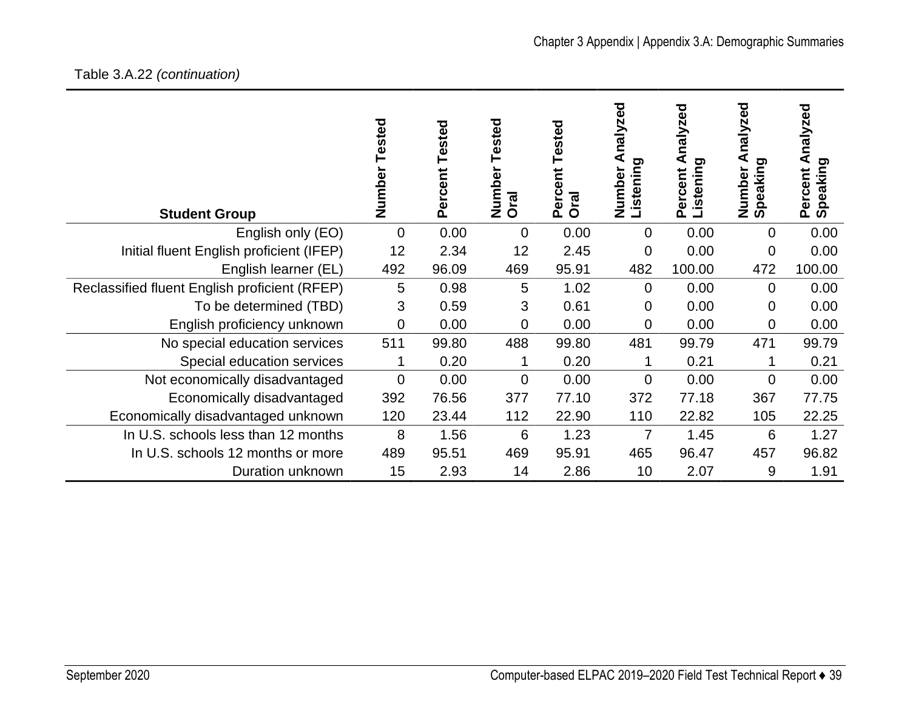Table 3.A.22 *(continuation)*

| Student Group | Number Tested | Percent Tested | Number Tested Oral | Percent Tested Oral | Number Analyzed Listening | Percent Analyzed Listening | Number Analyzed Speaking | Percent Analyzed Speaking |
|---|---|---|---|---|---|---|---|---|
| English only (EO) | 0 | 0.00 | 0 | 0.00 | 0 | 0.00 | 0 | 0.00 |
| Initial fluent English proficient (IFEP) | 12 | 2.34 | 12 | 2.45 | 0 | 0.00 | 0 | 0.00 |
| English learner (EL) | 492 | 96.09 | 469 | 95.91 | 482 | 100.00 | 472 | 100.00 |
| Reclassified fluent English proficient (RFEP) | 5 | 0.98 | 5 | 1.02 | 0 | 0.00 | 0 | 0.00 |
| To be determined (TBD) | 3 | 0.59 | 3 | 0.61 | 0 | 0.00 | 0 | 0.00 |
| English proficiency unknown | 0 | 0.00 | 0 | 0.00 | 0 | 0.00 | 0 | 0.00 |
| No special education services | 511 | 99.80 | 488 | 99.80 | 481 | 99.79 | 471 | 99.79 |
| Special education services | 1 | 0.20 | 1 | 0.20 | 1 | 0.21 | 1 | 0.21 |
| Not economically disadvantaged | 0 | 0.00 | 0 | 0.00 | 0 | 0.00 | 0 | 0.00 |
| Economically disadvantaged | 392 | 76.56 | 377 | 77.10 | 372 | 77.18 | 367 | 77.75 |
| Economically disadvantaged unknown | 120 | 23.44 | 112 | 22.90 | 110 | 22.82 | 105 | 22.25 |
| In U.S. schools less than 12 months | 8 | 1.56 | 6 | 1.23 | 7 | 1.45 | 6 | 1.27 |
| In U.S. schools 12 months or more | 489 | 95.51 | 469 | 95.91 | 465 | 96.47 | 457 | 96.82 |
| Duration unknown | 15 | 2.93 | 14 | 2.86 | 10 | 2.07 | 9 | 1.91 |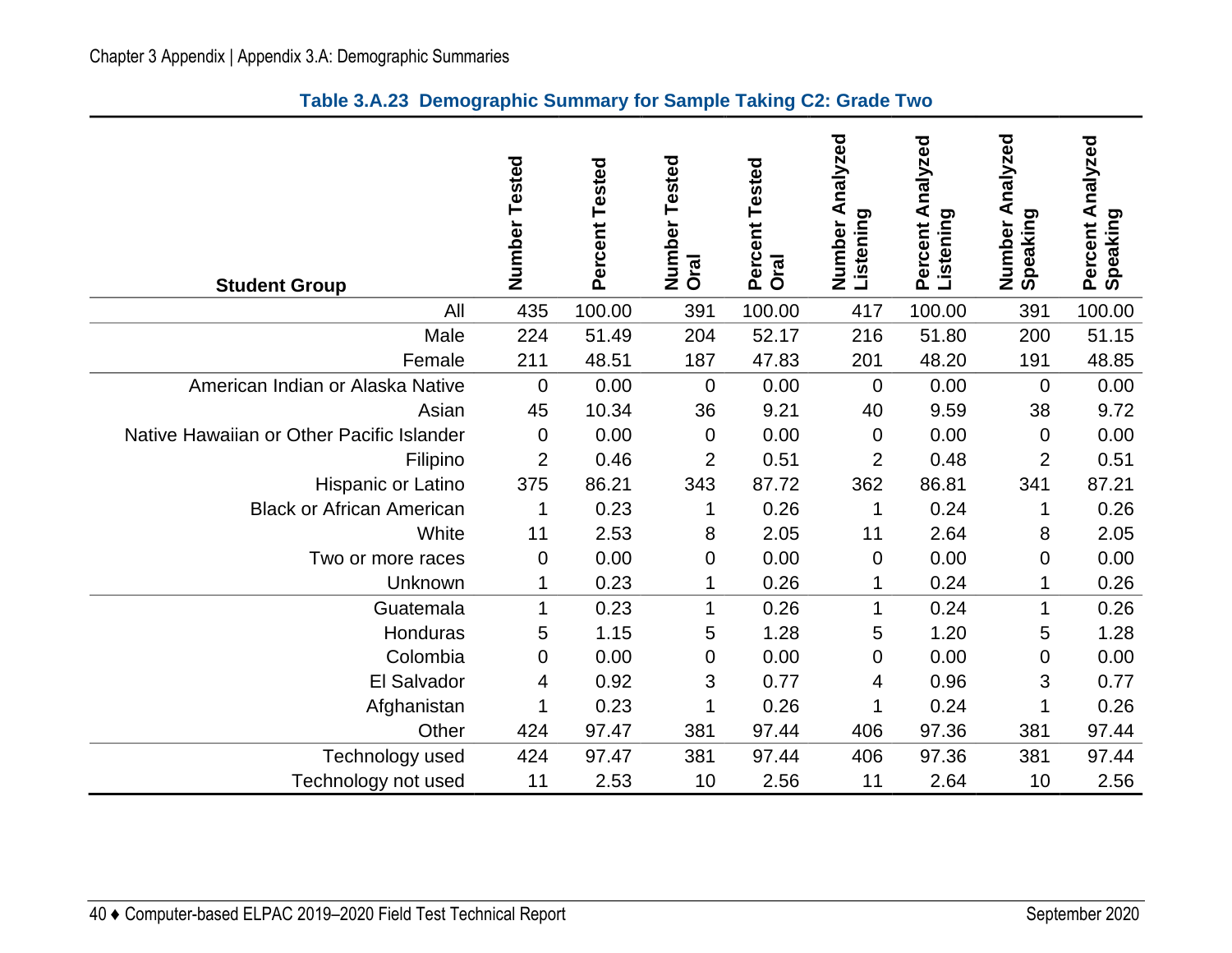### Table 3.A.23 Demographic Summary for Sample Taking C2: Grade Two

| Student Group | Number Tested | Percent Tested | Number Tested Oral | Percent Tested Oral | Number Analyzed Listening | Percent Analyzed Listening | Number Analyzed Speaking | Percent Analyzed Speaking |
|---|---|---|---|---|---|---|---|---|
| All | 435 | 100.00 | 391 | 100.00 | 417 | 100.00 | 391 | 100.00 |
| Male | 224 | 51.49 | 204 | 52.17 | 216 | 51.80 | 200 | 51.15 |
| Female | 211 | 48.51 | 187 | 47.83 | 201 | 48.20 | 191 | 48.85 |
| American Indian or Alaska Native | 0 | 0.00 | 0 | 0.00 | 0 | 0.00 | 0 | 0.00 |
| Asian | 45 | 10.34 | 36 | 9.21 | 40 | 9.59 | 38 | 9.72 |
| Native Hawaiian or Other Pacific Islander | 0 | 0.00 | 0 | 0.00 | 0 | 0.00 | 0 | 0.00 |
| Filipino | 2 | 0.46 | 2 | 0.51 | 2 | 0.48 | 2 | 0.51 |
| Hispanic or Latino | 375 | 86.21 | 343 | 87.72 | 362 | 86.81 | 341 | 87.21 |
| Black or African American | 1 | 0.23 | 1 | 0.26 | 1 | 0.24 | 1 | 0.26 |
| White | 11 | 2.53 | 8 | 2.05 | 11 | 2.64 | 8 | 2.05 |
| Two or more races | 0 | 0.00 | 0 | 0.00 | 0 | 0.00 | 0 | 0.00 |
| Unknown | 1 | 0.23 | 1 | 0.26 | 1 | 0.24 | 1 | 0.26 |
| Guatemala | 1 | 0.23 | 1 | 0.26 | 1 | 0.24 | 1 | 0.26 |
| Honduras | 5 | 1.15 | 5 | 1.28 | 5 | 1.20 | 5 | 1.28 |
| Colombia | 0 | 0.00 | 0 | 0.00 | 0 | 0.00 | 0 | 0.00 |
| El Salvador | 4 | 0.92 | 3 | 0.77 | 4 | 0.96 | 3 | 0.77 |
| Afghanistan | 1 | 0.23 | 1 | 0.26 | 1 | 0.24 | 1 | 0.26 |
| Other | 424 | 97.47 | 381 | 97.44 | 406 | 97.36 | 381 | 97.44 |
| Technology used | 424 | 97.47 | 381 | 97.44 | 406 | 97.36 | 381 | 97.44 |
| Technology not used | 11 | 2.53 | 10 | 2.56 | 11 | 2.64 | 10 | 2.56 |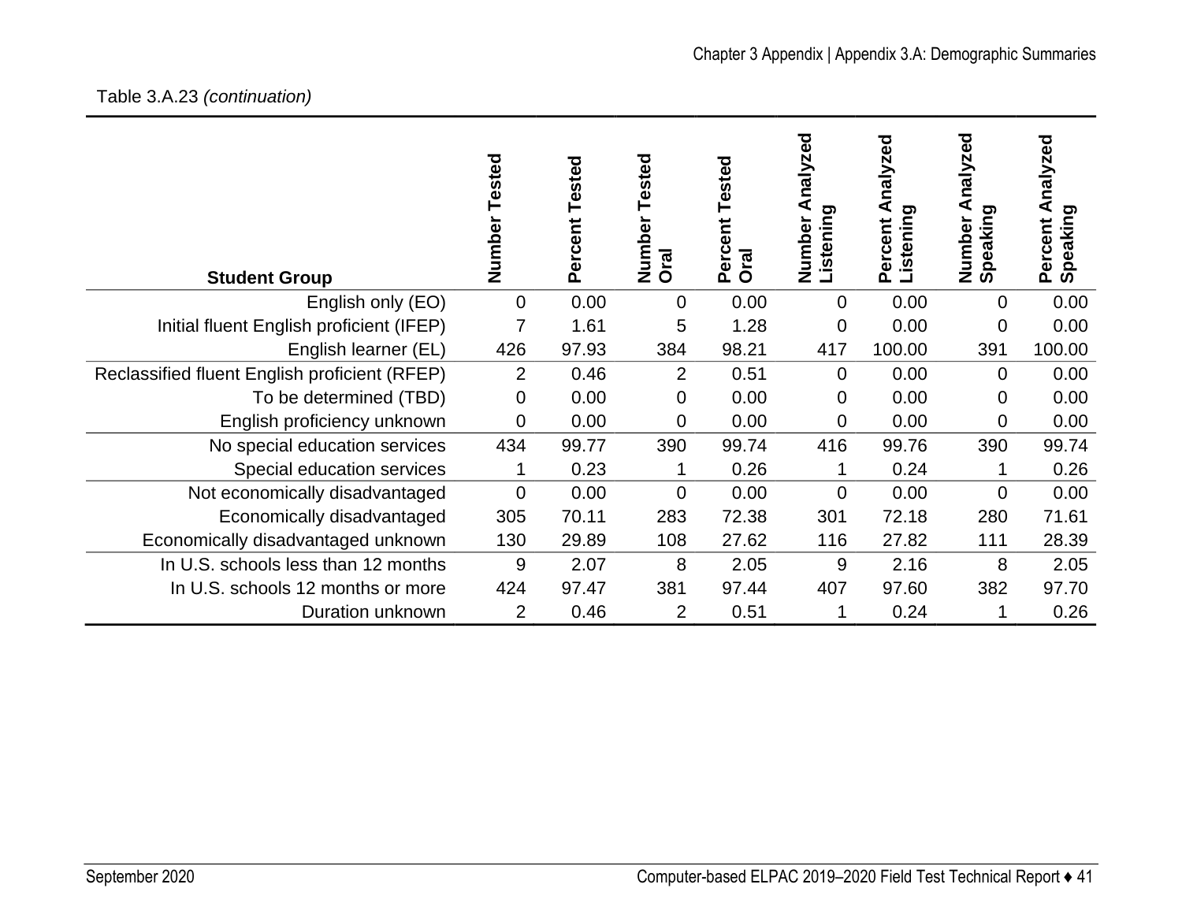Table 3.A.23 *(continuation)*

| Student Group | Number Tested | Percent Tested | Number Tested Oral | Percent Tested Oral | Number Analyzed Listening | Percent Analyzed Listening | Number Analyzed Speaking | Percent Analyzed Speaking |
|---|---|---|---|---|---|---|---|---|
| English only (EO) | 0 | 0.00 | 0 | 0.00 | 0 | 0.00 | 0 | 0.00 |
| Initial fluent English proficient (IFEP) | 7 | 1.61 | 5 | 1.28 | 0 | 0.00 | 0 | 0.00 |
| English learner (EL) | 426 | 97.93 | 384 | 98.21 | 417 | 100.00 | 391 | 100.00 |
| Reclassified fluent English proficient (RFEP) | 2 | 0.46 | 2 | 0.51 | 0 | 0.00 | 0 | 0.00 |
| To be determined (TBD) | 0 | 0.00 | 0 | 0.00 | 0 | 0.00 | 0 | 0.00 |
| English proficiency unknown | 0 | 0.00 | 0 | 0.00 | 0 | 0.00 | 0 | 0.00 |
| No special education services | 434 | 99.77 | 390 | 99.74 | 416 | 99.76 | 390 | 99.74 |
| Special education services | 1 | 0.23 | 1 | 0.26 | 1 | 0.24 | 1 | 0.26 |
| Not economically disadvantaged | 0 | 0.00 | 0 | 0.00 | 0 | 0.00 | 0 | 0.00 |
| Economically disadvantaged | 305 | 70.11 | 283 | 72.38 | 301 | 72.18 | 280 | 71.61 |
| Economically disadvantaged unknown | 130 | 29.89 | 108 | 27.62 | 116 | 27.82 | 111 | 28.39 |
| In U.S. schools less than 12 months | 9 | 2.07 | 8 | 2.05 | 9 | 2.16 | 8 | 2.05 |
| In U.S. schools 12 months or more | 424 | 97.47 | 381 | 97.44 | 407 | 97.60 | 382 | 97.70 |
| Duration unknown | 2 | 0.46 | 2 | 0.51 | 1 | 0.24 | 1 | 0.26 |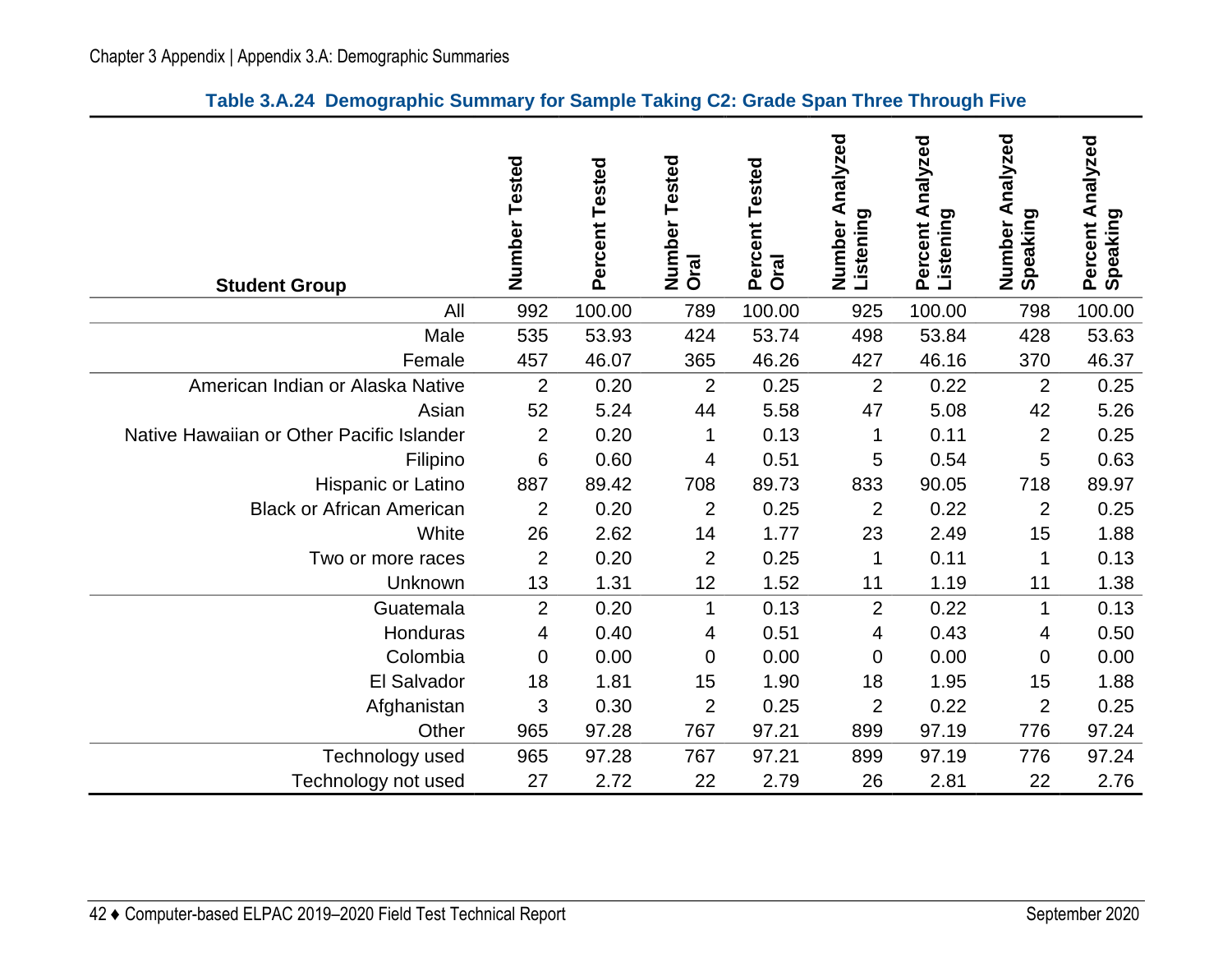### Table 3.A.24 Demographic Summary for Sample Taking C2: Grade Span Three Through Five

| Student Group | Number Tested | Percent Tested | Number Tested Oral | Percent Tested Oral | Number Analyzed Listening | Percent Analyzed Listening | Number Analyzed Speaking | Percent Analyzed Speaking |
|---|---|---|---|---|---|---|---|---|
| All | 992 | 100.00 | 789 | 100.00 | 925 | 100.00 | 798 | 100.00 |
| Male | 535 | 53.93 | 424 | 53.74 | 498 | 53.84 | 428 | 53.63 |
| Female | 457 | 46.07 | 365 | 46.26 | 427 | 46.16 | 370 | 46.37 |
| American Indian or Alaska Native | 2 | 0.20 | 2 | 0.25 | 2 | 0.22 | 2 | 0.25 |
| Asian | 52 | 5.24 | 44 | 5.58 | 47 | 5.08 | 42 | 5.26 |
| Native Hawaiian or Other Pacific Islander | 2 | 0.20 | 1 | 0.13 | 1 | 0.11 | 2 | 0.25 |
| Filipino | 6 | 0.60 | 4 | 0.51 | 5 | 0.54 | 5 | 0.63 |
| Hispanic or Latino | 887 | 89.42 | 708 | 89.73 | 833 | 90.05 | 718 | 89.97 |
| Black or African American | 2 | 0.20 | 2 | 0.25 | 2 | 0.22 | 2 | 0.25 |
| White | 26 | 2.62 | 14 | 1.77 | 23 | 2.49 | 15 | 1.88 |
| Two or more races | 2 | 0.20 | 2 | 0.25 | 1 | 0.11 | 1 | 0.13 |
| Unknown | 13 | 1.31 | 12 | 1.52 | 11 | 1.19 | 11 | 1.38 |
| Guatemala | 2 | 0.20 | 1 | 0.13 | 2 | 0.22 | 1 | 0.13 |
| Honduras | 4 | 0.40 | 4 | 0.51 | 4 | 0.43 | 4 | 0.50 |
| Colombia | 0 | 0.00 | 0 | 0.00 | 0 | 0.00 | 0 | 0.00 |
| El Salvador | 18 | 1.81 | 15 | 1.90 | 18 | 1.95 | 15 | 1.88 |
| Afghanistan | 3 | 0.30 | 2 | 0.25 | 2 | 0.22 | 2 | 0.25 |
| Other | 965 | 97.28 | 767 | 97.21 | 899 | 97.19 | 776 | 97.24 |
| Technology used | 965 | 97.28 | 767 | 97.21 | 899 | 97.19 | 776 | 97.24 |
| Technology not used | 27 | 2.72 | 22 | 2.79 | 26 | 2.81 | 22 | 2.76 |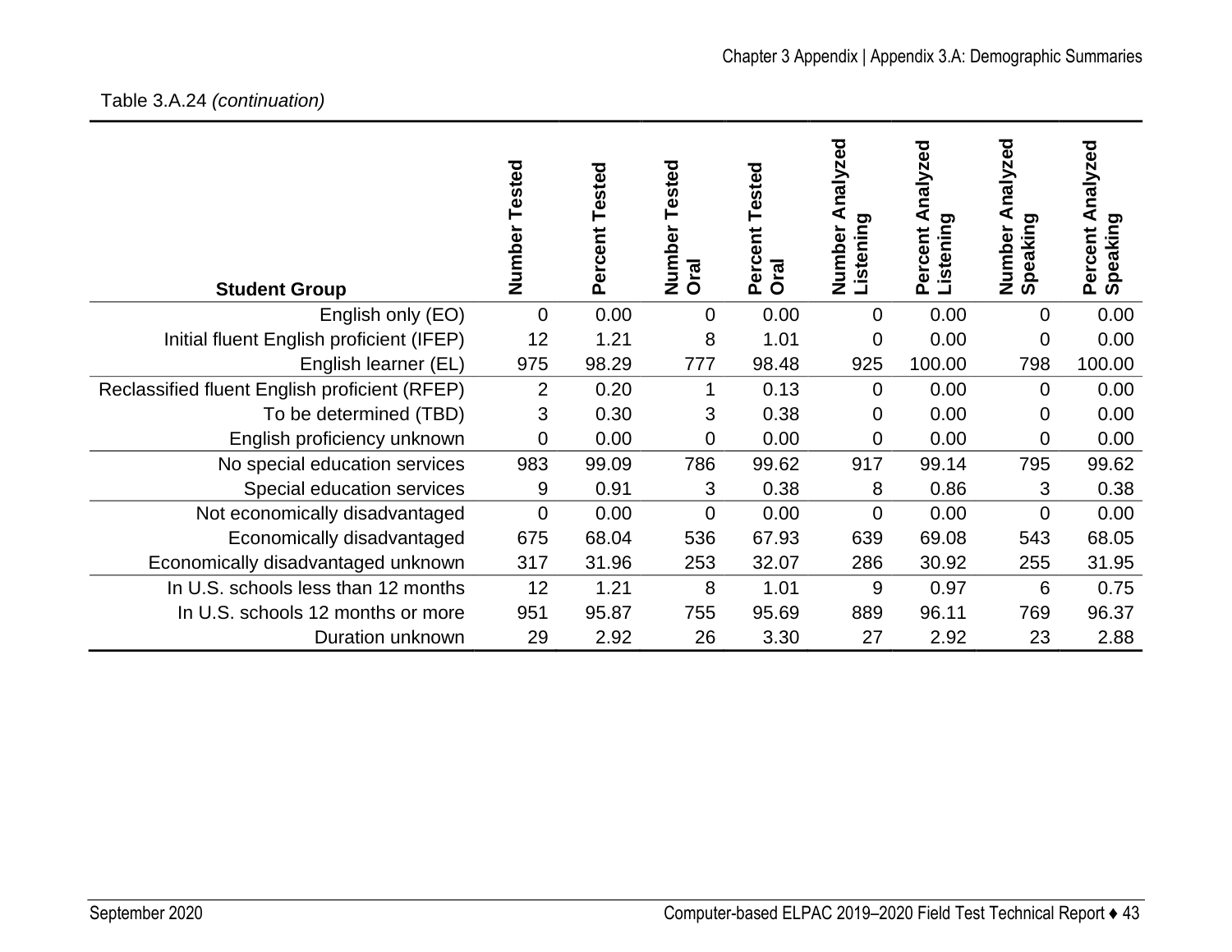Table 3.A.24 *(continuation)*

| Student Group | Number Tested | Percent Tested | Number Tested Oral | Percent Tested Oral | Number Analyzed Listening | Percent Analyzed Listening | Number Analyzed Speaking | Percent Analyzed Speaking |
|---|---|---|---|---|---|---|---|---|
| English only (EO) | 0 | 0.00 | 0 | 0.00 | 0 | 0.00 | 0 | 0.00 |
| Initial fluent English proficient (IFEP) | 12 | 1.21 | 8 | 1.01 | 0 | 0.00 | 0 | 0.00 |
| English learner (EL) | 975 | 98.29 | 777 | 98.48 | 925 | 100.00 | 798 | 100.00 |
| Reclassified fluent English proficient (RFEP) | 2 | 0.20 | 1 | 0.13 | 0 | 0.00 | 0 | 0.00 |
| To be determined (TBD) | 3 | 0.30 | 3 | 0.38 | 0 | 0.00 | 0 | 0.00 |
| English proficiency unknown | 0 | 0.00 | 0 | 0.00 | 0 | 0.00 | 0 | 0.00 |
| No special education services | 983 | 99.09 | 786 | 99.62 | 917 | 99.14 | 795 | 99.62 |
| Special education services | 9 | 0.91 | 3 | 0.38 | 8 | 0.86 | 3 | 0.38 |
| Not economically disadvantaged | 0 | 0.00 | 0 | 0.00 | 0 | 0.00 | 0 | 0.00 |
| Economically disadvantaged | 675 | 68.04 | 536 | 67.93 | 639 | 69.08 | 543 | 68.05 |
| Economically disadvantaged unknown | 317 | 31.96 | 253 | 32.07 | 286 | 30.92 | 255 | 31.95 |
| In U.S. schools less than 12 months | 12 | 1.21 | 8 | 1.01 | 9 | 0.97 | 6 | 0.75 |
| In U.S. schools 12 months or more | 951 | 95.87 | 755 | 95.69 | 889 | 96.11 | 769 | 96.37 |
| Duration unknown | 29 | 2.92 | 26 | 3.30 | 27 | 2.92 | 23 | 2.88 |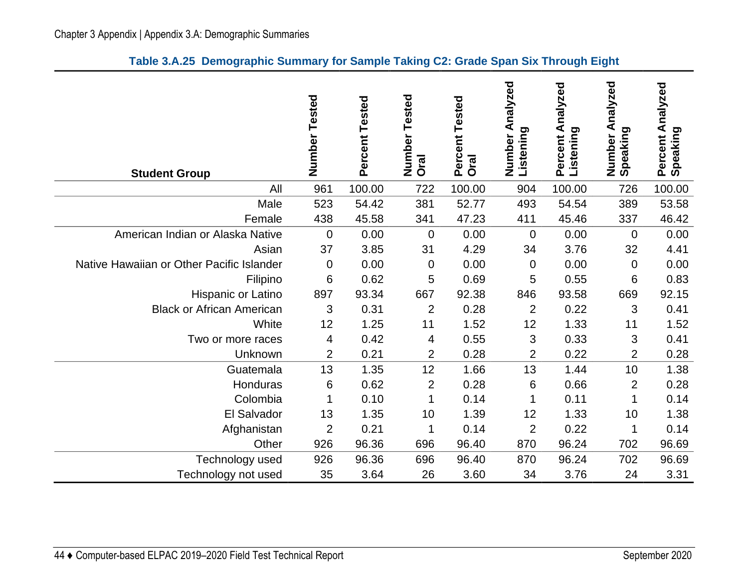## Table 3.A.25 Demographic Summary for Sample Taking C2: Grade Span Six Through Eight

| Student Group | Number Tested | Percent Tested | Number Tested Oral | Percent Tested Oral | Number Analyzed Listening | Percent Analyzed Listening | Number Analyzed Speaking | Percent Analyzed Speaking |
|---|---|---|---|---|---|---|---|---|
| All | 961 | 100.00 | 722 | 100.00 | 904 | 100.00 | 726 | 100.00 |
| Male | 523 | 54.42 | 381 | 52.77 | 493 | 54.54 | 389 | 53.58 |
| Female | 438 | 45.58 | 341 | 47.23 | 411 | 45.46 | 337 | 46.42 |
| American Indian or Alaska Native | 0 | 0.00 | 0 | 0.00 | 0 | 0.00 | 0 | 0.00 |
| Asian | 37 | 3.85 | 31 | 4.29 | 34 | 3.76 | 32 | 4.41 |
| Native Hawaiian or Other Pacific Islander | 0 | 0.00 | 0 | 0.00 | 0 | 0.00 | 0 | 0.00 |
| Filipino | 6 | 0.62 | 5 | 0.69 | 5 | 0.55 | 6 | 0.83 |
| Hispanic or Latino | 897 | 93.34 | 667 | 92.38 | 846 | 93.58 | 669 | 92.15 |
| Black or African American | 3 | 0.31 | 2 | 0.28 | 2 | 0.22 | 3 | 0.41 |
| White | 12 | 1.25 | 11 | 1.52 | 12 | 1.33 | 11 | 1.52 |
| Two or more races | 4 | 0.42 | 4 | 0.55 | 3 | 0.33 | 3 | 0.41 |
| Unknown | 2 | 0.21 | 2 | 0.28 | 2 | 0.22 | 2 | 0.28 |
| Guatemala | 13 | 1.35 | 12 | 1.66 | 13 | 1.44 | 10 | 1.38 |
| Honduras | 6 | 0.62 | 2 | 0.28 | 6 | 0.66 | 2 | 0.28 |
| Colombia | 1 | 0.10 | 1 | 0.14 | 1 | 0.11 | 1 | 0.14 |
| El Salvador | 13 | 1.35 | 10 | 1.39 | 12 | 1.33 | 10 | 1.38 |
| Afghanistan | 2 | 0.21 | 1 | 0.14 | 2 | 0.22 | 1 | 0.14 |
| Other | 926 | 96.36 | 696 | 96.40 | 870 | 96.24 | 702 | 96.69 |
| Technology used | 926 | 96.36 | 696 | 96.40 | 870 | 96.24 | 702 | 96.69 |
| Technology not used | 35 | 3.64 | 26 | 3.60 | 34 | 3.76 | 24 | 3.31 |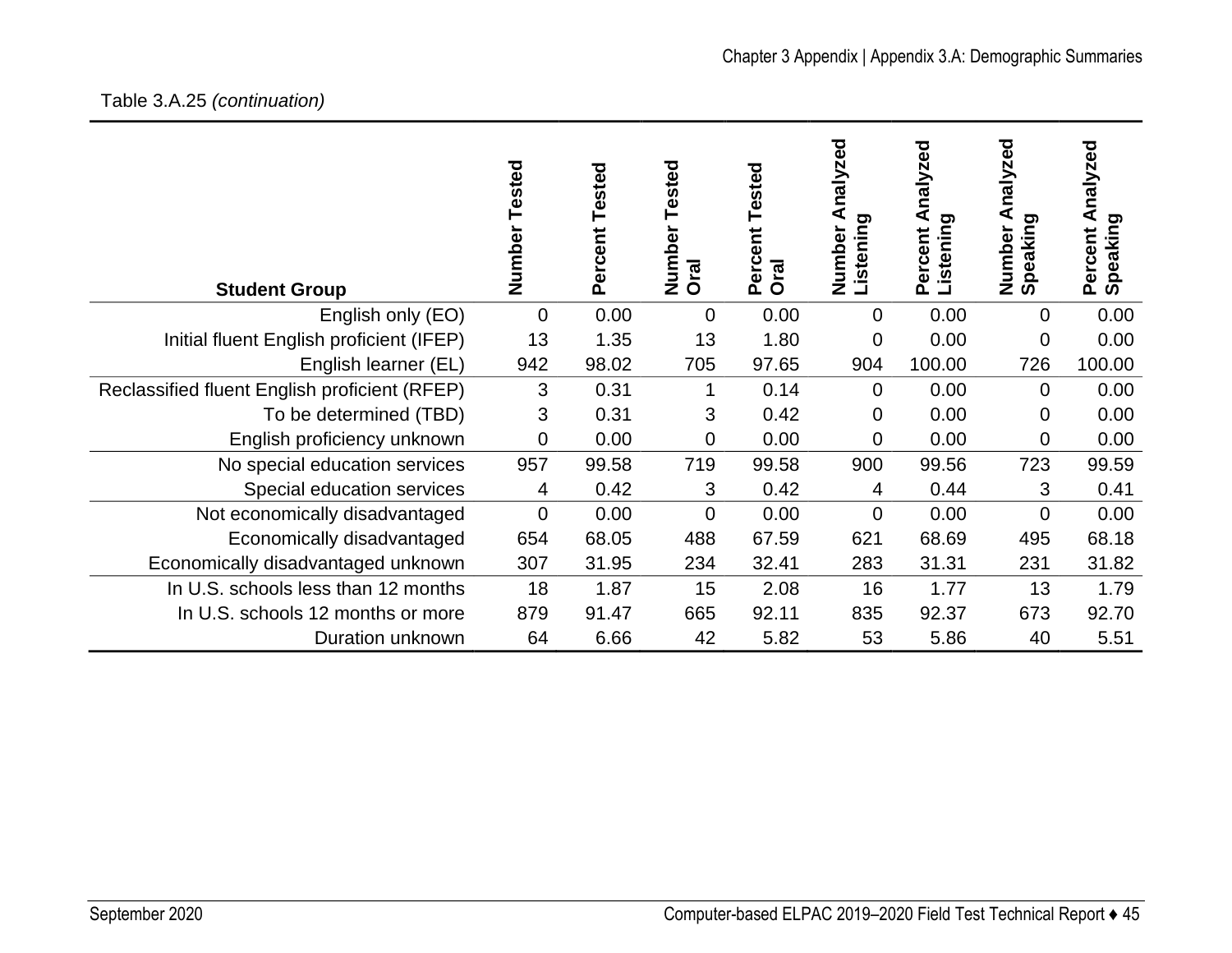Table 3.A.25 *(continuation)*

| Student Group | Number Tested | Percent Tested | Number Tested Oral | Percent Tested Oral | Number Analyzed Listening | Percent Analyzed Listening | Number Analyzed Speaking | Percent Analyzed Speaking |
|---|---|---|---|---|---|---|---|---|
| English only (EO) | 0 | 0.00 | 0 | 0.00 | 0 | 0.00 | 0 | 0.00 |
| Initial fluent English proficient (IFEP) | 13 | 1.35 | 13 | 1.80 | 0 | 0.00 | 0 | 0.00 |
| English learner (EL) | 942 | 98.02 | 705 | 97.65 | 904 | 100.00 | 726 | 100.00 |
| Reclassified fluent English proficient (RFEP) | 3 | 0.31 | 1 | 0.14 | 0 | 0.00 | 0 | 0.00 |
| To be determined (TBD) | 3 | 0.31 | 3 | 0.42 | 0 | 0.00 | 0 | 0.00 |
| English proficiency unknown | 0 | 0.00 | 0 | 0.00 | 0 | 0.00 | 0 | 0.00 |
| No special education services | 957 | 99.58 | 719 | 99.58 | 900 | 99.56 | 723 | 99.59 |
| Special education services | 4 | 0.42 | 3 | 0.42 | 4 | 0.44 | 3 | 0.41 |
| Not economically disadvantaged | 0 | 0.00 | 0 | 0.00 | 0 | 0.00 | 0 | 0.00 |
| Economically disadvantaged | 654 | 68.05 | 488 | 67.59 | 621 | 68.69 | 495 | 68.18 |
| Economically disadvantaged unknown | 307 | 31.95 | 234 | 32.41 | 283 | 31.31 | 231 | 31.82 |
| In U.S. schools less than 12 months | 18 | 1.87 | 15 | 2.08 | 16 | 1.77 | 13 | 1.79 |
| In U.S. schools 12 months or more | 879 | 91.47 | 665 | 92.11 | 835 | 92.37 | 673 | 92.70 |
| Duration unknown | 64 | 6.66 | 42 | 5.82 | 53 | 5.86 | 40 | 5.51 |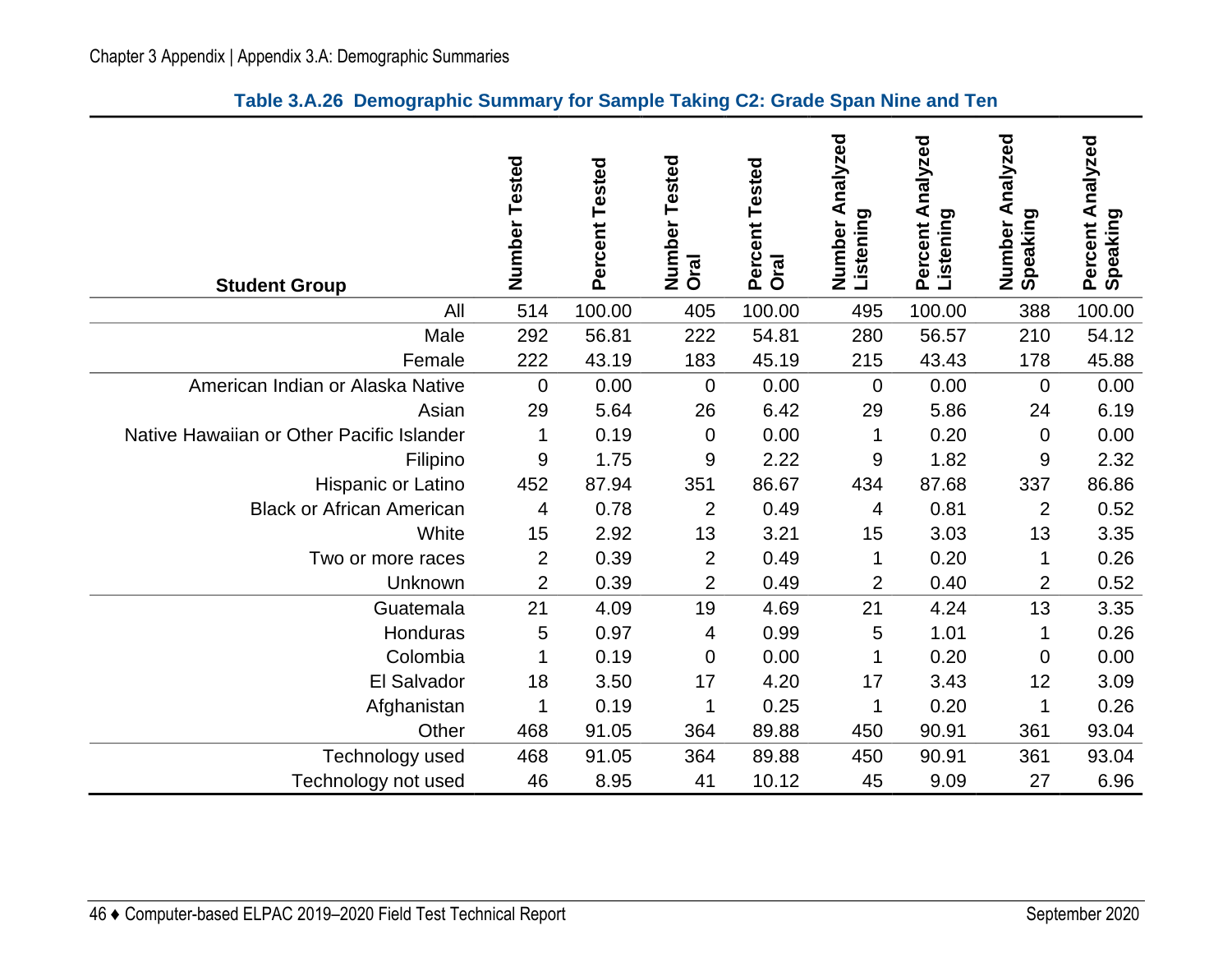**Table 3.A.26 Demographic Summary for Sample Taking C2: Grade Span Nine and Ten**

| Student Group | Number Tested | Percent Tested | Number Tested Oral | Percent Tested Oral | Number Analyzed Listening | Percent Analyzed Listening | Number Analyzed Speaking | Percent Analyzed Speaking |
|---|---|---|---|---|---|---|---|---|
| All | 514 | 100.00 | 405 | 100.00 | 495 | 100.00 | 388 | 100.00 |
| Male | 292 | 56.81 | 222 | 54.81 | 280 | 56.57 | 210 | 54.12 |
| Female | 222 | 43.19 | 183 | 45.19 | 215 | 43.43 | 178 | 45.88 |
| American Indian or Alaska Native | 0 | 0.00 | 0 | 0.00 | 0 | 0.00 | 0 | 0.00 |
| Asian | 29 | 5.64 | 26 | 6.42 | 29 | 5.86 | 24 | 6.19 |
| Native Hawaiian or Other Pacific Islander | 1 | 0.19 | 0 | 0.00 | 1 | 0.20 | 0 | 0.00 |
| Filipino | 9 | 1.75 | 9 | 2.22 | 9 | 1.82 | 9 | 2.32 |
| Hispanic or Latino | 452 | 87.94 | 351 | 86.67 | 434 | 87.68 | 337 | 86.86 |
| Black or African American | 4 | 0.78 | 2 | 0.49 | 4 | 0.81 | 2 | 0.52 |
| White | 15 | 2.92 | 13 | 3.21 | 15 | 3.03 | 13 | 3.35 |
| Two or more races | 2 | 0.39 | 2 | 0.49 | 1 | 0.20 | 1 | 0.26 |
| Unknown | 2 | 0.39 | 2 | 0.49 | 2 | 0.40 | 2 | 0.52 |
| Guatemala | 21 | 4.09 | 19 | 4.69 | 21 | 4.24 | 13 | 3.35 |
| Honduras | 5 | 0.97 | 4 | 0.99 | 5 | 1.01 | 1 | 0.26 |
| Colombia | 1 | 0.19 | 0 | 0.00 | 1 | 0.20 | 0 | 0.00 |
| El Salvador | 18 | 3.50 | 17 | 4.20 | 17 | 3.43 | 12 | 3.09 |
| Afghanistan | 1 | 0.19 | 1 | 0.25 | 1 | 0.20 | 1 | 0.26 |
| Other | 468 | 91.05 | 364 | 89.88 | 450 | 90.91 | 361 | 93.04 |
| Technology used | 468 | 91.05 | 364 | 89.88 | 450 | 90.91 | 361 | 93.04 |
| Technology not used | 46 | 8.95 | 41 | 10.12 | 45 | 9.09 | 27 | 6.96 |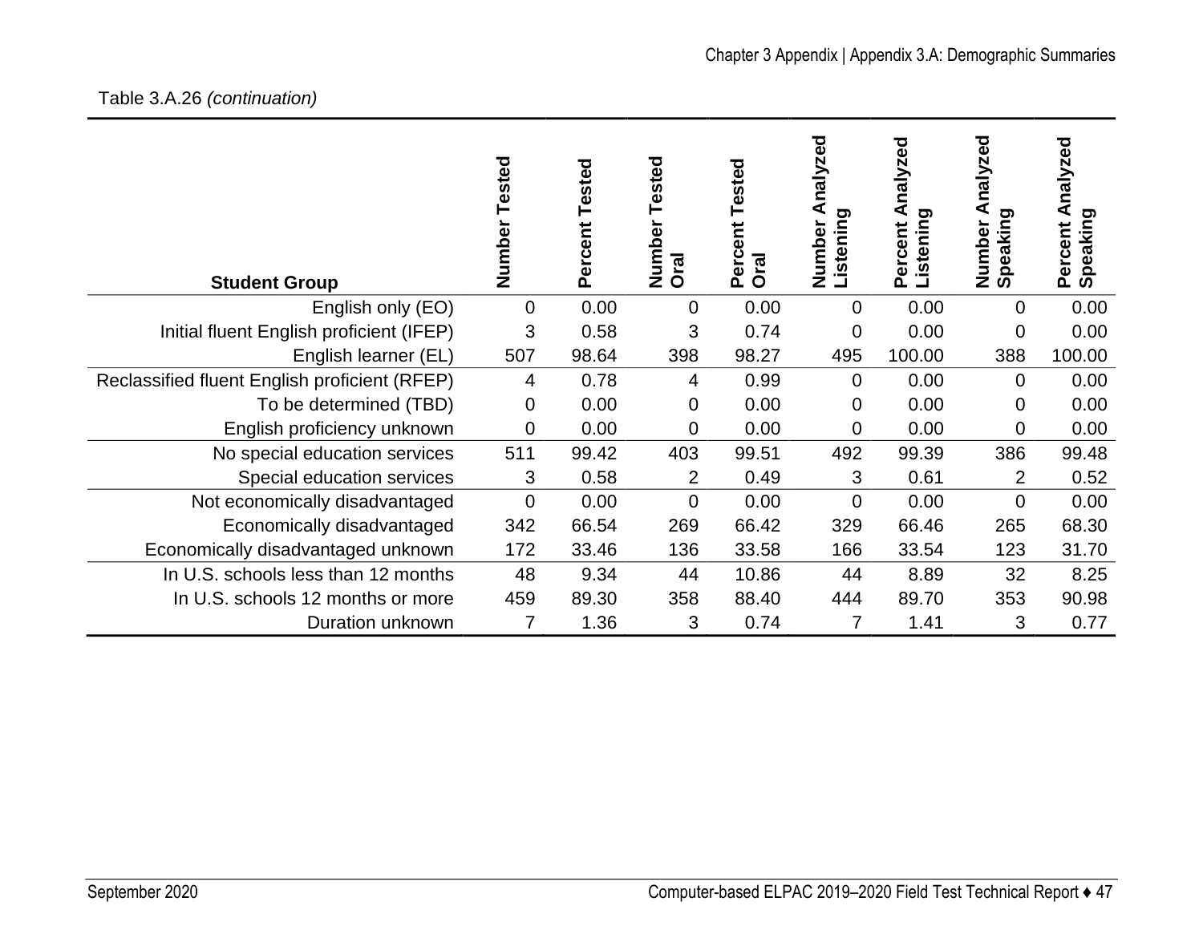Table 3.A.26 *(continuation)*

| Student Group | Number Tested | Percent Tested | Number Tested Oral | Percent Tested Oral | Number Analyzed Listening | Percent Analyzed Listening | Number Analyzed Speaking | Percent Analyzed Speaking |
|---|---|---|---|---|---|---|---|---|
| English only (EO) | 0 | 0.00 | 0 | 0.00 | 0 | 0.00 | 0 | 0.00 |
| Initial fluent English proficient (IFEP) | 3 | 0.58 | 3 | 0.74 | 0 | 0.00 | 0 | 0.00 |
| English learner (EL) | 507 | 98.64 | 398 | 98.27 | 495 | 100.00 | 388 | 100.00 |
| Reclassified fluent English proficient (RFEP) | 4 | 0.78 | 4 | 0.99 | 0 | 0.00 | 0 | 0.00 |
| To be determined (TBD) | 0 | 0.00 | 0 | 0.00 | 0 | 0.00 | 0 | 0.00 |
| English proficiency unknown | 0 | 0.00 | 0 | 0.00 | 0 | 0.00 | 0 | 0.00 |
| No special education services | 511 | 99.42 | 403 | 99.51 | 492 | 99.39 | 386 | 99.48 |
| Special education services | 3 | 0.58 | 2 | 0.49 | 3 | 0.61 | 2 | 0.52 |
| Not economically disadvantaged | 0 | 0.00 | 0 | 0.00 | 0 | 0.00 | 0 | 0.00 |
| Economically disadvantaged | 342 | 66.54 | 269 | 66.42 | 329 | 66.46 | 265 | 68.30 |
| Economically disadvantaged unknown | 172 | 33.46 | 136 | 33.58 | 166 | 33.54 | 123 | 31.70 |
| In U.S. schools less than 12 months | 48 | 9.34 | 44 | 10.86 | 44 | 8.89 | 32 | 8.25 |
| In U.S. schools 12 months or more | 459 | 89.30 | 358 | 88.40 | 444 | 89.70 | 353 | 90.98 |
| Duration unknown | 7 | 1.36 | 3 | 0.74 | 7 | 1.41 | 3 | 0.77 |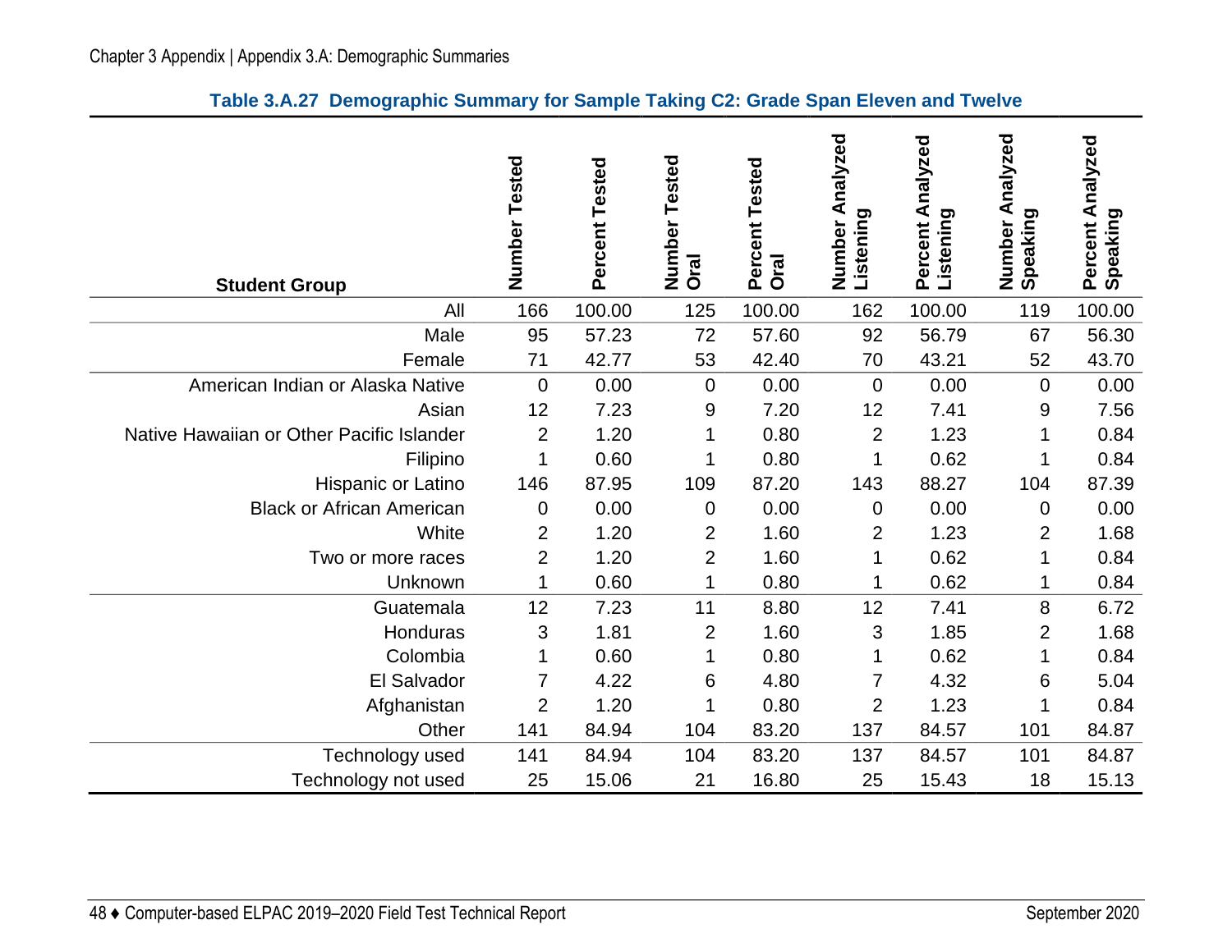**Table 3.A.27 Demographic Summary for Sample Taking C2: Grade Span Eleven and Twelve**

| Student Group | Number Tested | Percent Tested | Number Tested Oral | Percent Tested Oral | Number Analyzed Listening | Percent Analyzed Listening | Number Analyzed Speaking | Percent Analyzed Speaking |
|---|---|---|---|---|---|---|---|---|
| All | 166 | 100.00 | 125 | 100.00 | 162 | 100.00 | 119 | 100.00 |
| Male | 95 | 57.23 | 72 | 57.60 | 92 | 56.79 | 67 | 56.30 |
| Female | 71 | 42.77 | 53 | 42.40 | 70 | 43.21 | 52 | 43.70 |
| American Indian or Alaska Native | 0 | 0.00 | 0 | 0.00 | 0 | 0.00 | 0 | 0.00 |
| Asian | 12 | 7.23 | 9 | 7.20 | 12 | 7.41 | 9 | 7.56 |
| Native Hawaiian or Other Pacific Islander | 2 | 1.20 | 1 | 0.80 | 2 | 1.23 | 1 | 0.84 |
| Filipino | 1 | 0.60 | 1 | 0.80 | 1 | 0.62 | 1 | 0.84 |
| Hispanic or Latino | 146 | 87.95 | 109 | 87.20 | 143 | 88.27 | 104 | 87.39 |
| Black or African American | 0 | 0.00 | 0 | 0.00 | 0 | 0.00 | 0 | 0.00 |
| White | 2 | 1.20 | 2 | 1.60 | 2 | 1.23 | 2 | 1.68 |
| Two or more races | 2 | 1.20 | 2 | 1.60 | 1 | 0.62 | 1 | 0.84 |
| Unknown | 1 | 0.60 | 1 | 0.80 | 1 | 0.62 | 1 | 0.84 |
| Guatemala | 12 | 7.23 | 11 | 8.80 | 12 | 7.41 | 8 | 6.72 |
| Honduras | 3 | 1.81 | 2 | 1.60 | 3 | 1.85 | 2 | 1.68 |
| Colombia | 1 | 0.60 | 1 | 0.80 | 1 | 0.62 | 1 | 0.84 |
| El Salvador | 7 | 4.22 | 6 | 4.80 | 7 | 4.32 | 6 | 5.04 |
| Afghanistan | 2 | 1.20 | 1 | 0.80 | 2 | 1.23 | 1 | 0.84 |
| Other | 141 | 84.94 | 104 | 83.20 | 137 | 84.57 | 101 | 84.87 |
| Technology used | 141 | 84.94 | 104 | 83.20 | 137 | 84.57 | 101 | 84.87 |
| Technology not used | 25 | 15.06 | 21 | 16.80 | 25 | 15.43 | 18 | 15.13 |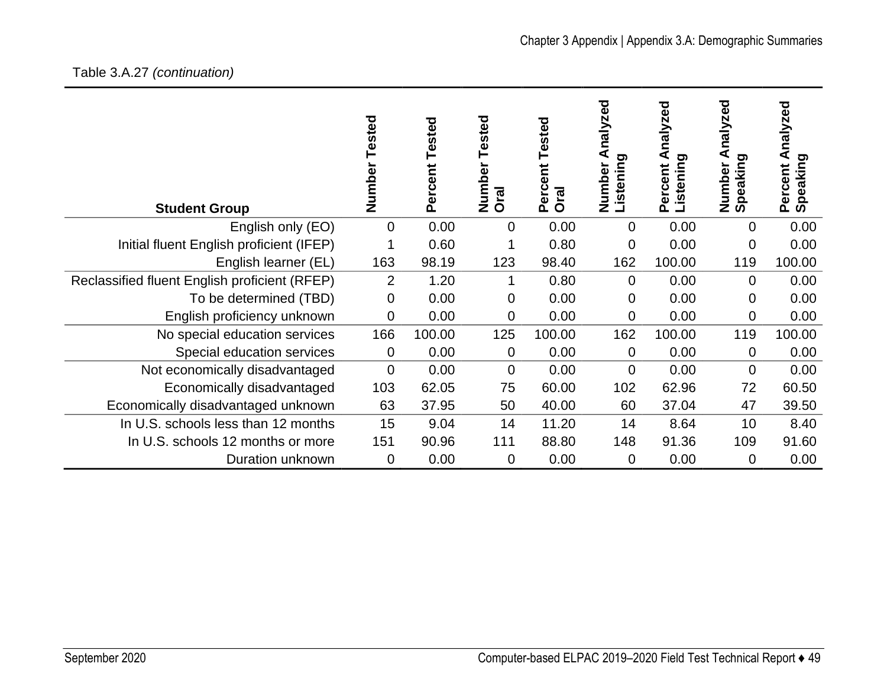Table 3.A.27 *(continuation)*

| Student Group | Number Tested | Percent Tested | Number Tested Oral | Percent Tested Oral | Number Analyzed Listening | Percent Analyzed Listening | Number Analyzed Speaking | Percent Analyzed Speaking |
|---|---|---|---|---|---|---|---|---|
| English only (EO) | 0 | 0.00 | 0 | 0.00 | 0 | 0.00 | 0 | 0.00 |
| Initial fluent English proficient (IFEP) | 1 | 0.60 | 1 | 0.80 | 0 | 0.00 | 0 | 0.00 |
| English learner (EL) | 163 | 98.19 | 123 | 98.40 | 162 | 100.00 | 119 | 100.00 |
| Reclassified fluent English proficient (RFEP) | 2 | 1.20 | 1 | 0.80 | 0 | 0.00 | 0 | 0.00 |
| To be determined (TBD) | 0 | 0.00 | 0 | 0.00 | 0 | 0.00 | 0 | 0.00 |
| English proficiency unknown | 0 | 0.00 | 0 | 0.00 | 0 | 0.00 | 0 | 0.00 |
| No special education services | 166 | 100.00 | 125 | 100.00 | 162 | 100.00 | 119 | 100.00 |
| Special education services | 0 | 0.00 | 0 | 0.00 | 0 | 0.00 | 0 | 0.00 |
| Not economically disadvantaged | 0 | 0.00 | 0 | 0.00 | 0 | 0.00 | 0 | 0.00 |
| Economically disadvantaged | 103 | 62.05 | 75 | 60.00 | 102 | 62.96 | 72 | 60.50 |
| Economically disadvantaged unknown | 63 | 37.95 | 50 | 40.00 | 60 | 37.04 | 47 | 39.50 |
| In U.S. schools less than 12 months | 15 | 9.04 | 14 | 11.20 | 14 | 8.64 | 10 | 8.40 |
| In U.S. schools 12 months or more | 151 | 90.96 | 111 | 88.80 | 148 | 91.36 | 109 | 91.60 |
| Duration unknown | 0 | 0.00 | 0 | 0.00 | 0 | 0.00 | 0 | 0.00 |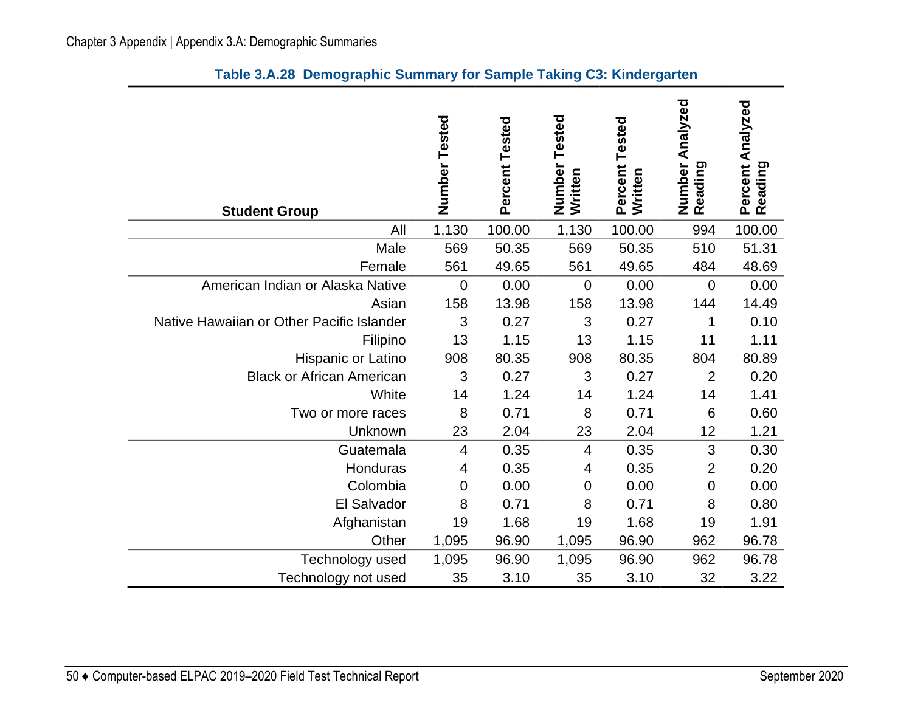**Table 3.A.28 Demographic Summary for Sample Taking C3: Kindergarten**

| Student Group | Number Tested | Percent Tested | Number Tested Written | Percent Tested Written | Number Analyzed Reading | Percent Analyzed Reading |
|---|---|---|---|---|---|---|
| All | 1,130 | 100.00 | 1,130 | 100.00 | 994 | 100.00 |
| Male | 569 | 50.35 | 569 | 50.35 | 510 | 51.31 |
| Female | 561 | 49.65 | 561 | 49.65 | 484 | 48.69 |
| American Indian or Alaska Native | 0 | 0.00 | 0 | 0.00 | 0 | 0.00 |
| Asian | 158 | 13.98 | 158 | 13.98 | 144 | 14.49 |
| Native Hawaiian or Other Pacific Islander | 3 | 0.27 | 3 | 0.27 | 1 | 0.10 |
| Filipino | 13 | 1.15 | 13 | 1.15 | 11 | 1.11 |
| Hispanic or Latino | 908 | 80.35 | 908 | 80.35 | 804 | 80.89 |
| Black or African American | 3 | 0.27 | 3 | 0.27 | 2 | 0.20 |
| White | 14 | 1.24 | 14 | 1.24 | 14 | 1.41 |
| Two or more races | 8 | 0.71 | 8 | 0.71 | 6 | 0.60 |
| Unknown | 23 | 2.04 | 23 | 2.04 | 12 | 1.21 |
| Guatemala | 4 | 0.35 | 4 | 0.35 | 3 | 0.30 |
| Honduras | 4 | 0.35 | 4 | 0.35 | 2 | 0.20 |
| Colombia | 0 | 0.00 | 0 | 0.00 | 0 | 0.00 |
| El Salvador | 8 | 0.71 | 8 | 0.71 | 8 | 0.80 |
| Afghanistan | 19 | 1.68 | 19 | 1.68 | 19 | 1.91 |
| Other | 1,095 | 96.90 | 1,095 | 96.90 | 962 | 96.78 |
| Technology used | 1,095 | 96.90 | 1,095 | 96.90 | 962 | 96.78 |
| Technology not used | 35 | 3.10 | 35 | 3.10 | 32 | 3.22 |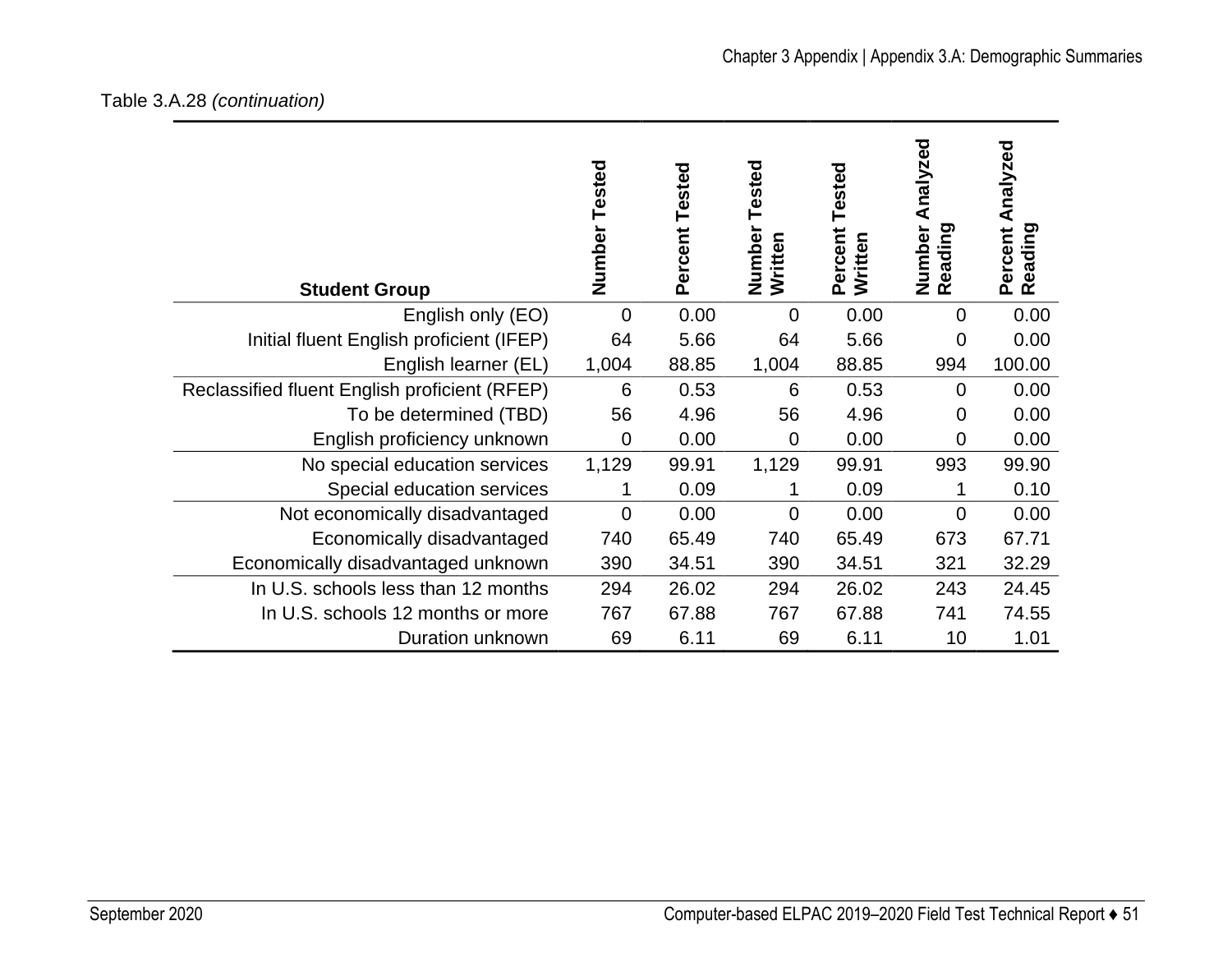Table 3.A.28 *(continuation)*

| Student Group | Number Tested | Percent Tested | Number Tested Written | Percent Tested Written | Number Analyzed Reading | Percent Analyzed Reading |
|---|---|---|---|---|---|---|
| English only (EO) | 0 | 0.00 | 0 | 0.00 | 0 | 0.00 |
| Initial fluent English proficient (IFEP) | 64 | 5.66 | 64 | 5.66 | 0 | 0.00 |
| English learner (EL) | 1,004 | 88.85 | 1,004 | 88.85 | 994 | 100.00 |
| Reclassified fluent English proficient (RFEP) | 6 | 0.53 | 6 | 0.53 | 0 | 0.00 |
| To be determined (TBD) | 56 | 4.96 | 56 | 4.96 | 0 | 0.00 |
| English proficiency unknown | 0 | 0.00 | 0 | 0.00 | 0 | 0.00 |
| No special education services | 1,129 | 99.91 | 1,129 | 99.91 | 993 | 99.90 |
| Special education services | 1 | 0.09 | 1 | 0.09 | 1 | 0.10 |
| Not economically disadvantaged | 0 | 0.00 | 0 | 0.00 | 0 | 0.00 |
| Economically disadvantaged | 740 | 65.49 | 740 | 65.49 | 673 | 67.71 |
| Economically disadvantaged unknown | 390 | 34.51 | 390 | 34.51 | 321 | 32.29 |
| In U.S. schools less than 12 months | 294 | 26.02 | 294 | 26.02 | 243 | 24.45 |
| In U.S. schools 12 months or more | 767 | 67.88 | 767 | 67.88 | 741 | 74.55 |
| Duration unknown | 69 | 6.11 | 69 | 6.11 | 10 | 1.01 |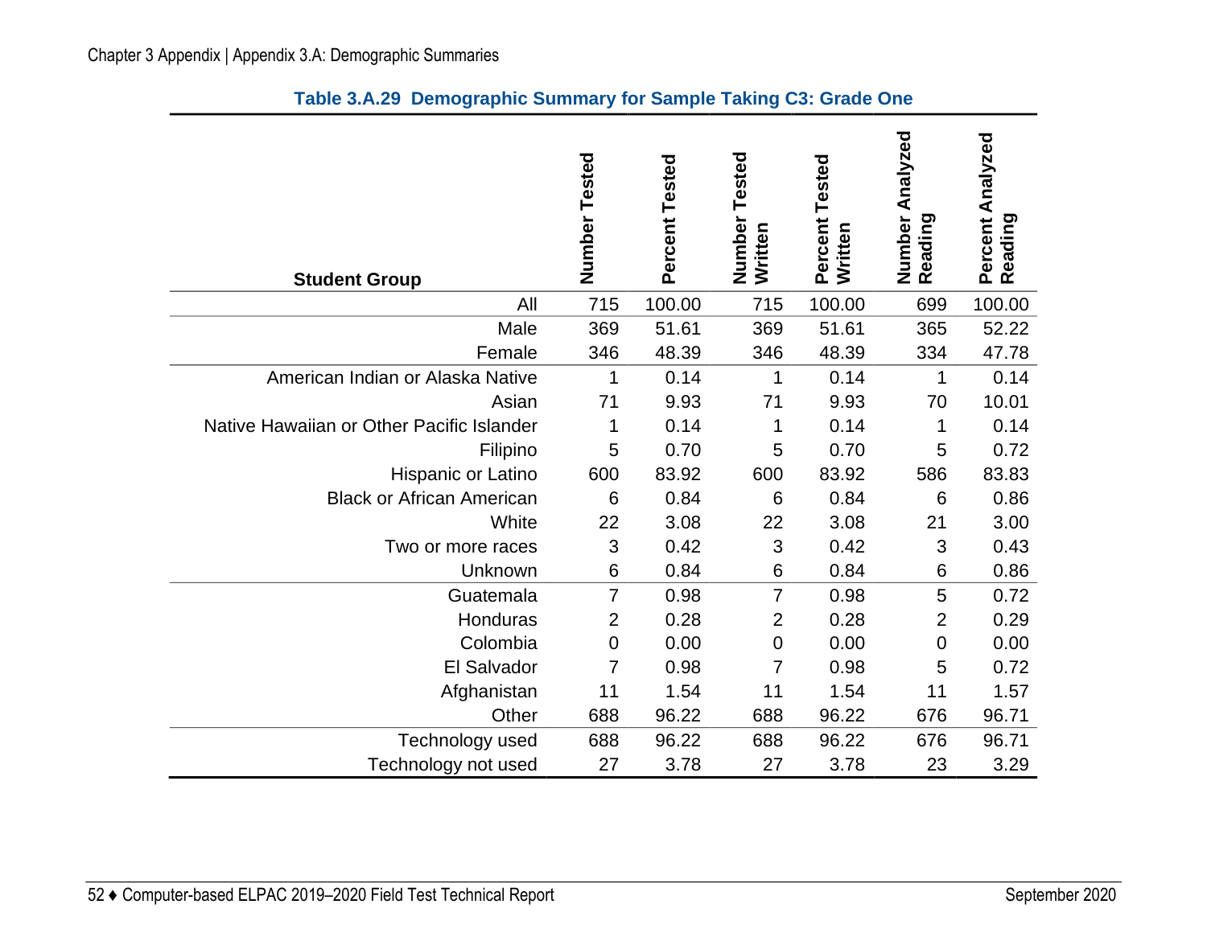**Table 3.A.29 Demographic Summary for Sample Taking C3: Grade One**

| Student Group | Number Tested | Percent Tested | Number Tested Written | Percent Tested Written | Number Analyzed Reading | Percent Analyzed Reading |
|---|---|---|---|---|---|---|
| All | 715 | 100.00 | 715 | 100.00 | 699 | 100.00 |
| Male | 369 | 51.61 | 369 | 51.61 | 365 | 52.22 |
| Female | 346 | 48.39 | 346 | 48.39 | 334 | 47.78 |
| American Indian or Alaska Native | 1 | 0.14 | 1 | 0.14 | 1 | 0.14 |
| Asian | 71 | 9.93 | 71 | 9.93 | 70 | 10.01 |
| Native Hawaiian or Other Pacific Islander | 1 | 0.14 | 1 | 0.14 | 1 | 0.14 |
| Filipino | 5 | 0.70 | 5 | 0.70 | 5 | 0.72 |
| Hispanic or Latino | 600 | 83.92 | 600 | 83.92 | 586 | 83.83 |
| Black or African American | 6 | 0.84 | 6 | 0.84 | 6 | 0.86 |
| White | 22 | 3.08 | 22 | 3.08 | 21 | 3.00 |
| Two or more races | 3 | 0.42 | 3 | 0.42 | 3 | 0.43 |
| Unknown | 6 | 0.84 | 6 | 0.84 | 6 | 0.86 |
| Guatemala | 7 | 0.98 | 7 | 0.98 | 5 | 0.72 |
| Honduras | 2 | 0.28 | 2 | 0.28 | 2 | 0.29 |
| Colombia | 0 | 0.00 | 0 | 0.00 | 0 | 0.00 |
| El Salvador | 7 | 0.98 | 7 | 0.98 | 5 | 0.72 |
| Afghanistan | 11 | 1.54 | 11 | 1.54 | 11 | 1.57 |
| Other | 688 | 96.22 | 688 | 96.22 | 676 | 96.71 |
| Technology used | 688 | 96.22 | 688 | 96.22 | 676 | 96.71 |
| Technology not used | 27 | 3.78 | 27 | 3.78 | 23 | 3.29 |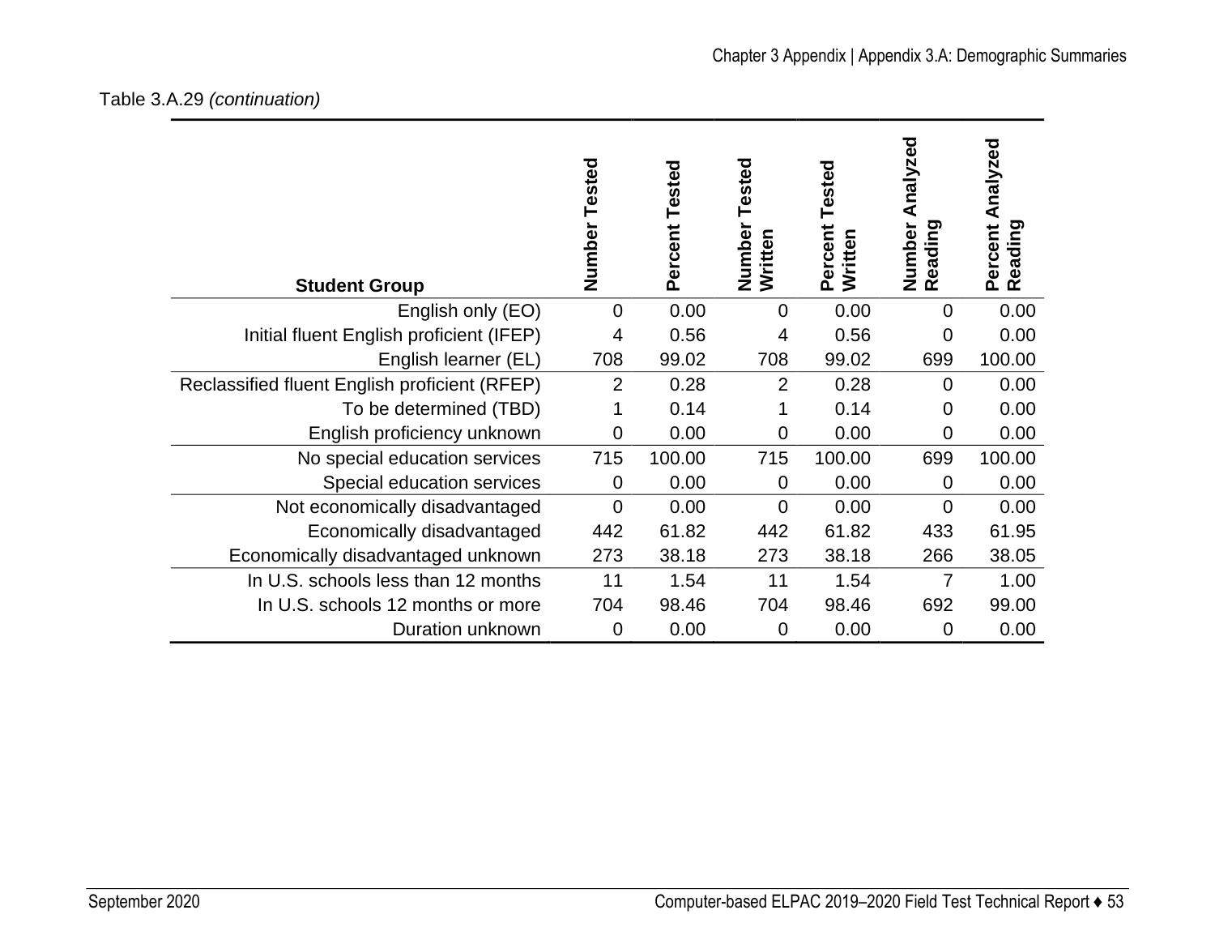Table 3.A.29 *(continuation)*

| Student Group | Number Tested | Percent Tested | Number Tested Written | Percent Tested Written | Number Analyzed Reading | Percent Analyzed Reading |
|---|---|---|---|---|---|---|
| English only (EO) | 0 | 0.00 | 0 | 0.00 | 0 | 0.00 |
| Initial fluent English proficient (IFEP) | 4 | 0.56 | 4 | 0.56 | 0 | 0.00 |
| English learner (EL) | 708 | 99.02 | 708 | 99.02 | 699 | 100.00 |
| Reclassified fluent English proficient (RFEP) | 2 | 0.28 | 2 | 0.28 | 0 | 0.00 |
| To be determined (TBD) | 1 | 0.14 | 1 | 0.14 | 0 | 0.00 |
| English proficiency unknown | 0 | 0.00 | 0 | 0.00 | 0 | 0.00 |
| No special education services | 715 | 100.00 | 715 | 100.00 | 699 | 100.00 |
| Special education services | 0 | 0.00 | 0 | 0.00 | 0 | 0.00 |
| Not economically disadvantaged | 0 | 0.00 | 0 | 0.00 | 0 | 0.00 |
| Economically disadvantaged | 442 | 61.82 | 442 | 61.82 | 433 | 61.95 |
| Economically disadvantaged unknown | 273 | 38.18 | 273 | 38.18 | 266 | 38.05 |
| In U.S. schools less than 12 months | 11 | 1.54 | 11 | 1.54 | 7 | 1.00 |
| In U.S. schools 12 months or more | 704 | 98.46 | 704 | 98.46 | 692 | 99.00 |
| Duration unknown | 0 | 0.00 | 0 | 0.00 | 0 | 0.00 |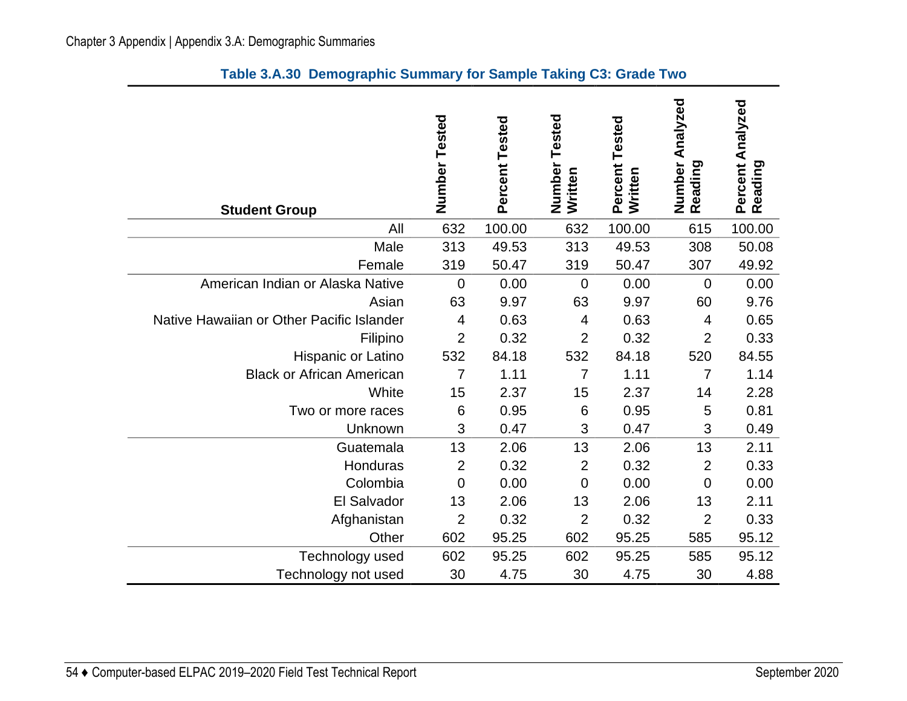**Table 3.A.30 Demographic Summary for Sample Taking C3: Grade Two**

| Student Group | Number Tested | Percent Tested | Number Tested Written | Percent Tested Written | Number Analyzed Reading | Percent Analyzed Reading |
|---|---|---|---|---|---|---|
| All | 632 | 100.00 | 632 | 100.00 | 615 | 100.00 |
| Male | 313 | 49.53 | 313 | 49.53 | 308 | 50.08 |
| Female | 319 | 50.47 | 319 | 50.47 | 307 | 49.92 |
| American Indian or Alaska Native | 0 | 0.00 | 0 | 0.00 | 0 | 0.00 |
| Asian | 63 | 9.97 | 63 | 9.97 | 60 | 9.76 |
| Native Hawaiian or Other Pacific Islander | 4 | 0.63 | 4 | 0.63 | 4 | 0.65 |
| Filipino | 2 | 0.32 | 2 | 0.32 | 2 | 0.33 |
| Hispanic or Latino | 532 | 84.18 | 532 | 84.18 | 520 | 84.55 |
| Black or African American | 7 | 1.11 | 7 | 1.11 | 7 | 1.14 |
| White | 15 | 2.37 | 15 | 2.37 | 14 | 2.28 |
| Two or more races | 6 | 0.95 | 6 | 0.95 | 5 | 0.81 |
| Unknown | 3 | 0.47 | 3 | 0.47 | 3 | 0.49 |
| Guatemala | 13 | 2.06 | 13 | 2.06 | 13 | 2.11 |
| Honduras | 2 | 0.32 | 2 | 0.32 | 2 | 0.33 |
| Colombia | 0 | 0.00 | 0 | 0.00 | 0 | 0.00 |
| El Salvador | 13 | 2.06 | 13 | 2.06 | 13 | 2.11 |
| Afghanistan | 2 | 0.32 | 2 | 0.32 | 2 | 0.33 |
| Other | 602 | 95.25 | 602 | 95.25 | 585 | 95.12 |
| Technology used | 602 | 95.25 | 602 | 95.25 | 585 | 95.12 |
| Technology not used | 30 | 4.75 | 30 | 4.75 | 30 | 4.88 |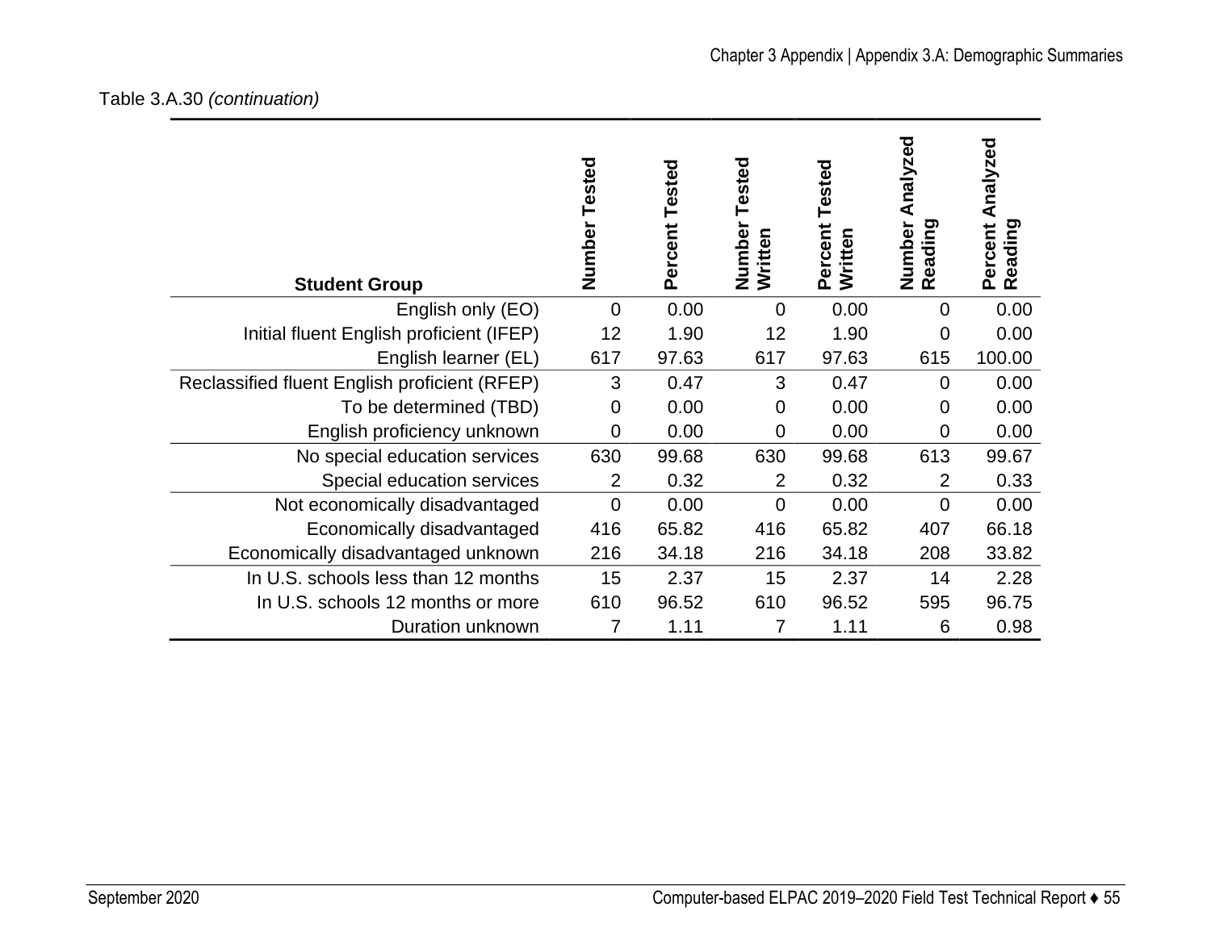Table 3.A.30 *(continuation)*

| Student Group | Number Tested | Percent Tested | Number Tested Written | Percent Tested Written | Number Analyzed Reading | Percent Analyzed Reading |
|---|---|---|---|---|---|---|
| English only (EO) | 0 | 0.00 | 0 | 0.00 | 0 | 0.00 |
| Initial fluent English proficient (IFEP) | 12 | 1.90 | 12 | 1.90 | 0 | 0.00 |
| English learner (EL) | 617 | 97.63 | 617 | 97.63 | 615 | 100.00 |
| Reclassified fluent English proficient (RFEP) | 3 | 0.47 | 3 | 0.47 | 0 | 0.00 |
| To be determined (TBD) | 0 | 0.00 | 0 | 0.00 | 0 | 0.00 |
| English proficiency unknown | 0 | 0.00 | 0 | 0.00 | 0 | 0.00 |
| No special education services | 630 | 99.68 | 630 | 99.68 | 613 | 99.67 |
| Special education services | 2 | 0.32 | 2 | 0.32 | 2 | 0.33 |
| Not economically disadvantaged | 0 | 0.00 | 0 | 0.00 | 0 | 0.00 |
| Economically disadvantaged | 416 | 65.82 | 416 | 65.82 | 407 | 66.18 |
| Economically disadvantaged unknown | 216 | 34.18 | 216 | 34.18 | 208 | 33.82 |
| In U.S. schools less than 12 months | 15 | 2.37 | 15 | 2.37 | 14 | 2.28 |
| In U.S. schools 12 months or more | 610 | 96.52 | 610 | 96.52 | 595 | 96.75 |
| Duration unknown | 7 | 1.11 | 7 | 1.11 | 6 | 0.98 |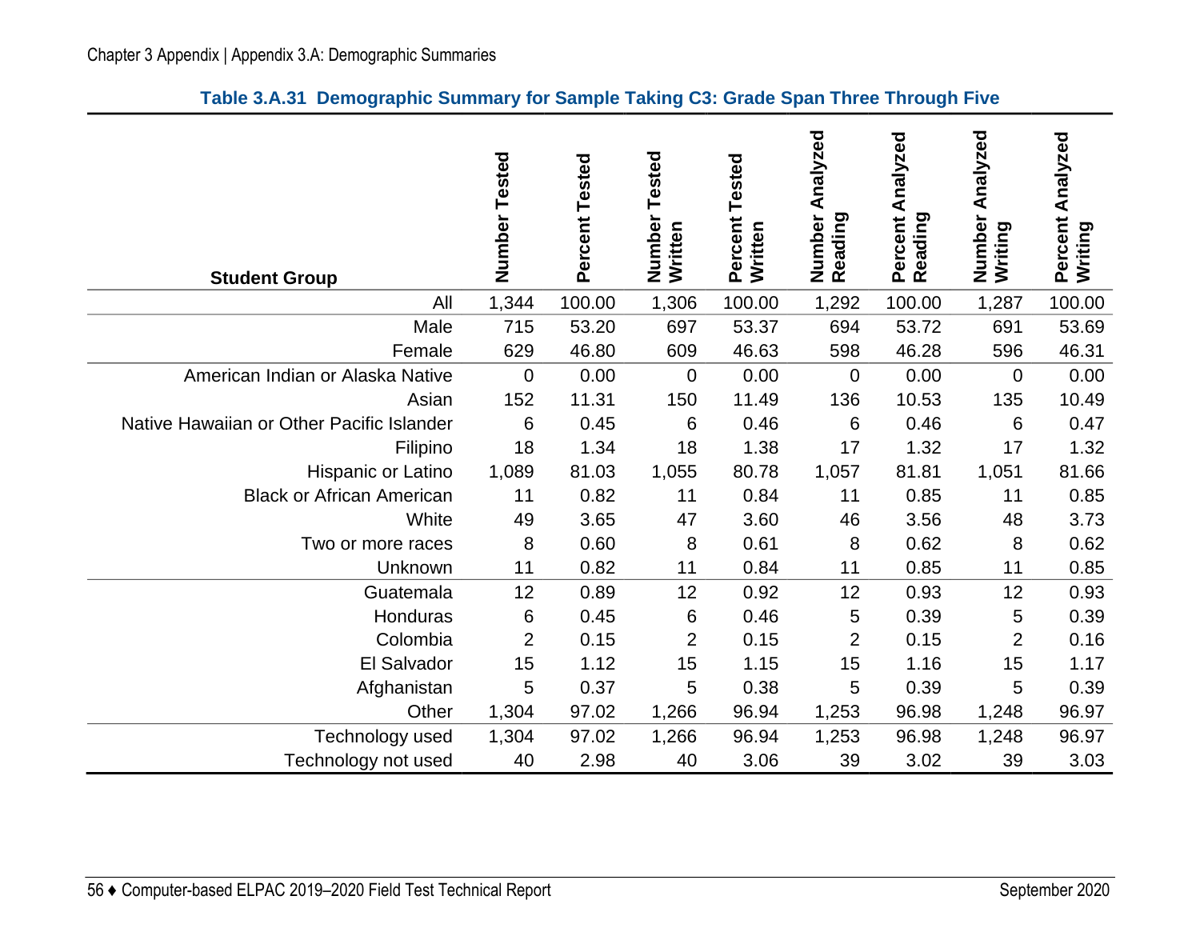**Table 3.A.31 Demographic Summary for Sample Taking C3: Grade Span Three Through Five**

| Student Group | Number Tested | Percent Tested | Number Tested Written | Percent Tested Written | Number Analyzed Reading | Percent Analyzed Reading | Number Analyzed Writing | Percent Analyzed Writing |
|---:|---:|---:|---:|---:|---:|---:|---:|---:|
| All | 1,344 | 100.00 | 1,306 | 100.00 | 1,292 | 100.00 | 1,287 | 100.00 |
| Male | 715 | 53.20 | 697 | 53.37 | 694 | 53.72 | 691 | 53.69 |
| Female | 629 | 46.80 | 609 | 46.63 | 598 | 46.28 | 596 | 46.31 |
| American Indian or Alaska Native | 0 | 0.00 | 0 | 0.00 | 0 | 0.00 | 0 | 0.00 |
| Asian | 152 | 11.31 | 150 | 11.49 | 136 | 10.53 | 135 | 10.49 |
| Native Hawaiian or Other Pacific Islander | 6 | 0.45 | 6 | 0.46 | 6 | 0.46 | 6 | 0.47 |
| Filipino | 18 | 1.34 | 18 | 1.38 | 17 | 1.32 | 17 | 1.32 |
| Hispanic or Latino | 1,089 | 81.03 | 1,055 | 80.78 | 1,057 | 81.81 | 1,051 | 81.66 |
| Black or African American | 11 | 0.82 | 11 | 0.84 | 11 | 0.85 | 11 | 0.85 |
| White | 49 | 3.65 | 47 | 3.60 | 46 | 3.56 | 48 | 3.73 |
| Two or more races | 8 | 0.60 | 8 | 0.61 | 8 | 0.62 | 8 | 0.62 |
| Unknown | 11 | 0.82 | 11 | 0.84 | 11 | 0.85 | 11 | 0.85 |
| Guatemala | 12 | 0.89 | 12 | 0.92 | 12 | 0.93 | 12 | 0.93 |
| Honduras | 6 | 0.45 | 6 | 0.46 | 5 | 0.39 | 5 | 0.39 |
| Colombia | 2 | 0.15 | 2 | 0.15 | 2 | 0.15 | 2 | 0.16 |
| El Salvador | 15 | 1.12 | 15 | 1.15 | 15 | 1.16 | 15 | 1.17 |
| Afghanistan | 5 | 0.37 | 5 | 0.38 | 5 | 0.39 | 5 | 0.39 |
| Other | 1,304 | 97.02 | 1,266 | 96.94 | 1,253 | 96.98 | 1,248 | 96.97 |
| Technology used | 1,304 | 97.02 | 1,266 | 96.94 | 1,253 | 96.98 | 1,248 | 96.97 |
| Technology not used | 40 | 2.98 | 40 | 3.06 | 39 | 3.02 | 39 | 3.03 |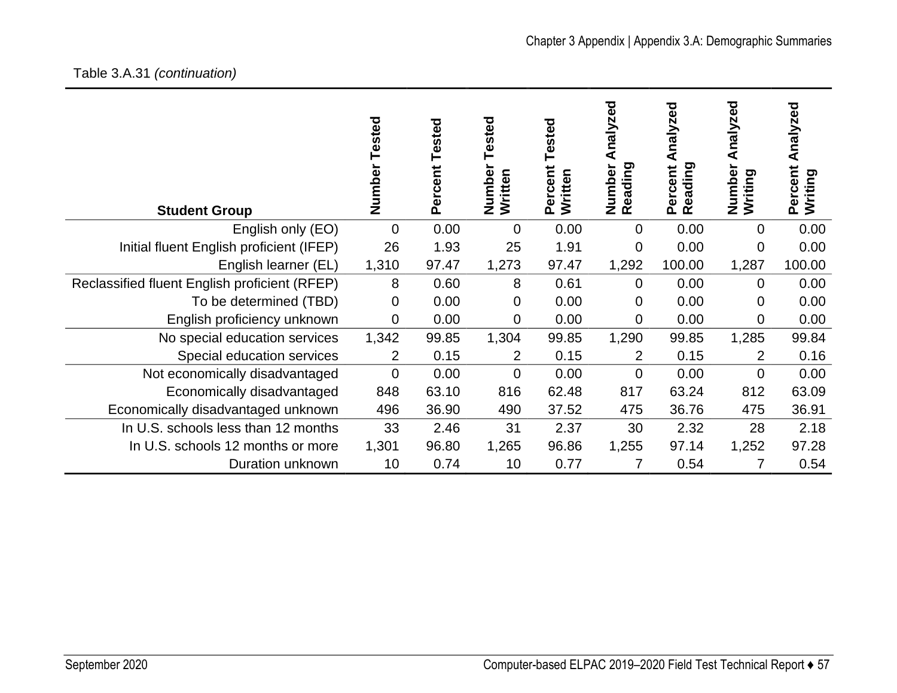Table 3.A.31 *(continuation)*

| Student Group | Number Tested | Percent Tested | Number Tested Written | Percent Tested Written | Number Analyzed Reading | Percent Analyzed Reading | Number Analyzed Writing | Percent Analyzed Writing |
|---|---|---|---|---|---|---|---|---|
| English only (EO) | 0 | 0.00 | 0 | 0.00 | 0 | 0.00 | 0 | 0.00 |
| Initial fluent English proficient (IFEP) | 26 | 1.93 | 25 | 1.91 | 0 | 0.00 | 0 | 0.00 |
| English learner (EL) | 1,310 | 97.47 | 1,273 | 97.47 | 1,292 | 100.00 | 1,287 | 100.00 |
| Reclassified fluent English proficient (RFEP) | 8 | 0.60 | 8 | 0.61 | 0 | 0.00 | 0 | 0.00 |
| To be determined (TBD) | 0 | 0.00 | 0 | 0.00 | 0 | 0.00 | 0 | 0.00 |
| English proficiency unknown | 0 | 0.00 | 0 | 0.00 | 0 | 0.00 | 0 | 0.00 |
| No special education services | 1,342 | 99.85 | 1,304 | 99.85 | 1,290 | 99.85 | 1,285 | 99.84 |
| Special education services | 2 | 0.15 | 2 | 0.15 | 2 | 0.15 | 2 | 0.16 |
| Not economically disadvantaged | 0 | 0.00 | 0 | 0.00 | 0 | 0.00 | 0 | 0.00 |
| Economically disadvantaged | 848 | 63.10 | 816 | 62.48 | 817 | 63.24 | 812 | 63.09 |
| Economically disadvantaged unknown | 496 | 36.90 | 490 | 37.52 | 475 | 36.76 | 475 | 36.91 |
| In U.S. schools less than 12 months | 33 | 2.46 | 31 | 2.37 | 30 | 2.32 | 28 | 2.18 |
| In U.S. schools 12 months or more | 1,301 | 96.80 | 1,265 | 96.86 | 1,255 | 97.14 | 1,252 | 97.28 |
| Duration unknown | 10 | 0.74 | 10 | 0.77 | 7 | 0.54 | 7 | 0.54 |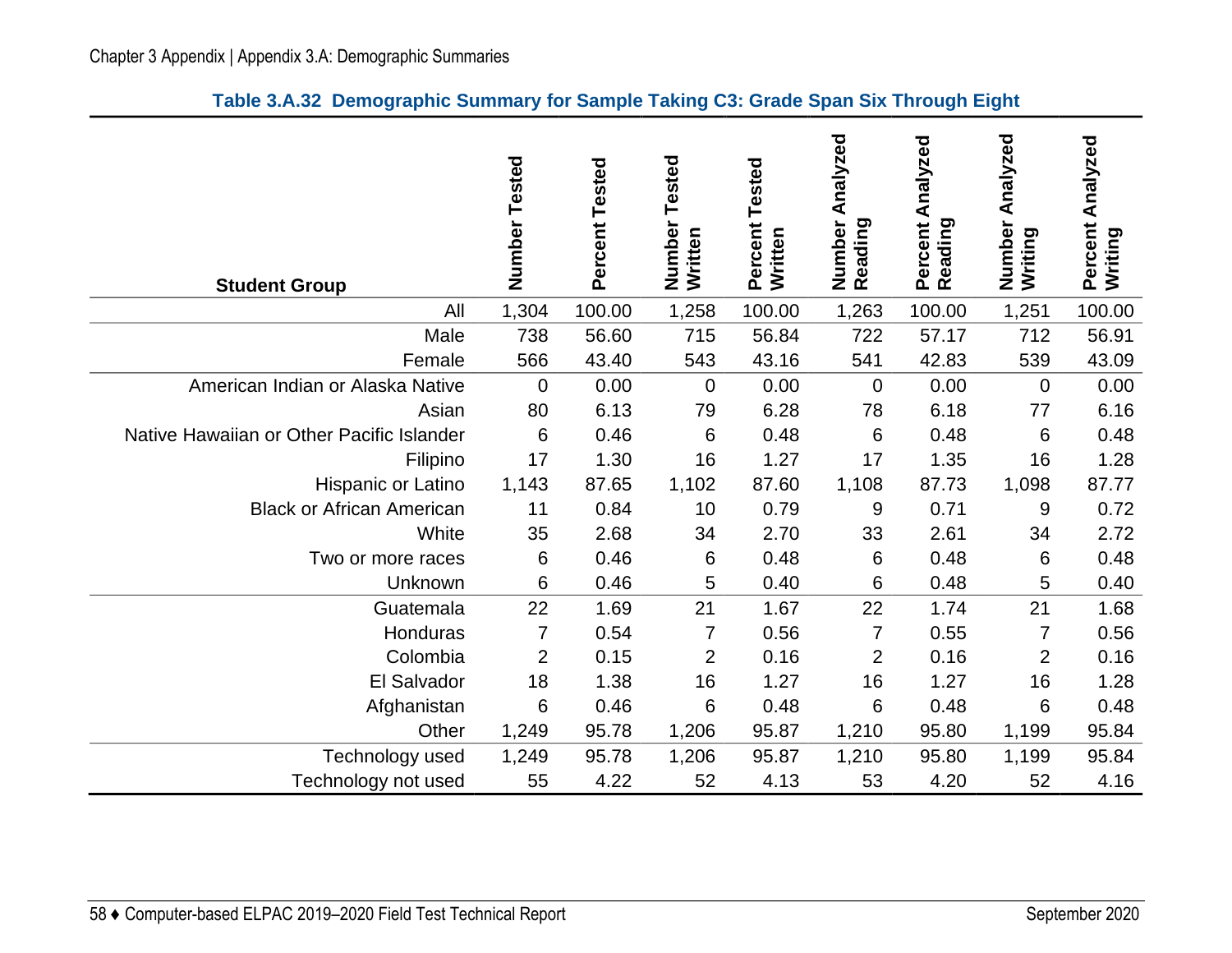### Table 3.A.32 Demographic Summary for Sample Taking C3: Grade Span Six Through Eight

| Student Group | Number Tested | Percent Tested | Number Tested Written | Percent Tested Written | Number Analyzed Reading | Percent Analyzed Reading | Number Analyzed Writing | Percent Analyzed Writing |
|---|---|---|---|---|---|---|---|---|
| All | 1,304 | 100.00 | 1,258 | 100.00 | 1,263 | 100.00 | 1,251 | 100.00 |
| Male | 738 | 56.60 | 715 | 56.84 | 722 | 57.17 | 712 | 56.91 |
| Female | 566 | 43.40 | 543 | 43.16 | 541 | 42.83 | 539 | 43.09 |
| American Indian or Alaska Native | 0 | 0.00 | 0 | 0.00 | 0 | 0.00 | 0 | 0.00 |
| Asian | 80 | 6.13 | 79 | 6.28 | 78 | 6.18 | 77 | 6.16 |
| Native Hawaiian or Other Pacific Islander | 6 | 0.46 | 6 | 0.48 | 6 | 0.48 | 6 | 0.48 |
| Filipino | 17 | 1.30 | 16 | 1.27 | 17 | 1.35 | 16 | 1.28 |
| Hispanic or Latino | 1,143 | 87.65 | 1,102 | 87.60 | 1,108 | 87.73 | 1,098 | 87.77 |
| Black or African American | 11 | 0.84 | 10 | 0.79 | 9 | 0.71 | 9 | 0.72 |
| White | 35 | 2.68 | 34 | 2.70 | 33 | 2.61 | 34 | 2.72 |
| Two or more races | 6 | 0.46 | 6 | 0.48 | 6 | 0.48 | 6 | 0.48 |
| Unknown | 6 | 0.46 | 5 | 0.40 | 6 | 0.48 | 5 | 0.40 |
| Guatemala | 22 | 1.69 | 21 | 1.67 | 22 | 1.74 | 21 | 1.68 |
| Honduras | 7 | 0.54 | 7 | 0.56 | 7 | 0.55 | 7 | 0.56 |
| Colombia | 2 | 0.15 | 2 | 0.16 | 2 | 0.16 | 2 | 0.16 |
| El Salvador | 18 | 1.38 | 16 | 1.27 | 16 | 1.27 | 16 | 1.28 |
| Afghanistan | 6 | 0.46 | 6 | 0.48 | 6 | 0.48 | 6 | 0.48 |
| Other | 1,249 | 95.78 | 1,206 | 95.87 | 1,210 | 95.80 | 1,199 | 95.84 |
| Technology used | 1,249 | 95.78 | 1,206 | 95.87 | 1,210 | 95.80 | 1,199 | 95.84 |
| Technology not used | 55 | 4.22 | 52 | 4.13 | 53 | 4.20 | 52 | 4.16 |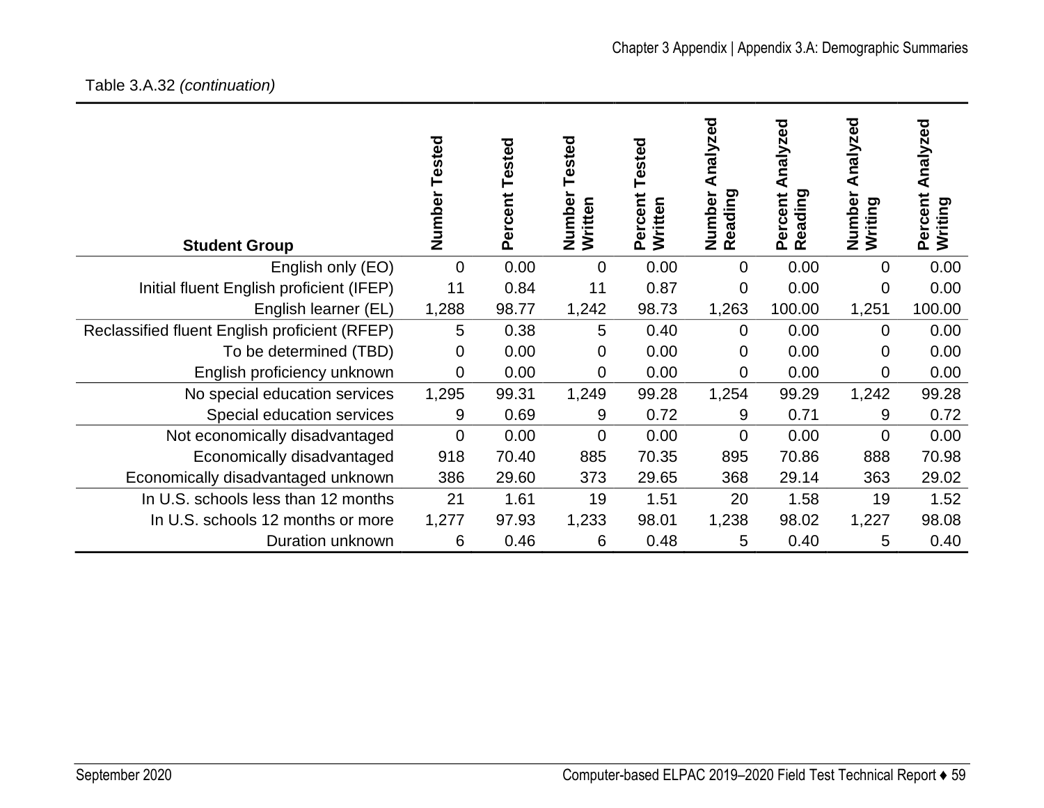Table 3.A.32 *(continuation)*

| Student Group | Number Tested | Percent Tested | Number Tested Written | Percent Tested Written | Number Analyzed Reading | Percent Analyzed Reading | Number Analyzed Writing | Percent Analyzed Writing |
|---|---|---|---|---|---|---|---|---|
| English only (EO) | 0 | 0.00 | 0 | 0.00 | 0 | 0.00 | 0 | 0.00 |
| Initial fluent English proficient (IFEP) | 11 | 0.84 | 11 | 0.87 | 0 | 0.00 | 0 | 0.00 |
| English learner (EL) | 1,288 | 98.77 | 1,242 | 98.73 | 1,263 | 100.00 | 1,251 | 100.00 |
| Reclassified fluent English proficient (RFEP) | 5 | 0.38 | 5 | 0.40 | 0 | 0.00 | 0 | 0.00 |
| To be determined (TBD) | 0 | 0.00 | 0 | 0.00 | 0 | 0.00 | 0 | 0.00 |
| English proficiency unknown | 0 | 0.00 | 0 | 0.00 | 0 | 0.00 | 0 | 0.00 |
| No special education services | 1,295 | 99.31 | 1,249 | 99.28 | 1,254 | 99.29 | 1,242 | 99.28 |
| Special education services | 9 | 0.69 | 9 | 0.72 | 9 | 0.71 | 9 | 0.72 |
| Not economically disadvantaged | 0 | 0.00 | 0 | 0.00 | 0 | 0.00 | 0 | 0.00 |
| Economically disadvantaged | 918 | 70.40 | 885 | 70.35 | 895 | 70.86 | 888 | 70.98 |
| Economically disadvantaged unknown | 386 | 29.60 | 373 | 29.65 | 368 | 29.14 | 363 | 29.02 |
| In U.S. schools less than 12 months | 21 | 1.61 | 19 | 1.51 | 20 | 1.58 | 19 | 1.52 |
| In U.S. schools 12 months or more | 1,277 | 97.93 | 1,233 | 98.01 | 1,238 | 98.02 | 1,227 | 98.08 |
| Duration unknown | 6 | 0.46 | 6 | 0.48 | 5 | 0.40 | 5 | 0.40 |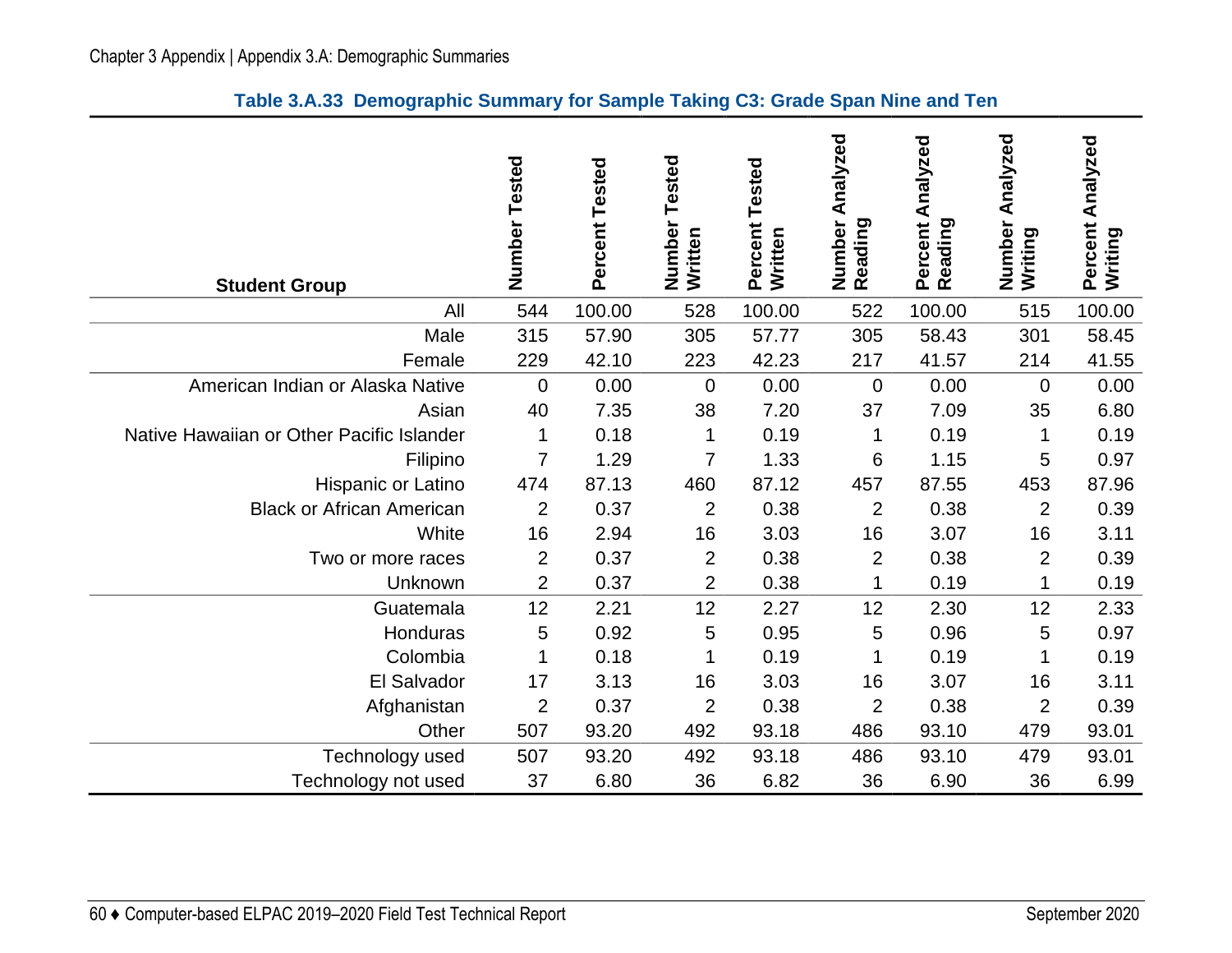**Table 3.A.33 Demographic Summary for Sample Taking C3: Grade Span Nine and Ten**

| Student Group | Number Tested | Percent Tested | Number Tested Written | Percent Tested Written | Number Analyzed Reading | Percent Analyzed Reading | Number Analyzed Writing | Percent Analyzed Writing |
|---|---|---|---|---|---|---|---|---|
| All | 544 | 100.00 | 528 | 100.00 | 522 | 100.00 | 515 | 100.00 |
| Male | 315 | 57.90 | 305 | 57.77 | 305 | 58.43 | 301 | 58.45 |
| Female | 229 | 42.10 | 223 | 42.23 | 217 | 41.57 | 214 | 41.55 |
| American Indian or Alaska Native | 0 | 0.00 | 0 | 0.00 | 0 | 0.00 | 0 | 0.00 |
| Asian | 40 | 7.35 | 38 | 7.20 | 37 | 7.09 | 35 | 6.80 |
| Native Hawaiian or Other Pacific Islander | 1 | 0.18 | 1 | 0.19 | 1 | 0.19 | 1 | 0.19 |
| Filipino | 7 | 1.29 | 7 | 1.33 | 6 | 1.15 | 5 | 0.97 |
| Hispanic or Latino | 474 | 87.13 | 460 | 87.12 | 457 | 87.55 | 453 | 87.96 |
| Black or African American | 2 | 0.37 | 2 | 0.38 | 2 | 0.38 | 2 | 0.39 |
| White | 16 | 2.94 | 16 | 3.03 | 16 | 3.07 | 16 | 3.11 |
| Two or more races | 2 | 0.37 | 2 | 0.38 | 2 | 0.38 | 2 | 0.39 |
| Unknown | 2 | 0.37 | 2 | 0.38 | 1 | 0.19 | 1 | 0.19 |
| Guatemala | 12 | 2.21 | 12 | 2.27 | 12 | 2.30 | 12 | 2.33 |
| Honduras | 5 | 0.92 | 5 | 0.95 | 5 | 0.96 | 5 | 0.97 |
| Colombia | 1 | 0.18 | 1 | 0.19 | 1 | 0.19 | 1 | 0.19 |
| El Salvador | 17 | 3.13 | 16 | 3.03 | 16 | 3.07 | 16 | 3.11 |
| Afghanistan | 2 | 0.37 | 2 | 0.38 | 2 | 0.38 | 2 | 0.39 |
| Other | 507 | 93.20 | 492 | 93.18 | 486 | 93.10 | 479 | 93.01 |
| Technology used | 507 | 93.20 | 492 | 93.18 | 486 | 93.10 | 479 | 93.01 |
| Technology not used | 37 | 6.80 | 36 | 6.82 | 36 | 6.90 | 36 | 6.99 |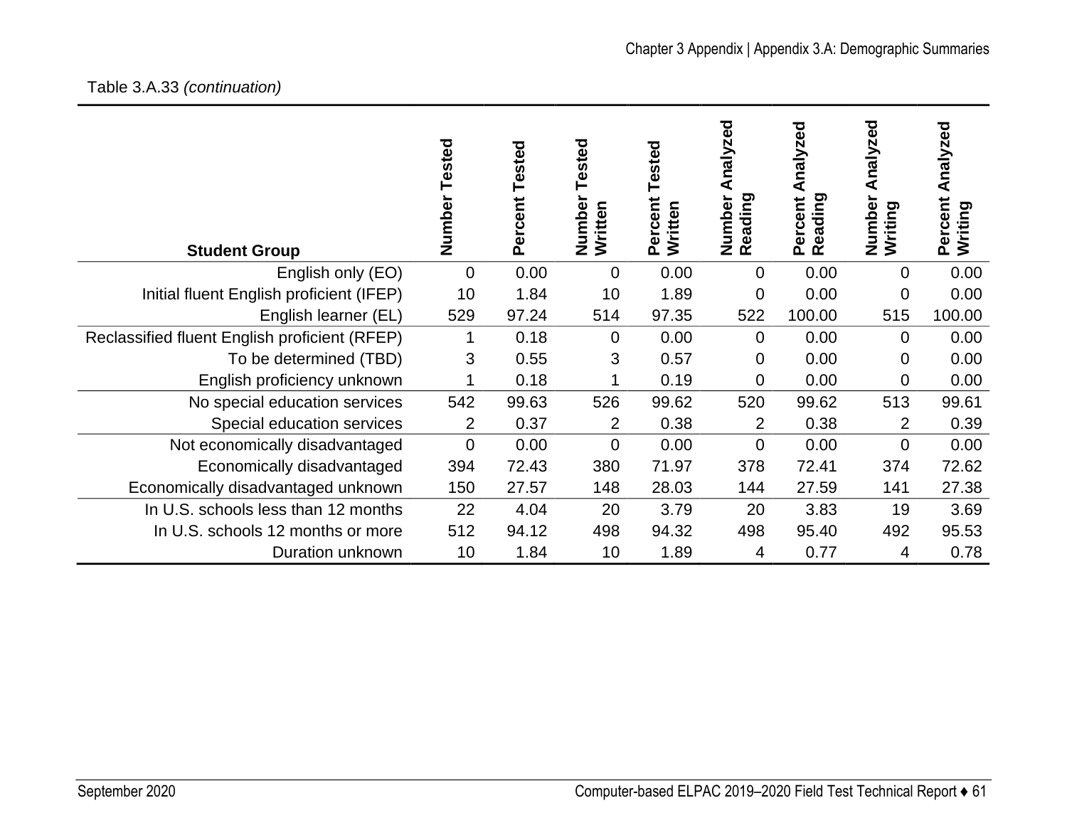Table 3.A.33 *(continuation)*

| Student Group | Number Tested | Percent Tested | Number Tested Written | Percent Tested Written | Number Analyzed Reading | Percent Analyzed Reading | Number Analyzed Writing | Percent Analyzed Writing |
|---|---|---|---|---|---|---|---|---|
| English only (EO) | 0 | 0.00 | 0 | 0.00 | 0 | 0.00 | 0 | 0.00 |
| Initial fluent English proficient (IFEP) | 10 | 1.84 | 10 | 1.89 | 0 | 0.00 | 0 | 0.00 |
| English learner (EL) | 529 | 97.24 | 514 | 97.35 | 522 | 100.00 | 515 | 100.00 |
| Reclassified fluent English proficient (RFEP) | 1 | 0.18 | 0 | 0.00 | 0 | 0.00 | 0 | 0.00 |
| To be determined (TBD) | 3 | 0.55 | 3 | 0.57 | 0 | 0.00 | 0 | 0.00 |
| English proficiency unknown | 1 | 0.18 | 1 | 0.19 | 0 | 0.00 | 0 | 0.00 |
| No special education services | 542 | 99.63 | 526 | 99.62 | 520 | 99.62 | 513 | 99.61 |
| Special education services | 2 | 0.37 | 2 | 0.38 | 2 | 0.38 | 2 | 0.39 |
| Not economically disadvantaged | 0 | 0.00 | 0 | 0.00 | 0 | 0.00 | 0 | 0.00 |
| Economically disadvantaged | 394 | 72.43 | 380 | 71.97 | 378 | 72.41 | 374 | 72.62 |
| Economically disadvantaged unknown | 150 | 27.57 | 148 | 28.03 | 144 | 27.59 | 141 | 27.38 |
| In U.S. schools less than 12 months | 22 | 4.04 | 20 | 3.79 | 20 | 3.83 | 19 | 3.69 |
| In U.S. schools 12 months or more | 512 | 94.12 | 498 | 94.32 | 498 | 95.40 | 492 | 95.53 |
| Duration unknown | 10 | 1.84 | 10 | 1.89 | 4 | 0.77 | 4 | 0.78 |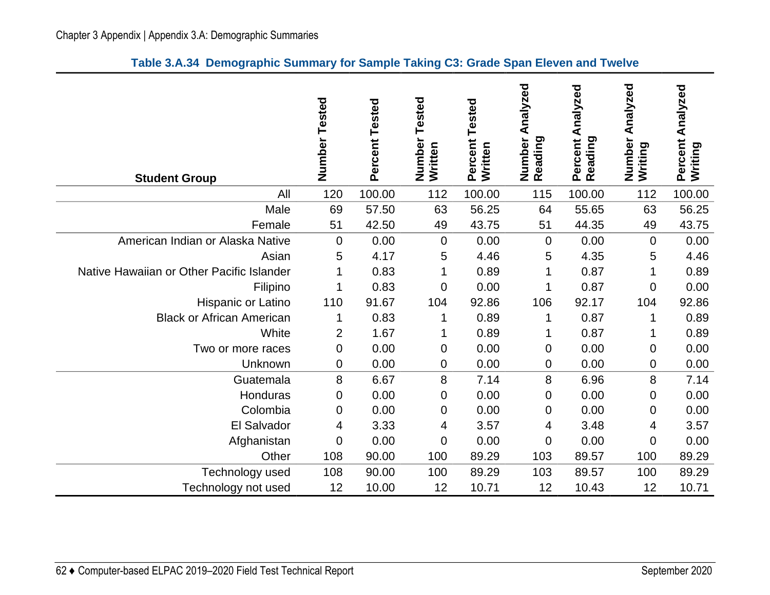**Table 3.A.34 Demographic Summary for Sample Taking C3: Grade Span Eleven and Twelve**

| Student Group | Number Tested | Percent Tested | Number Tested Written | Percent Tested Written | Number Analyzed Reading | Percent Analyzed Reading | Number Analyzed Writing | Percent Analyzed Writing |
|---|---|---|---|---|---|---|---|---|
| All | 120 | 100.00 | 112 | 100.00 | 115 | 100.00 | 112 | 100.00 |
| Male | 69 | 57.50 | 63 | 56.25 | 64 | 55.65 | 63 | 56.25 |
| Female | 51 | 42.50 | 49 | 43.75 | 51 | 44.35 | 49 | 43.75 |
| American Indian or Alaska Native | 0 | 0.00 | 0 | 0.00 | 0 | 0.00 | 0 | 0.00 |
| Asian | 5 | 4.17 | 5 | 4.46 | 5 | 4.35 | 5 | 4.46 |
| Native Hawaiian or Other Pacific Islander | 1 | 0.83 | 1 | 0.89 | 1 | 0.87 | 1 | 0.89 |
| Filipino | 1 | 0.83 | 0 | 0.00 | 1 | 0.87 | 0 | 0.00 |
| Hispanic or Latino | 110 | 91.67 | 104 | 92.86 | 106 | 92.17 | 104 | 92.86 |
| Black or African American | 1 | 0.83 | 1 | 0.89 | 1 | 0.87 | 1 | 0.89 |
| White | 2 | 1.67 | 1 | 0.89 | 1 | 0.87 | 1 | 0.89 |
| Two or more races | 0 | 0.00 | 0 | 0.00 | 0 | 0.00 | 0 | 0.00 |
| Unknown | 0 | 0.00 | 0 | 0.00 | 0 | 0.00 | 0 | 0.00 |
| Guatemala | 8 | 6.67 | 8 | 7.14 | 8 | 6.96 | 8 | 7.14 |
| Honduras | 0 | 0.00 | 0 | 0.00 | 0 | 0.00 | 0 | 0.00 |
| Colombia | 0 | 0.00 | 0 | 0.00 | 0 | 0.00 | 0 | 0.00 |
| El Salvador | 4 | 3.33 | 4 | 3.57 | 4 | 3.48 | 4 | 3.57 |
| Afghanistan | 0 | 0.00 | 0 | 0.00 | 0 | 0.00 | 0 | 0.00 |
| Other | 108 | 90.00 | 100 | 89.29 | 103 | 89.57 | 100 | 89.29 |
| Technology used | 108 | 90.00 | 100 | 89.29 | 103 | 89.57 | 100 | 89.29 |
| Technology not used | 12 | 10.00 | 12 | 10.71 | 12 | 10.43 | 12 | 10.71 |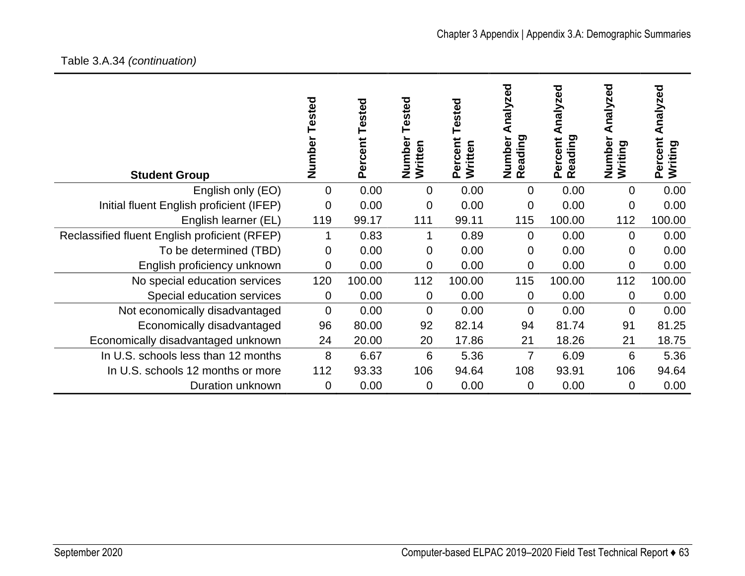Table 3.A.34 *(continuation)*

| Student Group | Number Tested | Percent Tested | Number Tested Written | Percent Tested Written | Number Analyzed Reading | Percent Analyzed Reading | Number Analyzed Writing | Percent Analyzed Writing |
|---|---|---|---|---|---|---|---|---|
| English only (EO) | 0 | 0.00 | 0 | 0.00 | 0 | 0.00 | 0 | 0.00 |
| Initial fluent English proficient (IFEP) | 0 | 0.00 | 0 | 0.00 | 0 | 0.00 | 0 | 0.00 |
| English learner (EL) | 119 | 99.17 | 111 | 99.11 | 115 | 100.00 | 112 | 100.00 |
| Reclassified fluent English proficient (RFEP) | 1 | 0.83 | 1 | 0.89 | 0 | 0.00 | 0 | 0.00 |
| To be determined (TBD) | 0 | 0.00 | 0 | 0.00 | 0 | 0.00 | 0 | 0.00 |
| English proficiency unknown | 0 | 0.00 | 0 | 0.00 | 0 | 0.00 | 0 | 0.00 |
| No special education services | 120 | 100.00 | 112 | 100.00 | 115 | 100.00 | 112 | 100.00 |
| Special education services | 0 | 0.00 | 0 | 0.00 | 0 | 0.00 | 0 | 0.00 |
| Not economically disadvantaged | 0 | 0.00 | 0 | 0.00 | 0 | 0.00 | 0 | 0.00 |
| Economically disadvantaged | 96 | 80.00 | 92 | 82.14 | 94 | 81.74 | 91 | 81.25 |
| Economically disadvantaged unknown | 24 | 20.00 | 20 | 17.86 | 21 | 18.26 | 21 | 18.75 |
| In U.S. schools less than 12 months | 8 | 6.67 | 6 | 5.36 | 7 | 6.09 | 6 | 5.36 |
| In U.S. schools 12 months or more | 112 | 93.33 | 106 | 94.64 | 108 | 93.91 | 106 | 94.64 |
| Duration unknown | 0 | 0.00 | 0 | 0.00 | 0 | 0.00 | 0 | 0.00 |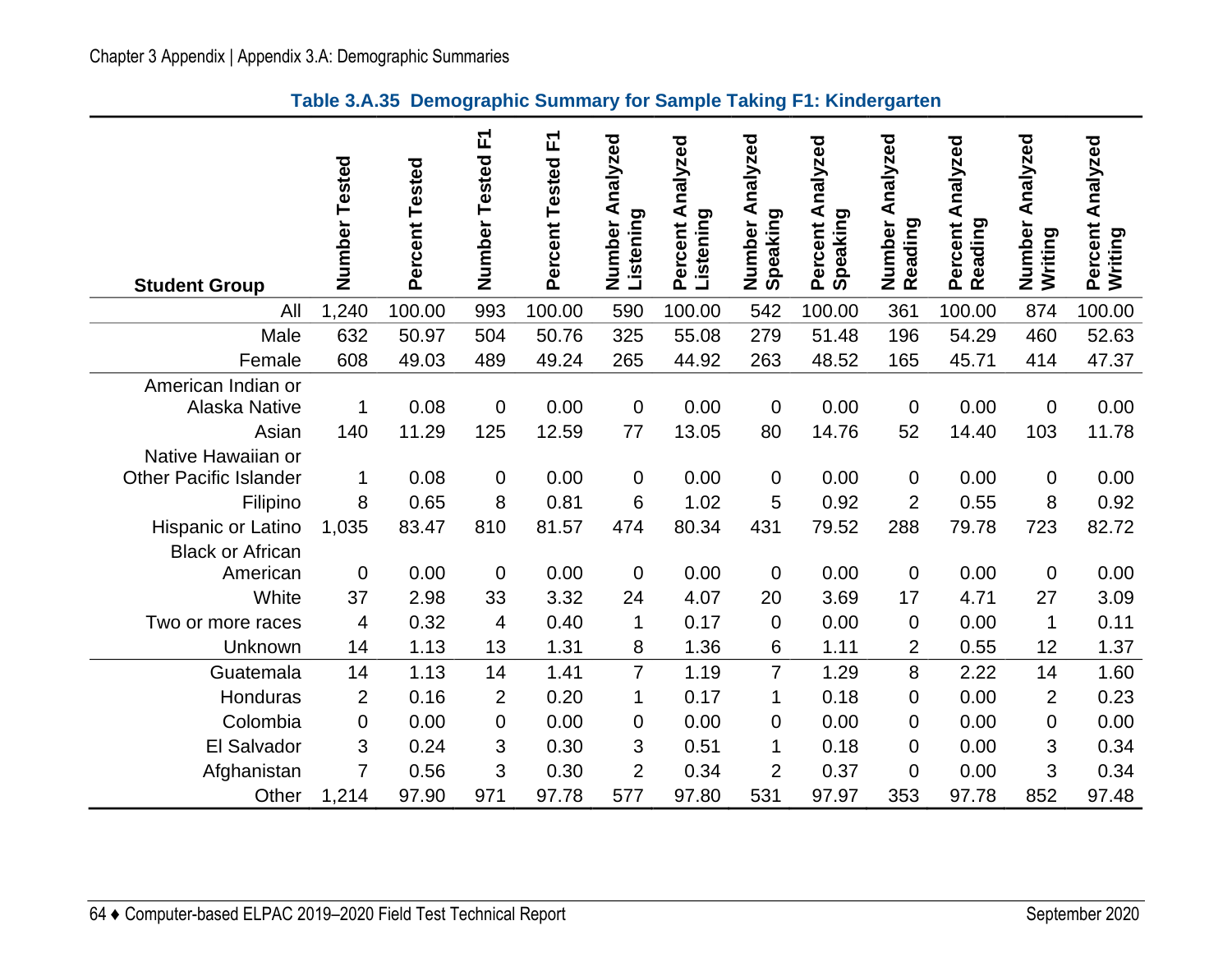**Table 3.A.35 Demographic Summary for Sample Taking F1: Kindergarten**

| Student Group | Number Tested | Percent Tested | Number Tested F1 | Percent Tested F1 | Number Analyzed Listening | Percent Analyzed Listening | Number Analyzed Speaking | Percent Analyzed Speaking | Number Analyzed Reading | Percent Analyzed Reading | Number Analyzed Writing | Percent Analyzed Writing |
|---|---|---|---|---|---|---|---|---|---|---|---|---|
| All | 1,240 | 100.00 | 993 | 100.00 | 590 | 100.00 | 542 | 100.00 | 361 | 100.00 | 874 | 100.00 |
| Male | 632 | 50.97 | 504 | 50.76 | 325 | 55.08 | 279 | 51.48 | 196 | 54.29 | 460 | 52.63 |
| Female | 608 | 49.03 | 489 | 49.24 | 265 | 44.92 | 263 | 48.52 | 165 | 45.71 | 414 | 47.37 |
| American Indian or Alaska Native | 1 | 0.08 | 0 | 0.00 | 0 | 0.00 | 0 | 0.00 | 0 | 0.00 | 0 | 0.00 |
| Asian | 140 | 11.29 | 125 | 12.59 | 77 | 13.05 | 80 | 14.76 | 52 | 14.40 | 103 | 11.78 |
| Native Hawaiian or Other Pacific Islander | 1 | 0.08 | 0 | 0.00 | 0 | 0.00 | 0 | 0.00 | 0 | 0.00 | 0 | 0.00 |
| Filipino | 8 | 0.65 | 8 | 0.81 | 6 | 1.02 | 5 | 0.92 | 2 | 0.55 | 8 | 0.92 |
| Hispanic or Latino | 1,035 | 83.47 | 810 | 81.57 | 474 | 80.34 | 431 | 79.52 | 288 | 79.78 | 723 | 82.72 |
| Black or African American | 0 | 0.00 | 0 | 0.00 | 0 | 0.00 | 0 | 0.00 | 0 | 0.00 | 0 | 0.00 |
| White | 37 | 2.98 | 33 | 3.32 | 24 | 4.07 | 20 | 3.69 | 17 | 4.71 | 27 | 3.09 |
| Two or more races | 4 | 0.32 | 4 | 0.40 | 1 | 0.17 | 0 | 0.00 | 0 | 0.00 | 1 | 0.11 |
| Unknown | 14 | 1.13 | 13 | 1.31 | 8 | 1.36 | 6 | 1.11 | 2 | 0.55 | 12 | 1.37 |
| Guatemala | 14 | 1.13 | 14 | 1.41 | 7 | 1.19 | 7 | 1.29 | 8 | 2.22 | 14 | 1.60 |
| Honduras | 2 | 0.16 | 2 | 0.20 | 1 | 0.17 | 1 | 0.18 | 0 | 0.00 | 2 | 0.23 |
| Colombia | 0 | 0.00 | 0 | 0.00 | 0 | 0.00 | 0 | 0.00 | 0 | 0.00 | 0 | 0.00 |
| El Salvador | 3 | 0.24 | 3 | 0.30 | 3 | 0.51 | 1 | 0.18 | 0 | 0.00 | 3 | 0.34 |
| Afghanistan | 7 | 0.56 | 3 | 0.30 | 2 | 0.34 | 2 | 0.37 | 0 | 0.00 | 3 | 0.34 |
| Other | 1,214 | 97.90 | 971 | 97.78 | 577 | 97.80 | 531 | 97.97 | 353 | 97.78 | 852 | 97.48 |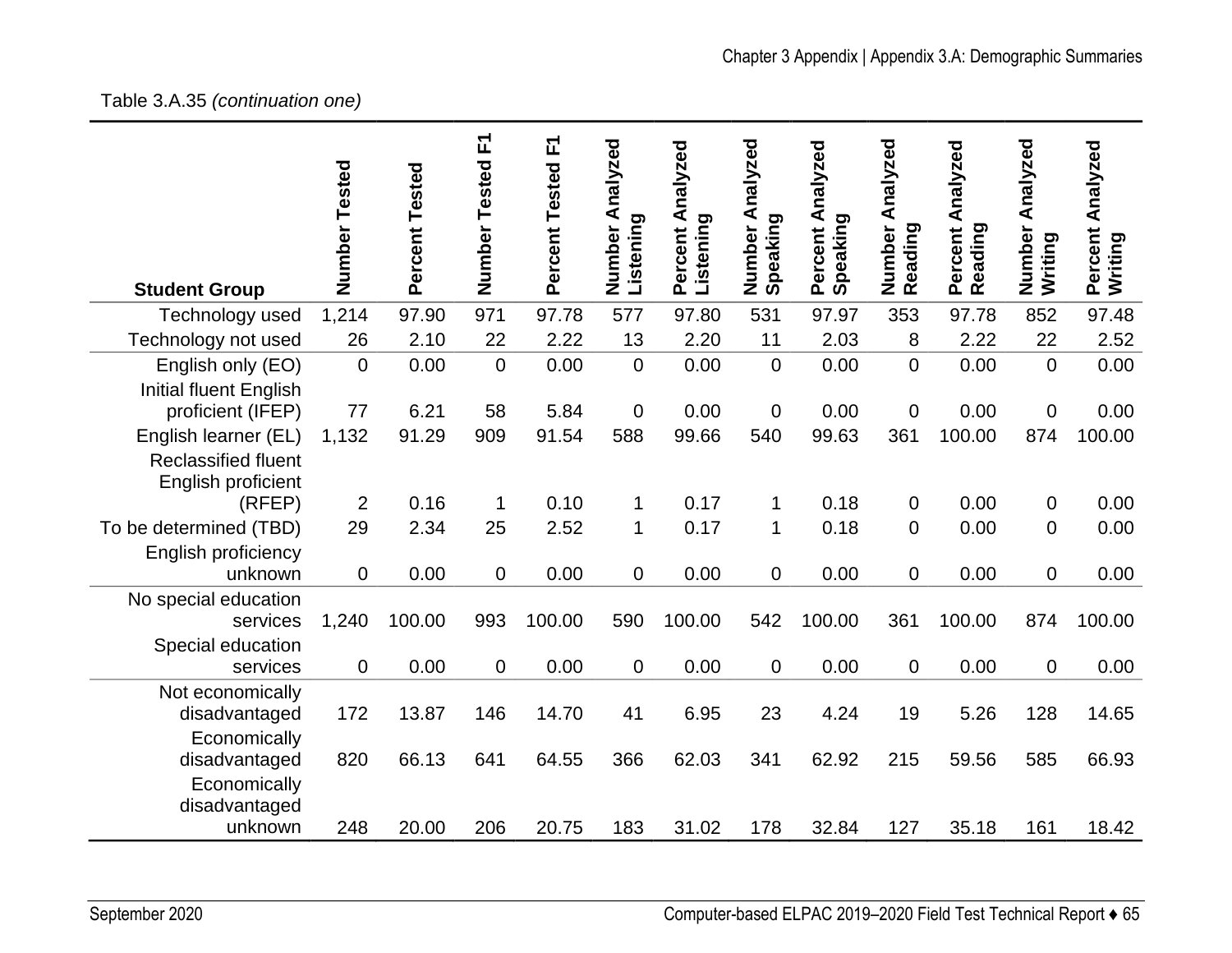Table 3.A.35 *(continuation one)*

| Student Group | Number Tested | Percent Tested | Number Tested F1 | Percent Tested F1 | Number Analyzed Listening | Percent Analyzed Listening | Number Analyzed Speaking | Percent Analyzed Speaking | Number Analyzed Reading | Percent Analyzed Reading | Number Analyzed Writing | Percent Analyzed Writing |
|---|---|---|---|---|---|---|---|---|---|---|---|---|
| Technology used | 1,214 | 97.90 | 971 | 97.78 | 577 | 97.80 | 531 | 97.97 | 353 | 97.78 | 852 | 97.48 |
| Technology not used | 26 | 2.10 | 22 | 2.22 | 13 | 2.20 | 11 | 2.03 | 8 | 2.22 | 22 | 2.52 |
| English only (EO) | 0 | 0.00 | 0 | 0.00 | 0 | 0.00 | 0 | 0.00 | 0 | 0.00 | 0 | 0.00 |
| Initial fluent English proficient (IFEP) | 77 | 6.21 | 58 | 5.84 | 0 | 0.00 | 0 | 0.00 | 0 | 0.00 | 0 | 0.00 |
| English learner (EL) | 1,132 | 91.29 | 909 | 91.54 | 588 | 99.66 | 540 | 99.63 | 361 | 100.00 | 874 | 100.00 |
| Reclassified fluent English proficient (RFEP) | 2 | 0.16 | 1 | 0.10 | 1 | 0.17 | 1 | 0.18 | 0 | 0.00 | 0 | 0.00 |
| To be determined (TBD) | 29 | 2.34 | 25 | 2.52 | 1 | 0.17 | 1 | 0.18 | 0 | 0.00 | 0 | 0.00 |
| English proficiency unknown | 0 | 0.00 | 0 | 0.00 | 0 | 0.00 | 0 | 0.00 | 0 | 0.00 | 0 | 0.00 |
| No special education services | 1,240 | 100.00 | 993 | 100.00 | 590 | 100.00 | 542 | 100.00 | 361 | 100.00 | 874 | 100.00 |
| Special education services | 0 | 0.00 | 0 | 0.00 | 0 | 0.00 | 0 | 0.00 | 0 | 0.00 | 0 | 0.00 |
| Not economically disadvantaged | 172 | 13.87 | 146 | 14.70 | 41 | 6.95 | 23 | 4.24 | 19 | 5.26 | 128 | 14.65 |
| Economically disadvantaged | 820 | 66.13 | 641 | 64.55 | 366 | 62.03 | 341 | 62.92 | 215 | 59.56 | 585 | 66.93 |
| Economically disadvantaged unknown | 248 | 20.00 | 206 | 20.75 | 183 | 31.02 | 178 | 32.84 | 127 | 35.18 | 161 | 18.42 |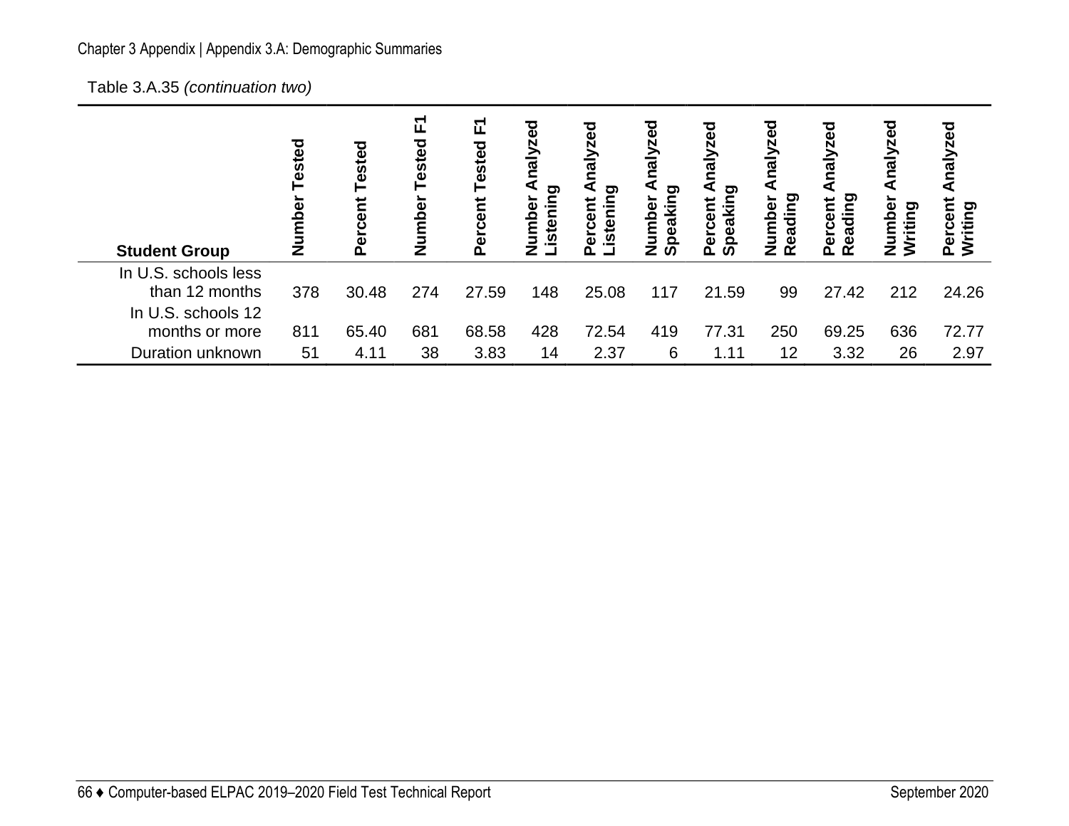Table 3.A.35 *(continuation two)*

| Student Group | Number Tested | Percent Tested | Number Tested F1 | Percent Tested F1 | Number Analyzed Listening | Percent Analyzed Listening | Number Analyzed Speaking | Percent Analyzed Speaking | Number Analyzed Reading | Percent Analyzed Reading | Number Analyzed Writing | Percent Analyzed Writing |
|---|---|---|---|---|---|---|---|---|---|---|---|---|
| In U.S. schools less than 12 months | 378 | 30.48 | 274 | 27.59 | 148 | 25.08 | 117 | 21.59 | 99 | 27.42 | 212 | 24.26 |
| In U.S. schools 12 months or more | 811 | 65.40 | 681 | 68.58 | 428 | 72.54 | 419 | 77.31 | 250 | 69.25 | 636 | 72.77 |
| Duration unknown | 51 | 4.11 | 38 | 3.83 | 14 | 2.37 | 6 | 1.11 | 12 | 3.32 | 26 | 2.97 |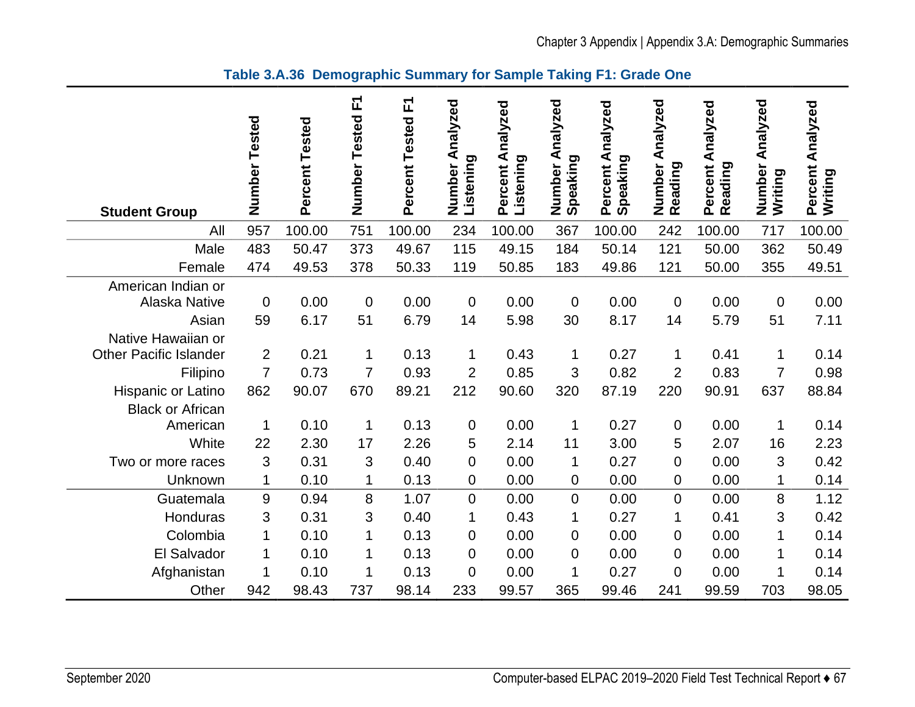**Table 3.A.36 Demographic Summary for Sample Taking F1: Grade One**

| Student Group | Number Tested | Percent Tested | Number Tested F1 | Percent Tested F1 | Number Analyzed Listening | Percent Analyzed Listening | Number Analyzed Speaking | Percent Analyzed Speaking | Number Analyzed Reading | Percent Analyzed Reading | Number Analyzed Writing | Percent Analyzed Writing |
|---|---|---|---|---|---|---|---|---|---|---|---|---|
| All | 957 | 100.00 | 751 | 100.00 | 234 | 100.00 | 367 | 100.00 | 242 | 100.00 | 717 | 100.00 |
| Male | 483 | 50.47 | 373 | 49.67 | 115 | 49.15 | 184 | 50.14 | 121 | 50.00 | 362 | 50.49 |
| Female | 474 | 49.53 | 378 | 50.33 | 119 | 50.85 | 183 | 49.86 | 121 | 50.00 | 355 | 49.51 |
| American Indian or Alaska Native | 0 | 0.00 | 0 | 0.00 | 0 | 0.00 | 0 | 0.00 | 0 | 0.00 | 0 | 0.00 |
| Asian | 59 | 6.17 | 51 | 6.79 | 14 | 5.98 | 30 | 8.17 | 14 | 5.79 | 51 | 7.11 |
| Native Hawaiian or Other Pacific Islander | 2 | 0.21 | 1 | 0.13 | 1 | 0.43 | 1 | 0.27 | 1 | 0.41 | 1 | 0.14 |
| Filipino | 7 | 0.73 | 7 | 0.93 | 2 | 0.85 | 3 | 0.82 | 2 | 0.83 | 7 | 0.98 |
| Hispanic or Latino | 862 | 90.07 | 670 | 89.21 | 212 | 90.60 | 320 | 87.19 | 220 | 90.91 | 637 | 88.84 |
| Black or African American | 1 | 0.10 | 1 | 0.13 | 0 | 0.00 | 1 | 0.27 | 0 | 0.00 | 1 | 0.14 |
| White | 22 | 2.30 | 17 | 2.26 | 5 | 2.14 | 11 | 3.00 | 5 | 2.07 | 16 | 2.23 |
| Two or more races | 3 | 0.31 | 3 | 0.40 | 0 | 0.00 | 1 | 0.27 | 0 | 0.00 | 3 | 0.42 |
| Unknown | 1 | 0.10 | 1 | 0.13 | 0 | 0.00 | 0 | 0.00 | 0 | 0.00 | 1 | 0.14 |
| Guatemala | 9 | 0.94 | 8 | 1.07 | 0 | 0.00 | 0 | 0.00 | 0 | 0.00 | 8 | 1.12 |
| Honduras | 3 | 0.31 | 3 | 0.40 | 1 | 0.43 | 1 | 0.27 | 1 | 0.41 | 3 | 0.42 |
| Colombia | 1 | 0.10 | 1 | 0.13 | 0 | 0.00 | 0 | 0.00 | 0 | 0.00 | 1 | 0.14 |
| El Salvador | 1 | 0.10 | 1 | 0.13 | 0 | 0.00 | 0 | 0.00 | 0 | 0.00 | 1 | 0.14 |
| Afghanistan | 1 | 0.10 | 1 | 0.13 | 0 | 0.00 | 1 | 0.27 | 0 | 0.00 | 1 | 0.14 |
| Other | 942 | 98.43 | 737 | 98.14 | 233 | 99.57 | 365 | 99.46 | 241 | 99.59 | 703 | 98.05 |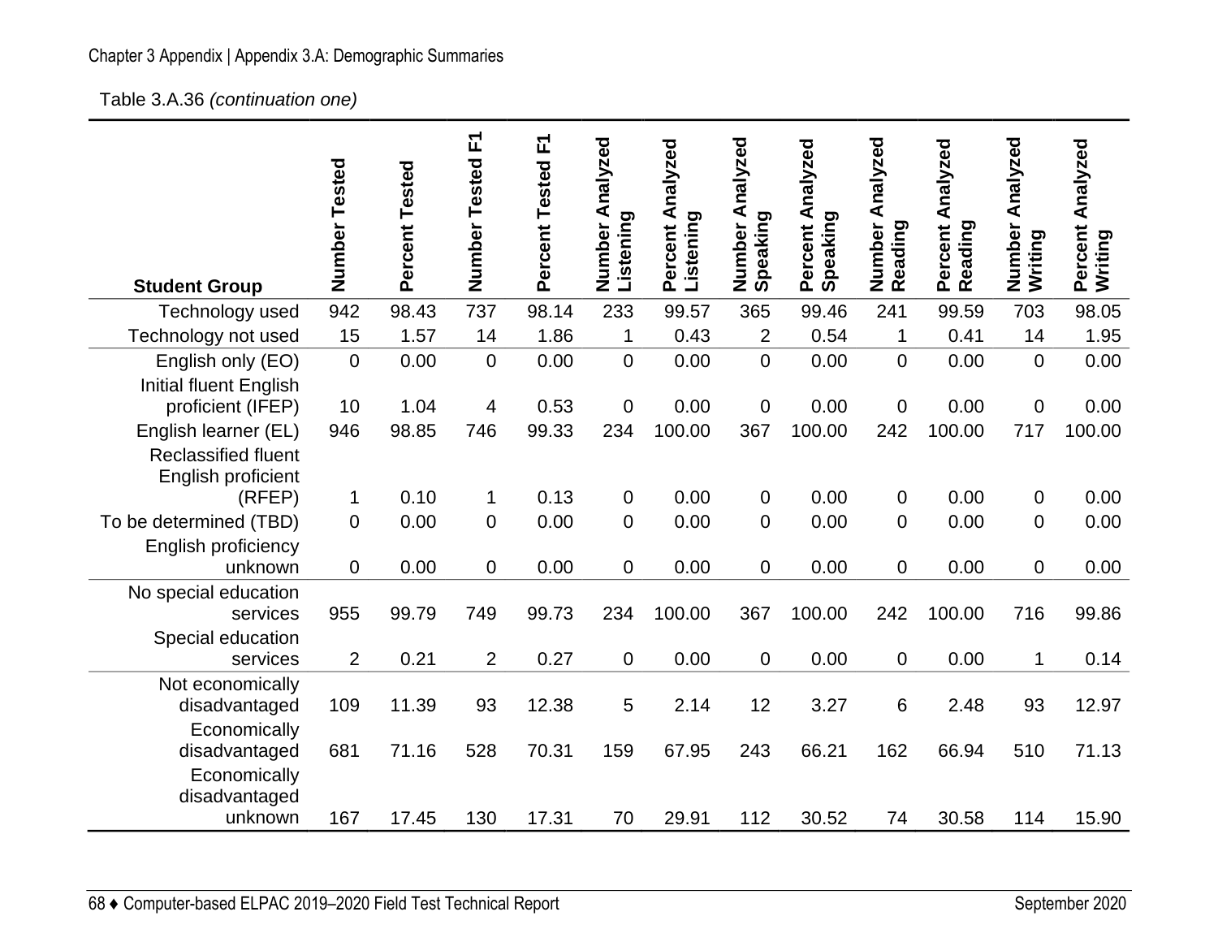Table 3.A.36 *(continuation one)*

| Student Group | Number Tested | Percent Tested | Number Tested F1 | Percent Tested F1 | Number Analyzed Listening | Percent Analyzed Listening | Number Analyzed Speaking | Percent Analyzed Speaking | Number Analyzed Reading | Percent Analyzed Reading | Number Analyzed Writing | Percent Analyzed Writing |
|---|---|---|---|---|---|---|---|---|---|---|---|---|
| Technology used | 942 | 98.43 | 737 | 98.14 | 233 | 99.57 | 365 | 99.46 | 241 | 99.59 | 703 | 98.05 |
| Technology not used | 15 | 1.57 | 14 | 1.86 | 1 | 0.43 | 2 | 0.54 | 1 | 0.41 | 14 | 1.95 |
| English only (EO) | 0 | 0.00 | 0 | 0.00 | 0 | 0.00 | 0 | 0.00 | 0 | 0.00 | 0 | 0.00 |
| Initial fluent English proficient (IFEP) | 10 | 1.04 | 4 | 0.53 | 0 | 0.00 | 0 | 0.00 | 0 | 0.00 | 0 | 0.00 |
| English learner (EL) | 946 | 98.85 | 746 | 99.33 | 234 | 100.00 | 367 | 100.00 | 242 | 100.00 | 717 | 100.00 |
| Reclassified fluent English proficient (RFEP) | 1 | 0.10 | 1 | 0.13 | 0 | 0.00 | 0 | 0.00 | 0 | 0.00 | 0 | 0.00 |
| To be determined (TBD) | 0 | 0.00 | 0 | 0.00 | 0 | 0.00 | 0 | 0.00 | 0 | 0.00 | 0 | 0.00 |
| English proficiency unknown | 0 | 0.00 | 0 | 0.00 | 0 | 0.00 | 0 | 0.00 | 0 | 0.00 | 0 | 0.00 |
| No special education services | 955 | 99.79 | 749 | 99.73 | 234 | 100.00 | 367 | 100.00 | 242 | 100.00 | 716 | 99.86 |
| Special education services | 2 | 0.21 | 2 | 0.27 | 0 | 0.00 | 0 | 0.00 | 0 | 0.00 | 1 | 0.14 |
| Not economically disadvantaged | 109 | 11.39 | 93 | 12.38 | 5 | 2.14 | 12 | 3.27 | 6 | 2.48 | 93 | 12.97 |
| Economically disadvantaged | 681 | 71.16 | 528 | 70.31 | 159 | 67.95 | 243 | 66.21 | 162 | 66.94 | 510 | 71.13 |
| Economically disadvantaged unknown | 167 | 17.45 | 130 | 17.31 | 70 | 29.91 | 112 | 30.52 | 74 | 30.58 | 114 | 15.90 |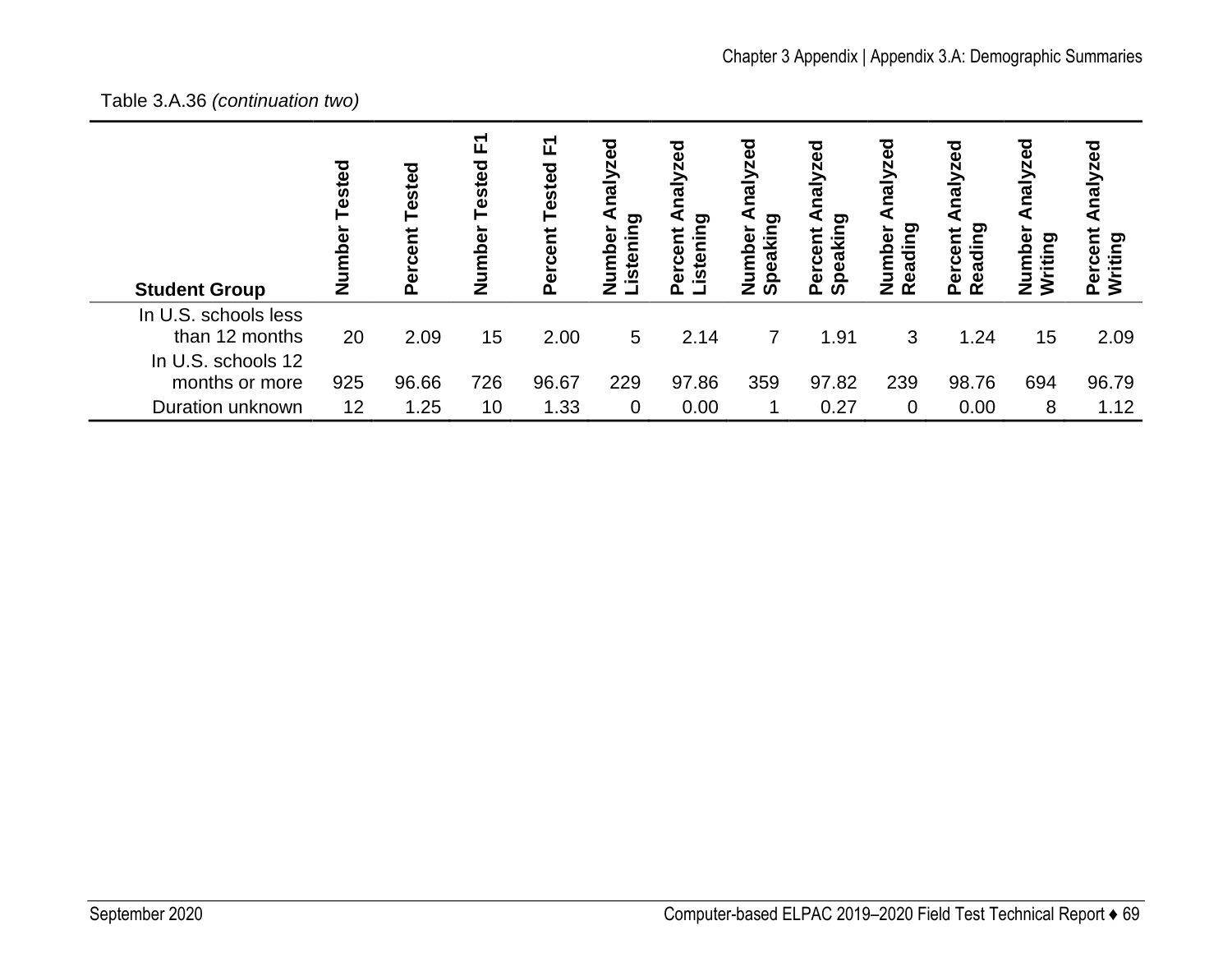Table 3.A.36 *(continuation two)*

| Student Group | Number Tested | Percent Tested | Number Tested F1 | Percent Tested F1 | Number Analyzed Listening | Percent Analyzed Listening | Number Analyzed Speaking | Percent Analyzed Speaking | Number Analyzed Reading | Percent Analyzed Reading | Number Analyzed Writing | Percent Analyzed Writing |
|---|---|---|---|---|---|---|---|---|---|---|---|---|
| In U.S. schools less than 12 months | 20 | 2.09 | 15 | 2.00 | 5 | 2.14 | 7 | 1.91 | 3 | 1.24 | 15 | 2.09 |
| In U.S. schools 12 months or more | 925 | 96.66 | 726 | 96.67 | 229 | 97.86 | 359 | 97.82 | 239 | 98.76 | 694 | 96.79 |
| Duration unknown | 12 | 1.25 | 10 | 1.33 | 0 | 0.00 | 1 | 0.27 | 0 | 0.00 | 8 | 1.12 |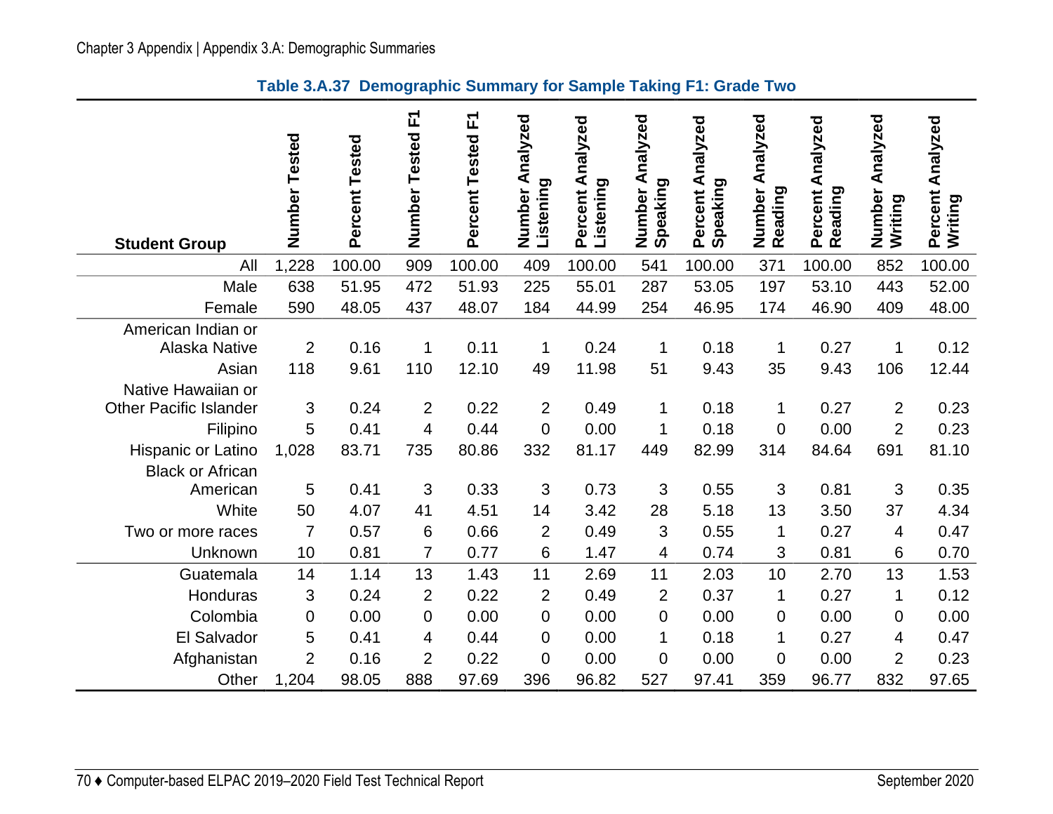**Table 3.A.37 Demographic Summary for Sample Taking F1: Grade Two**

| Student Group | Number Tested | Percent Tested | Number Tested F1 | Percent Tested F1 | Number Analyzed Listening | Percent Analyzed Listening | Number Analyzed Speaking | Percent Analyzed Speaking | Number Analyzed Reading | Percent Analyzed Reading | Number Analyzed Writing | Percent Analyzed Writing |
|---|---|---|---|---|---|---|---|---|---|---|---|---|
| All | 1,228 | 100.00 | 909 | 100.00 | 409 | 100.00 | 541 | 100.00 | 371 | 100.00 | 852 | 100.00 |
| Male | 638 | 51.95 | 472 | 51.93 | 225 | 55.01 | 287 | 53.05 | 197 | 53.10 | 443 | 52.00 |
| Female | 590 | 48.05 | 437 | 48.07 | 184 | 44.99 | 254 | 46.95 | 174 | 46.90 | 409 | 48.00 |
| American Indian or Alaska Native | 2 | 0.16 | 1 | 0.11 | 1 | 0.24 | 1 | 0.18 | 1 | 0.27 | 1 | 0.12 |
| Asian | 118 | 9.61 | 110 | 12.10 | 49 | 11.98 | 51 | 9.43 | 35 | 9.43 | 106 | 12.44 |
| Native Hawaiian or Other Pacific Islander | 3 | 0.24 | 2 | 0.22 | 2 | 0.49 | 1 | 0.18 | 1 | 0.27 | 2 | 0.23 |
| Filipino | 5 | 0.41 | 4 | 0.44 | 0 | 0.00 | 1 | 0.18 | 0 | 0.00 | 2 | 0.23 |
| Hispanic or Latino | 1,028 | 83.71 | 735 | 80.86 | 332 | 81.17 | 449 | 82.99 | 314 | 84.64 | 691 | 81.10 |
| Black or African American | 5 | 0.41 | 3 | 0.33 | 3 | 0.73 | 3 | 0.55 | 3 | 0.81 | 3 | 0.35 |
| White | 50 | 4.07 | 41 | 4.51 | 14 | 3.42 | 28 | 5.18 | 13 | 3.50 | 37 | 4.34 |
| Two or more races | 7 | 0.57 | 6 | 0.66 | 2 | 0.49 | 3 | 0.55 | 1 | 0.27 | 4 | 0.47 |
| Unknown | 10 | 0.81 | 7 | 0.77 | 6 | 1.47 | 4 | 0.74 | 3 | 0.81 | 6 | 0.70 |
| Guatemala | 14 | 1.14 | 13 | 1.43 | 11 | 2.69 | 11 | 2.03 | 10 | 2.70 | 13 | 1.53 |
| Honduras | 3 | 0.24 | 2 | 0.22 | 2 | 0.49 | 2 | 0.37 | 1 | 0.27 | 1 | 0.12 |
| Colombia | 0 | 0.00 | 0 | 0.00 | 0 | 0.00 | 0 | 0.00 | 0 | 0.00 | 0 | 0.00 |
| El Salvador | 5 | 0.41 | 4 | 0.44 | 0 | 0.00 | 1 | 0.18 | 1 | 0.27 | 4 | 0.47 |
| Afghanistan | 2 | 0.16 | 2 | 0.22 | 0 | 0.00 | 0 | 0.00 | 0 | 0.00 | 2 | 0.23 |
| Other | 1,204 | 98.05 | 888 | 97.69 | 396 | 96.82 | 527 | 97.41 | 359 | 96.77 | 832 | 97.65 |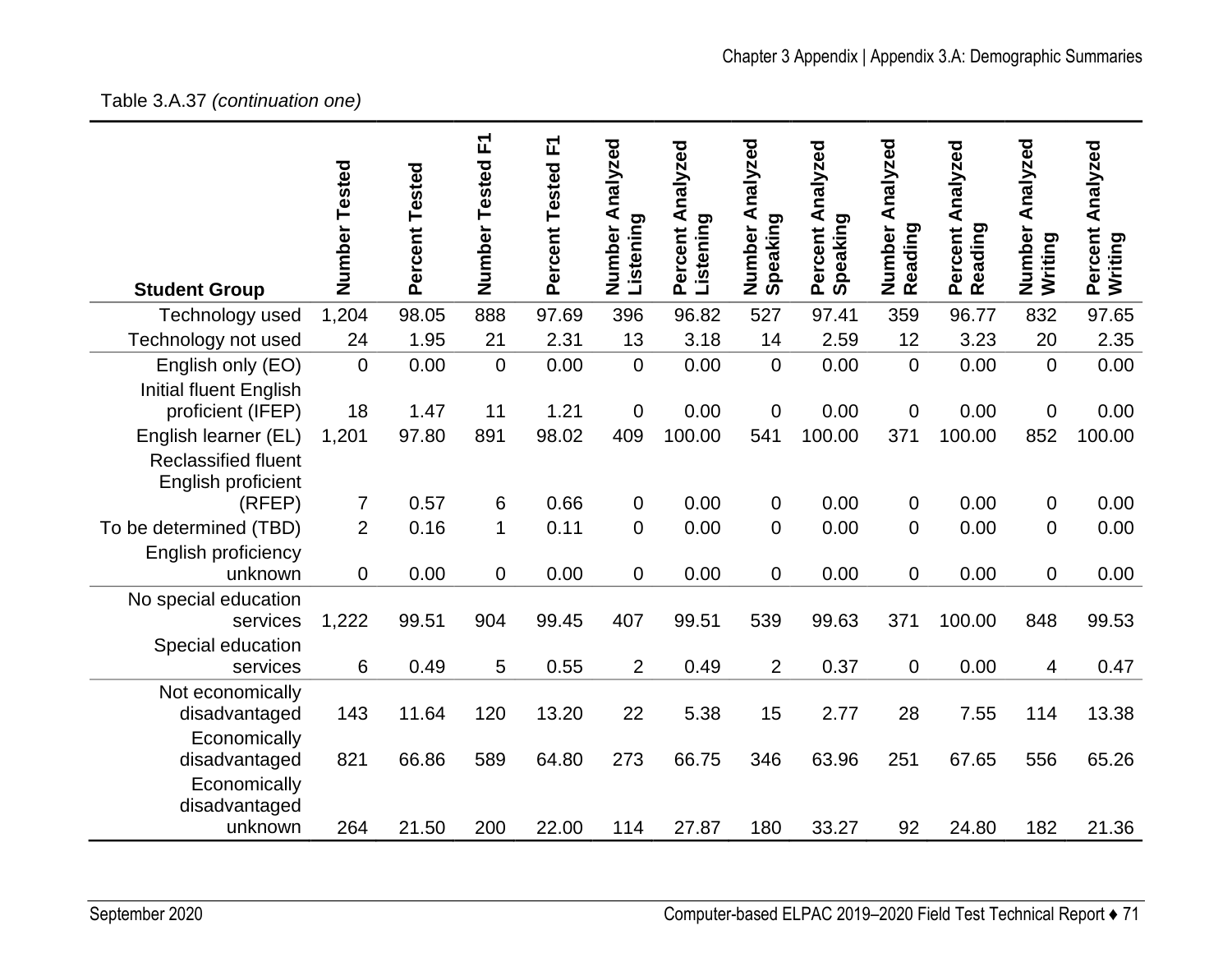Table 3.A.37 *(continuation one)*

| Student Group | Number Tested | Percent Tested | Number Tested F1 | Percent Tested F1 | Number Analyzed Listening | Percent Analyzed Listening | Number Analyzed Speaking | Percent Analyzed Speaking | Number Analyzed Reading | Percent Analyzed Reading | Number Analyzed Writing | Percent Analyzed Writing |
|---|---|---|---|---|---|---|---|---|---|---|---|---|
| Technology used | 1,204 | 98.05 | 888 | 97.69 | 396 | 96.82 | 527 | 97.41 | 359 | 96.77 | 832 | 97.65 |
| Technology not used | 24 | 1.95 | 21 | 2.31 | 13 | 3.18 | 14 | 2.59 | 12 | 3.23 | 20 | 2.35 |
| English only (EO) | 0 | 0.00 | 0 | 0.00 | 0 | 0.00 | 0 | 0.00 | 0 | 0.00 | 0 | 0.00 |
| Initial fluent English proficient (IFEP) | 18 | 1.47 | 11 | 1.21 | 0 | 0.00 | 0 | 0.00 | 0 | 0.00 | 0 | 0.00 |
| English learner (EL) | 1,201 | 97.80 | 891 | 98.02 | 409 | 100.00 | 541 | 100.00 | 371 | 100.00 | 852 | 100.00 |
| Reclassified fluent English proficient (RFEP) | 7 | 0.57 | 6 | 0.66 | 0 | 0.00 | 0 | 0.00 | 0 | 0.00 | 0 | 0.00 |
| To be determined (TBD) | 2 | 0.16 | 1 | 0.11 | 0 | 0.00 | 0 | 0.00 | 0 | 0.00 | 0 | 0.00 |
| English proficiency unknown | 0 | 0.00 | 0 | 0.00 | 0 | 0.00 | 0 | 0.00 | 0 | 0.00 | 0 | 0.00 |
| No special education services | 1,222 | 99.51 | 904 | 99.45 | 407 | 99.51 | 539 | 99.63 | 371 | 100.00 | 848 | 99.53 |
| Special education services | 6 | 0.49 | 5 | 0.55 | 2 | 0.49 | 2 | 0.37 | 0 | 0.00 | 4 | 0.47 |
| Not economically disadvantaged | 143 | 11.64 | 120 | 13.20 | 22 | 5.38 | 15 | 2.77 | 28 | 7.55 | 114 | 13.38 |
| Economically disadvantaged | 821 | 66.86 | 589 | 64.80 | 273 | 66.75 | 346 | 63.96 | 251 | 67.65 | 556 | 65.26 |
| Economically disadvantaged unknown | 264 | 21.50 | 200 | 22.00 | 114 | 27.87 | 180 | 33.27 | 92 | 24.80 | 182 | 21.36 |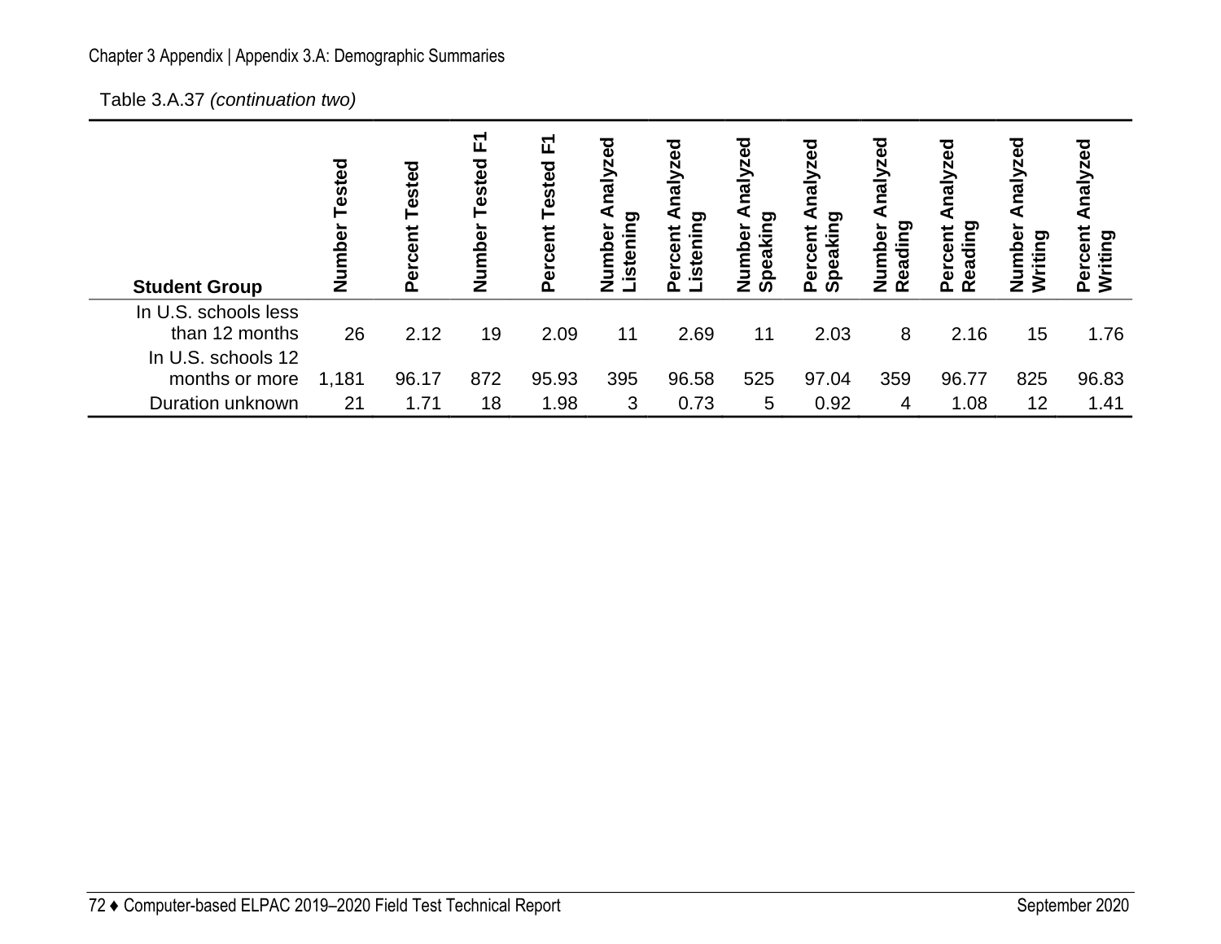Table 3.A.37 *(continuation two)*

| Student Group | Number Tested | Percent Tested | Number Tested F1 | Percent Tested F1 | Number Analyzed Listening | Percent Analyzed Listening | Number Analyzed Speaking | Percent Analyzed Speaking | Number Analyzed Reading | Percent Analyzed Reading | Number Analyzed Writing | Percent Analyzed Writing |
|---|---|---|---|---|---|---|---|---|---|---|---|---|
| In U.S. schools less than 12 months | 26 | 2.12 | 19 | 2.09 | 11 | 2.69 | 11 | 2.03 | 8 | 2.16 | 15 | 1.76 |
| In U.S. schools 12 months or more | 1,181 | 96.17 | 872 | 95.93 | 395 | 96.58 | 525 | 97.04 | 359 | 96.77 | 825 | 96.83 |
| Duration unknown | 21 | 1.71 | 18 | 1.98 | 3 | 0.73 | 5 | 0.92 | 4 | 1.08 | 12 | 1.41 |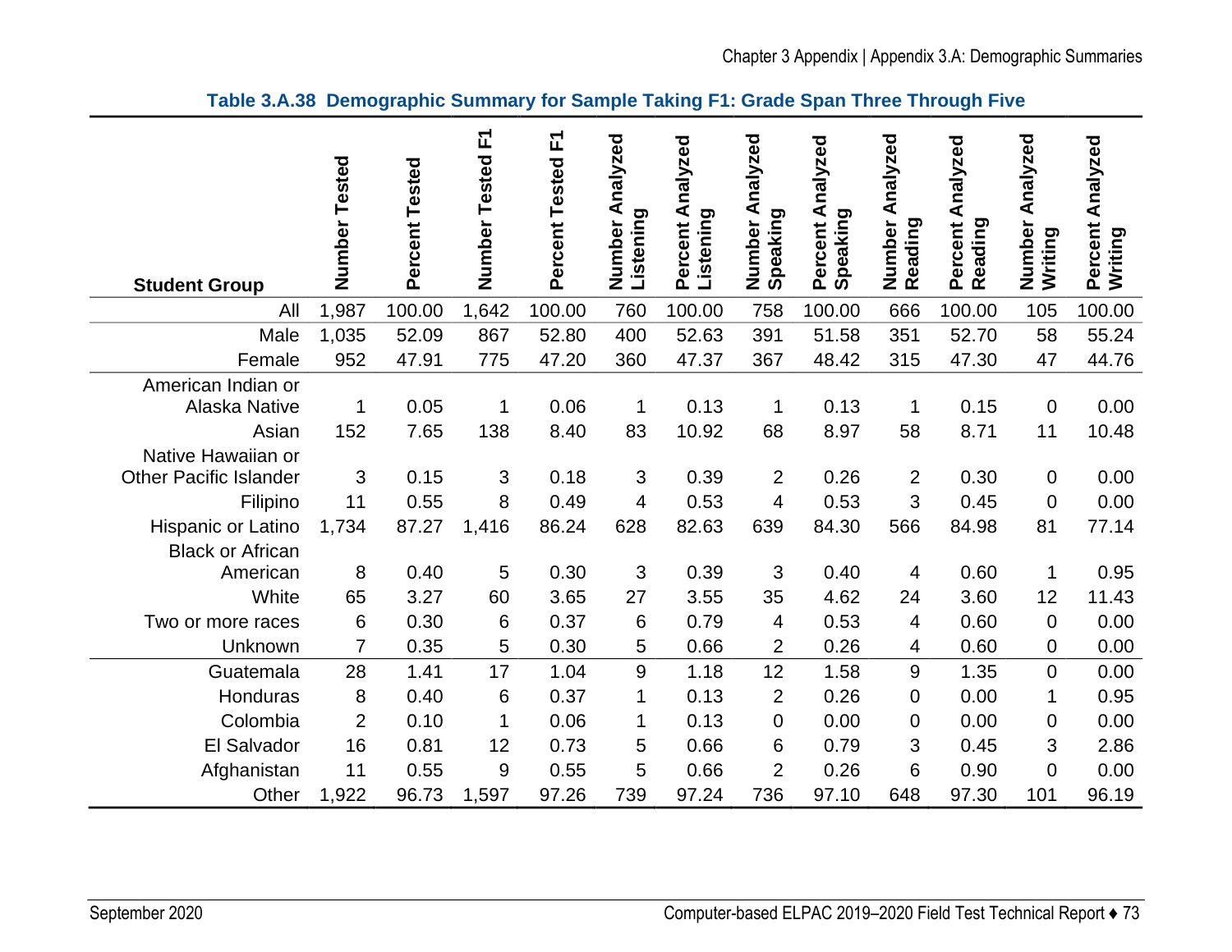**Table 3.A.38 Demographic Summary for Sample Taking F1: Grade Span Three Through Five**

| Student Group | Number Tested | Percent Tested | Number Tested F1 | Percent Tested F1 | Number Analyzed Listening | Percent Analyzed Listening | Number Analyzed Speaking | Percent Analyzed Speaking | Number Analyzed Reading | Percent Analyzed Reading | Number Analyzed Writing | Percent Analyzed Writing |
|---|---|---|---|---|---|---|---|---|---|---|---|---|
| All | 1,987 | 100.00 | 1,642 | 100.00 | 760 | 100.00 | 758 | 100.00 | 666 | 100.00 | 105 | 100.00 |
| Male | 1,035 | 52.09 | 867 | 52.80 | 400 | 52.63 | 391 | 51.58 | 351 | 52.70 | 58 | 55.24 |
| Female | 952 | 47.91 | 775 | 47.20 | 360 | 47.37 | 367 | 48.42 | 315 | 47.30 | 47 | 44.76 |
| American Indian or Alaska Native | 1 | 0.05 | 1 | 0.06 | 1 | 0.13 | 1 | 0.13 | 1 | 0.15 | 0 | 0.00 |
| Asian | 152 | 7.65 | 138 | 8.40 | 83 | 10.92 | 68 | 8.97 | 58 | 8.71 | 11 | 10.48 |
| Native Hawaiian or Other Pacific Islander | 3 | 0.15 | 3 | 0.18 | 3 | 0.39 | 2 | 0.26 | 2 | 0.30 | 0 | 0.00 |
| Filipino | 11 | 0.55 | 8 | 0.49 | 4 | 0.53 | 4 | 0.53 | 3 | 0.45 | 0 | 0.00 |
| Hispanic or Latino | 1,734 | 87.27 | 1,416 | 86.24 | 628 | 82.63 | 639 | 84.30 | 566 | 84.98 | 81 | 77.14 |
| Black or African American | 8 | 0.40 | 5 | 0.30 | 3 | 0.39 | 3 | 0.40 | 4 | 0.60 | 1 | 0.95 |
| White | 65 | 3.27 | 60 | 3.65 | 27 | 3.55 | 35 | 4.62 | 24 | 3.60 | 12 | 11.43 |
| Two or more races | 6 | 0.30 | 6 | 0.37 | 6 | 0.79 | 4 | 0.53 | 4 | 0.60 | 0 | 0.00 |
| Unknown | 7 | 0.35 | 5 | 0.30 | 5 | 0.66 | 2 | 0.26 | 4 | 0.60 | 0 | 0.00 |
| Guatemala | 28 | 1.41 | 17 | 1.04 | 9 | 1.18 | 12 | 1.58 | 9 | 1.35 | 0 | 0.00 |
| Honduras | 8 | 0.40 | 6 | 0.37 | 1 | 0.13 | 2 | 0.26 | 0 | 0.00 | 1 | 0.95 |
| Colombia | 2 | 0.10 | 1 | 0.06 | 1 | 0.13 | 0 | 0.00 | 0 | 0.00 | 0 | 0.00 |
| El Salvador | 16 | 0.81 | 12 | 0.73 | 5 | 0.66 | 6 | 0.79 | 3 | 0.45 | 3 | 2.86 |
| Afghanistan | 11 | 0.55 | 9 | 0.55 | 5 | 0.66 | 2 | 0.26 | 6 | 0.90 | 0 | 0.00 |
| Other | 1,922 | 96.73 | 1,597 | 97.26 | 739 | 97.24 | 736 | 97.10 | 648 | 97.30 | 101 | 96.19 |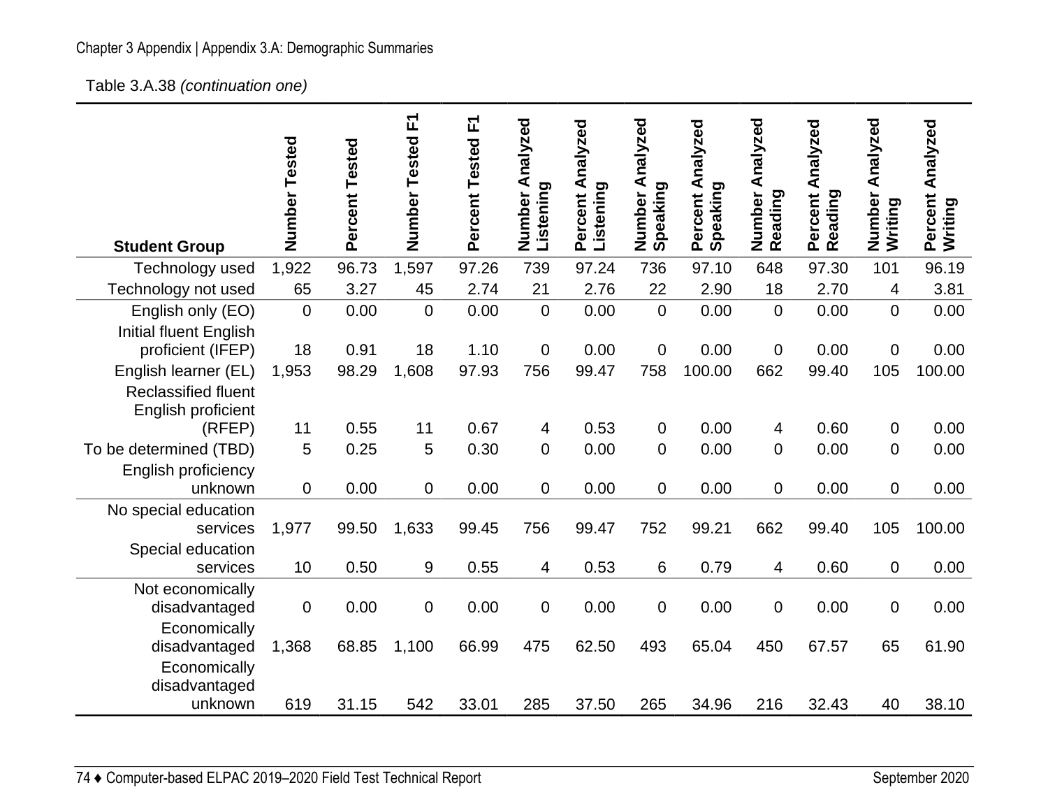Table 3.A.38 *(continuation one)*

| Student Group | Number Tested | Percent Tested | Number Tested F1 | Percent Tested F1 | Number Analyzed Listening | Percent Analyzed Listening | Number Analyzed Speaking | Percent Analyzed Speaking | Number Analyzed Reading | Percent Analyzed Reading | Number Analyzed Writing | Percent Analyzed Writing |
|---|---|---|---|---|---|---|---|---|---|---|---|---|
| Technology used | 1,922 | 96.73 | 1,597 | 97.26 | 739 | 97.24 | 736 | 97.10 | 648 | 97.30 | 101 | 96.19 |
| Technology not used | 65 | 3.27 | 45 | 2.74 | 21 | 2.76 | 22 | 2.90 | 18 | 2.70 | 4 | 3.81 |
| English only (EO) | 0 | 0.00 | 0 | 0.00 | 0 | 0.00 | 0 | 0.00 | 0 | 0.00 | 0 | 0.00 |
| Initial fluent English proficient (IFEP) | 18 | 0.91 | 18 | 1.10 | 0 | 0.00 | 0 | 0.00 | 0 | 0.00 | 0 | 0.00 |
| English learner (EL) | 1,953 | 98.29 | 1,608 | 97.93 | 756 | 99.47 | 758 | 100.00 | 662 | 99.40 | 105 | 100.00 |
| Reclassified fluent English proficient (RFEP) | 11 | 0.55 | 11 | 0.67 | 4 | 0.53 | 0 | 0.00 | 4 | 0.60 | 0 | 0.00 |
| To be determined (TBD) | 5 | 0.25 | 5 | 0.30 | 0 | 0.00 | 0 | 0.00 | 0 | 0.00 | 0 | 0.00 |
| English proficiency unknown | 0 | 0.00 | 0 | 0.00 | 0 | 0.00 | 0 | 0.00 | 0 | 0.00 | 0 | 0.00 |
| No special education services | 1,977 | 99.50 | 1,633 | 99.45 | 756 | 99.47 | 752 | 99.21 | 662 | 99.40 | 105 | 100.00 |
| Special education services | 10 | 0.50 | 9 | 0.55 | 4 | 0.53 | 6 | 0.79 | 4 | 0.60 | 0 | 0.00 |
| Not economically disadvantaged | 0 | 0.00 | 0 | 0.00 | 0 | 0.00 | 0 | 0.00 | 0 | 0.00 | 0 | 0.00 |
| Economically disadvantaged | 1,368 | 68.85 | 1,100 | 66.99 | 475 | 62.50 | 493 | 65.04 | 450 | 67.57 | 65 | 61.90 |
| Economically disadvantaged unknown | 619 | 31.15 | 542 | 33.01 | 285 | 37.50 | 265 | 34.96 | 216 | 32.43 | 40 | 38.10 |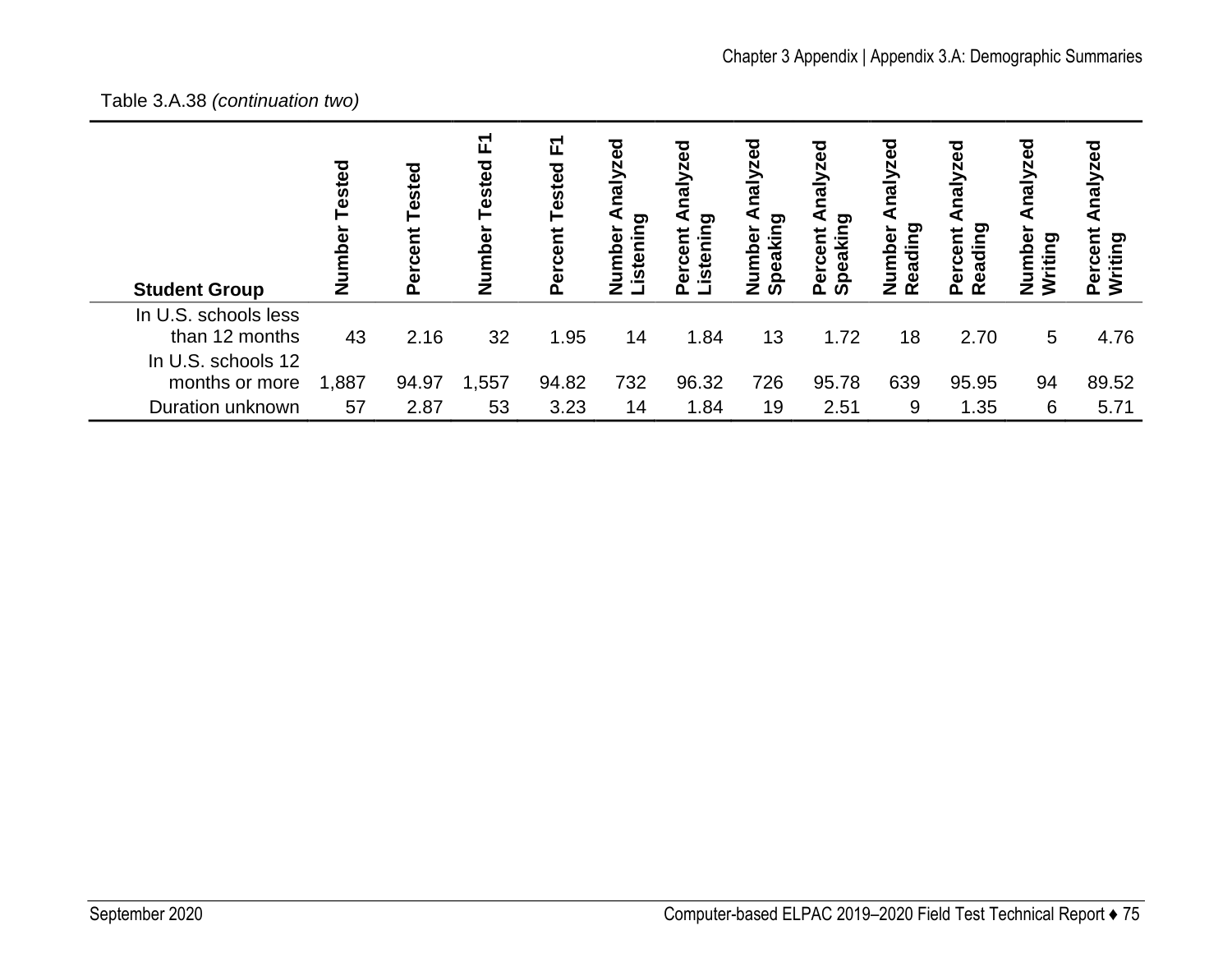Table 3.A.38 *(continuation two)*

| Student Group | Number Tested | Percent Tested | Number Tested F1 | Percent Tested F1 | Number Analyzed Listening | Percent Analyzed Listening | Number Analyzed Speaking | Percent Analyzed Speaking | Number Analyzed Reading | Percent Analyzed Reading | Number Analyzed Writing | Percent Analyzed Writing |
|---|---|---|---|---|---|---|---|---|---|---|---|---|
| In U.S. schools less than 12 months | 43 | 2.16 | 32 | 1.95 | 14 | 1.84 | 13 | 1.72 | 18 | 2.70 | 5 | 4.76 |
| In U.S. schools 12 months or more | 1,887 | 94.97 | 1,557 | 94.82 | 732 | 96.32 | 726 | 95.78 | 639 | 95.95 | 94 | 89.52 |
| Duration unknown | 57 | 2.87 | 53 | 3.23 | 14 | 1.84 | 19 | 2.51 | 9 | 1.35 | 6 | 5.71 |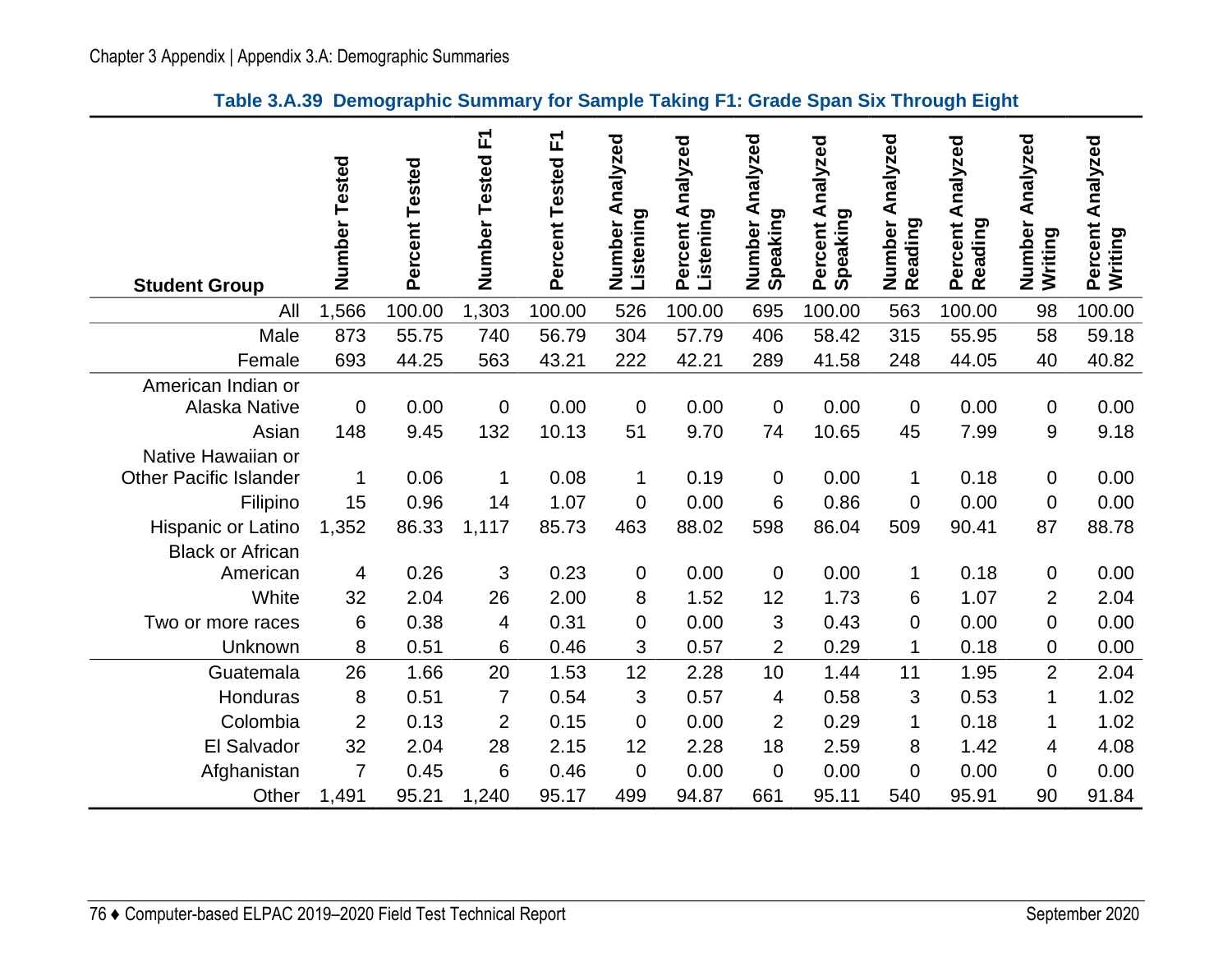**Table 3.A.39 Demographic Summary for Sample Taking F1: Grade Span Six Through Eight**

| Student Group | Number Tested | Percent Tested | Number Tested F1 | Percent Tested F1 | Number Analyzed Listening | Percent Analyzed Listening | Number Analyzed Speaking | Percent Analyzed Speaking | Number Analyzed Reading | Percent Analyzed Reading | Number Analyzed Writing | Percent Analyzed Writing |
|---|---|---|---|---|---|---|---|---|---|---|---|---|
| All | 1,566 | 100.00 | 1,303 | 100.00 | 526 | 100.00 | 695 | 100.00 | 563 | 100.00 | 98 | 100.00 |
| Male | 873 | 55.75 | 740 | 56.79 | 304 | 57.79 | 406 | 58.42 | 315 | 55.95 | 58 | 59.18 |
| Female | 693 | 44.25 | 563 | 43.21 | 222 | 42.21 | 289 | 41.58 | 248 | 44.05 | 40 | 40.82 |
| American Indian or Alaska Native | 0 | 0.00 | 0 | 0.00 | 0 | 0.00 | 0 | 0.00 | 0 | 0.00 | 0 | 0.00 |
| Asian | 148 | 9.45 | 132 | 10.13 | 51 | 9.70 | 74 | 10.65 | 45 | 7.99 | 9 | 9.18 |
| Native Hawaiian or Other Pacific Islander | 1 | 0.06 | 1 | 0.08 | 1 | 0.19 | 0 | 0.00 | 1 | 0.18 | 0 | 0.00 |
| Filipino | 15 | 0.96 | 14 | 1.07 | 0 | 0.00 | 6 | 0.86 | 0 | 0.00 | 0 | 0.00 |
| Hispanic or Latino | 1,352 | 86.33 | 1,117 | 85.73 | 463 | 88.02 | 598 | 86.04 | 509 | 90.41 | 87 | 88.78 |
| Black or African American | 4 | 0.26 | 3 | 0.23 | 0 | 0.00 | 0 | 0.00 | 1 | 0.18 | 0 | 0.00 |
| White | 32 | 2.04 | 26 | 2.00 | 8 | 1.52 | 12 | 1.73 | 6 | 1.07 | 2 | 2.04 |
| Two or more races | 6 | 0.38 | 4 | 0.31 | 0 | 0.00 | 3 | 0.43 | 0 | 0.00 | 0 | 0.00 |
| Unknown | 8 | 0.51 | 6 | 0.46 | 3 | 0.57 | 2 | 0.29 | 1 | 0.18 | 0 | 0.00 |
| Guatemala | 26 | 1.66 | 20 | 1.53 | 12 | 2.28 | 10 | 1.44 | 11 | 1.95 | 2 | 2.04 |
| Honduras | 8 | 0.51 | 7 | 0.54 | 3 | 0.57 | 4 | 0.58 | 3 | 0.53 | 1 | 1.02 |
| Colombia | 2 | 0.13 | 2 | 0.15 | 0 | 0.00 | 2 | 0.29 | 1 | 0.18 | 1 | 1.02 |
| El Salvador | 32 | 2.04 | 28 | 2.15 | 12 | 2.28 | 18 | 2.59 | 8 | 1.42 | 4 | 4.08 |
| Afghanistan | 7 | 0.45 | 6 | 0.46 | 0 | 0.00 | 0 | 0.00 | 0 | 0.00 | 0 | 0.00 |
| Other | 1,491 | 95.21 | 1,240 | 95.17 | 499 | 94.87 | 661 | 95.11 | 540 | 95.91 | 90 | 91.84 |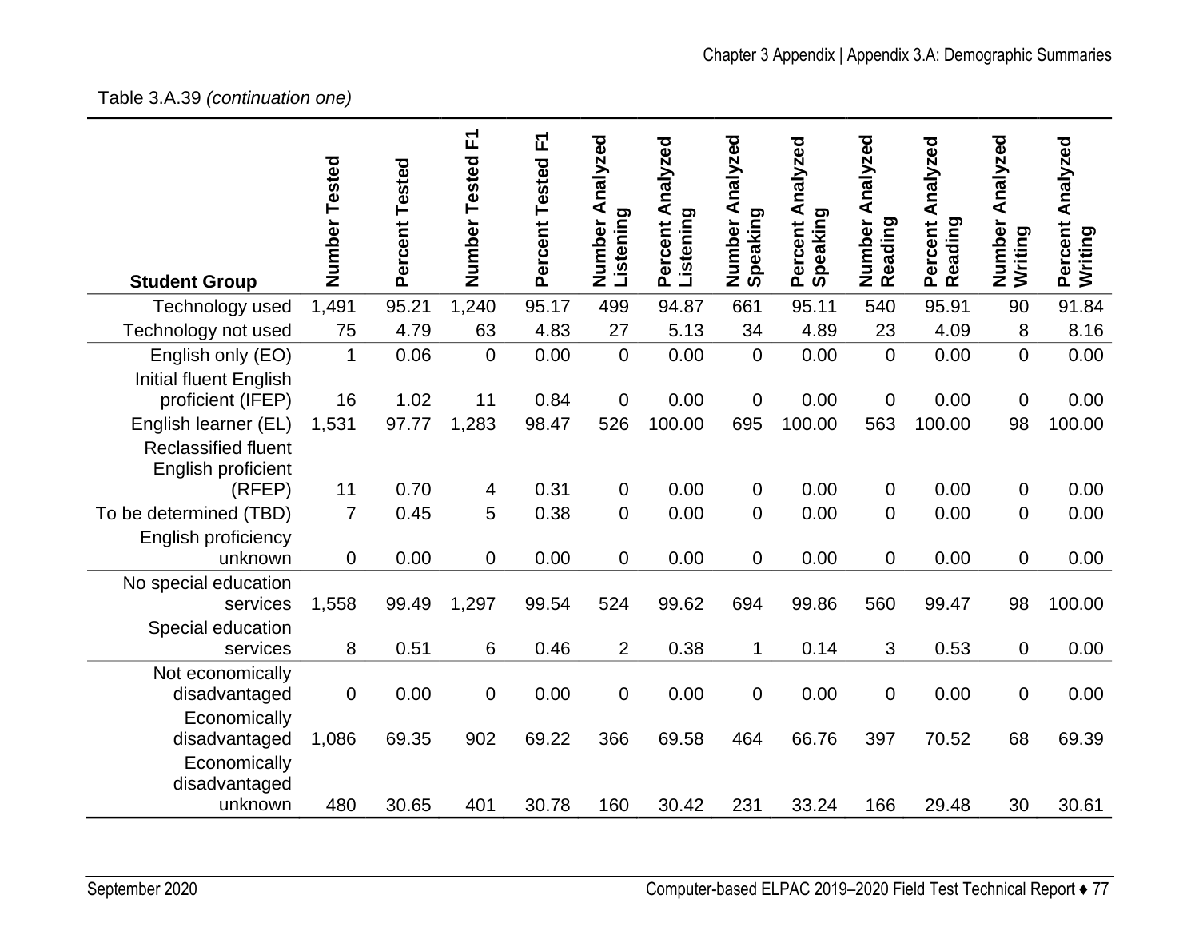Table 3.A.39 *(continuation one)*

| Student Group | Number Tested | Percent Tested | Number Tested F1 | Percent Tested F1 | Number Analyzed Listening | Percent Analyzed Listening | Number Analyzed Speaking | Percent Analyzed Speaking | Number Analyzed Reading | Percent Analyzed Reading | Number Analyzed Writing | Percent Analyzed Writing |
|---|---|---|---|---|---|---|---|---|---|---|---|---|
| Technology used | 1,491 | 95.21 | 1,240 | 95.17 | 499 | 94.87 | 661 | 95.11 | 540 | 95.91 | 90 | 91.84 |
| Technology not used | 75 | 4.79 | 63 | 4.83 | 27 | 5.13 | 34 | 4.89 | 23 | 4.09 | 8 | 8.16 |
| English only (EO) | 1 | 0.06 | 0 | 0.00 | 0 | 0.00 | 0 | 0.00 | 0 | 0.00 | 0 | 0.00 |
| Initial fluent English proficient (IFEP) | 16 | 1.02 | 11 | 0.84 | 0 | 0.00 | 0 | 0.00 | 0 | 0.00 | 0 | 0.00 |
| English learner (EL) | 1,531 | 97.77 | 1,283 | 98.47 | 526 | 100.00 | 695 | 100.00 | 563 | 100.00 | 98 | 100.00 |
| Reclassified fluent English proficient (RFEP) | 11 | 0.70 | 4 | 0.31 | 0 | 0.00 | 0 | 0.00 | 0 | 0.00 | 0 | 0.00 |
| To be determined (TBD) | 7 | 0.45 | 5 | 0.38 | 0 | 0.00 | 0 | 0.00 | 0 | 0.00 | 0 | 0.00 |
| English proficiency unknown | 0 | 0.00 | 0 | 0.00 | 0 | 0.00 | 0 | 0.00 | 0 | 0.00 | 0 | 0.00 |
| No special education services | 1,558 | 99.49 | 1,297 | 99.54 | 524 | 99.62 | 694 | 99.86 | 560 | 99.47 | 98 | 100.00 |
| Special education services | 8 | 0.51 | 6 | 0.46 | 2 | 0.38 | 1 | 0.14 | 3 | 0.53 | 0 | 0.00 |
| Not economically disadvantaged | 0 | 0.00 | 0 | 0.00 | 0 | 0.00 | 0 | 0.00 | 0 | 0.00 | 0 | 0.00 |
| Economically disadvantaged | 1,086 | 69.35 | 902 | 69.22 | 366 | 69.58 | 464 | 66.76 | 397 | 70.52 | 68 | 69.39 |
| Economically disadvantaged unknown | 480 | 30.65 | 401 | 30.78 | 160 | 30.42 | 231 | 33.24 | 166 | 29.48 | 30 | 30.61 |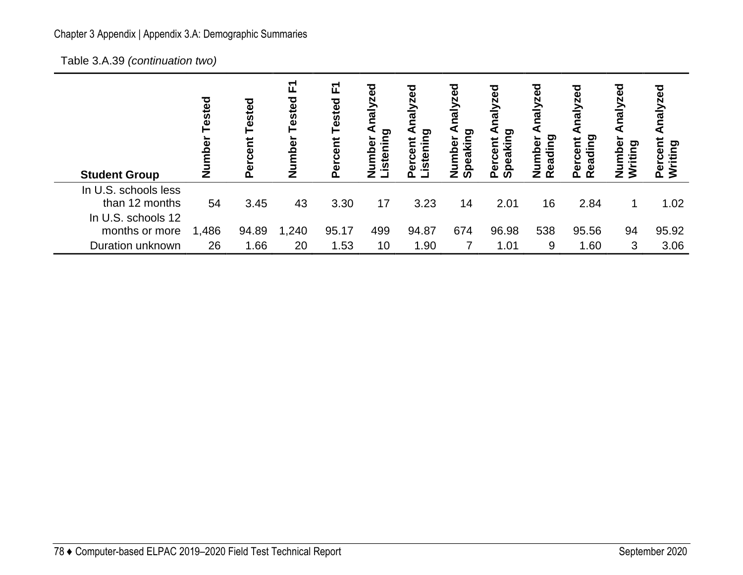Table 3.A.39 *(continuation two)*

| Student Group | Number Tested | Percent Tested | Number Tested F1 | Percent Tested F1 | Number Analyzed Listening | Percent Analyzed Listening | Number Analyzed Speaking | Percent Analyzed Speaking | Number Analyzed Reading | Percent Analyzed Reading | Number Analyzed Writing | Percent Analyzed Writing |
|---|---|---|---|---|---|---|---|---|---|---|---|---|
| In U.S. schools less than 12 months | 54 | 3.45 | 43 | 3.30 | 17 | 3.23 | 14 | 2.01 | 16 | 2.84 | 1 | 1.02 |
| In U.S. schools 12 months or more | 1,486 | 94.89 | 1,240 | 95.17 | 499 | 94.87 | 674 | 96.98 | 538 | 95.56 | 94 | 95.92 |
| Duration unknown | 26 | 1.66 | 20 | 1.53 | 10 | 1.90 | 7 | 1.01 | 9 | 1.60 | 3 | 3.06 |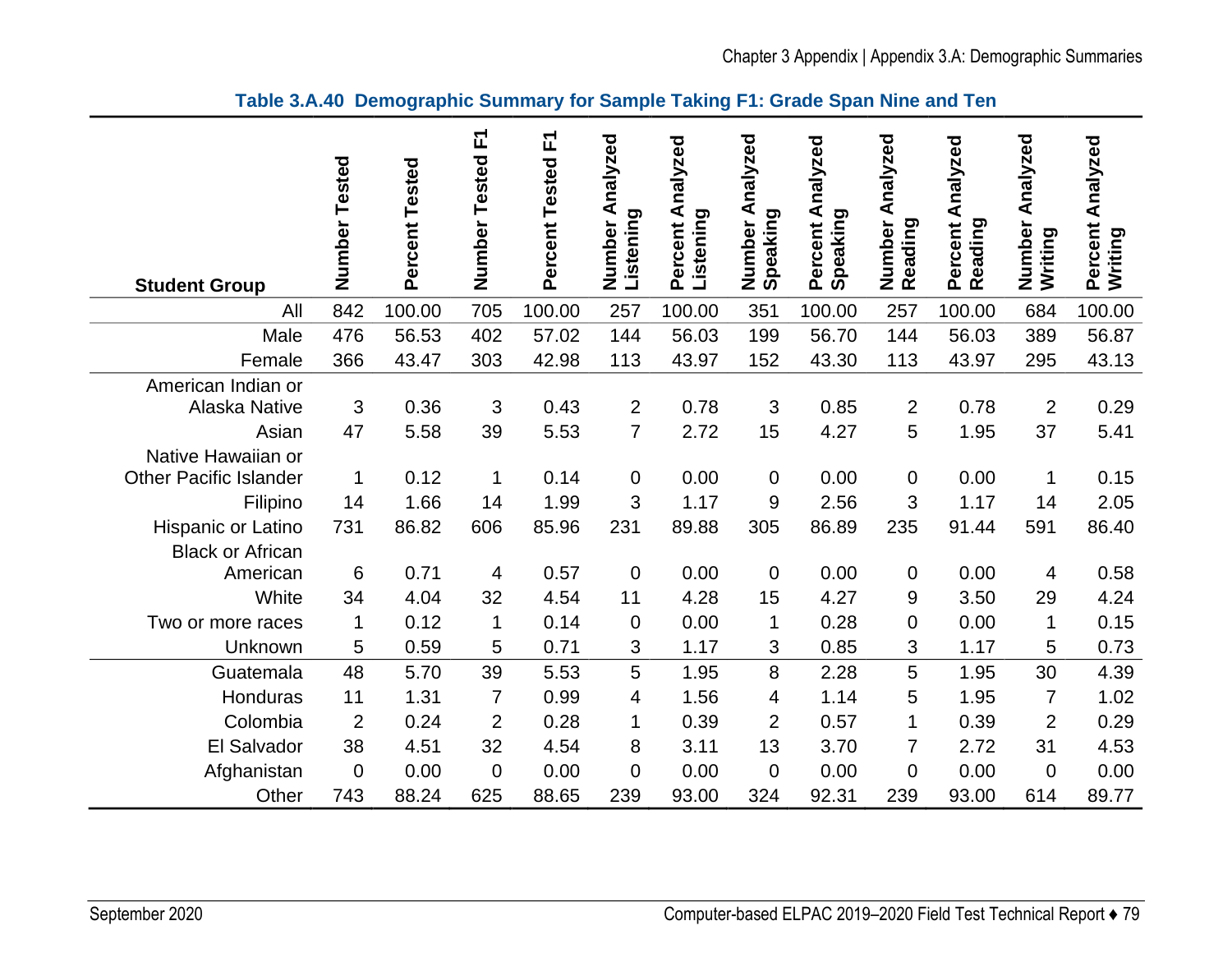**Table 3.A.40 Demographic Summary for Sample Taking F1: Grade Span Nine and Ten**

| Student Group | Number Tested | Percent Tested | Number Tested F1 | Percent Tested F1 | Number Analyzed Listening | Percent Analyzed Listening | Number Analyzed Speaking | Percent Analyzed Speaking | Number Analyzed Reading | Percent Analyzed Reading | Number Analyzed Writing | Percent Analyzed Writing |
|---|---|---|---|---|---|---|---|---|---|---|---|---|
| All | 842 | 100.00 | 705 | 100.00 | 257 | 100.00 | 351 | 100.00 | 257 | 100.00 | 684 | 100.00 |
| Male | 476 | 56.53 | 402 | 57.02 | 144 | 56.03 | 199 | 56.70 | 144 | 56.03 | 389 | 56.87 |
| Female | 366 | 43.47 | 303 | 42.98 | 113 | 43.97 | 152 | 43.30 | 113 | 43.97 | 295 | 43.13 |
| American Indian or Alaska Native | 3 | 0.36 | 3 | 0.43 | 2 | 0.78 | 3 | 0.85 | 2 | 0.78 | 2 | 0.29 |
| Asian | 47 | 5.58 | 39 | 5.53 | 7 | 2.72 | 15 | 4.27 | 5 | 1.95 | 37 | 5.41 |
| Native Hawaiian or Other Pacific Islander | 1 | 0.12 | 1 | 0.14 | 0 | 0.00 | 0 | 0.00 | 0 | 0.00 | 1 | 0.15 |
| Filipino | 14 | 1.66 | 14 | 1.99 | 3 | 1.17 | 9 | 2.56 | 3 | 1.17 | 14 | 2.05 |
| Hispanic or Latino | 731 | 86.82 | 606 | 85.96 | 231 | 89.88 | 305 | 86.89 | 235 | 91.44 | 591 | 86.40 |
| Black or African American | 6 | 0.71 | 4 | 0.57 | 0 | 0.00 | 0 | 0.00 | 0 | 0.00 | 4 | 0.58 |
| White | 34 | 4.04 | 32 | 4.54 | 11 | 4.28 | 15 | 4.27 | 9 | 3.50 | 29 | 4.24 |
| Two or more races | 1 | 0.12 | 1 | 0.14 | 0 | 0.00 | 1 | 0.28 | 0 | 0.00 | 1 | 0.15 |
| Unknown | 5 | 0.59 | 5 | 0.71 | 3 | 1.17 | 3 | 0.85 | 3 | 1.17 | 5 | 0.73 |
| Guatemala | 48 | 5.70 | 39 | 5.53 | 5 | 1.95 | 8 | 2.28 | 5 | 1.95 | 30 | 4.39 |
| Honduras | 11 | 1.31 | 7 | 0.99 | 4 | 1.56 | 4 | 1.14 | 5 | 1.95 | 7 | 1.02 |
| Colombia | 2 | 0.24 | 2 | 0.28 | 1 | 0.39 | 2 | 0.57 | 1 | 0.39 | 2 | 0.29 |
| El Salvador | 38 | 4.51 | 32 | 4.54 | 8 | 3.11 | 13 | 3.70 | 7 | 2.72 | 31 | 4.53 |
| Afghanistan | 0 | 0.00 | 0 | 0.00 | 0 | 0.00 | 0 | 0.00 | 0 | 0.00 | 0 | 0.00 |
| Other | 743 | 88.24 | 625 | 88.65 | 239 | 93.00 | 324 | 92.31 | 239 | 93.00 | 614 | 89.77 |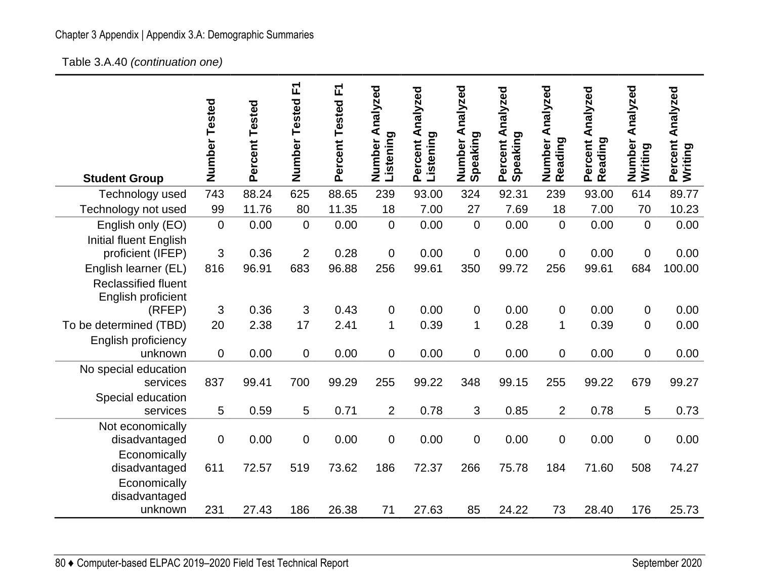Table 3.A.40 *(continuation one)*

| Student Group | Number Tested | Percent Tested | Number Tested F1 | Percent Tested F1 | Number Analyzed Listening | Percent Analyzed Listening | Number Analyzed Speaking | Percent Analyzed Speaking | Number Analyzed Reading | Percent Analyzed Reading | Number Analyzed Writing | Percent Analyzed Writing |
|---|---|---|---|---|---|---|---|---|---|---|---|---|
| Technology used | 743 | 88.24 | 625 | 88.65 | 239 | 93.00 | 324 | 92.31 | 239 | 93.00 | 614 | 89.77 |
| Technology not used | 99 | 11.76 | 80 | 11.35 | 18 | 7.00 | 27 | 7.69 | 18 | 7.00 | 70 | 10.23 |
| English only (EO) | 0 | 0.00 | 0 | 0.00 | 0 | 0.00 | 0 | 0.00 | 0 | 0.00 | 0 | 0.00 |
| Initial fluent English proficient (IFEP) | 3 | 0.36 | 2 | 0.28 | 0 | 0.00 | 0 | 0.00 | 0 | 0.00 | 0 | 0.00 |
| English learner (EL) | 816 | 96.91 | 683 | 96.88 | 256 | 99.61 | 350 | 99.72 | 256 | 99.61 | 684 | 100.00 |
| Reclassified fluent English proficient (RFEP) | 3 | 0.36 | 3 | 0.43 | 0 | 0.00 | 0 | 0.00 | 0 | 0.00 | 0 | 0.00 |
| To be determined (TBD) | 20 | 2.38 | 17 | 2.41 | 1 | 0.39 | 1 | 0.28 | 1 | 0.39 | 0 | 0.00 |
| English proficiency unknown | 0 | 0.00 | 0 | 0.00 | 0 | 0.00 | 0 | 0.00 | 0 | 0.00 | 0 | 0.00 |
| No special education services | 837 | 99.41 | 700 | 99.29 | 255 | 99.22 | 348 | 99.15 | 255 | 99.22 | 679 | 99.27 |
| Special education services | 5 | 0.59 | 5 | 0.71 | 2 | 0.78 | 3 | 0.85 | 2 | 0.78 | 5 | 0.73 |
| Not economically disadvantaged | 0 | 0.00 | 0 | 0.00 | 0 | 0.00 | 0 | 0.00 | 0 | 0.00 | 0 | 0.00 |
| Economically disadvantaged | 611 | 72.57 | 519 | 73.62 | 186 | 72.37 | 266 | 75.78 | 184 | 71.60 | 508 | 74.27 |
| Economically disadvantaged unknown | 231 | 27.43 | 186 | 26.38 | 71 | 27.63 | 85 | 24.22 | 73 | 28.40 | 176 | 25.73 |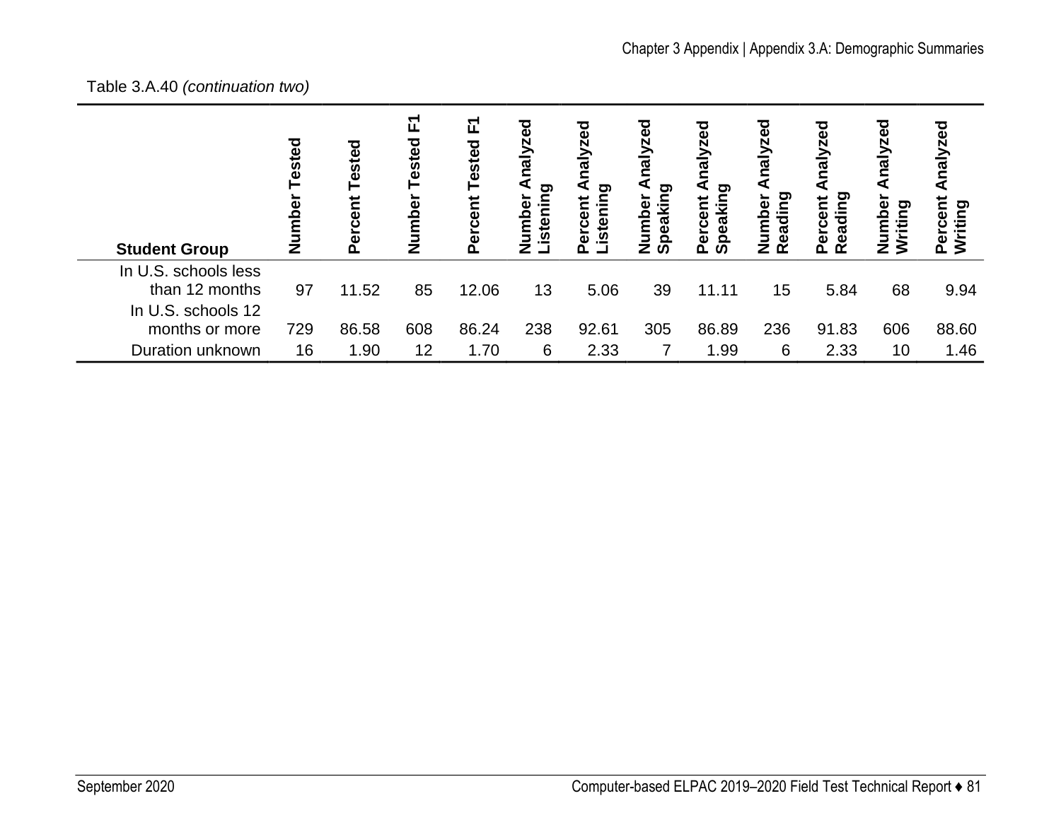Table 3.A.40 *(continuation two)*

| Student Group | Number Tested | Percent Tested | Number Tested F1 | Percent Tested F1 | Number Analyzed Listening | Percent Analyzed Listening | Number Analyzed Speaking | Percent Analyzed Speaking | Number Analyzed Reading | Percent Analyzed Reading | Number Analyzed Writing | Percent Analyzed Writing |
|---|---|---|---|---|---|---|---|---|---|---|---|---|
| In U.S. schools less than 12 months | 97 | 11.52 | 85 | 12.06 | 13 | 5.06 | 39 | 11.11 | 15 | 5.84 | 68 | 9.94 |
| In U.S. schools 12 months or more | 729 | 86.58 | 608 | 86.24 | 238 | 92.61 | 305 | 86.89 | 236 | 91.83 | 606 | 88.60 |
| Duration unknown | 16 | 1.90 | 12 | 1.70 | 6 | 2.33 | 7 | 1.99 | 6 | 2.33 | 10 | 1.46 |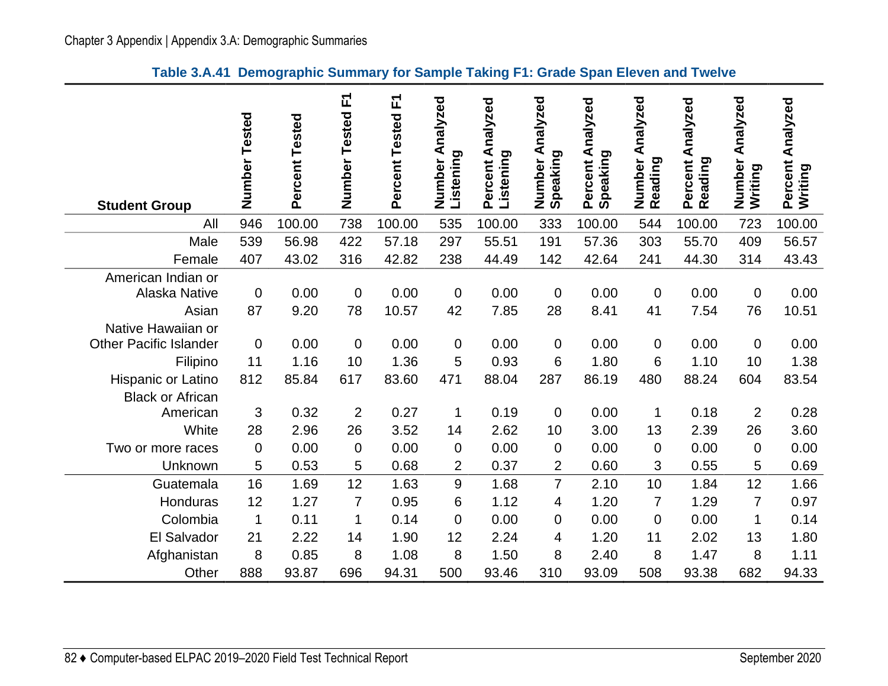Table 3.A.41 Demographic Summary for Sample Taking F1: Grade Span Eleven and Twelve

| Student Group | Number Tested | Percent Tested | Number Tested F1 | Percent Tested F1 | Number Analyzed Listening | Percent Analyzed Listening | Number Analyzed Speaking | Percent Analyzed Speaking | Number Analyzed Reading | Percent Analyzed Reading | Number Analyzed Writing | Percent Analyzed Writing |
|---|---|---|---|---|---|---|---|---|---|---|---|---|
| All | 946 | 100.00 | 738 | 100.00 | 535 | 100.00 | 333 | 100.00 | 544 | 100.00 | 723 | 100.00 |
| Male | 539 | 56.98 | 422 | 57.18 | 297 | 55.51 | 191 | 57.36 | 303 | 55.70 | 409 | 56.57 |
| Female | 407 | 43.02 | 316 | 42.82 | 238 | 44.49 | 142 | 42.64 | 241 | 44.30 | 314 | 43.43 |
| American Indian or Alaska Native | 0 | 0.00 | 0 | 0.00 | 0 | 0.00 | 0 | 0.00 | 0 | 0.00 | 0 | 0.00 |
| Asian | 87 | 9.20 | 78 | 10.57 | 42 | 7.85 | 28 | 8.41 | 41 | 7.54 | 76 | 10.51 |
| Native Hawaiian or Other Pacific Islander | 0 | 0.00 | 0 | 0.00 | 0 | 0.00 | 0 | 0.00 | 0 | 0.00 | 0 | 0.00 |
| Filipino | 11 | 1.16 | 10 | 1.36 | 5 | 0.93 | 6 | 1.80 | 6 | 1.10 | 10 | 1.38 |
| Hispanic or Latino | 812 | 85.84 | 617 | 83.60 | 471 | 88.04 | 287 | 86.19 | 480 | 88.24 | 604 | 83.54 |
| Black or African American | 3 | 0.32 | 2 | 0.27 | 1 | 0.19 | 0 | 0.00 | 1 | 0.18 | 2 | 0.28 |
| White | 28 | 2.96 | 26 | 3.52 | 14 | 2.62 | 10 | 3.00 | 13 | 2.39 | 26 | 3.60 |
| Two or more races | 0 | 0.00 | 0 | 0.00 | 0 | 0.00 | 0 | 0.00 | 0 | 0.00 | 0 | 0.00 |
| Unknown | 5 | 0.53 | 5 | 0.68 | 2 | 0.37 | 2 | 0.60 | 3 | 0.55 | 5 | 0.69 |
| Guatemala | 16 | 1.69 | 12 | 1.63 | 9 | 1.68 | 7 | 2.10 | 10 | 1.84 | 12 | 1.66 |
| Honduras | 12 | 1.27 | 7 | 0.95 | 6 | 1.12 | 4 | 1.20 | 7 | 1.29 | 7 | 0.97 |
| Colombia | 1 | 0.11 | 1 | 0.14 | 0 | 0.00 | 0 | 0.00 | 0 | 0.00 | 1 | 0.14 |
| El Salvador | 21 | 2.22 | 14 | 1.90 | 12 | 2.24 | 4 | 1.20 | 11 | 2.02 | 13 | 1.80 |
| Afghanistan | 8 | 0.85 | 8 | 1.08 | 8 | 1.50 | 8 | 2.40 | 8 | 1.47 | 8 | 1.11 |
| Other | 888 | 93.87 | 696 | 94.31 | 500 | 93.46 | 310 | 93.09 | 508 | 93.38 | 682 | 94.33 |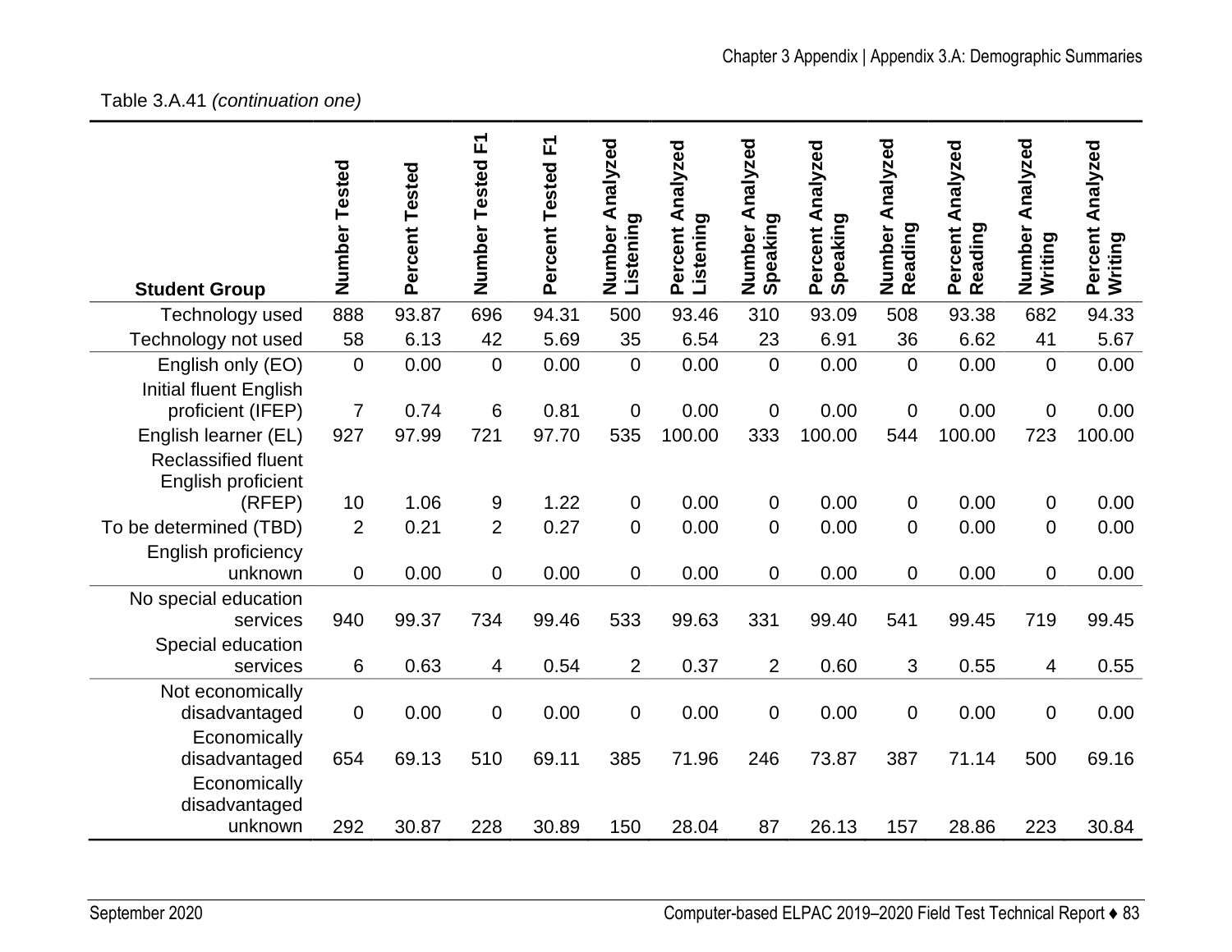Table 3.A.41 *(continuation one)*

| Student Group | Number Tested | Percent Tested | Number Tested F1 | Percent Tested F1 | Number Analyzed Listening | Percent Analyzed Listening | Number Analyzed Speaking | Percent Analyzed Speaking | Number Analyzed Reading | Percent Analyzed Reading | Number Analyzed Writing | Percent Analyzed Writing |
|---|---|---|---|---|---|---|---|---|---|---|---|---|
| Technology used | 888 | 93.87 | 696 | 94.31 | 500 | 93.46 | 310 | 93.09 | 508 | 93.38 | 682 | 94.33 |
| Technology not used | 58 | 6.13 | 42 | 5.69 | 35 | 6.54 | 23 | 6.91 | 36 | 6.62 | 41 | 5.67 |
| English only (EO) | 0 | 0.00 | 0 | 0.00 | 0 | 0.00 | 0 | 0.00 | 0 | 0.00 | 0 | 0.00 |
| Initial fluent English proficient (IFEP) | 7 | 0.74 | 6 | 0.81 | 0 | 0.00 | 0 | 0.00 | 0 | 0.00 | 0 | 0.00 |
| English learner (EL) | 927 | 97.99 | 721 | 97.70 | 535 | 100.00 | 333 | 100.00 | 544 | 100.00 | 723 | 100.00 |
| Reclassified fluent English proficient (RFEP) | 10 | 1.06 | 9 | 1.22 | 0 | 0.00 | 0 | 0.00 | 0 | 0.00 | 0 | 0.00 |
| To be determined (TBD) | 2 | 0.21 | 2 | 0.27 | 0 | 0.00 | 0 | 0.00 | 0 | 0.00 | 0 | 0.00 |
| English proficiency unknown | 0 | 0.00 | 0 | 0.00 | 0 | 0.00 | 0 | 0.00 | 0 | 0.00 | 0 | 0.00 |
| No special education services | 940 | 99.37 | 734 | 99.46 | 533 | 99.63 | 331 | 99.40 | 541 | 99.45 | 719 | 99.45 |
| Special education services | 6 | 0.63 | 4 | 0.54 | 2 | 0.37 | 2 | 0.60 | 3 | 0.55 | 4 | 0.55 |
| Not economically disadvantaged | 0 | 0.00 | 0 | 0.00 | 0 | 0.00 | 0 | 0.00 | 0 | 0.00 | 0 | 0.00 |
| Economically disadvantaged | 654 | 69.13 | 510 | 69.11 | 385 | 71.96 | 246 | 73.87 | 387 | 71.14 | 500 | 69.16 |
| Economically disadvantaged unknown | 292 | 30.87 | 228 | 30.89 | 150 | 28.04 | 87 | 26.13 | 157 | 28.86 | 223 | 30.84 |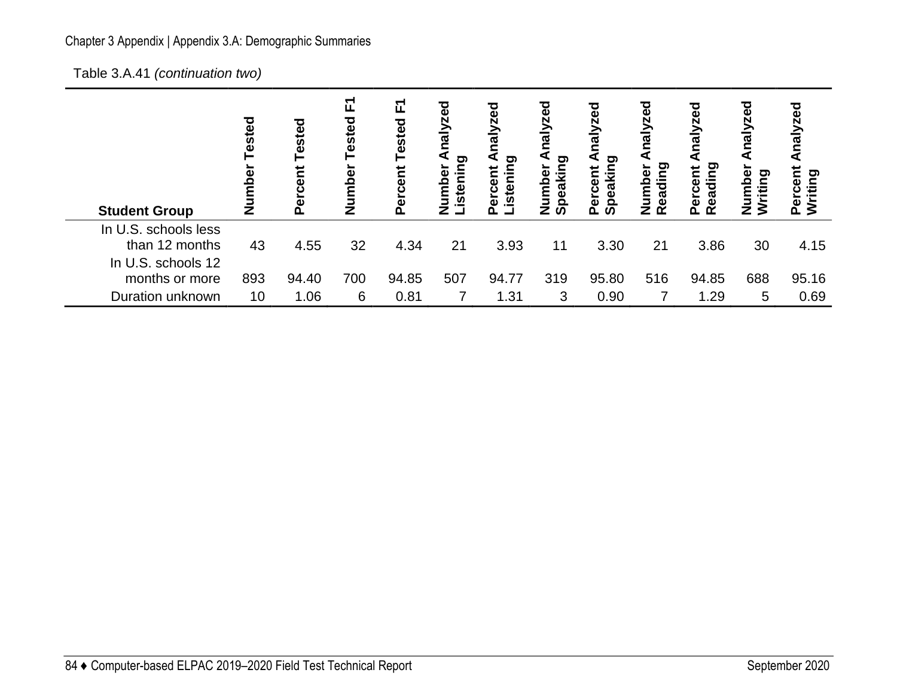Table 3.A.41 *(continuation two)*

| Student Group | Number Tested | Percent Tested | Number Tested F1 | Percent Tested F1 | Number Analyzed Listening | Percent Analyzed Listening | Number Analyzed Speaking | Percent Analyzed Speaking | Number Analyzed Reading | Percent Analyzed Reading | Number Analyzed Writing | Percent Analyzed Writing |
|---|---|---|---|---|---|---|---|---|---|---|---|---|
| In U.S. schools less than 12 months | 43 | 4.55 | 32 | 4.34 | 21 | 3.93 | 11 | 3.30 | 21 | 3.86 | 30 | 4.15 |
| In U.S. schools 12 months or more | 893 | 94.40 | 700 | 94.85 | 507 | 94.77 | 319 | 95.80 | 516 | 94.85 | 688 | 95.16 |
| Duration unknown | 10 | 1.06 | 6 | 0.81 | 7 | 1.31 | 3 | 0.90 | 7 | 1.29 | 5 | 0.69 |